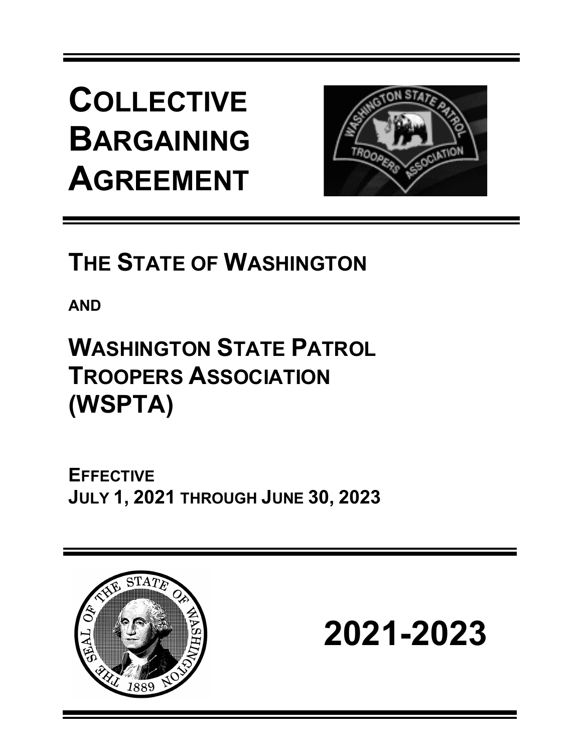# COLLECTIVE BARGAINING AGREEMENT

## THE STATE OF WASHINGTON

**AND**

## WASHINGTON STATE PATROL TROOPERS ASSOCIATION (WSPTA)

**EFFECTIVE**
**JULY 1, 2021 THROUGH JUNE 30, 2023**

# 2021-2023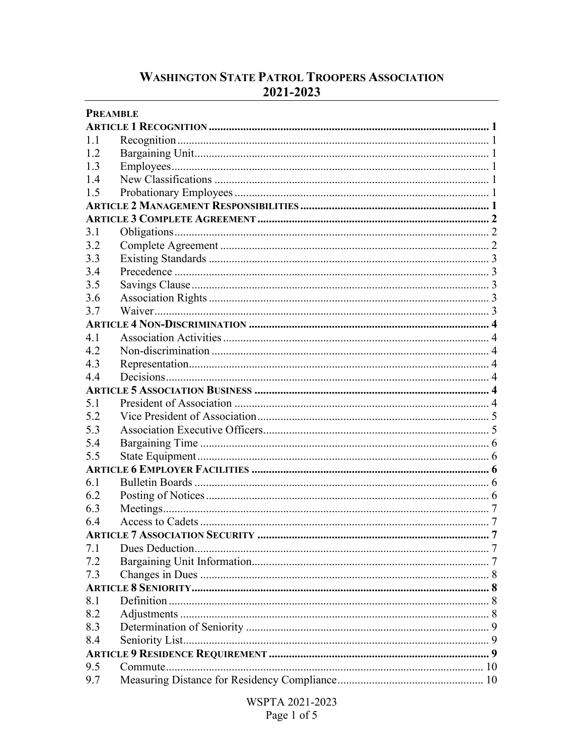# Washington State Patrol Troopers Association 2021-2023

**PREAMBLE**

| | | |
|---|---|---|
| **ARTICLE 1 RECOGNITION** | | **1** |
| 1.1 | Recognition | 1 |
| 1.2 | Bargaining Unit | 1 |
| 1.3 | Employees | 1 |
| 1.4 | New Classifications | 1 |
| 1.5 | Probationary Employees | 1 |
| **ARTICLE 2 MANAGEMENT RESPONSIBILITIES** | | **1** |
| **ARTICLE 3 COMPLETE AGREEMENT** | | **2** |
| 3.1 | Obligations | 2 |
| 3.2 | Complete Agreement | 2 |
| 3.3 | Existing Standards | 3 |
| 3.4 | Precedence | 3 |
| 3.5 | Savings Clause | 3 |
| 3.6 | Association Rights | 3 |
| 3.7 | Waiver | 3 |
| **ARTICLE 4 NON-DISCRIMINATION** | | **4** |
| 4.1 | Association Activities | 4 |
| 4.2 | Non-discrimination | 4 |
| 4.3 | Representation | 4 |
| 4.4 | Decisions | 4 |
| **ARTICLE 5 ASSOCIATION BUSINESS** | | **4** |
| 5.1 | President of Association | 4 |
| 5.2 | Vice President of Association | 5 |
| 5.3 | Association Executive Officers | 5 |
| 5.4 | Bargaining Time | 6 |
| 5.5 | State Equipment | 6 |
| **ARTICLE 6 EMPLOYER FACILITIES** | | **6** |
| 6.1 | Bulletin Boards | 6 |
| 6.2 | Posting of Notices | 6 |
| 6.3 | Meetings | 7 |
| 6.4 | Access to Cadets | 7 |
| **ARTICLE 7 ASSOCIATION SECURITY** | | **7** |
| 7.1 | Dues Deduction | 7 |
| 7.2 | Bargaining Unit Information | 7 |
| 7.3 | Changes in Dues | 8 |
| **ARTICLE 8 SENIORITY** | | **8** |
| 8.1 | Definition | 8 |
| 8.2 | Adjustments | 8 |
| 8.3 | Determination of Seniority | 9 |
| 8.4 | Seniority List | 9 |
| **ARTICLE 9 RESIDENCE REQUIREMENT** | | **9** |
| 9.5 | Commute | 10 |
| 9.7 | Measuring Distance for Residency Compliance | 10 |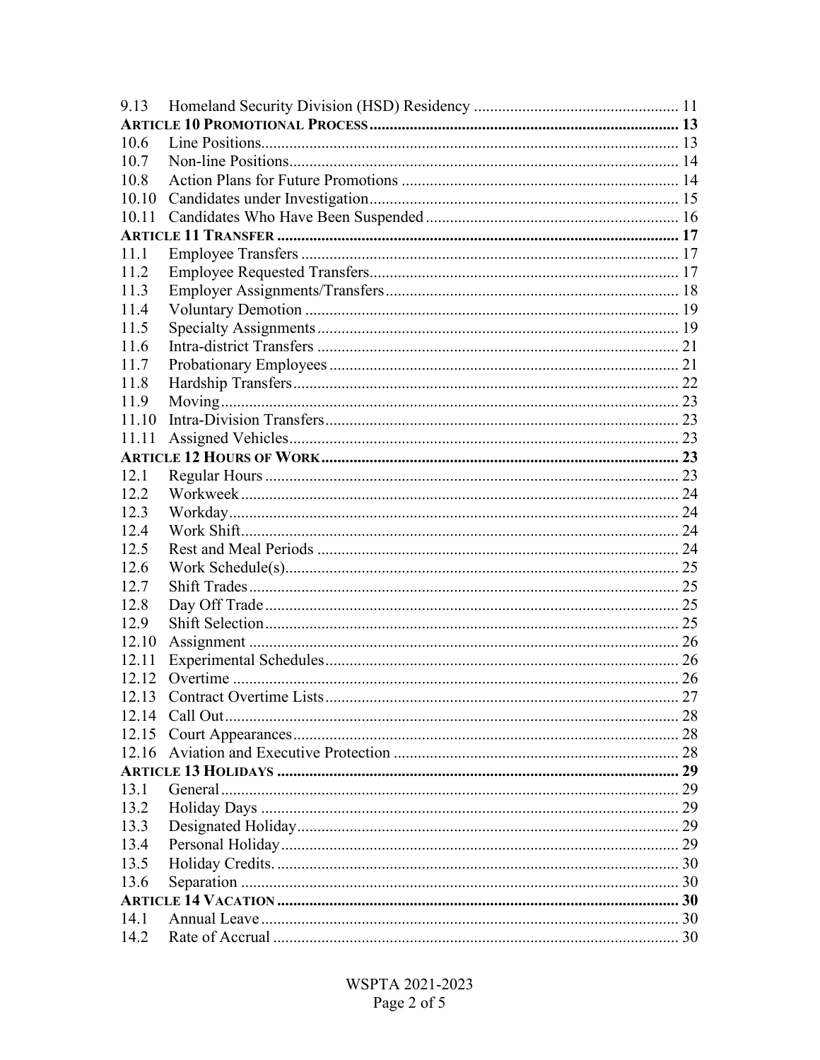| | | |
|---|---|---|
| 9.13 | Homeland Security Division (HSD) Residency | 11 |
| **ARTICLE 10 PROMOTIONAL PROCESS** | | **13** |
| 10.6 | Line Positions | 13 |
| 10.7 | Non-line Positions | 14 |
| 10.8 | Action Plans for Future Promotions | 14 |
| 10.10 | Candidates under Investigation | 15 |
| 10.11 | Candidates Who Have Been Suspended | 16 |
| **ARTICLE 11 TRANSFER** | | **17** |
| 11.1 | Employee Transfers | 17 |
| 11.2 | Employee Requested Transfers | 17 |
| 11.3 | Employer Assignments/Transfers | 18 |
| 11.4 | Voluntary Demotion | 19 |
| 11.5 | Specialty Assignments | 19 |
| 11.6 | Intra-district Transfers | 21 |
| 11.7 | Probationary Employees | 21 |
| 11.8 | Hardship Transfers | 22 |
| 11.9 | Moving | 23 |
| 11.10 | Intra-Division Transfers | 23 |
| 11.11 | Assigned Vehicles | 23 |
| **ARTICLE 12 HOURS OF WORK** | | **23** |
| 12.1 | Regular Hours | 23 |
| 12.2 | Workweek | 24 |
| 12.3 | Workday | 24 |
| 12.4 | Work Shift | 24 |
| 12.5 | Rest and Meal Periods | 24 |
| 12.6 | Work Schedule(s) | 25 |
| 12.7 | Shift Trades | 25 |
| 12.8 | Day Off Trade | 25 |
| 12.9 | Shift Selection | 25 |
| 12.10 | Assignment | 26 |
| 12.11 | Experimental Schedules | 26 |
| 12.12 | Overtime | 26 |
| 12.13 | Contract Overtime Lists | 27 |
| 12.14 | Call Out | 28 |
| 12.15 | Court Appearances | 28 |
| 12.16 | Aviation and Executive Protection | 28 |
| **ARTICLE 13 HOLIDAYS** | | **29** |
| 13.1 | General | 29 |
| 13.2 | Holiday Days | 29 |
| 13.3 | Designated Holiday | 29 |
| 13.4 | Personal Holiday | 29 |
| 13.5 | Holiday Credits. | 30 |
| 13.6 | Separation | 30 |
| **ARTICLE 14 VACATION** | | **30** |
| 14.1 | Annual Leave | 30 |
| 14.2 | Rate of Accrual | 30 |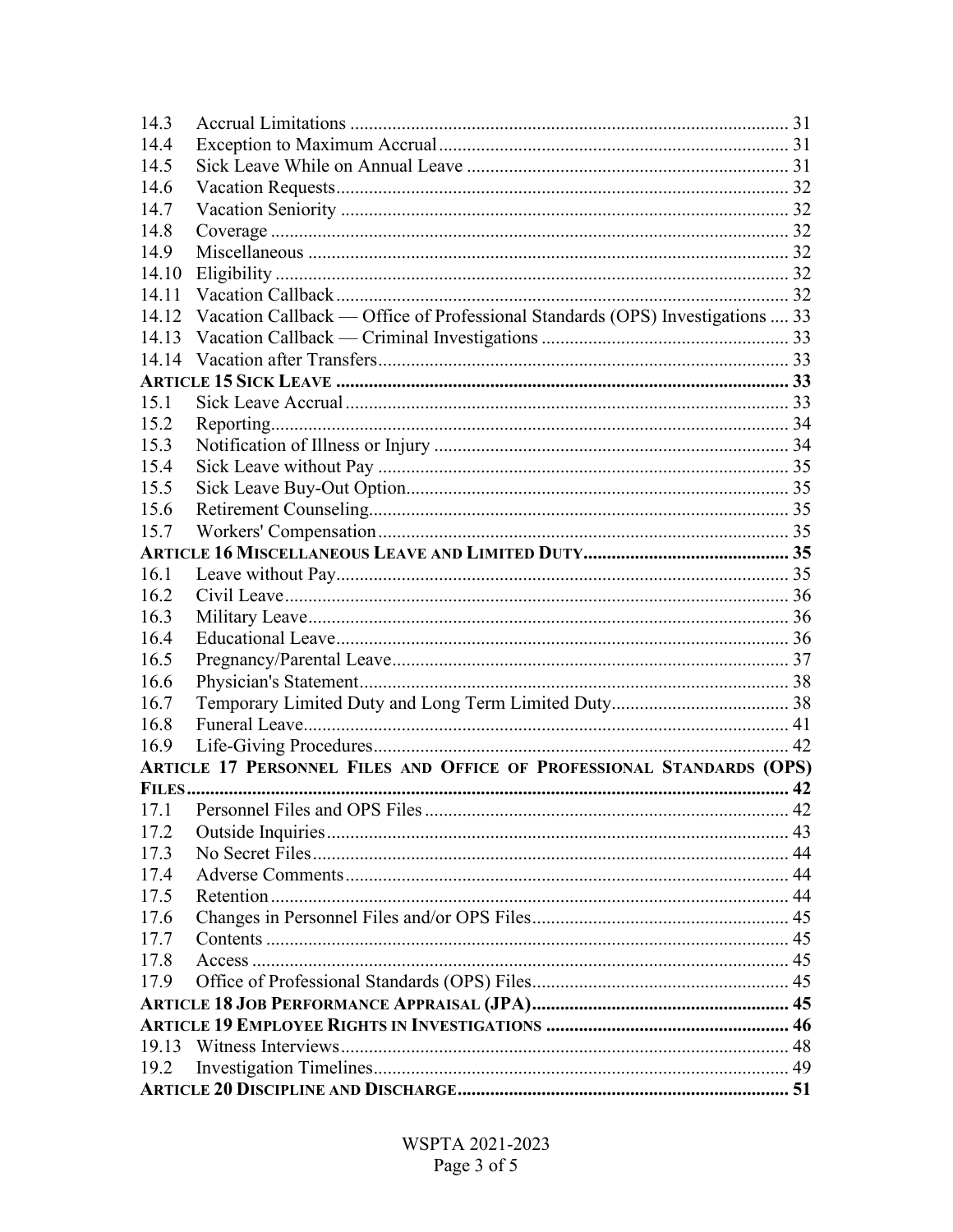| | | |
|---|---|---|
| 14.3 | Accrual Limitations | 31 |
| 14.4 | Exception to Maximum Accrual | 31 |
| 14.5 | Sick Leave While on Annual Leave | 31 |
| 14.6 | Vacation Requests | 32 |
| 14.7 | Vacation Seniority | 32 |
| 14.8 | Coverage | 32 |
| 14.9 | Miscellaneous | 32 |
| 14.10 | Eligibility | 32 |
| 14.11 | Vacation Callback | 32 |
| 14.12 | Vacation Callback — Office of Professional Standards (OPS) Investigations | 33 |
| 14.13 | Vacation Callback — Criminal Investigations | 33 |
| 14.14 | Vacation after Transfers | 33 |
| **ARTICLE 15 SICK LEAVE** | | **33** |
| 15.1 | Sick Leave Accrual | 33 |
| 15.2 | Reporting | 34 |
| 15.3 | Notification of Illness or Injury | 34 |
| 15.4 | Sick Leave without Pay | 35 |
| 15.5 | Sick Leave Buy-Out Option | 35 |
| 15.6 | Retirement Counseling | 35 |
| 15.7 | Workers' Compensation | 35 |
| **ARTICLE 16 MISCELLANEOUS LEAVE AND LIMITED DUTY** | | **35** |
| 16.1 | Leave without Pay | 35 |
| 16.2 | Civil Leave | 36 |
| 16.3 | Military Leave | 36 |
| 16.4 | Educational Leave | 36 |
| 16.5 | Pregnancy/Parental Leave | 37 |
| 16.6 | Physician's Statement | 38 |
| 16.7 | Temporary Limited Duty and Long Term Limited Duty | 38 |
| 16.8 | Funeral Leave | 41 |
| 16.9 | Life-Giving Procedures | 42 |
| **ARTICLE 17 PERSONNEL FILES AND OFFICE OF PROFESSIONAL STANDARDS (OPS) FILES** | | **42** |
| 17.1 | Personnel Files and OPS Files | 42 |
| 17.2 | Outside Inquiries | 43 |
| 17.3 | No Secret Files | 44 |
| 17.4 | Adverse Comments | 44 |
| 17.5 | Retention | 44 |
| 17.6 | Changes in Personnel Files and/or OPS Files | 45 |
| 17.7 | Contents | 45 |
| 17.8 | Access | 45 |
| 17.9 | Office of Professional Standards (OPS) Files | 45 |
| **ARTICLE 18 JOB PERFORMANCE APPRAISAL (JPA)** | | **45** |
| **ARTICLE 19 EMPLOYEE RIGHTS IN INVESTIGATIONS** | | **46** |
| 19.13 | Witness Interviews | 48 |
| 19.2 | Investigation Timelines | 49 |
| **ARTICLE 20 DISCIPLINE AND DISCHARGE** | | **51** |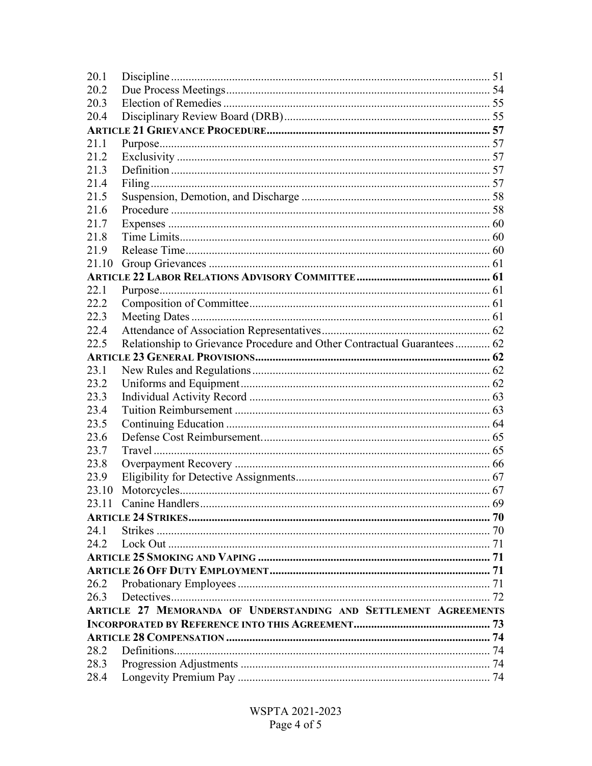| | | |
|---|---|---|
| 20.1 | Discipline | 51 |
| 20.2 | Due Process Meetings | 54 |
| 20.3 | Election of Remedies | 55 |
| 20.4 | Disciplinary Review Board (DRB) | 55 |
| **ARTICLE 21 GRIEVANCE PROCEDURE** | | **57** |
| 21.1 | Purpose | 57 |
| 21.2 | Exclusivity | 57 |
| 21.3 | Definition | 57 |
| 21.4 | Filing | 57 |
| 21.5 | Suspension, Demotion, and Discharge | 58 |
| 21.6 | Procedure | 58 |
| 21.7 | Expenses | 60 |
| 21.8 | Time Limits | 60 |
| 21.9 | Release Time | 60 |
| 21.10 | Group Grievances | 61 |
| **ARTICLE 22 LABOR RELATIONS ADVISORY COMMITTEE** | | **61** |
| 22.1 | Purpose | 61 |
| 22.2 | Composition of Committee | 61 |
| 22.3 | Meeting Dates | 61 |
| 22.4 | Attendance of Association Representatives | 62 |
| 22.5 | Relationship to Grievance Procedure and Other Contractual Guarantees | 62 |
| **ARTICLE 23 GENERAL PROVISIONS** | | **62** |
| 23.1 | New Rules and Regulations | 62 |
| 23.2 | Uniforms and Equipment | 62 |
| 23.3 | Individual Activity Record | 63 |
| 23.4 | Tuition Reimbursement | 63 |
| 23.5 | Continuing Education | 64 |
| 23.6 | Defense Cost Reimbursement | 65 |
| 23.7 | Travel | 65 |
| 23.8 | Overpayment Recovery | 66 |
| 23.9 | Eligibility for Detective Assignments | 67 |
| 23.10 | Motorcycles | 67 |
| 23.11 | Canine Handlers | 69 |
| **ARTICLE 24 STRIKES** | | **70** |
| 24.1 | Strikes | 70 |
| 24.2 | Lock Out | 71 |
| **ARTICLE 25 SMOKING AND VAPING** | | **71** |
| **ARTICLE 26 OFF DUTY EMPLOYMENT** | | **71** |
| 26.2 | Probationary Employees | 71 |
| 26.3 | Detectives | 72 |
| **ARTICLE 27 MEMORANDA OF UNDERSTANDING AND SETTLEMENT AGREEMENTS INCORPORATED BY REFERENCE INTO THIS AGREEMENT** | | **73** |
| **ARTICLE 28 COMPENSATION** | | **74** |
| 28.2 | Definitions | 74 |
| 28.3 | Progression Adjustments | 74 |
| 28.4 | Longevity Premium Pay | 74 |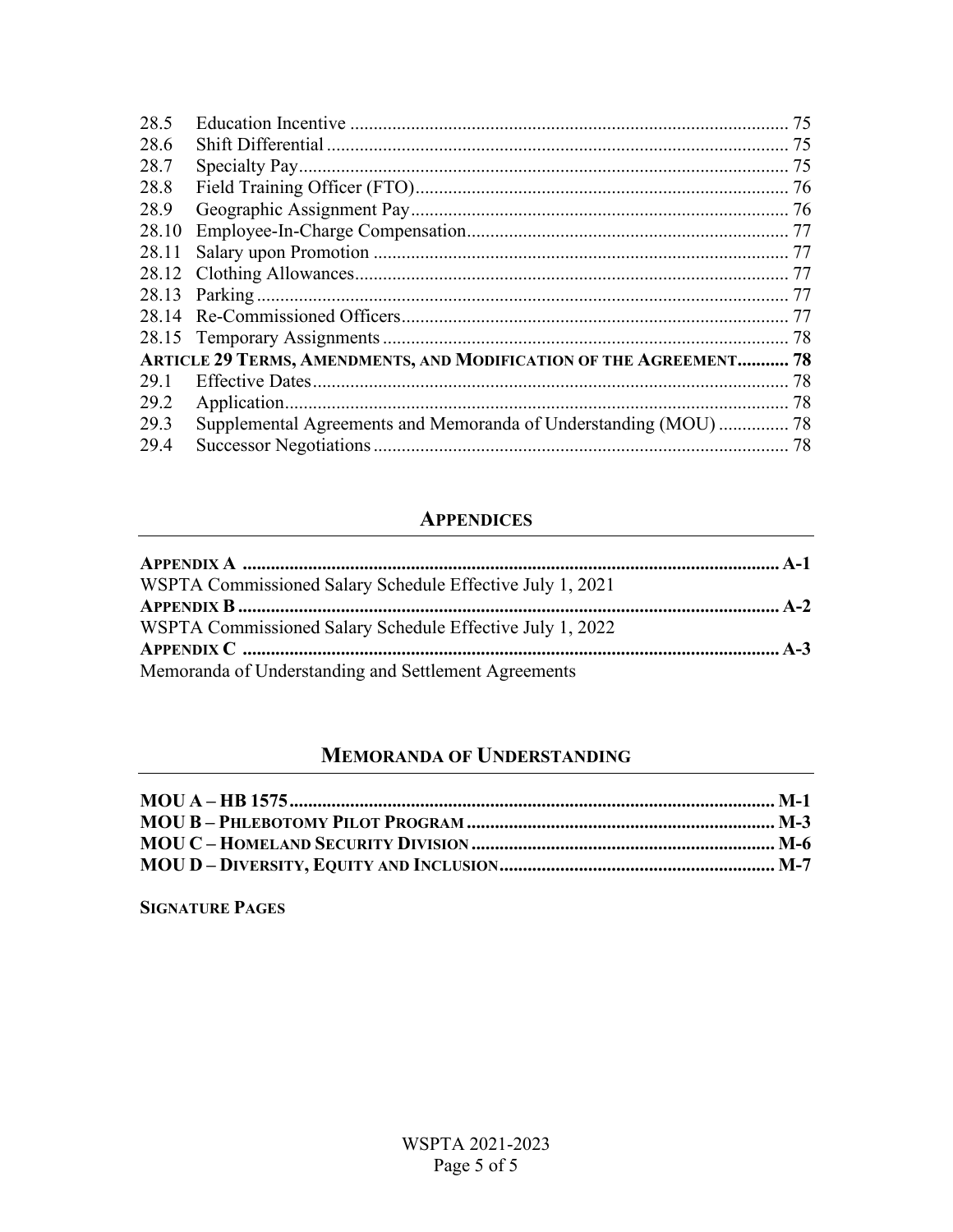| | | |
|---|---|---|
| 28.5 | Education Incentive | 75 |
| 28.6 | Shift Differential | 75 |
| 28.7 | Specialty Pay | 75 |
| 28.8 | Field Training Officer (FTO) | 76 |
| 28.9 | Geographic Assignment Pay | 76 |
| 28.10 | Employee-In-Charge Compensation | 77 |
| 28.11 | Salary upon Promotion | 77 |
| 28.12 | Clothing Allowances | 77 |
| 28.13 | Parking | 77 |
| 28.14 | Re-Commissioned Officers | 77 |
| 28.15 | Temporary Assignments | 78 |
| **ARTICLE 29 TERMS, AMENDMENTS, AND MODIFICATION OF THE AGREEMENT** | | **78** |
| 29.1 | Effective Dates | 78 |
| 29.2 | Application | 78 |
| 29.3 | Supplemental Agreements and Memoranda of Understanding (MOU) | 78 |
| 29.4 | Successor Negotiations | 78 |

## APPENDICES

**APPENDIX A** .......... **A-1**
WSPTA Commissioned Salary Schedule Effective July 1, 2021

**APPENDIX B** .......... **A-2**
WSPTA Commissioned Salary Schedule Effective July 1, 2022

**APPENDIX C** .......... **A-3**
Memoranda of Understanding and Settlement Agreements

## MEMORANDA OF UNDERSTANDING

**MOU A – HB 1575** .......... **M-1**
**MOU B – PHLEBOTOMY PILOT PROGRAM** .......... **M-3**
**MOU C – HOMELAND SECURITY DIVISION** .......... **M-6**
**MOU D – DIVERSITY, EQUITY AND INCLUSION** .......... **M-7**

**SIGNATURE PAGES**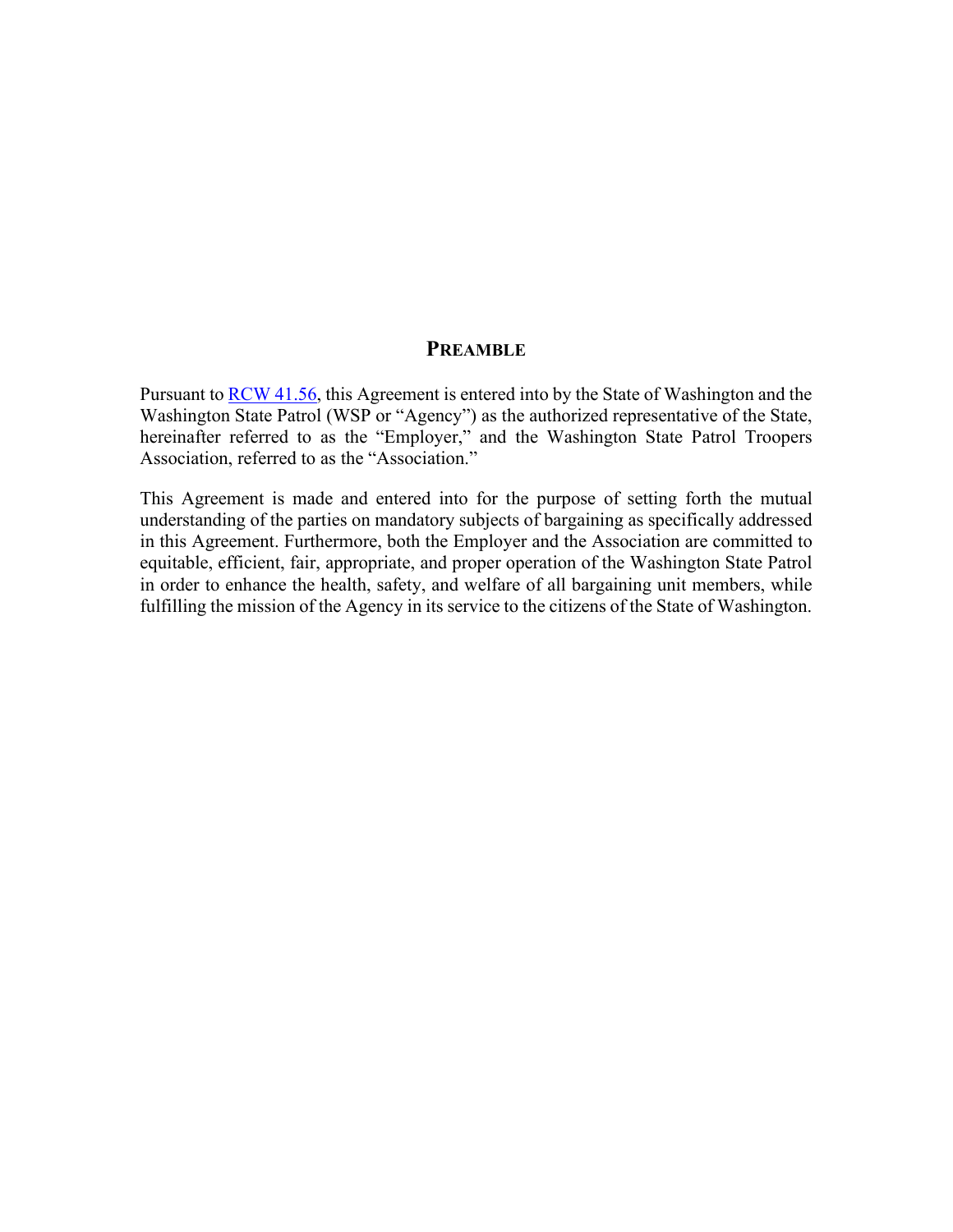# PREAMBLE

Pursuant to [RCW 41.56](), this Agreement is entered into by the State of Washington and the Washington State Patrol (WSP or "Agency") as the authorized representative of the State, hereinafter referred to as the "Employer," and the Washington State Patrol Troopers Association, referred to as the "Association."

This Agreement is made and entered into for the purpose of setting forth the mutual understanding of the parties on mandatory subjects of bargaining as specifically addressed in this Agreement. Furthermore, both the Employer and the Association are committed to equitable, efficient, fair, appropriate, and proper operation of the Washington State Patrol in order to enhance the health, safety, and welfare of all bargaining unit members, while fulfilling the mission of the Agency in its service to the citizens of the State of Washington.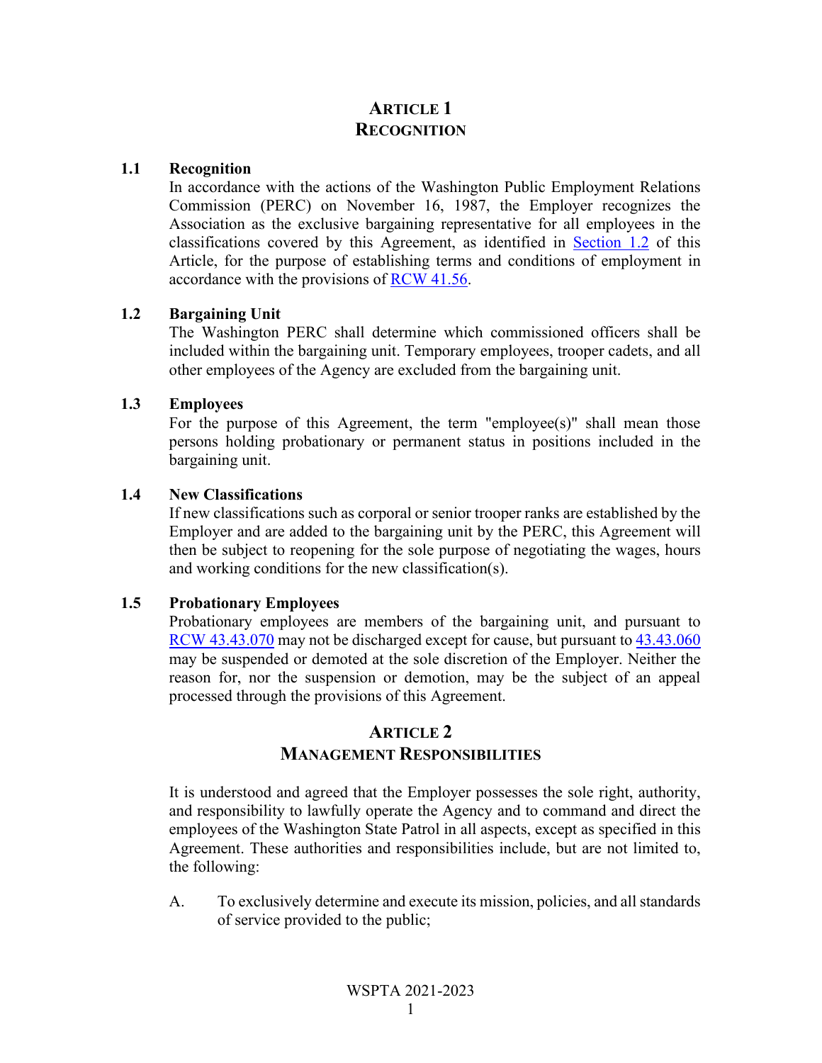# ARTICLE 1
# RECOGNITION

### 1.1 Recognition

In accordance with the actions of the Washington Public Employment Relations Commission (PERC) on November 16, 1987, the Employer recognizes the Association as the exclusive bargaining representative for all employees in the classifications covered by this Agreement, as identified in Section 1.2 of this Article, for the purpose of establishing terms and conditions of employment in accordance with the provisions of RCW 41.56.

### 1.2 Bargaining Unit

The Washington PERC shall determine which commissioned officers shall be included within the bargaining unit. Temporary employees, trooper cadets, and all other employees of the Agency are excluded from the bargaining unit.

### 1.3 Employees

For the purpose of this Agreement, the term "employee(s)" shall mean those persons holding probationary or permanent status in positions included in the bargaining unit.

### 1.4 New Classifications

If new classifications such as corporal or senior trooper ranks are established by the Employer and are added to the bargaining unit by the PERC, this Agreement will then be subject to reopening for the sole purpose of negotiating the wages, hours and working conditions for the new classification(s).

### 1.5 Probationary Employees

Probationary employees are members of the bargaining unit, and pursuant to RCW 43.43.070 may not be discharged except for cause, but pursuant to 43.43.060 may be suspended or demoted at the sole discretion of the Employer. Neither the reason for, nor the suspension or demotion, may be the subject of an appeal processed through the provisions of this Agreement.

# ARTICLE 2
# MANAGEMENT RESPONSIBILITIES

It is understood and agreed that the Employer possesses the sole right, authority, and responsibility to lawfully operate the Agency and to command and direct the employees of the Washington State Patrol in all aspects, except as specified in this Agreement. These authorities and responsibilities include, but are not limited to, the following:

A. To exclusively determine and execute its mission, policies, and all standards of service provided to the public;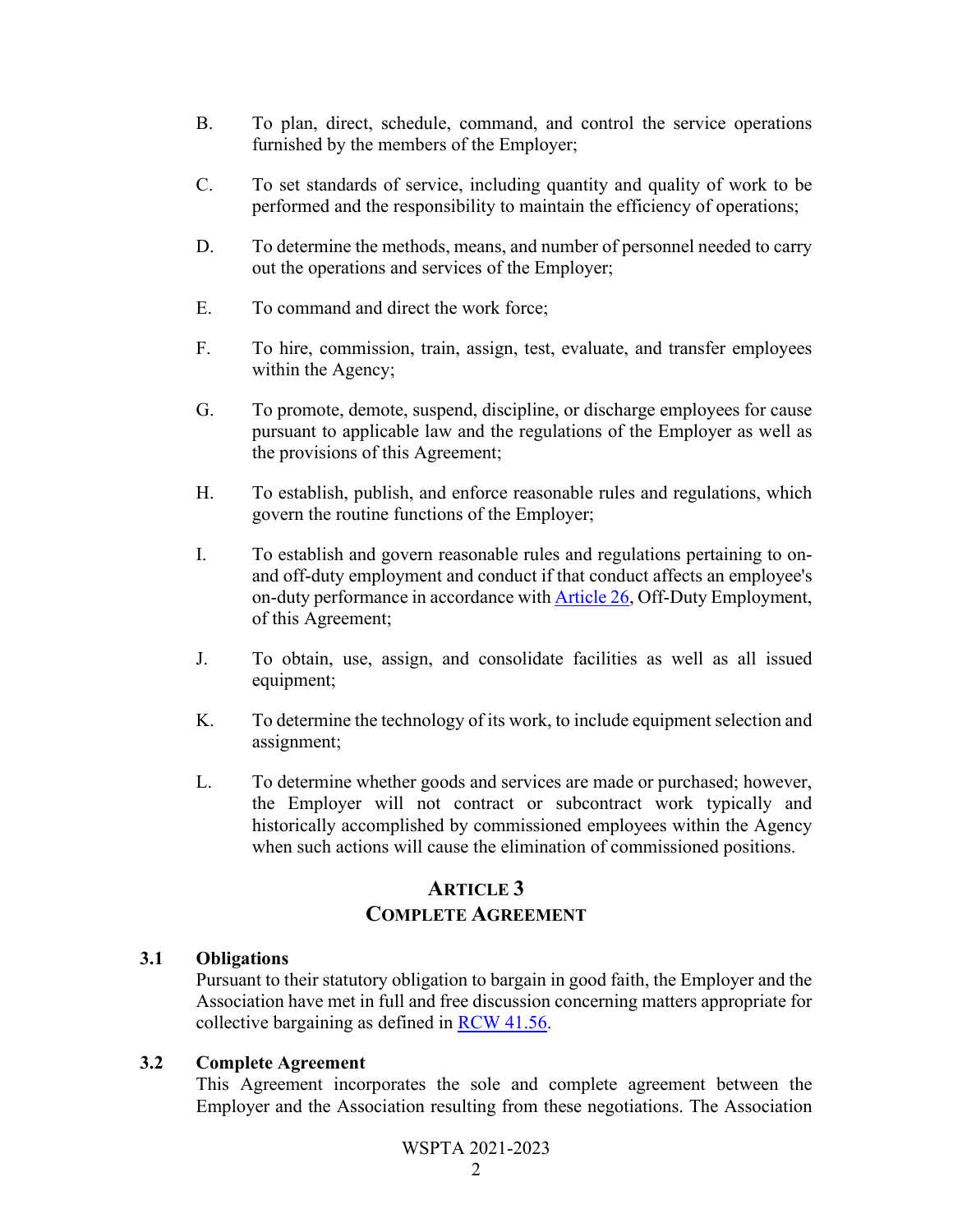B. To plan, direct, schedule, command, and control the service operations furnished by the members of the Employer;

C. To set standards of service, including quantity and quality of work to be performed and the responsibility to maintain the efficiency of operations;

D. To determine the methods, means, and number of personnel needed to carry out the operations and services of the Employer;

E. To command and direct the work force;

F. To hire, commission, train, assign, test, evaluate, and transfer employees within the Agency;

G. To promote, demote, suspend, discipline, or discharge employees for cause pursuant to applicable law and the regulations of the Employer as well as the provisions of this Agreement;

H. To establish, publish, and enforce reasonable rules and regulations, which govern the routine functions of the Employer;

I. To establish and govern reasonable rules and regulations pertaining to on- and off-duty employment and conduct if that conduct affects an employee's on-duty performance in accordance with Article 26, Off-Duty Employment, of this Agreement;

J. To obtain, use, assign, and consolidate facilities as well as all issued equipment;

K. To determine the technology of its work, to include equipment selection and assignment;

L. To determine whether goods and services are made or purchased; however, the Employer will not contract or subcontract work typically and historically accomplished by commissioned employees within the Agency when such actions will cause the elimination of commissioned positions.

## ARTICLE 3
## COMPLETE AGREEMENT

**3.1 Obligations**
Pursuant to their statutory obligation to bargain in good faith, the Employer and the Association have met in full and free discussion concerning matters appropriate for collective bargaining as defined in RCW 41.56.

**3.2 Complete Agreement**
This Agreement incorporates the sole and complete agreement between the Employer and the Association resulting from these negotiations. The Association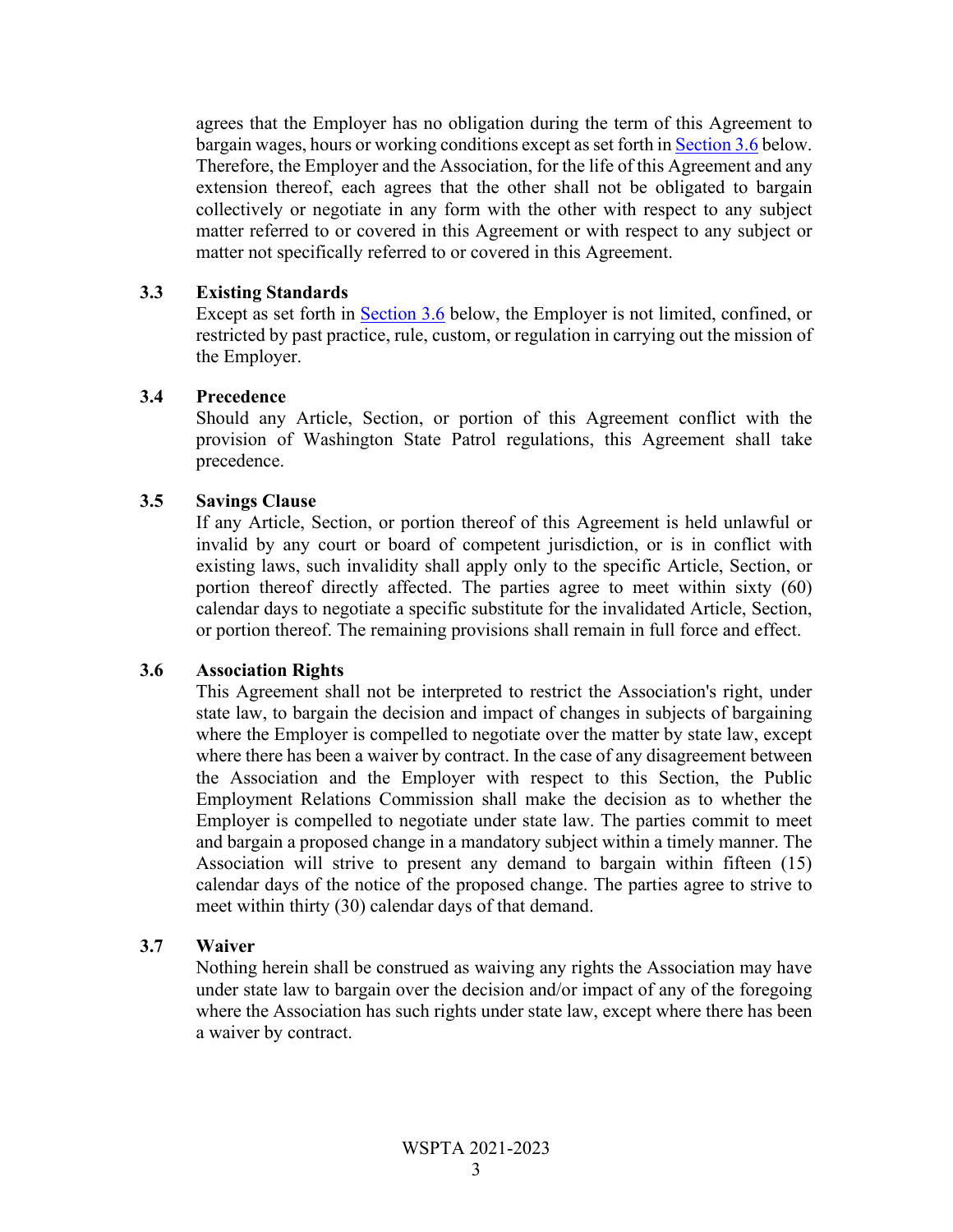agrees that the Employer has no obligation during the term of this Agreement to bargain wages, hours or working conditions except as set forth in Section 3.6 below. Therefore, the Employer and the Association, for the life of this Agreement and any extension thereof, each agrees that the other shall not be obligated to bargain collectively or negotiate in any form with the other with respect to any subject matter referred to or covered in this Agreement or with respect to any subject or matter not specifically referred to or covered in this Agreement.

### 3.3 Existing Standards

Except as set forth in Section 3.6 below, the Employer is not limited, confined, or restricted by past practice, rule, custom, or regulation in carrying out the mission of the Employer.

### 3.4 Precedence

Should any Article, Section, or portion of this Agreement conflict with the provision of Washington State Patrol regulations, this Agreement shall take precedence.

### 3.5 Savings Clause

If any Article, Section, or portion thereof of this Agreement is held unlawful or invalid by any court or board of competent jurisdiction, or is in conflict with existing laws, such invalidity shall apply only to the specific Article, Section, or portion thereof directly affected. The parties agree to meet within sixty (60) calendar days to negotiate a specific substitute for the invalidated Article, Section, or portion thereof. The remaining provisions shall remain in full force and effect.

### 3.6 Association Rights

This Agreement shall not be interpreted to restrict the Association's right, under state law, to bargain the decision and impact of changes in subjects of bargaining where the Employer is compelled to negotiate over the matter by state law, except where there has been a waiver by contract. In the case of any disagreement between the Association and the Employer with respect to this Section, the Public Employment Relations Commission shall make the decision as to whether the Employer is compelled to negotiate under state law. The parties commit to meet and bargain a proposed change in a mandatory subject within a timely manner. The Association will strive to present any demand to bargain within fifteen (15) calendar days of the notice of the proposed change. The parties agree to strive to meet within thirty (30) calendar days of that demand.

### 3.7 Waiver

Nothing herein shall be construed as waiving any rights the Association may have under state law to bargain over the decision and/or impact of any of the foregoing where the Association has such rights under state law, except where there has been a waiver by contract.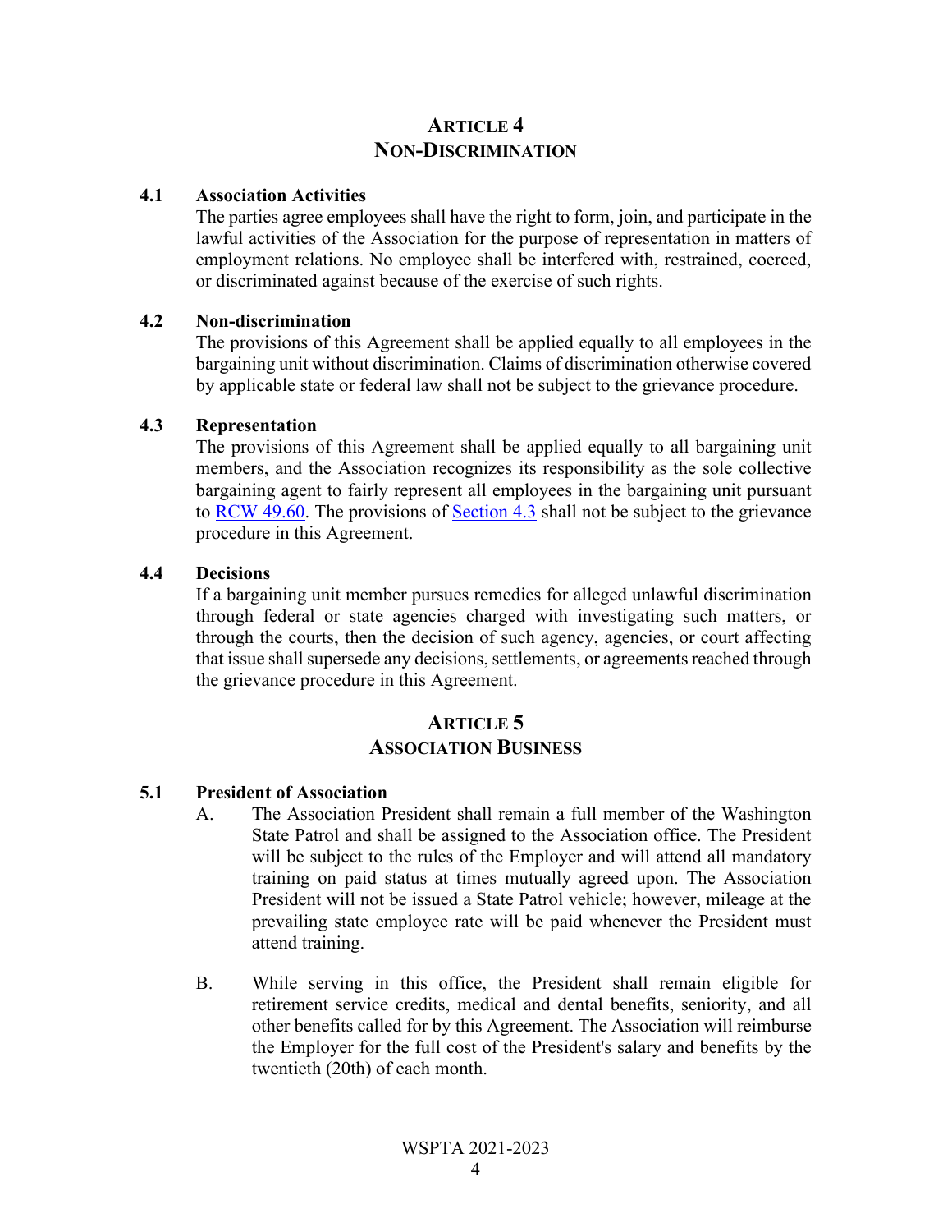# ARTICLE 4
# NON-DISCRIMINATION

### 4.1 Association Activities

The parties agree employees shall have the right to form, join, and participate in the lawful activities of the Association for the purpose of representation in matters of employment relations. No employee shall be interfered with, restrained, coerced, or discriminated against because of the exercise of such rights.

### 4.2 Non-discrimination

The provisions of this Agreement shall be applied equally to all employees in the bargaining unit without discrimination. Claims of discrimination otherwise covered by applicable state or federal law shall not be subject to the grievance procedure.

### 4.3 Representation

The provisions of this Agreement shall be applied equally to all bargaining unit members, and the Association recognizes its responsibility as the sole collective bargaining agent to fairly represent all employees in the bargaining unit pursuant to RCW 49.60. The provisions of Section 4.3 shall not be subject to the grievance procedure in this Agreement.

### 4.4 Decisions

If a bargaining unit member pursues remedies for alleged unlawful discrimination through federal or state agencies charged with investigating such matters, or through the courts, then the decision of such agency, agencies, or court affecting that issue shall supersede any decisions, settlements, or agreements reached through the grievance procedure in this Agreement.

# ARTICLE 5
# ASSOCIATION BUSINESS

### 5.1 President of Association

A. The Association President shall remain a full member of the Washington State Patrol and shall be assigned to the Association office. The President will be subject to the rules of the Employer and will attend all mandatory training on paid status at times mutually agreed upon. The Association President will not be issued a State Patrol vehicle; however, mileage at the prevailing state employee rate will be paid whenever the President must attend training.

B. While serving in this office, the President shall remain eligible for retirement service credits, medical and dental benefits, seniority, and all other benefits called for by this Agreement. The Association will reimburse the Employer for the full cost of the President's salary and benefits by the twentieth (20th) of each month.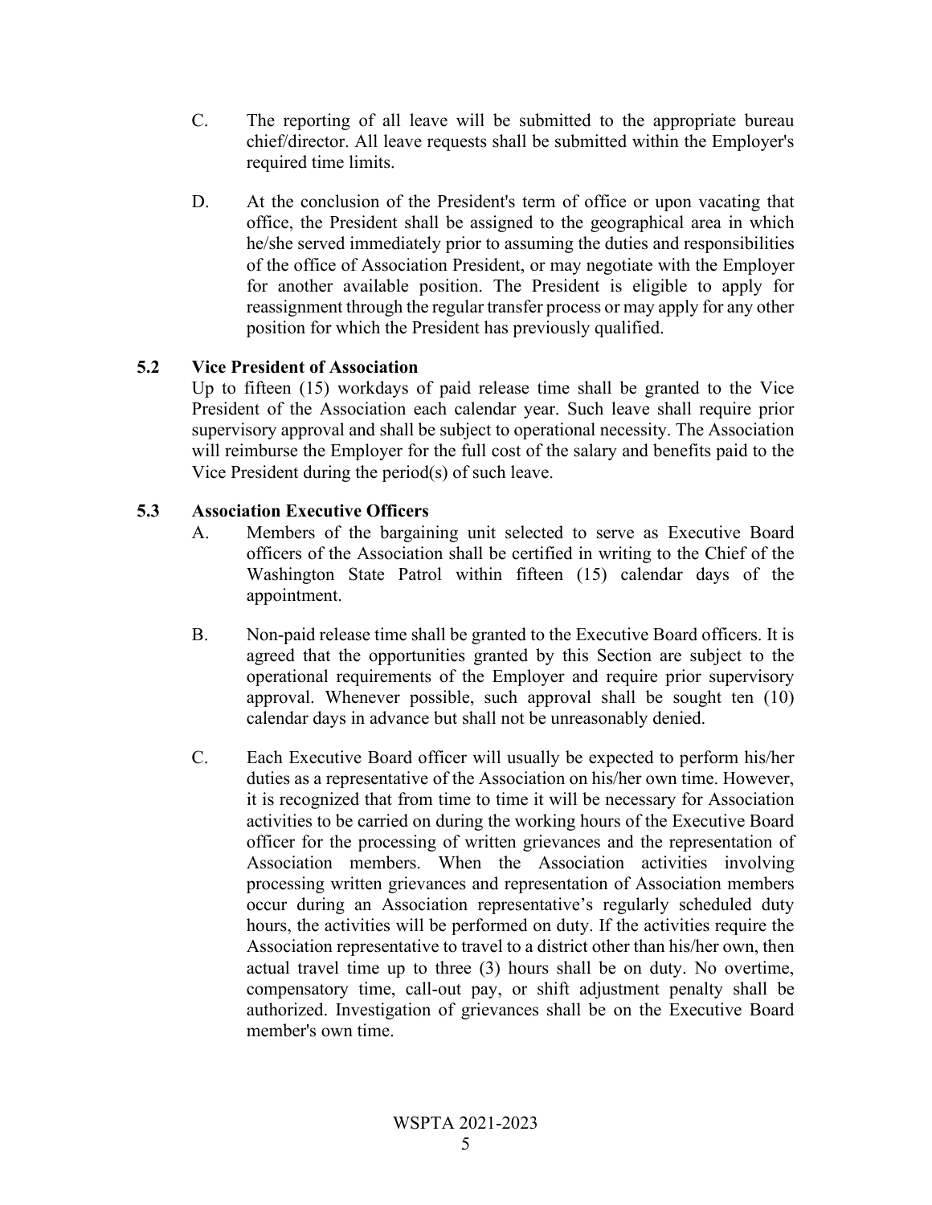C. The reporting of all leave will be submitted to the appropriate bureau chief/director. All leave requests shall be submitted within the Employer's required time limits.

D. At the conclusion of the President's term of office or upon vacating that office, the President shall be assigned to the geographical area in which he/she served immediately prior to assuming the duties and responsibilities of the office of Association President, or may negotiate with the Employer for another available position. The President is eligible to apply for reassignment through the regular transfer process or may apply for any other position for which the President has previously qualified.

### 5.2 Vice President of Association

Up to fifteen (15) workdays of paid release time shall be granted to the Vice President of the Association each calendar year. Such leave shall require prior supervisory approval and shall be subject to operational necessity. The Association will reimburse the Employer for the full cost of the salary and benefits paid to the Vice President during the period(s) of such leave.

### 5.3 Association Executive Officers

A. Members of the bargaining unit selected to serve as Executive Board officers of the Association shall be certified in writing to the Chief of the Washington State Patrol within fifteen (15) calendar days of the appointment.

B. Non-paid release time shall be granted to the Executive Board officers. It is agreed that the opportunities granted by this Section are subject to the operational requirements of the Employer and require prior supervisory approval. Whenever possible, such approval shall be sought ten (10) calendar days in advance but shall not be unreasonably denied.

C. Each Executive Board officer will usually be expected to perform his/her duties as a representative of the Association on his/her own time. However, it is recognized that from time to time it will be necessary for Association activities to be carried on during the working hours of the Executive Board officer for the processing of written grievances and the representation of Association members. When the Association activities involving processing written grievances and representation of Association members occur during an Association representative's regularly scheduled duty hours, the activities will be performed on duty. If the activities require the Association representative to travel to a district other than his/her own, then actual travel time up to three (3) hours shall be on duty. No overtime, compensatory time, call-out pay, or shift adjustment penalty shall be authorized. Investigation of grievances shall be on the Executive Board member's own time.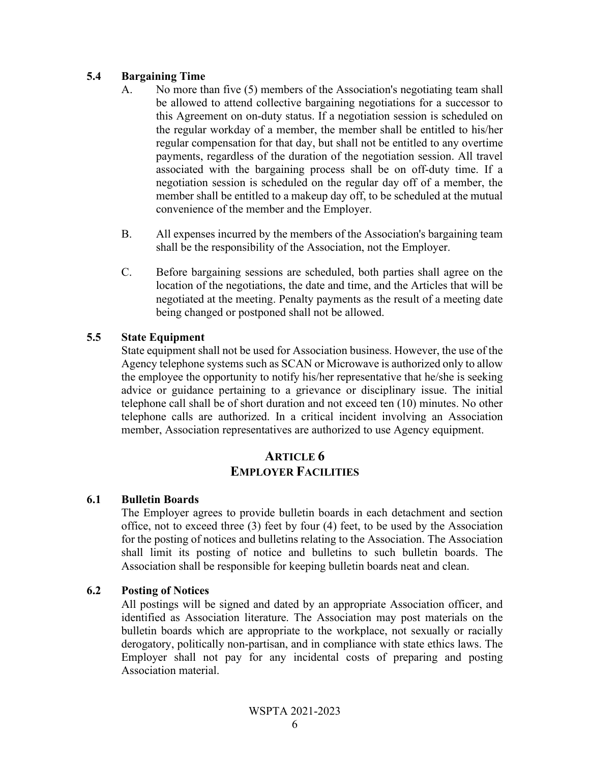### 5.4 Bargaining Time

A. No more than five (5) members of the Association's negotiating team shall be allowed to attend collective bargaining negotiations for a successor to this Agreement on on-duty status. If a negotiation session is scheduled on the regular workday of a member, the member shall be entitled to his/her regular compensation for that day, but shall not be entitled to any overtime payments, regardless of the duration of the negotiation session. All travel associated with the bargaining process shall be on off-duty time. If a negotiation session is scheduled on the regular day off of a member, the member shall be entitled to a makeup day off, to be scheduled at the mutual convenience of the member and the Employer.

B. All expenses incurred by the members of the Association's bargaining team shall be the responsibility of the Association, not the Employer.

C. Before bargaining sessions are scheduled, both parties shall agree on the location of the negotiations, the date and time, and the Articles that will be negotiated at the meeting. Penalty payments as the result of a meeting date being changed or postponed shall not be allowed.

### 5.5 State Equipment

State equipment shall not be used for Association business. However, the use of the Agency telephone systems such as SCAN or Microwave is authorized only to allow the employee the opportunity to notify his/her representative that he/she is seeking advice or guidance pertaining to a grievance or disciplinary issue. The initial telephone call shall be of short duration and not exceed ten (10) minutes. No other telephone calls are authorized. In a critical incident involving an Association member, Association representatives are authorized to use Agency equipment.

## ARTICLE 6
## EMPLOYER FACILITIES

### 6.1 Bulletin Boards

The Employer agrees to provide bulletin boards in each detachment and section office, not to exceed three (3) feet by four (4) feet, to be used by the Association for the posting of notices and bulletins relating to the Association. The Association shall limit its posting of notice and bulletins to such bulletin boards. The Association shall be responsible for keeping bulletin boards neat and clean.

### 6.2 Posting of Notices

All postings will be signed and dated by an appropriate Association officer, and identified as Association literature. The Association may post materials on the bulletin boards which are appropriate to the workplace, not sexually or racially derogatory, politically non-partisan, and in compliance with state ethics laws. The Employer shall not pay for any incidental costs of preparing and posting Association material.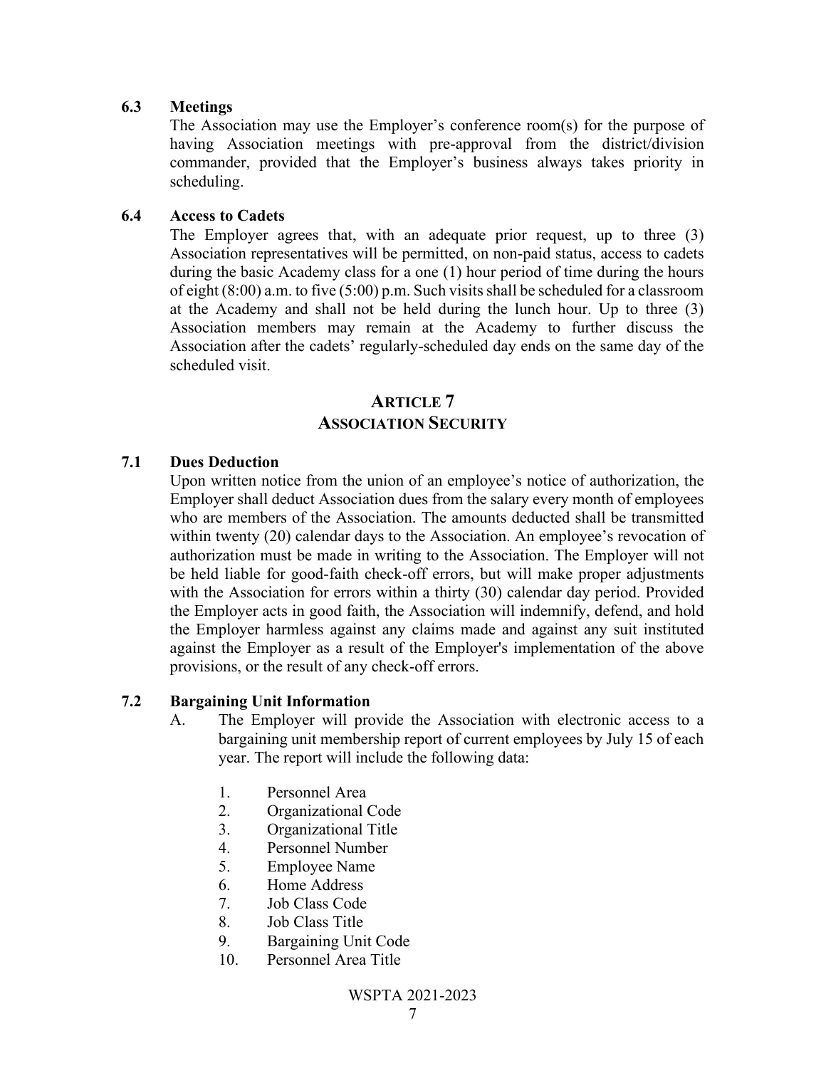### 6.3 Meetings

The Association may use the Employer's conference room(s) for the purpose of having Association meetings with pre-approval from the district/division commander, provided that the Employer's business always takes priority in scheduling.

### 6.4 Access to Cadets

The Employer agrees that, with an adequate prior request, up to three (3) Association representatives will be permitted, on non-paid status, access to cadets during the basic Academy class for a one (1) hour period of time during the hours of eight (8:00) a.m. to five (5:00) p.m. Such visits shall be scheduled for a classroom at the Academy and shall not be held during the lunch hour. Up to three (3) Association members may remain at the Academy to further discuss the Association after the cadets' regularly-scheduled day ends on the same day of the scheduled visit.

## ARTICLE 7
## ASSOCIATION SECURITY

### 7.1 Dues Deduction

Upon written notice from the union of an employee's notice of authorization, the Employer shall deduct Association dues from the salary every month of employees who are members of the Association. The amounts deducted shall be transmitted within twenty (20) calendar days to the Association. An employee's revocation of authorization must be made in writing to the Association. The Employer will not be held liable for good-faith check-off errors, but will make proper adjustments with the Association for errors within a thirty (30) calendar day period. Provided the Employer acts in good faith, the Association will indemnify, defend, and hold the Employer harmless against any claims made and against any suit instituted against the Employer as a result of the Employer's implementation of the above provisions, or the result of any check-off errors.

### 7.2 Bargaining Unit Information

A. The Employer will provide the Association with electronic access to a bargaining unit membership report of current employees by July 15 of each year. The report will include the following data:

1. Personnel Area
2. Organizational Code
3. Organizational Title
4. Personnel Number
5. Employee Name
6. Home Address
7. Job Class Code
8. Job Class Title
9. Bargaining Unit Code
10. Personnel Area Title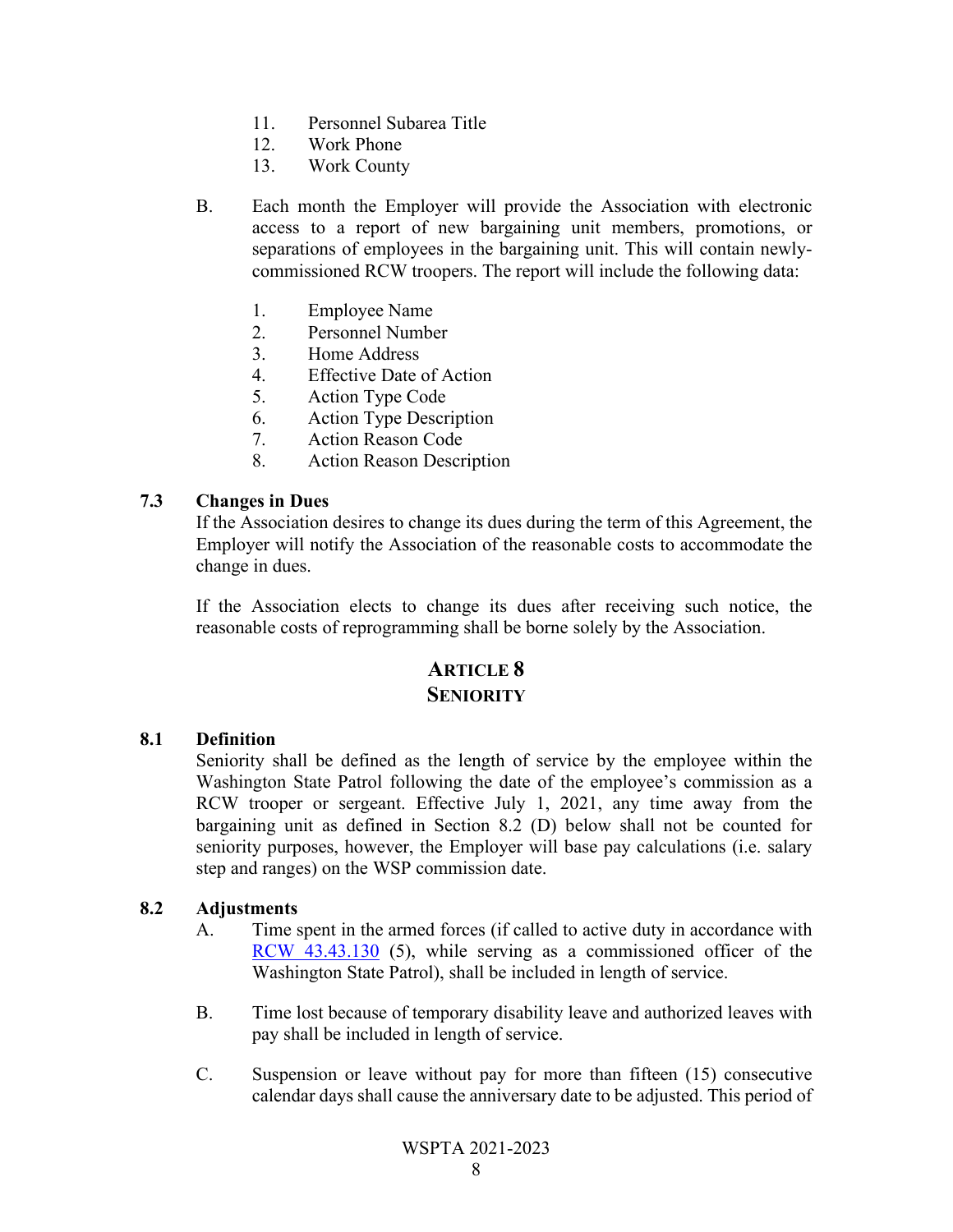11. Personnel Subarea Title
12. Work Phone
13. Work County

B. Each month the Employer will provide the Association with electronic access to a report of new bargaining unit members, promotions, or separations of employees in the bargaining unit. This will contain newly-commissioned RCW troopers. The report will include the following data:

1. Employee Name
2. Personnel Number
3. Home Address
4. Effective Date of Action
5. Action Type Code
6. Action Type Description
7. Action Reason Code
8. Action Reason Description

### 7.3 Changes in Dues

If the Association desires to change its dues during the term of this Agreement, the Employer will notify the Association of the reasonable costs to accommodate the change in dues.

If the Association elects to change its dues after receiving such notice, the reasonable costs of reprogramming shall be borne solely by the Association.

## ARTICLE 8
## SENIORITY

### 8.1 Definition

Seniority shall be defined as the length of service by the employee within the Washington State Patrol following the date of the employee's commission as a RCW trooper or sergeant. Effective July 1, 2021, any time away from the bargaining unit as defined in Section 8.2 (D) below shall not be counted for seniority purposes, however, the Employer will base pay calculations (i.e. salary step and ranges) on the WSP commission date.

### 8.2 Adjustments

A. Time spent in the armed forces (if called to active duty in accordance with RCW 43.43.130 (5), while serving as a commissioned officer of the Washington State Patrol), shall be included in length of service.

B. Time lost because of temporary disability leave and authorized leaves with pay shall be included in length of service.

C. Suspension or leave without pay for more than fifteen (15) consecutive calendar days shall cause the anniversary date to be adjusted. This period of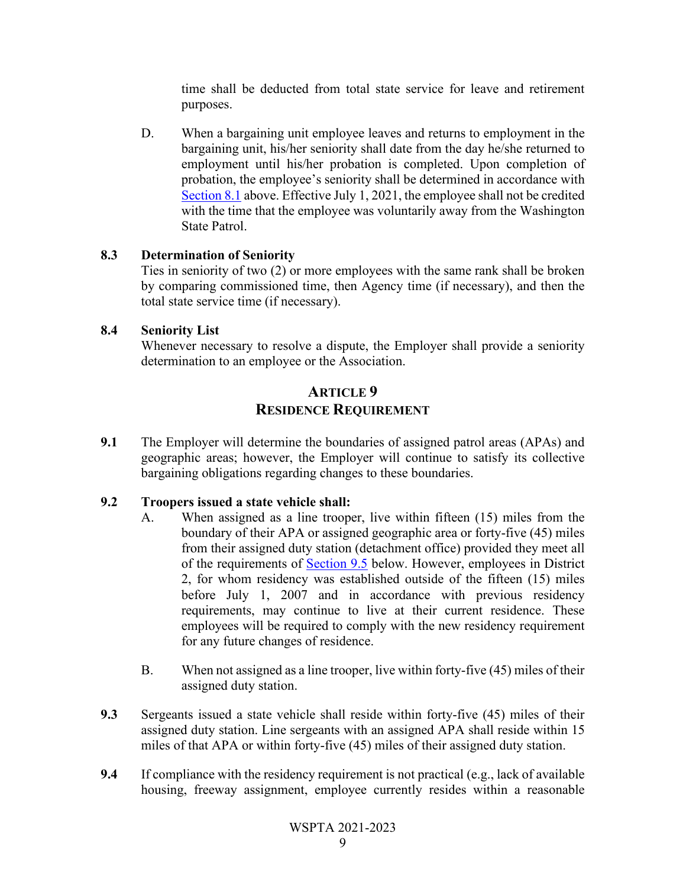time shall be deducted from total state service for leave and retirement purposes.

D. When a bargaining unit employee leaves and returns to employment in the bargaining unit, his/her seniority shall date from the day he/she returned to employment until his/her probation is completed. Upon completion of probation, the employee's seniority shall be determined in accordance with Section 8.1 above. Effective July 1, 2021, the employee shall not be credited with the time that the employee was voluntarily away from the Washington State Patrol.

**8.3 Determination of Seniority**

Ties in seniority of two (2) or more employees with the same rank shall be broken by comparing commissioned time, then Agency time (if necessary), and then the total state service time (if necessary).

**8.4 Seniority List**

Whenever necessary to resolve a dispute, the Employer shall provide a seniority determination to an employee or the Association.

## ARTICLE 9
## RESIDENCE REQUIREMENT

**9.1** The Employer will determine the boundaries of assigned patrol areas (APAs) and geographic areas; however, the Employer will continue to satisfy its collective bargaining obligations regarding changes to these boundaries.

**9.2 Troopers issued a state vehicle shall:**

A. When assigned as a line trooper, live within fifteen (15) miles from the boundary of their APA or assigned geographic area or forty-five (45) miles from their assigned duty station (detachment office) provided they meet all of the requirements of Section 9.5 below. However, employees in District 2, for whom residency was established outside of the fifteen (15) miles before July 1, 2007 and in accordance with previous residency requirements, may continue to live at their current residence. These employees will be required to comply with the new residency requirement for any future changes of residence.

B. When not assigned as a line trooper, live within forty-five (45) miles of their assigned duty station.

**9.3** Sergeants issued a state vehicle shall reside within forty-five (45) miles of their assigned duty station. Line sergeants with an assigned APA shall reside within 15 miles of that APA or within forty-five (45) miles of their assigned duty station.

**9.4** If compliance with the residency requirement is not practical (e.g., lack of available housing, freeway assignment, employee currently resides within a reasonable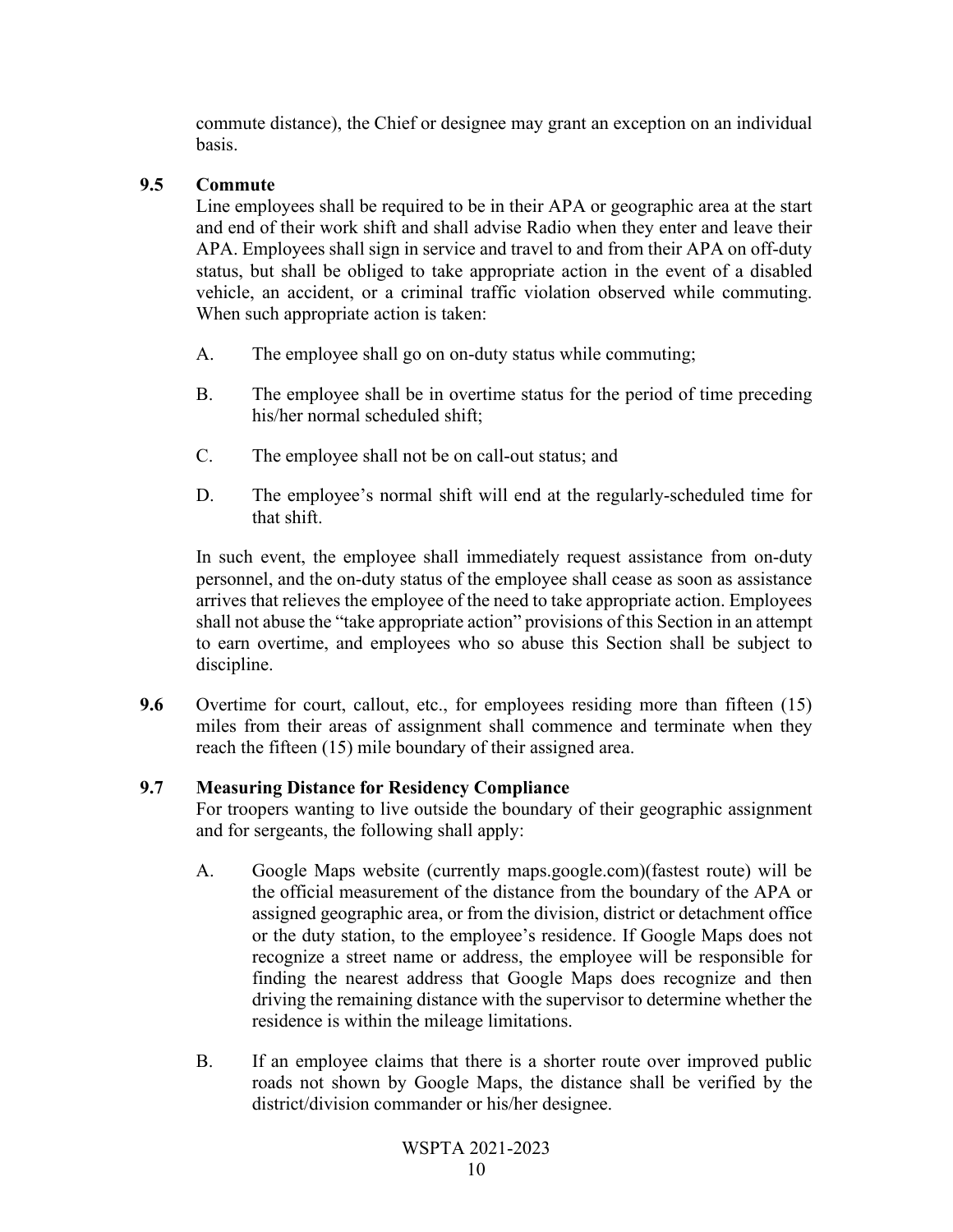commute distance), the Chief or designee may grant an exception on an individual basis.

**9.5 Commute**

Line employees shall be required to be in their APA or geographic area at the start and end of their work shift and shall advise Radio when they enter and leave their APA. Employees shall sign in service and travel to and from their APA on off-duty status, but shall be obliged to take appropriate action in the event of a disabled vehicle, an accident, or a criminal traffic violation observed while commuting. When such appropriate action is taken:

A. The employee shall go on on-duty status while commuting;

B. The employee shall be in overtime status for the period of time preceding his/her normal scheduled shift;

C. The employee shall not be on call-out status; and

D. The employee's normal shift will end at the regularly-scheduled time for that shift.

In such event, the employee shall immediately request assistance from on-duty personnel, and the on-duty status of the employee shall cease as soon as assistance arrives that relieves the employee of the need to take appropriate action. Employees shall not abuse the "take appropriate action" provisions of this Section in an attempt to earn overtime, and employees who so abuse this Section shall be subject to discipline.

**9.6** Overtime for court, callout, etc., for employees residing more than fifteen (15) miles from their areas of assignment shall commence and terminate when they reach the fifteen (15) mile boundary of their assigned area.

**9.7 Measuring Distance for Residency Compliance**

For troopers wanting to live outside the boundary of their geographic assignment and for sergeants, the following shall apply:

A. Google Maps website (currently maps.google.com)(fastest route) will be the official measurement of the distance from the boundary of the APA or assigned geographic area, or from the division, district or detachment office or the duty station, to the employee's residence. If Google Maps does not recognize a street name or address, the employee will be responsible for finding the nearest address that Google Maps does recognize and then driving the remaining distance with the supervisor to determine whether the residence is within the mileage limitations.

B. If an employee claims that there is a shorter route over improved public roads not shown by Google Maps, the distance shall be verified by the district/division commander or his/her designee.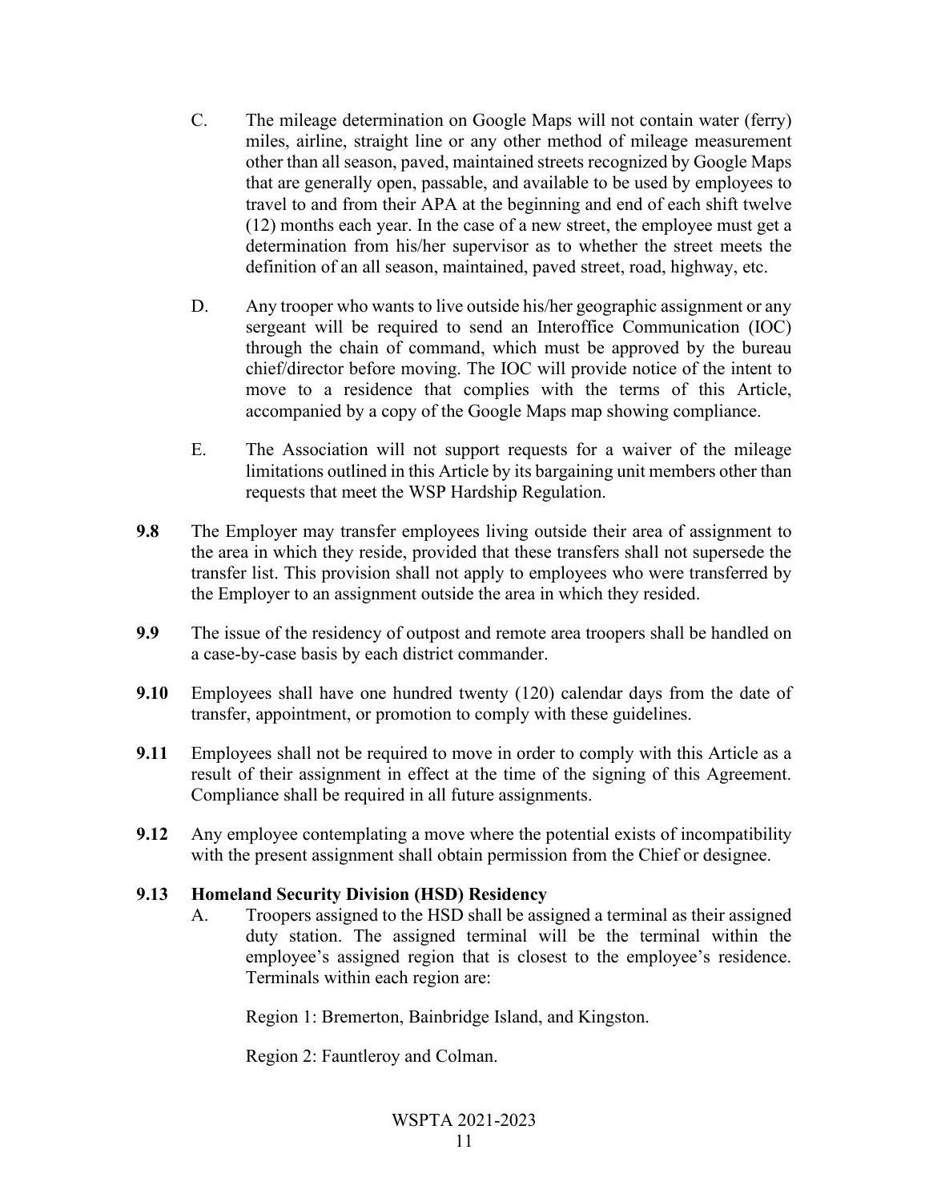C. The mileage determination on Google Maps will not contain water (ferry) miles, airline, straight line or any other method of mileage measurement other than all season, paved, maintained streets recognized by Google Maps that are generally open, passable, and available to be used by employees to travel to and from their APA at the beginning and end of each shift twelve (12) months each year. In the case of a new street, the employee must get a determination from his/her supervisor as to whether the street meets the definition of an all season, maintained, paved street, road, highway, etc.

D. Any trooper who wants to live outside his/her geographic assignment or any sergeant will be required to send an Interoffice Communication (IOC) through the chain of command, which must be approved by the bureau chief/director before moving. The IOC will provide notice of the intent to move to a residence that complies with the terms of this Article, accompanied by a copy of the Google Maps map showing compliance.

E. The Association will not support requests for a waiver of the mileage limitations outlined in this Article by its bargaining unit members other than requests that meet the WSP Hardship Regulation.

**9.8** The Employer may transfer employees living outside their area of assignment to the area in which they reside, provided that these transfers shall not supersede the transfer list. This provision shall not apply to employees who were transferred by the Employer to an assignment outside the area in which they resided.

**9.9** The issue of the residency of outpost and remote area troopers shall be handled on a case-by-case basis by each district commander.

**9.10** Employees shall have one hundred twenty (120) calendar days from the date of transfer, appointment, or promotion to comply with these guidelines.

**9.11** Employees shall not be required to move in order to comply with this Article as a result of their assignment in effect at the time of the signing of this Agreement. Compliance shall be required in all future assignments.

**9.12** Any employee contemplating a move where the potential exists of incompatibility with the present assignment shall obtain permission from the Chief or designee.

**9.13 Homeland Security Division (HSD) Residency**

A. Troopers assigned to the HSD shall be assigned a terminal as their assigned duty station. The assigned terminal will be the terminal within the employee's assigned region that is closest to the employee's residence. Terminals within each region are:

Region 1: Bremerton, Bainbridge Island, and Kingston.

Region 2: Fauntleroy and Colman.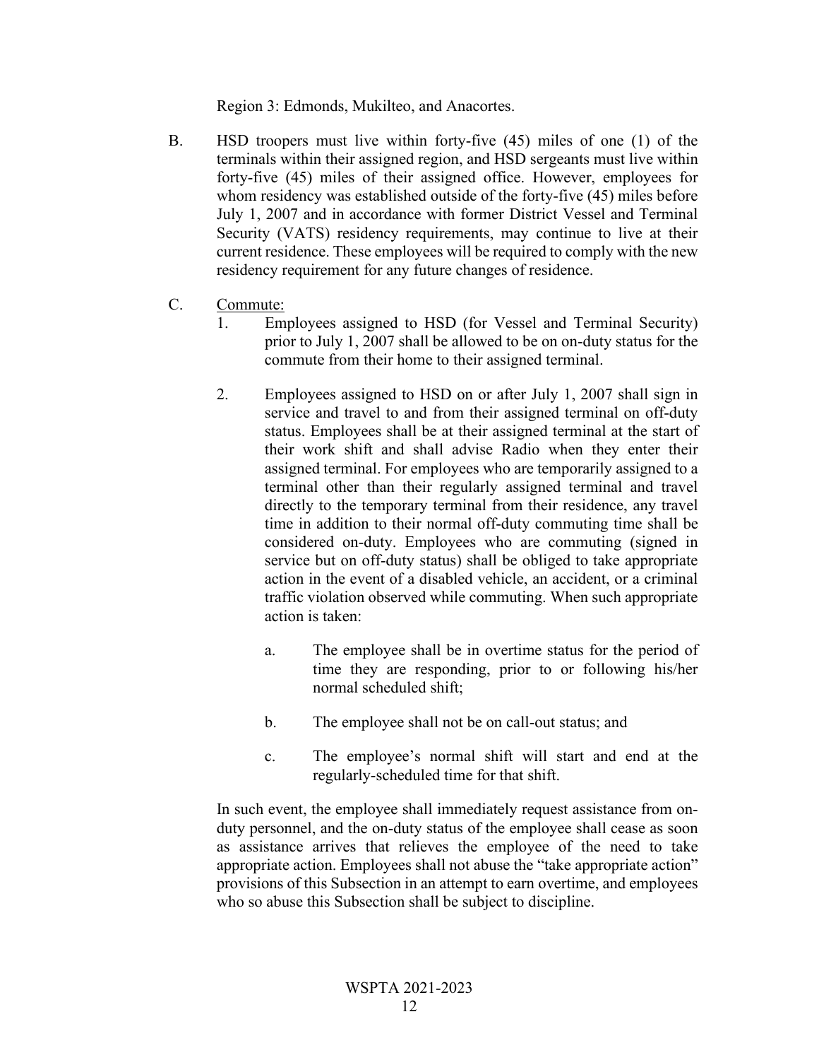Region 3: Edmonds, Mukilteo, and Anacortes.

B. HSD troopers must live within forty-five (45) miles of one (1) of the terminals within their assigned region, and HSD sergeants must live within forty-five (45) miles of their assigned office. However, employees for whom residency was established outside of the forty-five (45) miles before July 1, 2007 and in accordance with former District Vessel and Terminal Security (VATS) residency requirements, may continue to live at their current residence. These employees will be required to comply with the new residency requirement for any future changes of residence.

C. <u>Commute:</u>

1. Employees assigned to HSD (for Vessel and Terminal Security) prior to July 1, 2007 shall be allowed to be on on-duty status for the commute from their home to their assigned terminal.

2. Employees assigned to HSD on or after July 1, 2007 shall sign in service and travel to and from their assigned terminal on off-duty status. Employees shall be at their assigned terminal at the start of their work shift and shall advise Radio when they enter their assigned terminal. For employees who are temporarily assigned to a terminal other than their regularly assigned terminal and travel directly to the temporary terminal from their residence, any travel time in addition to their normal off-duty commuting time shall be considered on-duty. Employees who are commuting (signed in service but on off-duty status) shall be obliged to take appropriate action in the event of a disabled vehicle, an accident, or a criminal traffic violation observed while commuting. When such appropriate action is taken:

   a. The employee shall be in overtime status for the period of time they are responding, prior to or following his/her normal scheduled shift;

   b. The employee shall not be on call-out status; and

   c. The employee's normal shift will start and end at the regularly-scheduled time for that shift.

In such event, the employee shall immediately request assistance from on-duty personnel, and the on-duty status of the employee shall cease as soon as assistance arrives that relieves the employee of the need to take appropriate action. Employees shall not abuse the "take appropriate action" provisions of this Subsection in an attempt to earn overtime, and employees who so abuse this Subsection shall be subject to discipline.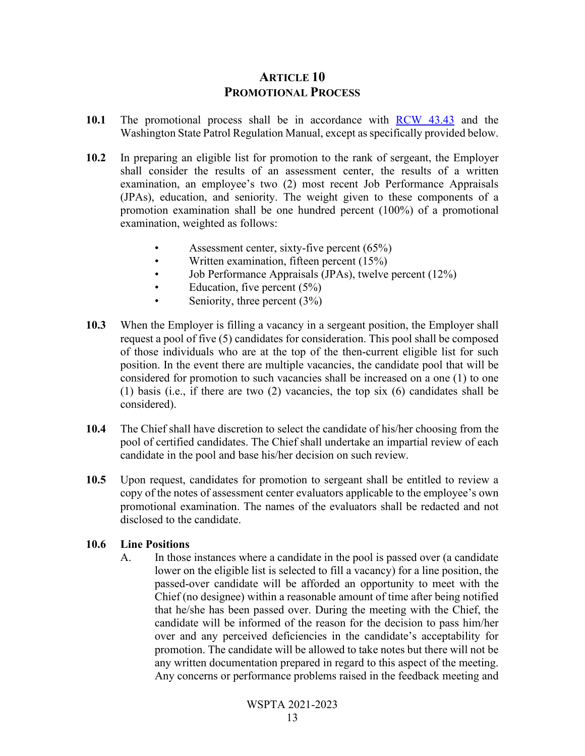# ARTICLE 10
# PROMOTIONAL PROCESS

**10.1** The promotional process shall be in accordance with [RCW 43.43] and the Washington State Patrol Regulation Manual, except as specifically provided below.

**10.2** In preparing an eligible list for promotion to the rank of sergeant, the Employer shall consider the results of an assessment center, the results of a written examination, an employee's two (2) most recent Job Performance Appraisals (JPAs), education, and seniority. The weight given to these components of a promotion examination shall be one hundred percent (100%) of a promotional examination, weighted as follows:

- Assessment center, sixty-five percent (65%)
- Written examination, fifteen percent (15%)
- Job Performance Appraisals (JPAs), twelve percent (12%)
- Education, five percent (5%)
- Seniority, three percent (3%)

**10.3** When the Employer is filling a vacancy in a sergeant position, the Employer shall request a pool of five (5) candidates for consideration. This pool shall be composed of those individuals who are at the top of the then-current eligible list for such position. In the event there are multiple vacancies, the candidate pool that will be considered for promotion to such vacancies shall be increased on a one (1) to one (1) basis (i.e., if there are two (2) vacancies, the top six (6) candidates shall be considered).

**10.4** The Chief shall have discretion to select the candidate of his/her choosing from the pool of certified candidates. The Chief shall undertake an impartial review of each candidate in the pool and base his/her decision on such review.

**10.5** Upon request, candidates for promotion to sergeant shall be entitled to review a copy of the notes of assessment center evaluators applicable to the employee's own promotional examination. The names of the evaluators shall be redacted and not disclosed to the candidate.

**10.6 Line Positions**

A. In those instances where a candidate in the pool is passed over (a candidate lower on the eligible list is selected to fill a vacancy) for a line position, the passed-over candidate will be afforded an opportunity to meet with the Chief (no designee) within a reasonable amount of time after being notified that he/she has been passed over. During the meeting with the Chief, the candidate will be informed of the reason for the decision to pass him/her over and any perceived deficiencies in the candidate's acceptability for promotion. The candidate will be allowed to take notes but there will not be any written documentation prepared in regard to this aspect of the meeting. Any concerns or performance problems raised in the feedback meeting and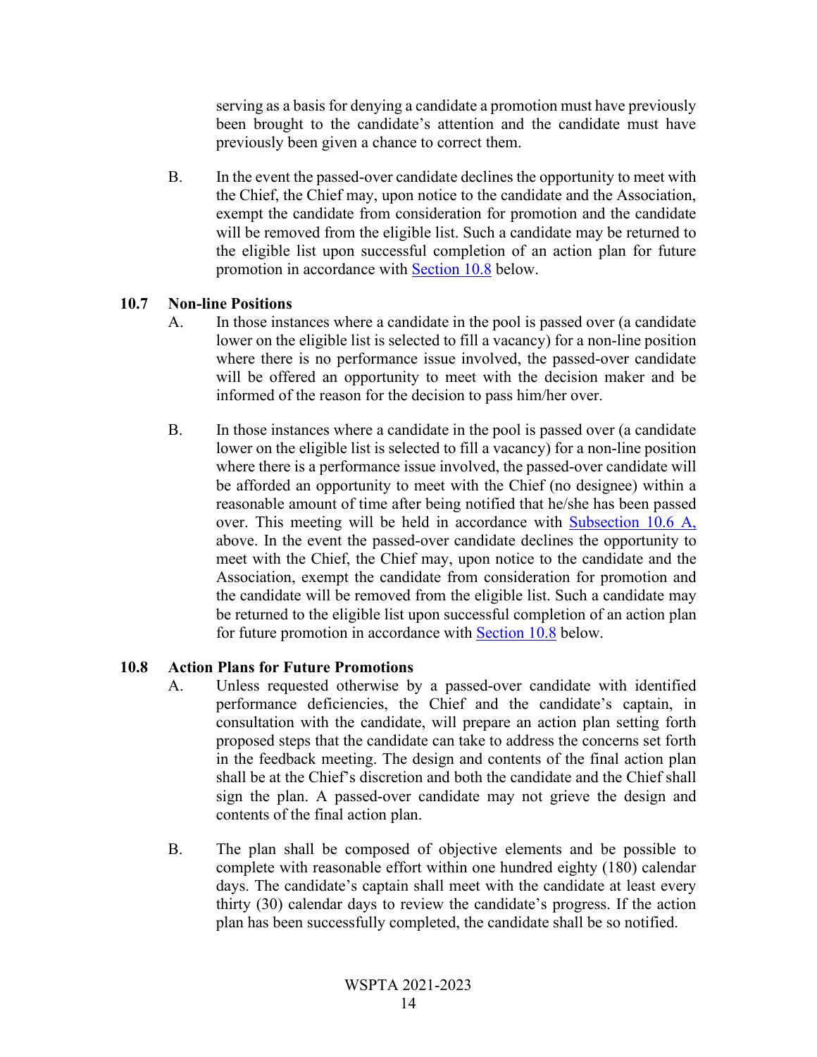serving as a basis for denying a candidate a promotion must have previously been brought to the candidate's attention and the candidate must have previously been given a chance to correct them.

B. In the event the passed-over candidate declines the opportunity to meet with the Chief, the Chief may, upon notice to the candidate and the Association, exempt the candidate from consideration for promotion and the candidate will be removed from the eligible list. Such a candidate may be returned to the eligible list upon successful completion of an action plan for future promotion in accordance with Section 10.8 below.

### 10.7 Non-line Positions

A. In those instances where a candidate in the pool is passed over (a candidate lower on the eligible list is selected to fill a vacancy) for a non-line position where there is no performance issue involved, the passed-over candidate will be offered an opportunity to meet with the decision maker and be informed of the reason for the decision to pass him/her over.

B. In those instances where a candidate in the pool is passed over (a candidate lower on the eligible list is selected to fill a vacancy) for a non-line position where there is a performance issue involved, the passed-over candidate will be afforded an opportunity to meet with the Chief (no designee) within a reasonable amount of time after being notified that he/she has been passed over. This meeting will be held in accordance with Subsection 10.6 A, above. In the event the passed-over candidate declines the opportunity to meet with the Chief, the Chief may, upon notice to the candidate and the Association, exempt the candidate from consideration for promotion and the candidate will be removed from the eligible list. Such a candidate may be returned to the eligible list upon successful completion of an action plan for future promotion in accordance with Section 10.8 below.

### 10.8 Action Plans for Future Promotions

A. Unless requested otherwise by a passed-over candidate with identified performance deficiencies, the Chief and the candidate's captain, in consultation with the candidate, will prepare an action plan setting forth proposed steps that the candidate can take to address the concerns set forth in the feedback meeting. The design and contents of the final action plan shall be at the Chief's discretion and both the candidate and the Chief shall sign the plan. A passed-over candidate may not grieve the design and contents of the final action plan.

B. The plan shall be composed of objective elements and be possible to complete with reasonable effort within one hundred eighty (180) calendar days. The candidate's captain shall meet with the candidate at least every thirty (30) calendar days to review the candidate's progress. If the action plan has been successfully completed, the candidate shall be so notified.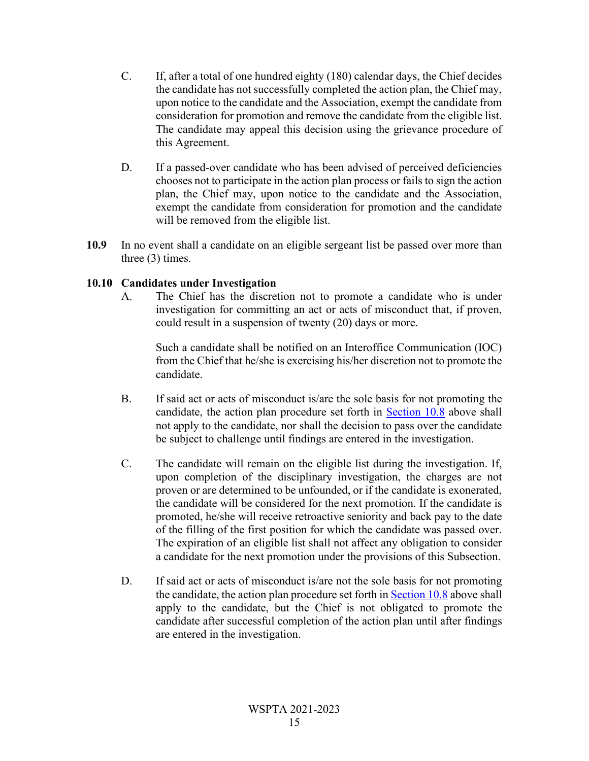C. If, after a total of one hundred eighty (180) calendar days, the Chief decides the candidate has not successfully completed the action plan, the Chief may, upon notice to the candidate and the Association, exempt the candidate from consideration for promotion and remove the candidate from the eligible list. The candidate may appeal this decision using the grievance procedure of this Agreement.

D. If a passed-over candidate who has been advised of perceived deficiencies chooses not to participate in the action plan process or fails to sign the action plan, the Chief may, upon notice to the candidate and the Association, exempt the candidate from consideration for promotion and the candidate will be removed from the eligible list.

**10.9** In no event shall a candidate on an eligible sergeant list be passed over more than three (3) times.

**10.10 Candidates under Investigation**

A. The Chief has the discretion not to promote a candidate who is under investigation for committing an act or acts of misconduct that, if proven, could result in a suspension of twenty (20) days or more.

Such a candidate shall be notified on an Interoffice Communication (IOC) from the Chief that he/she is exercising his/her discretion not to promote the candidate.

B. If said act or acts of misconduct is/are the sole basis for not promoting the candidate, the action plan procedure set forth in Section 10.8 above shall not apply to the candidate, nor shall the decision to pass over the candidate be subject to challenge until findings are entered in the investigation.

C. The candidate will remain on the eligible list during the investigation. If, upon completion of the disciplinary investigation, the charges are not proven or are determined to be unfounded, or if the candidate is exonerated, the candidate will be considered for the next promotion. If the candidate is promoted, he/she will receive retroactive seniority and back pay to the date of the filling of the first position for which the candidate was passed over. The expiration of an eligible list shall not affect any obligation to consider a candidate for the next promotion under the provisions of this Subsection.

D. If said act or acts of misconduct is/are not the sole basis for not promoting the candidate, the action plan procedure set forth in Section 10.8 above shall apply to the candidate, but the Chief is not obligated to promote the candidate after successful completion of the action plan until after findings are entered in the investigation.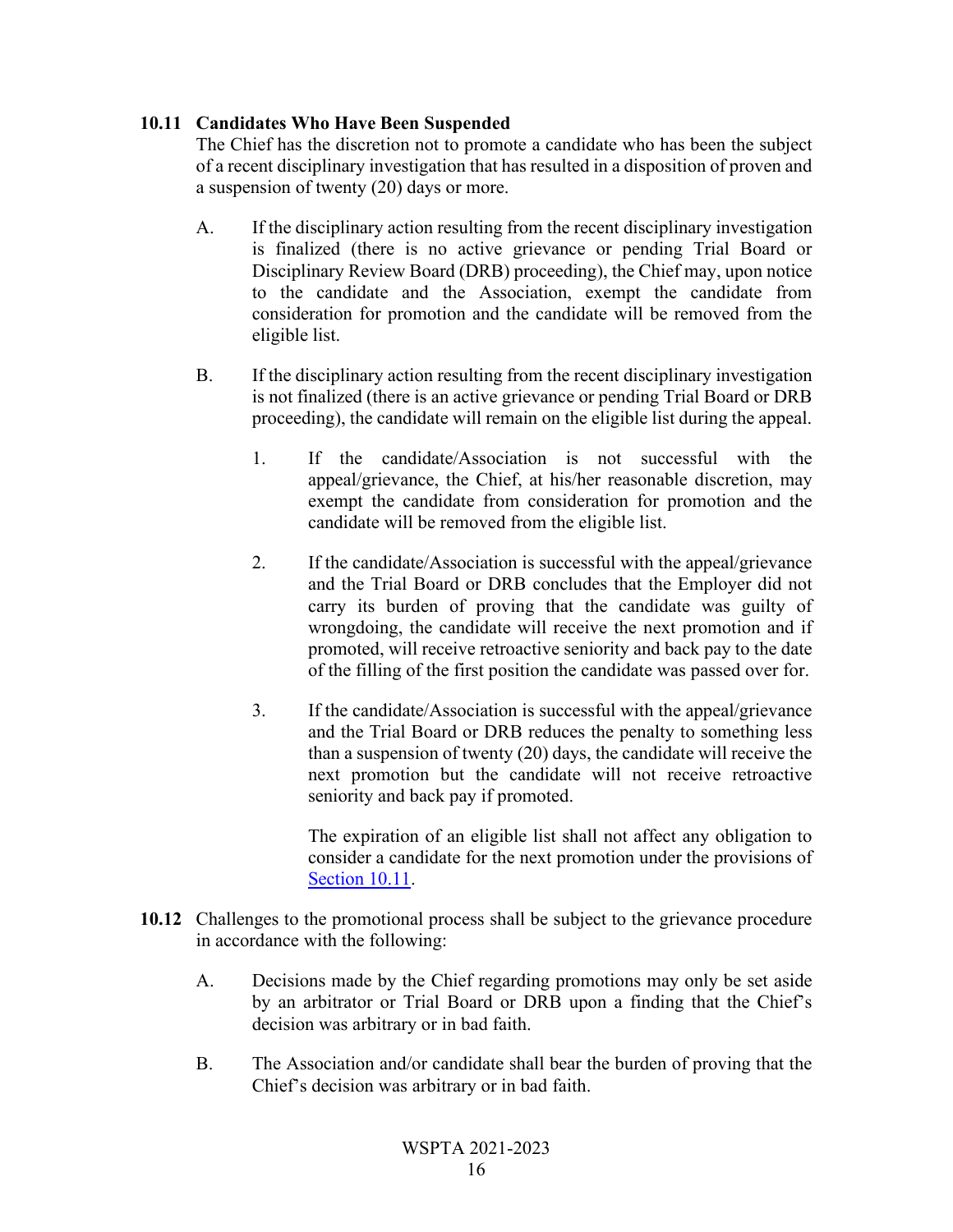### 10.11 Candidates Who Have Been Suspended

The Chief has the discretion not to promote a candidate who has been the subject of a recent disciplinary investigation that has resulted in a disposition of proven and a suspension of twenty (20) days or more.

A. If the disciplinary action resulting from the recent disciplinary investigation is finalized (there is no active grievance or pending Trial Board or Disciplinary Review Board (DRB) proceeding), the Chief may, upon notice to the candidate and the Association, exempt the candidate from consideration for promotion and the candidate will be removed from the eligible list.

B. If the disciplinary action resulting from the recent disciplinary investigation is not finalized (there is an active grievance or pending Trial Board or DRB proceeding), the candidate will remain on the eligible list during the appeal.

   1. If the candidate/Association is not successful with the appeal/grievance, the Chief, at his/her reasonable discretion, may exempt the candidate from consideration for promotion and the candidate will be removed from the eligible list.

   2. If the candidate/Association is successful with the appeal/grievance and the Trial Board or DRB concludes that the Employer did not carry its burden of proving that the candidate was guilty of wrongdoing, the candidate will receive the next promotion and if promoted, will receive retroactive seniority and back pay to the date of the filling of the first position the candidate was passed over for.

   3. If the candidate/Association is successful with the appeal/grievance and the Trial Board or DRB reduces the penalty to something less than a suspension of twenty (20) days, the candidate will receive the next promotion but the candidate will not receive retroactive seniority and back pay if promoted.

   The expiration of an eligible list shall not affect any obligation to consider a candidate for the next promotion under the provisions of Section 10.11.

**10.12** Challenges to the promotional process shall be subject to the grievance procedure in accordance with the following:

A. Decisions made by the Chief regarding promotions may only be set aside by an arbitrator or Trial Board or DRB upon a finding that the Chief's decision was arbitrary or in bad faith.

B. The Association and/or candidate shall bear the burden of proving that the Chief's decision was arbitrary or in bad faith.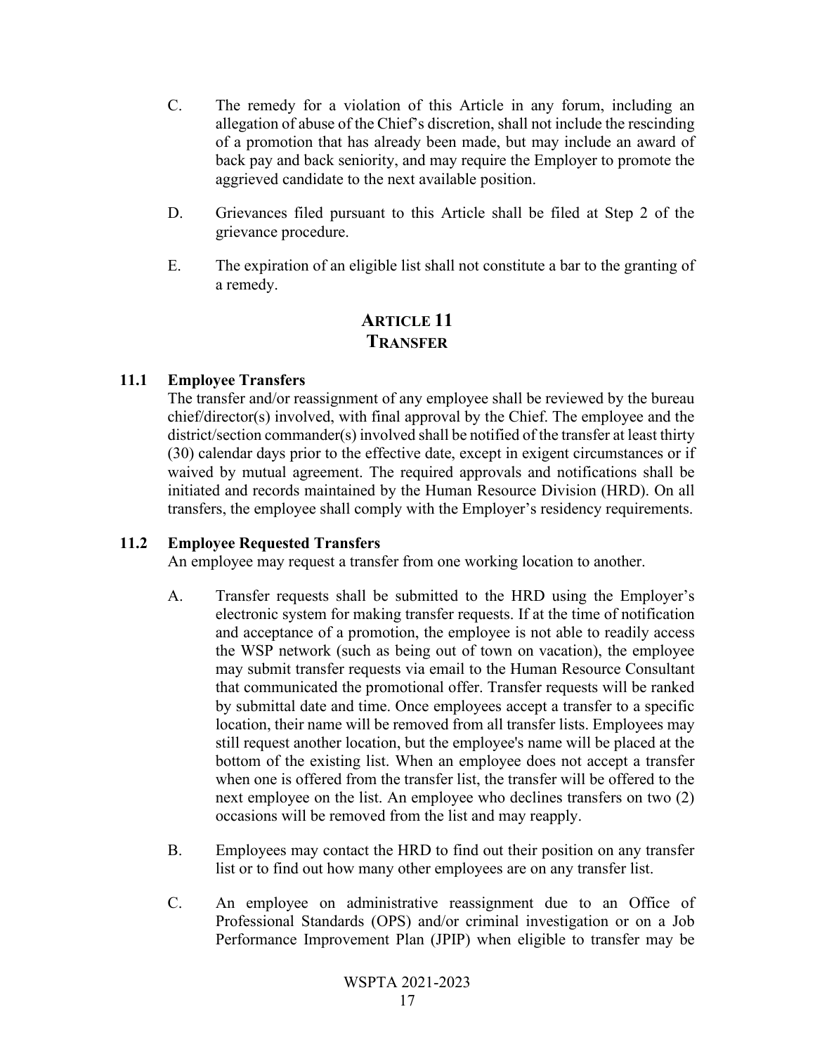C. The remedy for a violation of this Article in any forum, including an allegation of abuse of the Chief's discretion, shall not include the rescinding of a promotion that has already been made, but may include an award of back pay and back seniority, and may require the Employer to promote the aggrieved candidate to the next available position.

D. Grievances filed pursuant to this Article shall be filed at Step 2 of the grievance procedure.

E. The expiration of an eligible list shall not constitute a bar to the granting of a remedy.

# ARTICLE 11
# TRANSFER

### 11.1 Employee Transfers

The transfer and/or reassignment of any employee shall be reviewed by the bureau chief/director(s) involved, with final approval by the Chief. The employee and the district/section commander(s) involved shall be notified of the transfer at least thirty (30) calendar days prior to the effective date, except in exigent circumstances or if waived by mutual agreement. The required approvals and notifications shall be initiated and records maintained by the Human Resource Division (HRD). On all transfers, the employee shall comply with the Employer's residency requirements.

### 11.2 Employee Requested Transfers

An employee may request a transfer from one working location to another.

A. Transfer requests shall be submitted to the HRD using the Employer's electronic system for making transfer requests. If at the time of notification and acceptance of a promotion, the employee is not able to readily access the WSP network (such as being out of town on vacation), the employee may submit transfer requests via email to the Human Resource Consultant that communicated the promotional offer. Transfer requests will be ranked by submittal date and time. Once employees accept a transfer to a specific location, their name will be removed from all transfer lists. Employees may still request another location, but the employee's name will be placed at the bottom of the existing list. When an employee does not accept a transfer when one is offered from the transfer list, the transfer will be offered to the next employee on the list. An employee who declines transfers on two (2) occasions will be removed from the list and may reapply.

B. Employees may contact the HRD to find out their position on any transfer list or to find out how many other employees are on any transfer list.

C. An employee on administrative reassignment due to an Office of Professional Standards (OPS) and/or criminal investigation or on a Job Performance Improvement Plan (JPIP) when eligible to transfer may be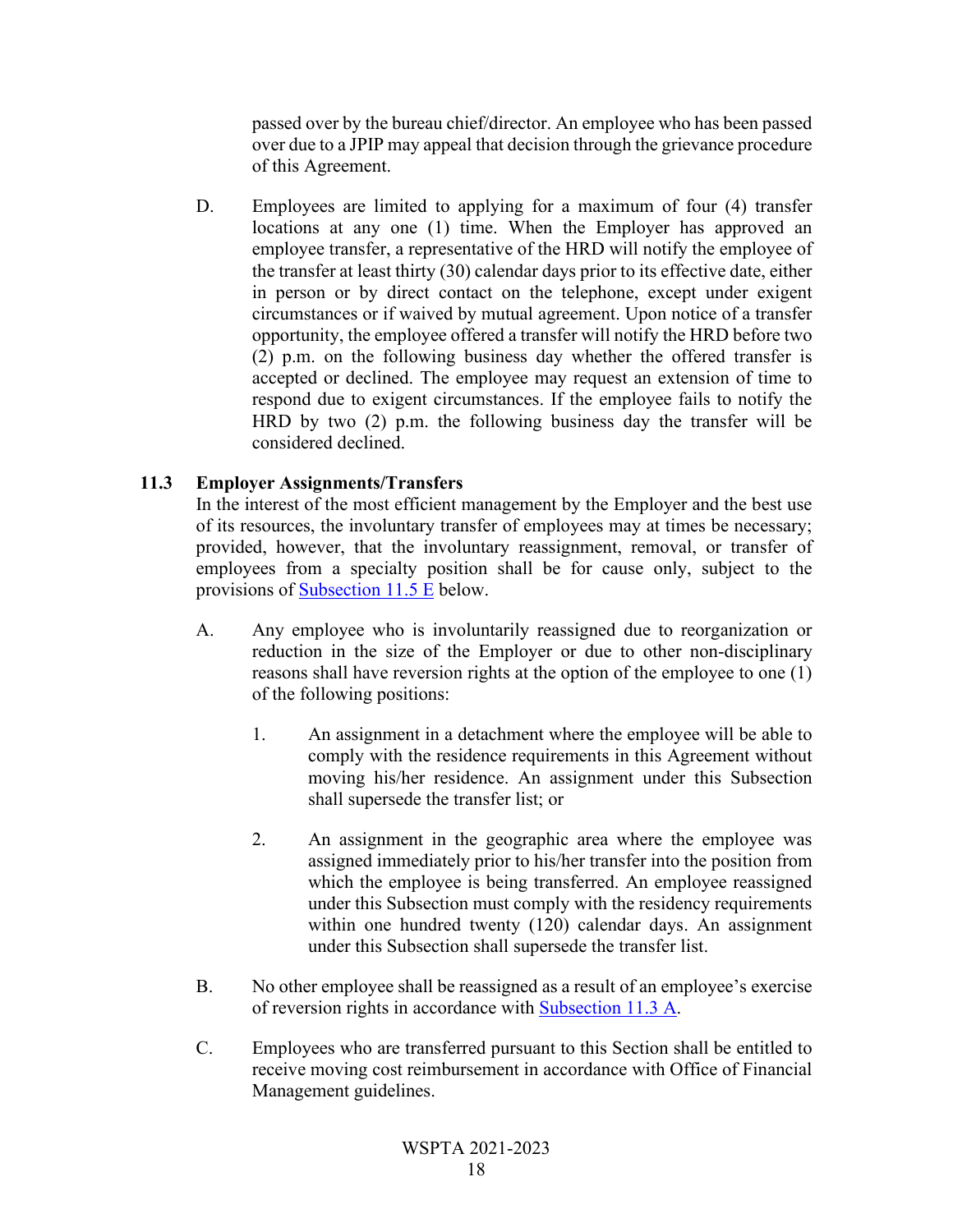passed over by the bureau chief/director. An employee who has been passed over due to a JPIP may appeal that decision through the grievance procedure of this Agreement.

D. Employees are limited to applying for a maximum of four (4) transfer locations at any one (1) time. When the Employer has approved an employee transfer, a representative of the HRD will notify the employee of the transfer at least thirty (30) calendar days prior to its effective date, either in person or by direct contact on the telephone, except under exigent circumstances or if waived by mutual agreement. Upon notice of a transfer opportunity, the employee offered a transfer will notify the HRD before two (2) p.m. on the following business day whether the offered transfer is accepted or declined. The employee may request an extension of time to respond due to exigent circumstances. If the employee fails to notify the HRD by two (2) p.m. the following business day the transfer will be considered declined.

### 11.3 Employer Assignments/Transfers

In the interest of the most efficient management by the Employer and the best use of its resources, the involuntary transfer of employees may at times be necessary; provided, however, that the involuntary reassignment, removal, or transfer of employees from a specialty position shall be for cause only, subject to the provisions of Subsection 11.5 E below.

A. Any employee who is involuntarily reassigned due to reorganization or reduction in the size of the Employer or due to other non-disciplinary reasons shall have reversion rights at the option of the employee to one (1) of the following positions:

1. An assignment in a detachment where the employee will be able to comply with the residence requirements in this Agreement without moving his/her residence. An assignment under this Subsection shall supersede the transfer list; or

2. An assignment in the geographic area where the employee was assigned immediately prior to his/her transfer into the position from which the employee is being transferred. An employee reassigned under this Subsection must comply with the residency requirements within one hundred twenty (120) calendar days. An assignment under this Subsection shall supersede the transfer list.

B. No other employee shall be reassigned as a result of an employee's exercise of reversion rights in accordance with Subsection 11.3 A.

C. Employees who are transferred pursuant to this Section shall be entitled to receive moving cost reimbursement in accordance with Office of Financial Management guidelines.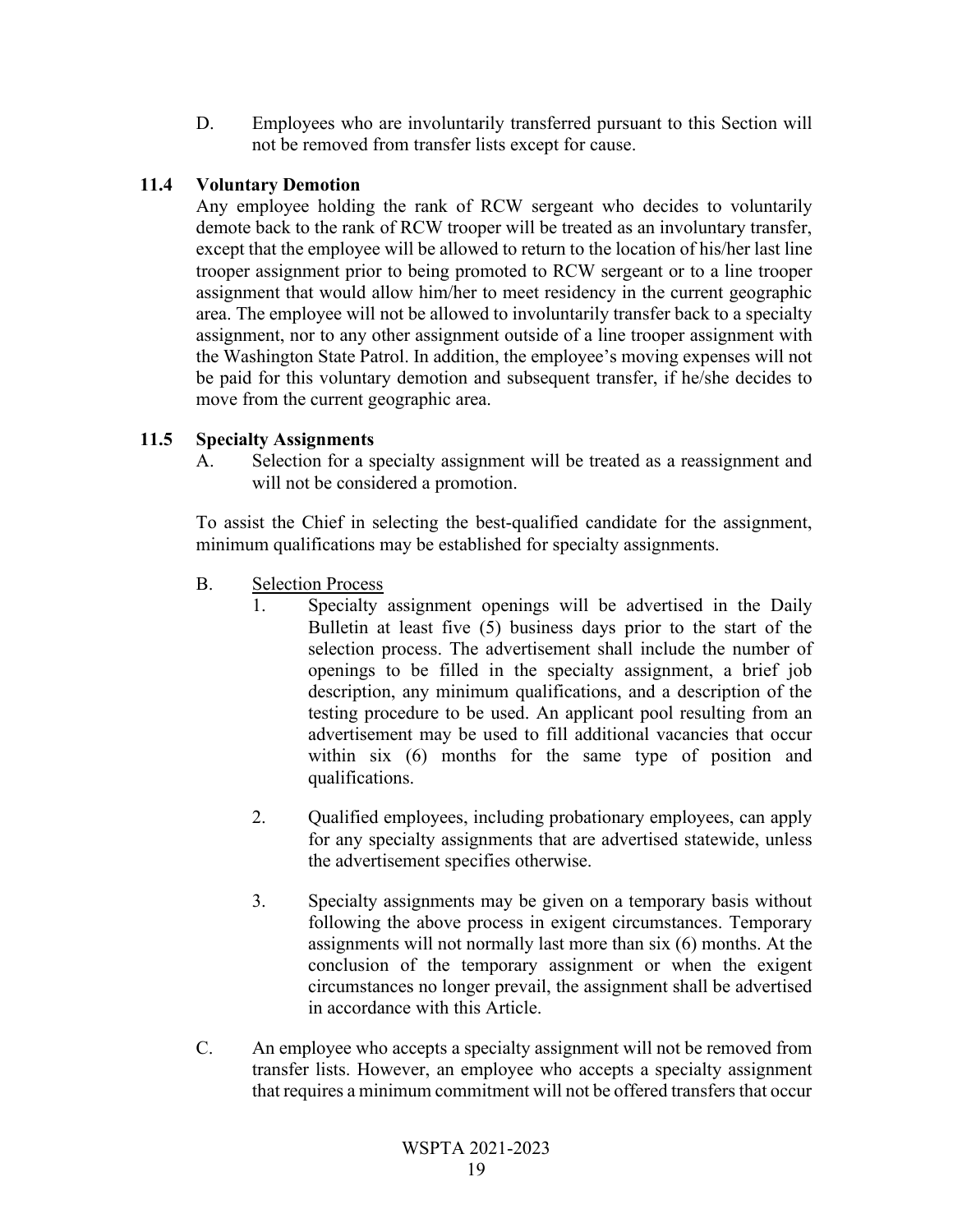D. Employees who are involuntarily transferred pursuant to this Section will not be removed from transfer lists except for cause.

### 11.4 Voluntary Demotion

Any employee holding the rank of RCW sergeant who decides to voluntarily demote back to the rank of RCW trooper will be treated as an involuntary transfer, except that the employee will be allowed to return to the location of his/her last line trooper assignment prior to being promoted to RCW sergeant or to a line trooper assignment that would allow him/her to meet residency in the current geographic area. The employee will not be allowed to involuntarily transfer back to a specialty assignment, nor to any other assignment outside of a line trooper assignment with the Washington State Patrol. In addition, the employee's moving expenses will not be paid for this voluntary demotion and subsequent transfer, if he/she decides to move from the current geographic area.

### 11.5 Specialty Assignments

A. Selection for a specialty assignment will be treated as a reassignment and will not be considered a promotion.

To assist the Chief in selecting the best-qualified candidate for the assignment, minimum qualifications may be established for specialty assignments.

B. Selection Process

1. Specialty assignment openings will be advertised in the Daily Bulletin at least five (5) business days prior to the start of the selection process. The advertisement shall include the number of openings to be filled in the specialty assignment, a brief job description, any minimum qualifications, and a description of the testing procedure to be used. An applicant pool resulting from an advertisement may be used to fill additional vacancies that occur within six (6) months for the same type of position and qualifications.

2. Qualified employees, including probationary employees, can apply for any specialty assignments that are advertised statewide, unless the advertisement specifies otherwise.

3. Specialty assignments may be given on a temporary basis without following the above process in exigent circumstances. Temporary assignments will not normally last more than six (6) months. At the conclusion of the temporary assignment or when the exigent circumstances no longer prevail, the assignment shall be advertised in accordance with this Article.

C. An employee who accepts a specialty assignment will not be removed from transfer lists. However, an employee who accepts a specialty assignment that requires a minimum commitment will not be offered transfers that occur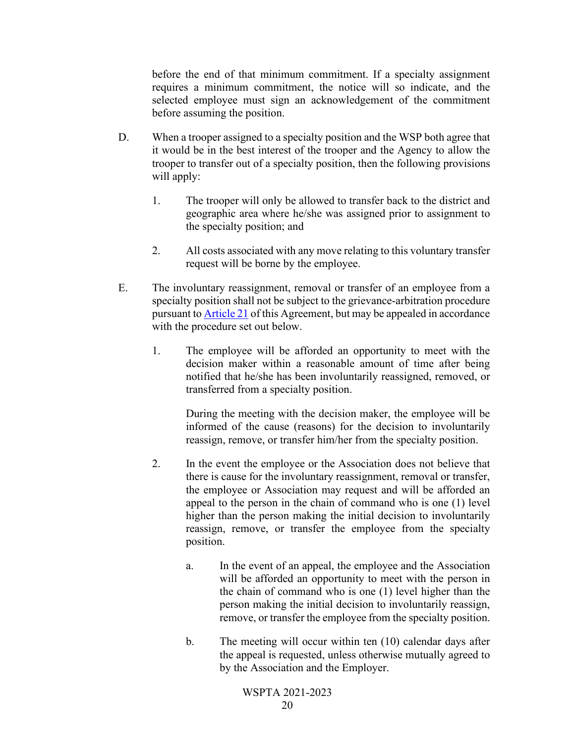before the end of that minimum commitment. If a specialty assignment requires a minimum commitment, the notice will so indicate, and the selected employee must sign an acknowledgement of the commitment before assuming the position.

D. When a trooper assigned to a specialty position and the WSP both agree that it would be in the best interest of the trooper and the Agency to allow the trooper to transfer out of a specialty position, then the following provisions will apply:

   1. The trooper will only be allowed to transfer back to the district and geographic area where he/she was assigned prior to assignment to the specialty position; and

   2. All costs associated with any move relating to this voluntary transfer request will be borne by the employee.

E. The involuntary reassignment, removal or transfer of an employee from a specialty position shall not be subject to the grievance-arbitration procedure pursuant to Article 21 of this Agreement, but may be appealed in accordance with the procedure set out below.

   1. The employee will be afforded an opportunity to meet with the decision maker within a reasonable amount of time after being notified that he/she has been involuntarily reassigned, removed, or transferred from a specialty position.

      During the meeting with the decision maker, the employee will be informed of the cause (reasons) for the decision to involuntarily reassign, remove, or transfer him/her from the specialty position.

   2. In the event the employee or the Association does not believe that there is cause for the involuntary reassignment, removal or transfer, the employee or Association may request and will be afforded an appeal to the person in the chain of command who is one (1) level higher than the person making the initial decision to involuntarily reassign, remove, or transfer the employee from the specialty position.

      a. In the event of an appeal, the employee and the Association will be afforded an opportunity to meet with the person in the chain of command who is one (1) level higher than the person making the initial decision to involuntarily reassign, remove, or transfer the employee from the specialty position.

      b. The meeting will occur within ten (10) calendar days after the appeal is requested, unless otherwise mutually agreed to by the Association and the Employer.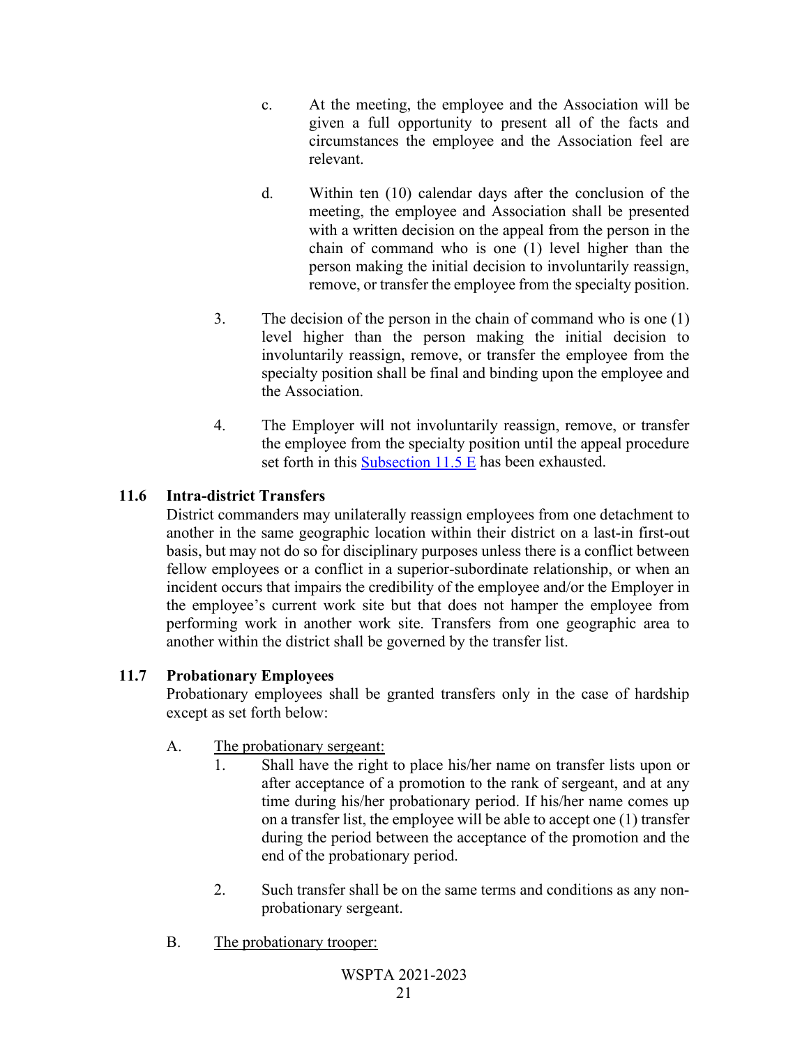c. At the meeting, the employee and the Association will be given a full opportunity to present all of the facts and circumstances the employee and the Association feel are relevant.

d. Within ten (10) calendar days after the conclusion of the meeting, the employee and Association shall be presented with a written decision on the appeal from the person in the chain of command who is one (1) level higher than the person making the initial decision to involuntarily reassign, remove, or transfer the employee from the specialty position.

3. The decision of the person in the chain of command who is one (1) level higher than the person making the initial decision to involuntarily reassign, remove, or transfer the employee from the specialty position shall be final and binding upon the employee and the Association.

4. The Employer will not involuntarily reassign, remove, or transfer the employee from the specialty position until the appeal procedure set forth in this Subsection 11.5 E has been exhausted.

**11.6 Intra-district Transfers**

District commanders may unilaterally reassign employees from one detachment to another in the same geographic location within their district on a last-in first-out basis, but may not do so for disciplinary purposes unless there is a conflict between fellow employees or a conflict in a superior-subordinate relationship, or when an incident occurs that impairs the credibility of the employee and/or the Employer in the employee's current work site but that does not hamper the employee from performing work in another work site. Transfers from one geographic area to another within the district shall be governed by the transfer list.

**11.7 Probationary Employees**

Probationary employees shall be granted transfers only in the case of hardship except as set forth below:

A. The probationary sergeant:

1. Shall have the right to place his/her name on transfer lists upon or after acceptance of a promotion to the rank of sergeant, and at any time during his/her probationary period. If his/her name comes up on a transfer list, the employee will be able to accept one (1) transfer during the period between the acceptance of the promotion and the end of the probationary period.

2. Such transfer shall be on the same terms and conditions as any non-probationary sergeant.

B. The probationary trooper: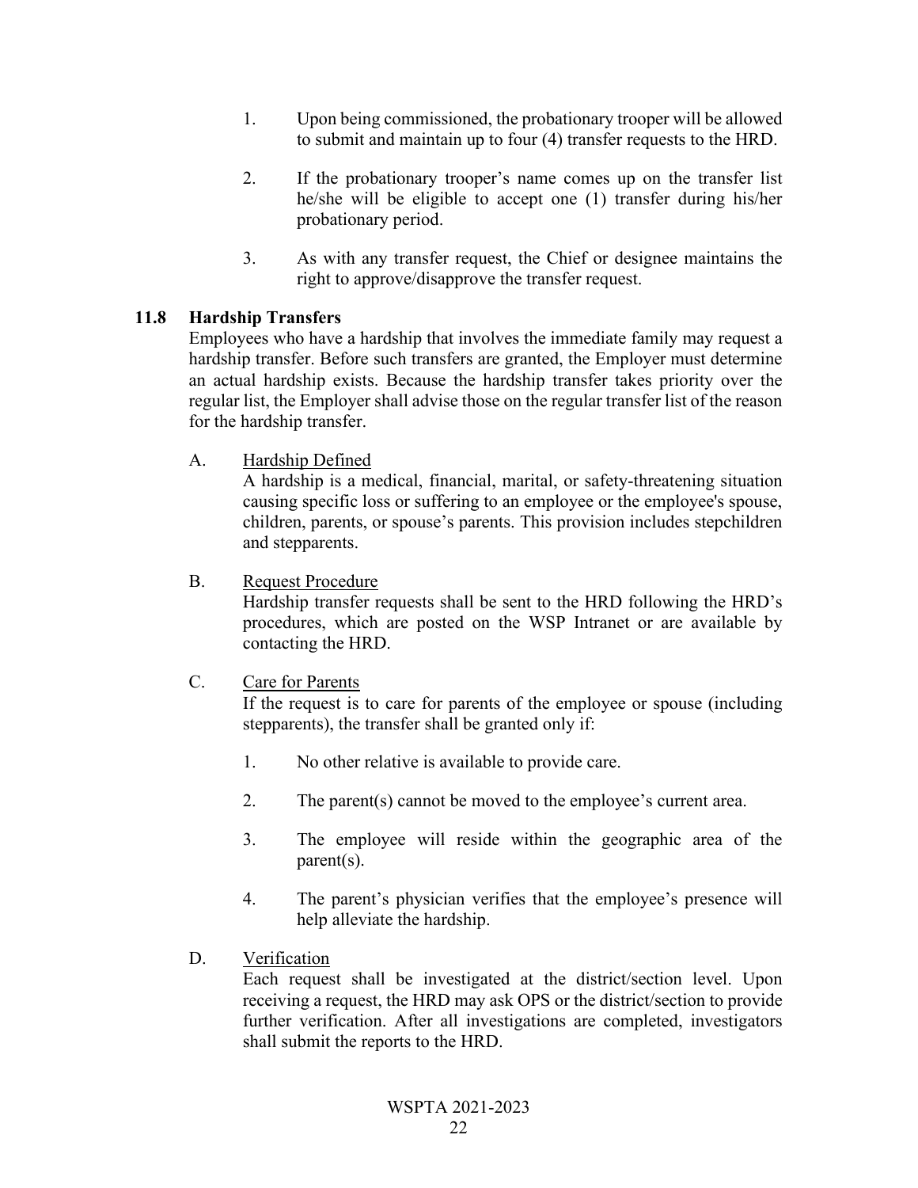1. Upon being commissioned, the probationary trooper will be allowed to submit and maintain up to four (4) transfer requests to the HRD.

2. If the probationary trooper's name comes up on the transfer list he/she will be eligible to accept one (1) transfer during his/her probationary period.

3. As with any transfer request, the Chief or designee maintains the right to approve/disapprove the transfer request.

### 11.8 Hardship Transfers

Employees who have a hardship that involves the immediate family may request a hardship transfer. Before such transfers are granted, the Employer must determine an actual hardship exists. Because the hardship transfer takes priority over the regular list, the Employer shall advise those on the regular transfer list of the reason for the hardship transfer.

A. Hardship Defined

A hardship is a medical, financial, marital, or safety-threatening situation causing specific loss or suffering to an employee or the employee's spouse, children, parents, or spouse's parents. This provision includes stepchildren and stepparents.

B. Request Procedure

Hardship transfer requests shall be sent to the HRD following the HRD's procedures, which are posted on the WSP Intranet or are available by contacting the HRD.

C. Care for Parents

If the request is to care for parents of the employee or spouse (including stepparents), the transfer shall be granted only if:

1. No other relative is available to provide care.

2. The parent(s) cannot be moved to the employee's current area.

3. The employee will reside within the geographic area of the parent(s).

4. The parent's physician verifies that the employee's presence will help alleviate the hardship.

D. Verification

Each request shall be investigated at the district/section level. Upon receiving a request, the HRD may ask OPS or the district/section to provide further verification. After all investigations are completed, investigators shall submit the reports to the HRD.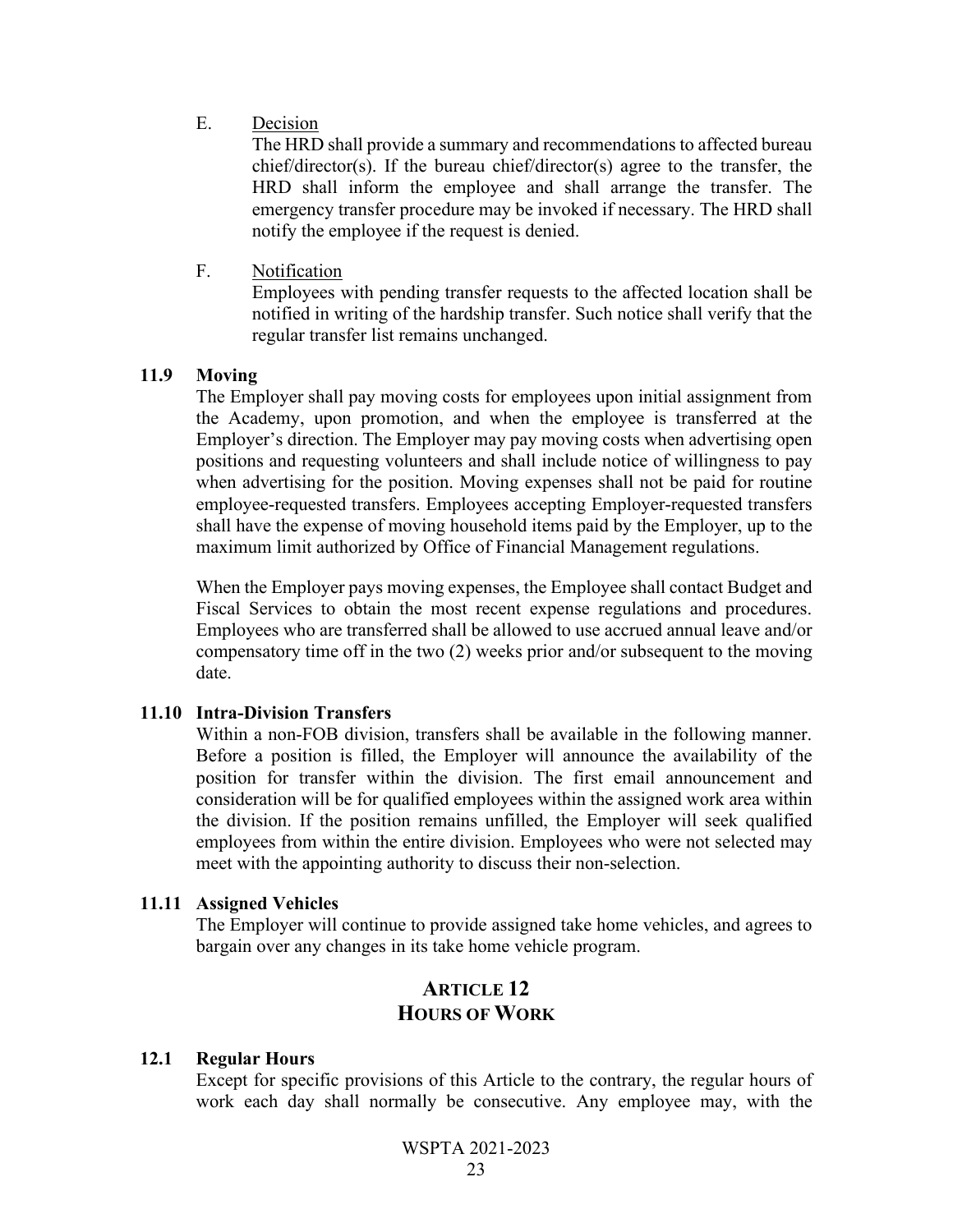E. <u>Decision</u>

The HRD shall provide a summary and recommendations to affected bureau chief/director(s). If the bureau chief/director(s) agree to the transfer, the HRD shall inform the employee and shall arrange the transfer. The emergency transfer procedure may be invoked if necessary. The HRD shall notify the employee if the request is denied.

F. <u>Notification</u>

Employees with pending transfer requests to the affected location shall be notified in writing of the hardship transfer. Such notice shall verify that the regular transfer list remains unchanged.

### 11.9 Moving

The Employer shall pay moving costs for employees upon initial assignment from the Academy, upon promotion, and when the employee is transferred at the Employer's direction. The Employer may pay moving costs when advertising open positions and requesting volunteers and shall include notice of willingness to pay when advertising for the position. Moving expenses shall not be paid for routine employee-requested transfers. Employees accepting Employer-requested transfers shall have the expense of moving household items paid by the Employer, up to the maximum limit authorized by Office of Financial Management regulations.

When the Employer pays moving expenses, the Employee shall contact Budget and Fiscal Services to obtain the most recent expense regulations and procedures. Employees who are transferred shall be allowed to use accrued annual leave and/or compensatory time off in the two (2) weeks prior and/or subsequent to the moving date.

### 11.10 Intra-Division Transfers

Within a non-FOB division, transfers shall be available in the following manner. Before a position is filled, the Employer will announce the availability of the position for transfer within the division. The first email announcement and consideration will be for qualified employees within the assigned work area within the division. If the position remains unfilled, the Employer will seek qualified employees from within the entire division. Employees who were not selected may meet with the appointing authority to discuss their non-selection.

### 11.11 Assigned Vehicles

The Employer will continue to provide assigned take home vehicles, and agrees to bargain over any changes in its take home vehicle program.

## ARTICLE 12
## HOURS OF WORK

### 12.1 Regular Hours

Except for specific provisions of this Article to the contrary, the regular hours of work each day shall normally be consecutive. Any employee may, with the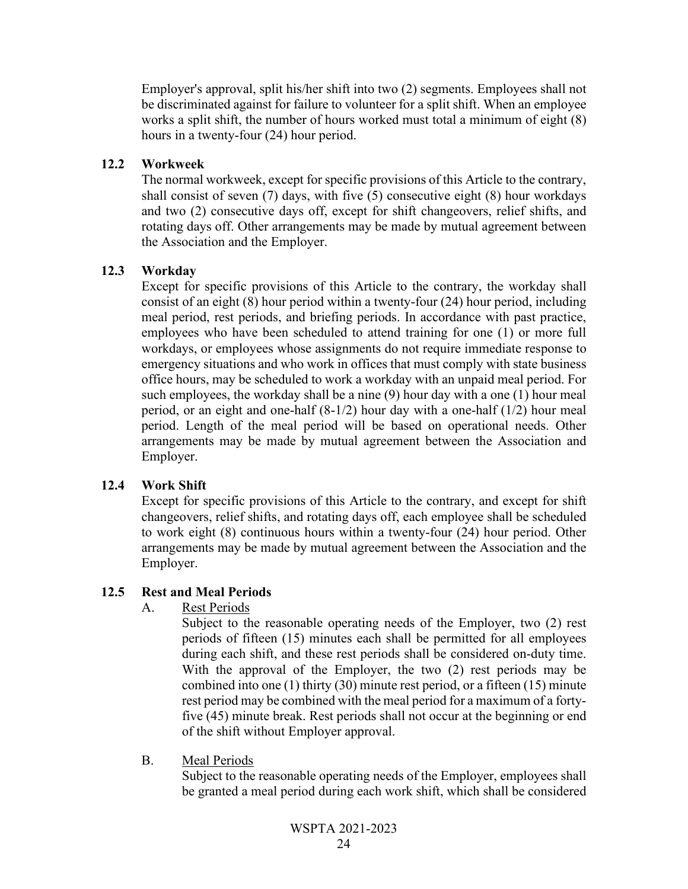Employer's approval, split his/her shift into two (2) segments. Employees shall not be discriminated against for failure to volunteer for a split shift. When an employee works a split shift, the number of hours worked must total a minimum of eight (8) hours in a twenty-four (24) hour period.

### 12.2 Workweek

The normal workweek, except for specific provisions of this Article to the contrary, shall consist of seven (7) days, with five (5) consecutive eight (8) hour workdays and two (2) consecutive days off, except for shift changeovers, relief shifts, and rotating days off. Other arrangements may be made by mutual agreement between the Association and the Employer.

### 12.3 Workday

Except for specific provisions of this Article to the contrary, the workday shall consist of an eight (8) hour period within a twenty-four (24) hour period, including meal period, rest periods, and briefing periods. In accordance with past practice, employees who have been scheduled to attend training for one (1) or more full workdays, or employees whose assignments do not require immediate response to emergency situations and who work in offices that must comply with state business office hours, may be scheduled to work a workday with an unpaid meal period. For such employees, the workday shall be a nine (9) hour day with a one (1) hour meal period, or an eight and one-half (8-1/2) hour day with a one-half (1/2) hour meal period. Length of the meal period will be based on operational needs. Other arrangements may be made by mutual agreement between the Association and Employer.

### 12.4 Work Shift

Except for specific provisions of this Article to the contrary, and except for shift changeovers, relief shifts, and rotating days off, each employee shall be scheduled to work eight (8) continuous hours within a twenty-four (24) hour period. Other arrangements may be made by mutual agreement between the Association and the Employer.

### 12.5 Rest and Meal Periods

A. <u>Rest Periods</u>

Subject to the reasonable operating needs of the Employer, two (2) rest periods of fifteen (15) minutes each shall be permitted for all employees during each shift, and these rest periods shall be considered on-duty time. With the approval of the Employer, the two (2) rest periods may be combined into one (1) thirty (30) minute rest period, or a fifteen (15) minute rest period may be combined with the meal period for a maximum of a forty-five (45) minute break. Rest periods shall not occur at the beginning or end of the shift without Employer approval.

B. <u>Meal Periods</u>

Subject to the reasonable operating needs of the Employer, employees shall be granted a meal period during each work shift, which shall be considered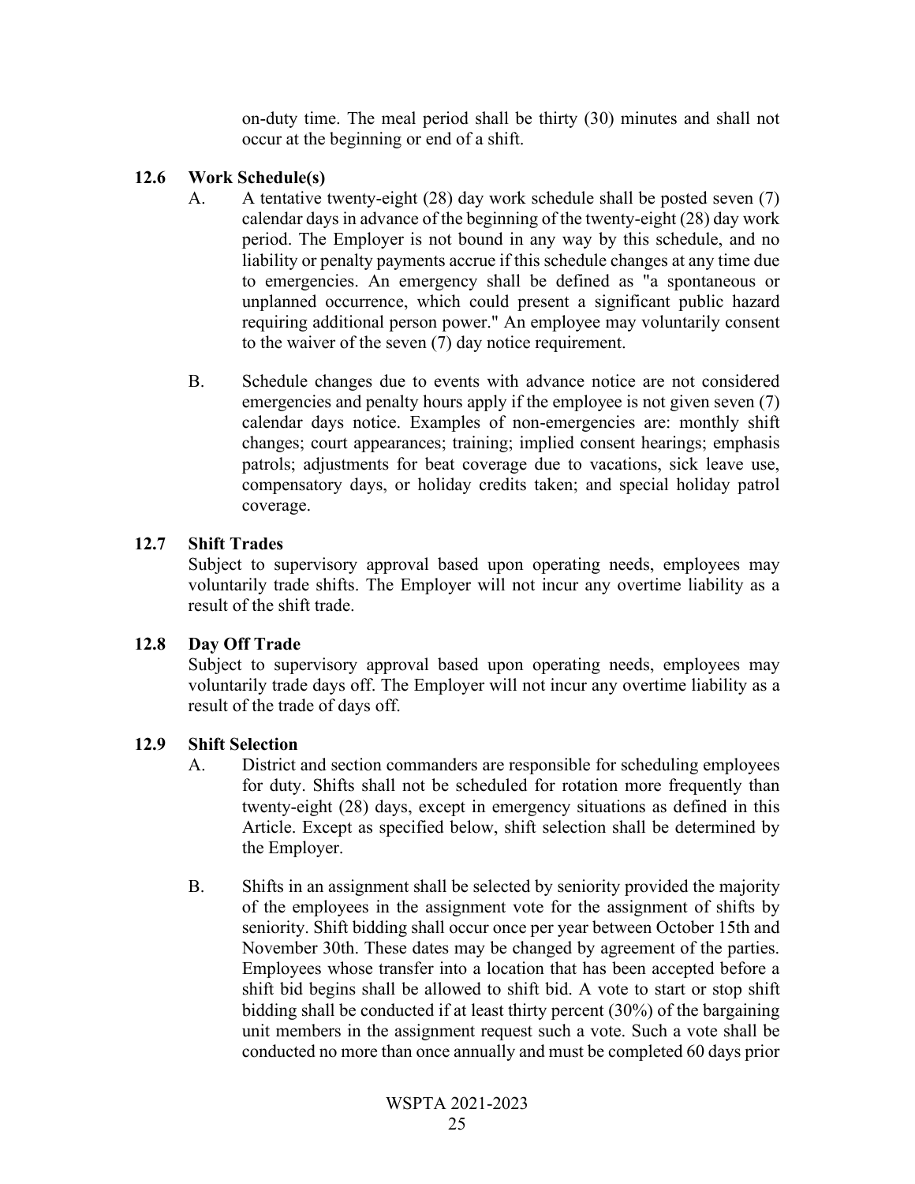on-duty time. The meal period shall be thirty (30) minutes and shall not occur at the beginning or end of a shift.

### 12.6 Work Schedule(s)

A. A tentative twenty-eight (28) day work schedule shall be posted seven (7) calendar days in advance of the beginning of the twenty-eight (28) day work period. The Employer is not bound in any way by this schedule, and no liability or penalty payments accrue if this schedule changes at any time due to emergencies. An emergency shall be defined as "a spontaneous or unplanned occurrence, which could present a significant public hazard requiring additional person power." An employee may voluntarily consent to the waiver of the seven (7) day notice requirement.

B. Schedule changes due to events with advance notice are not considered emergencies and penalty hours apply if the employee is not given seven (7) calendar days notice. Examples of non-emergencies are: monthly shift changes; court appearances; training; implied consent hearings; emphasis patrols; adjustments for beat coverage due to vacations, sick leave use, compensatory days, or holiday credits taken; and special holiday patrol coverage.

### 12.7 Shift Trades

Subject to supervisory approval based upon operating needs, employees may voluntarily trade shifts. The Employer will not incur any overtime liability as a result of the shift trade.

### 12.8 Day Off Trade

Subject to supervisory approval based upon operating needs, employees may voluntarily trade days off. The Employer will not incur any overtime liability as a result of the trade of days off.

### 12.9 Shift Selection

A. District and section commanders are responsible for scheduling employees for duty. Shifts shall not be scheduled for rotation more frequently than twenty-eight (28) days, except in emergency situations as defined in this Article. Except as specified below, shift selection shall be determined by the Employer.

B. Shifts in an assignment shall be selected by seniority provided the majority of the employees in the assignment vote for the assignment of shifts by seniority. Shift bidding shall occur once per year between October 15th and November 30th. These dates may be changed by agreement of the parties. Employees whose transfer into a location that has been accepted before a shift bid begins shall be allowed to shift bid. A vote to start or stop shift bidding shall be conducted if at least thirty percent (30%) of the bargaining unit members in the assignment request such a vote. Such a vote shall be conducted no more than once annually and must be completed 60 days prior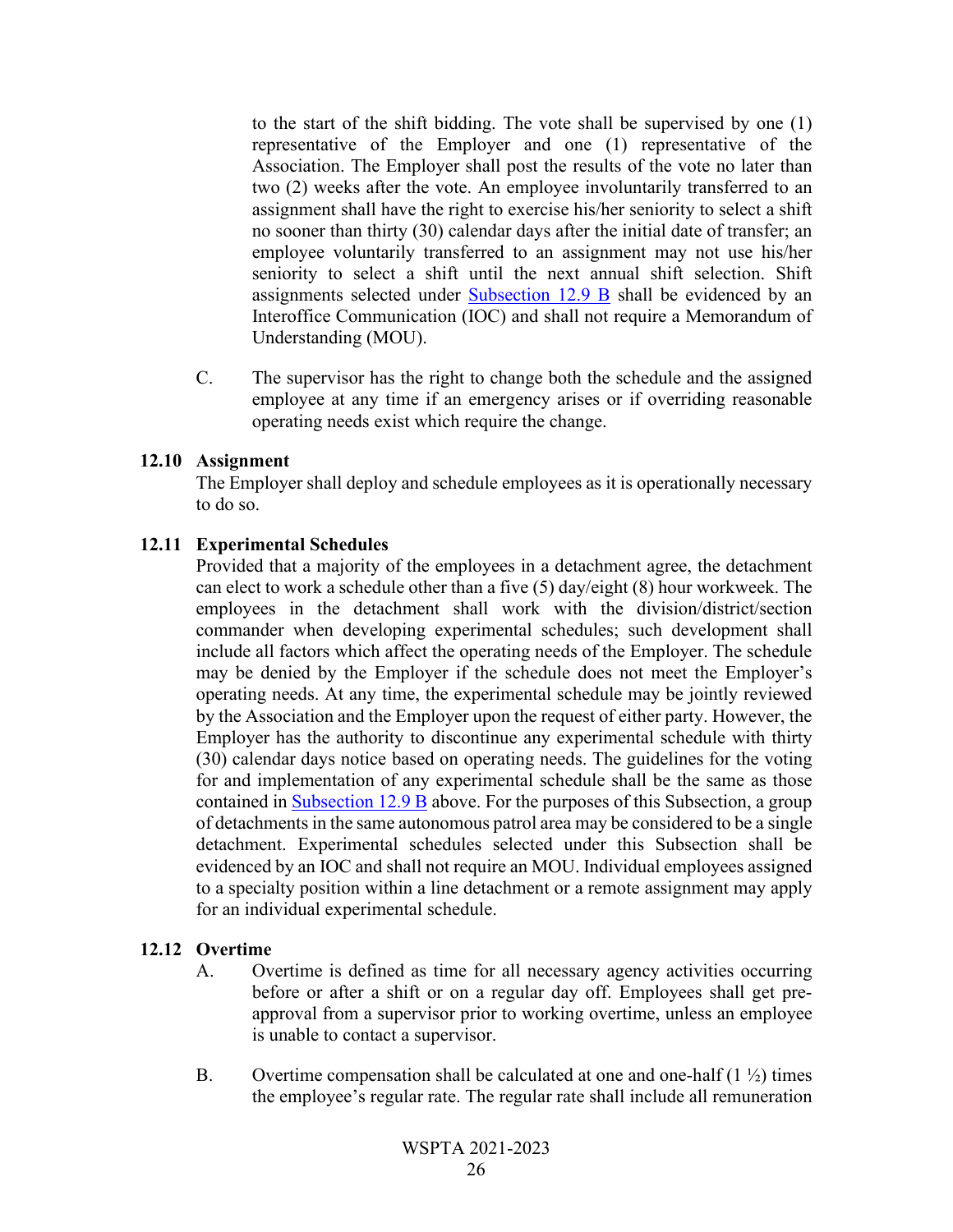to the start of the shift bidding. The vote shall be supervised by one (1) representative of the Employer and one (1) representative of the Association. The Employer shall post the results of the vote no later than two (2) weeks after the vote. An employee involuntarily transferred to an assignment shall have the right to exercise his/her seniority to select a shift no sooner than thirty (30) calendar days after the initial date of transfer; an employee voluntarily transferred to an assignment may not use his/her seniority to select a shift until the next annual shift selection. Shift assignments selected under Subsection 12.9 B shall be evidenced by an Interoffice Communication (IOC) and shall not require a Memorandum of Understanding (MOU).

C. The supervisor has the right to change both the schedule and the assigned employee at any time if an emergency arises or if overriding reasonable operating needs exist which require the change.

**12.10 Assignment**

The Employer shall deploy and schedule employees as it is operationally necessary to do so.

**12.11 Experimental Schedules**

Provided that a majority of the employees in a detachment agree, the detachment can elect to work a schedule other than a five (5) day/eight (8) hour workweek. The employees in the detachment shall work with the division/district/section commander when developing experimental schedules; such development shall include all factors which affect the operating needs of the Employer. The schedule may be denied by the Employer if the schedule does not meet the Employer's operating needs. At any time, the experimental schedule may be jointly reviewed by the Association and the Employer upon the request of either party. However, the Employer has the authority to discontinue any experimental schedule with thirty (30) calendar days notice based on operating needs. The guidelines for the voting for and implementation of any experimental schedule shall be the same as those contained in Subsection 12.9 B above. For the purposes of this Subsection, a group of detachments in the same autonomous patrol area may be considered to be a single detachment. Experimental schedules selected under this Subsection shall be evidenced by an IOC and shall not require an MOU. Individual employees assigned to a specialty position within a line detachment or a remote assignment may apply for an individual experimental schedule.

**12.12 Overtime**

A. Overtime is defined as time for all necessary agency activities occurring before or after a shift or on a regular day off. Employees shall get pre-approval from a supervisor prior to working overtime, unless an employee is unable to contact a supervisor.

B. Overtime compensation shall be calculated at one and one-half (1 ½) times the employee's regular rate. The regular rate shall include all remuneration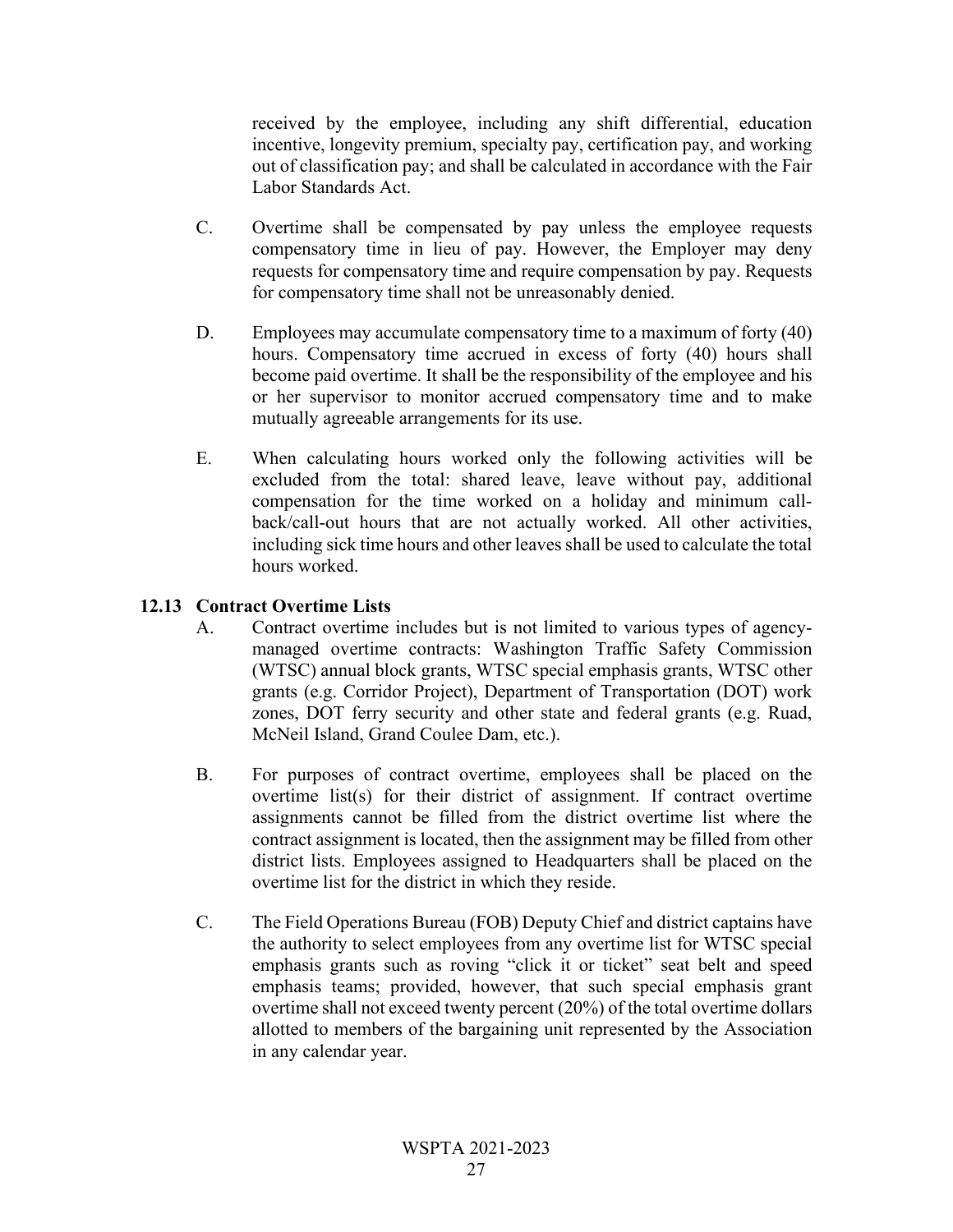received by the employee, including any shift differential, education incentive, longevity premium, specialty pay, certification pay, and working out of classification pay; and shall be calculated in accordance with the Fair Labor Standards Act.

C. Overtime shall be compensated by pay unless the employee requests compensatory time in lieu of pay. However, the Employer may deny requests for compensatory time and require compensation by pay. Requests for compensatory time shall not be unreasonably denied.

D. Employees may accumulate compensatory time to a maximum of forty (40) hours. Compensatory time accrued in excess of forty (40) hours shall become paid overtime. It shall be the responsibility of the employee and his or her supervisor to monitor accrued compensatory time and to make mutually agreeable arrangements for its use.

E. When calculating hours worked only the following activities will be excluded from the total: shared leave, leave without pay, additional compensation for the time worked on a holiday and minimum call-back/call-out hours that are not actually worked. All other activities, including sick time hours and other leaves shall be used to calculate the total hours worked.

### 12.13 Contract Overtime Lists

A. Contract overtime includes but is not limited to various types of agency-managed overtime contracts: Washington Traffic Safety Commission (WTSC) annual block grants, WTSC special emphasis grants, WTSC other grants (e.g. Corridor Project), Department of Transportation (DOT) work zones, DOT ferry security and other state and federal grants (e.g. Ruad, McNeil Island, Grand Coulee Dam, etc.).

B. For purposes of contract overtime, employees shall be placed on the overtime list(s) for their district of assignment. If contract overtime assignments cannot be filled from the district overtime list where the contract assignment is located, then the assignment may be filled from other district lists. Employees assigned to Headquarters shall be placed on the overtime list for the district in which they reside.

C. The Field Operations Bureau (FOB) Deputy Chief and district captains have the authority to select employees from any overtime list for WTSC special emphasis grants such as roving "click it or ticket" seat belt and speed emphasis teams; provided, however, that such special emphasis grant overtime shall not exceed twenty percent (20%) of the total overtime dollars allotted to members of the bargaining unit represented by the Association in any calendar year.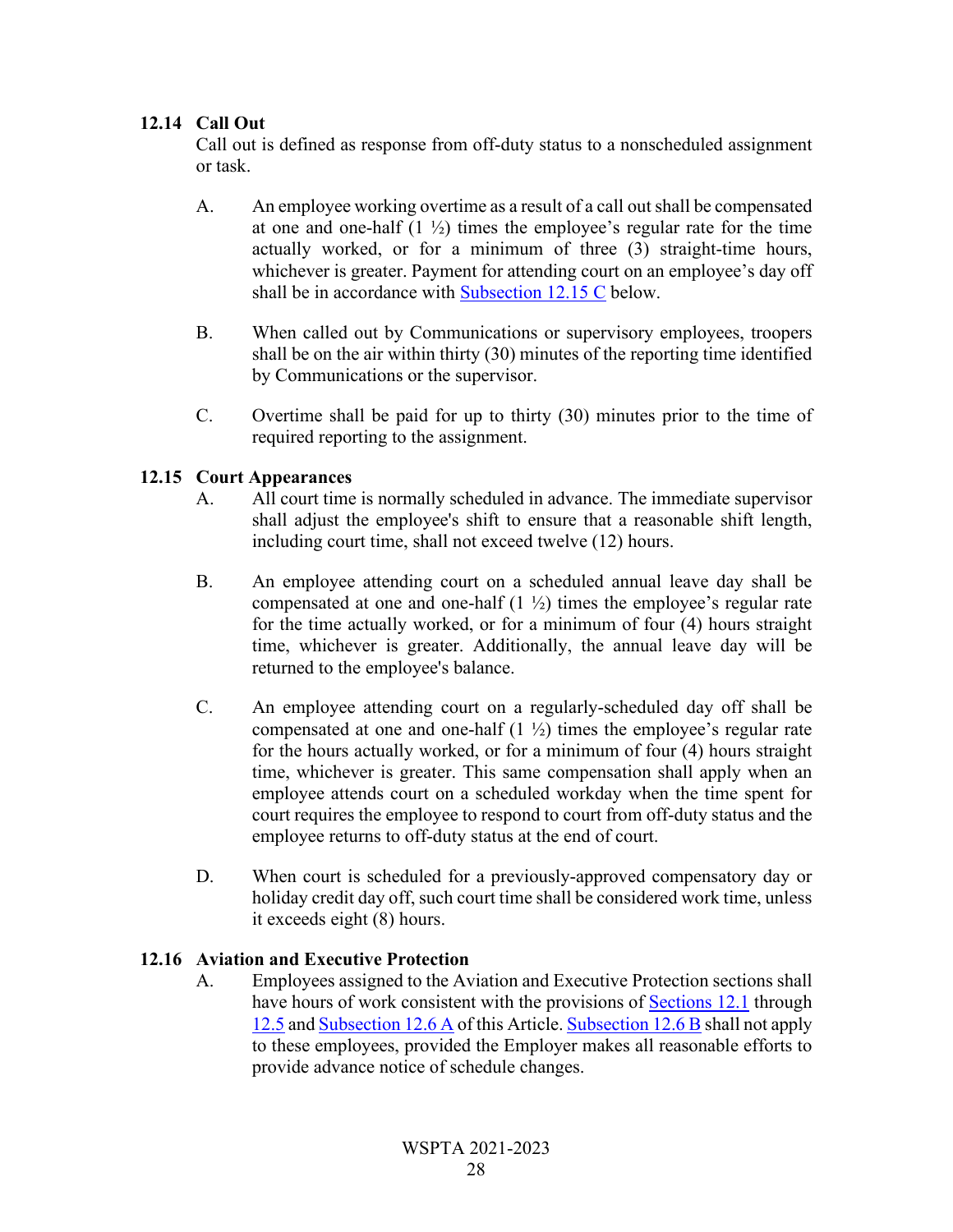### 12.14 Call Out

Call out is defined as response from off-duty status to a nonscheduled assignment or task.

A. An employee working overtime as a result of a call out shall be compensated at one and one-half (1 ½) times the employee's regular rate for the time actually worked, or for a minimum of three (3) straight-time hours, whichever is greater. Payment for attending court on an employee's day off shall be in accordance with Subsection 12.15 C below.

B. When called out by Communications or supervisory employees, troopers shall be on the air within thirty (30) minutes of the reporting time identified by Communications or the supervisor.

C. Overtime shall be paid for up to thirty (30) minutes prior to the time of required reporting to the assignment.

### 12.15 Court Appearances

A. All court time is normally scheduled in advance. The immediate supervisor shall adjust the employee's shift to ensure that a reasonable shift length, including court time, shall not exceed twelve (12) hours.

B. An employee attending court on a scheduled annual leave day shall be compensated at one and one-half (1 ½) times the employee's regular rate for the time actually worked, or for a minimum of four (4) hours straight time, whichever is greater. Additionally, the annual leave day will be returned to the employee's balance.

C. An employee attending court on a regularly-scheduled day off shall be compensated at one and one-half (1 ½) times the employee's regular rate for the hours actually worked, or for a minimum of four (4) hours straight time, whichever is greater. This same compensation shall apply when an employee attends court on a scheduled workday when the time spent for court requires the employee to respond to court from off-duty status and the employee returns to off-duty status at the end of court.

D. When court is scheduled for a previously-approved compensatory day or holiday credit day off, such court time shall be considered work time, unless it exceeds eight (8) hours.

### 12.16 Aviation and Executive Protection

A. Employees assigned to the Aviation and Executive Protection sections shall have hours of work consistent with the provisions of Sections 12.1 through 12.5 and Subsection 12.6 A of this Article. Subsection 12.6 B shall not apply to these employees, provided the Employer makes all reasonable efforts to provide advance notice of schedule changes.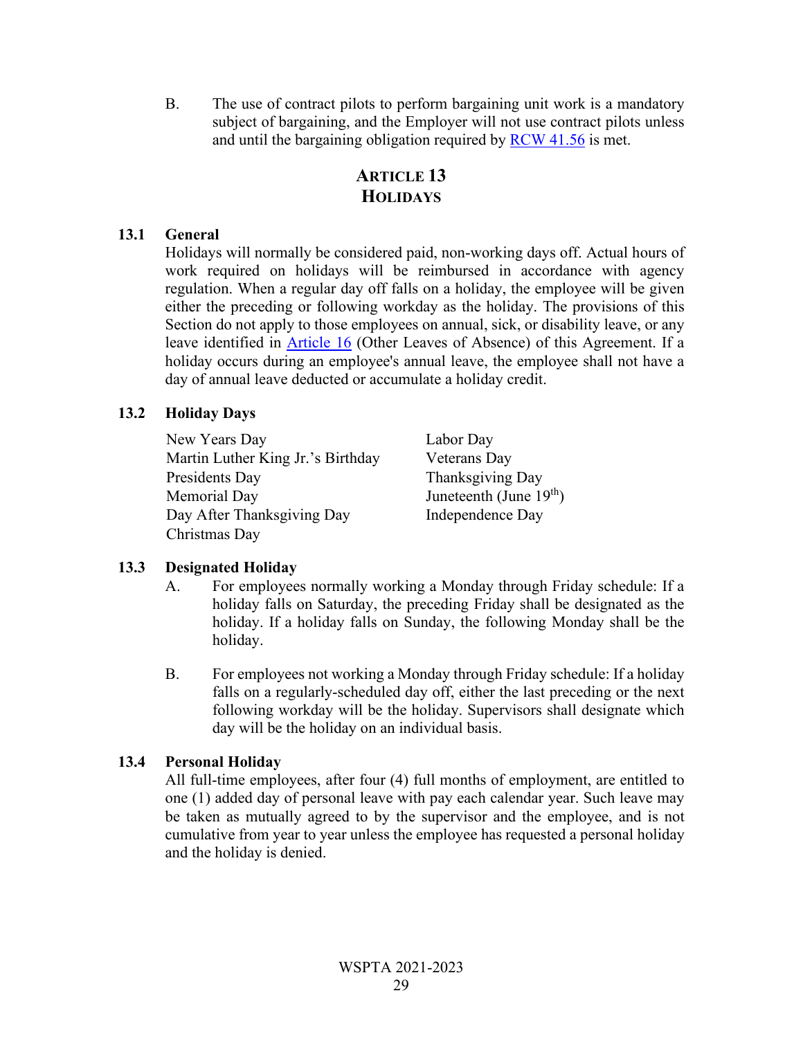B. The use of contract pilots to perform bargaining unit work is a mandatory subject of bargaining, and the Employer will not use contract pilots unless and until the bargaining obligation required by RCW 41.56 is met.

# ARTICLE 13
# HOLIDAYS

## 13.1 General

Holidays will normally be considered paid, non-working days off. Actual hours of work required on holidays will be reimbursed in accordance with agency regulation. When a regular day off falls on a holiday, the employee will be given either the preceding or following workday as the holiday. The provisions of this Section do not apply to those employees on annual, sick, or disability leave, or any leave identified in Article 16 (Other Leaves of Absence) of this Agreement. If a holiday occurs during an employee's annual leave, the employee shall not have a day of annual leave deducted or accumulate a holiday credit.

## 13.2 Holiday Days

- New Years Day
- Martin Luther King Jr.'s Birthday
- Presidents Day
- Memorial Day
- Day After Thanksgiving Day
- Christmas Day
- Labor Day
- Veterans Day
- Thanksgiving Day
- Juneteenth (June 19th)
- Independence Day

## 13.3 Designated Holiday

A. For employees normally working a Monday through Friday schedule: If a holiday falls on Saturday, the preceding Friday shall be designated as the holiday. If a holiday falls on Sunday, the following Monday shall be the holiday.

B. For employees not working a Monday through Friday schedule: If a holiday falls on a regularly-scheduled day off, either the last preceding or the next following workday will be the holiday. Supervisors shall designate which day will be the holiday on an individual basis.

## 13.4 Personal Holiday

All full-time employees, after four (4) full months of employment, are entitled to one (1) added day of personal leave with pay each calendar year. Such leave may be taken as mutually agreed to by the supervisor and the employee, and is not cumulative from year to year unless the employee has requested a personal holiday and the holiday is denied.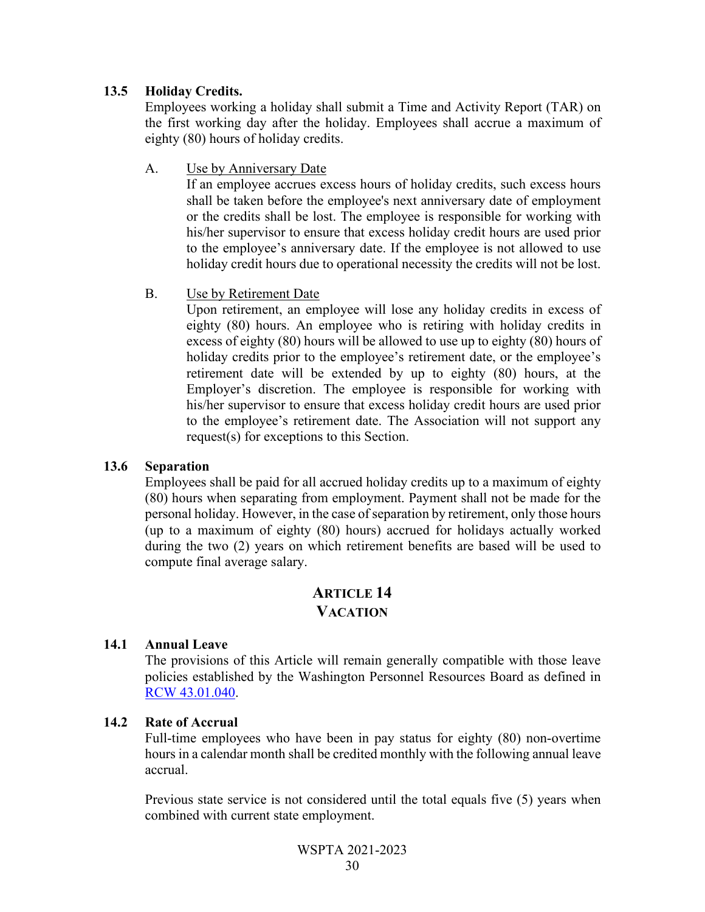**13.5 Holiday Credits.**

Employees working a holiday shall submit a Time and Activity Report (TAR) on the first working day after the holiday. Employees shall accrue a maximum of eighty (80) hours of holiday credits.

A. Use by Anniversary Date

If an employee accrues excess hours of holiday credits, such excess hours shall be taken before the employee's next anniversary date of employment or the credits shall be lost. The employee is responsible for working with his/her supervisor to ensure that excess holiday credit hours are used prior to the employee's anniversary date. If the employee is not allowed to use holiday credit hours due to operational necessity the credits will not be lost.

B. Use by Retirement Date

Upon retirement, an employee will lose any holiday credits in excess of eighty (80) hours. An employee who is retiring with holiday credits in excess of eighty (80) hours will be allowed to use up to eighty (80) hours of holiday credits prior to the employee's retirement date, or the employee's retirement date will be extended by up to eighty (80) hours, at the Employer's discretion. The employee is responsible for working with his/her supervisor to ensure that excess holiday credit hours are used prior to the employee's retirement date. The Association will not support any request(s) for exceptions to this Section.

**13.6 Separation**

Employees shall be paid for all accrued holiday credits up to a maximum of eighty (80) hours when separating from employment. Payment shall not be made for the personal holiday. However, in the case of separation by retirement, only those hours (up to a maximum of eighty (80) hours) accrued for holidays actually worked during the two (2) years on which retirement benefits are based will be used to compute final average salary.

## ARTICLE 14
## VACATION

**14.1 Annual Leave**

The provisions of this Article will remain generally compatible with those leave policies established by the Washington Personnel Resources Board as defined in RCW 43.01.040.

**14.2 Rate of Accrual**

Full-time employees who have been in pay status for eighty (80) non-overtime hours in a calendar month shall be credited monthly with the following annual leave accrual.

Previous state service is not considered until the total equals five (5) years when combined with current state employment.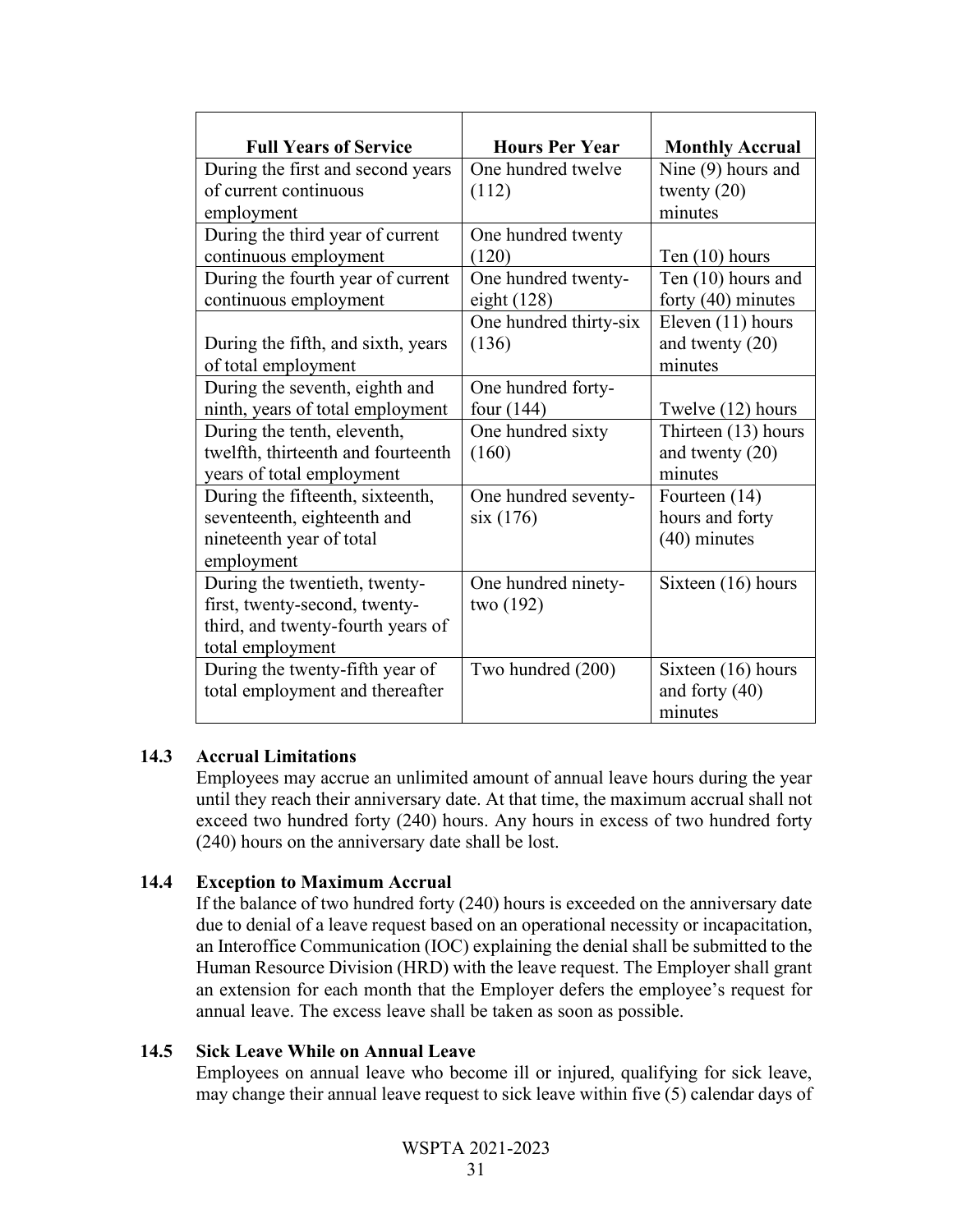| Full Years of Service | Hours Per Year | Monthly Accrual |
| --- | --- | --- |
| During the first and second years of current continuous employment | One hundred twelve (112) | Nine (9) hours and twenty (20) minutes |
| During the third year of current continuous employment | One hundred twenty (120) | Ten (10) hours |
| During the fourth year of current continuous employment | One hundred twenty-eight (128) | Ten (10) hours and forty (40) minutes |
| During the fifth, and sixth, years of total employment | One hundred thirty-six (136) | Eleven (11) hours and twenty (20) minutes |
| During the seventh, eighth and ninth, years of total employment | One hundred forty-four (144) | Twelve (12) hours |
| During the tenth, eleventh, twelfth, thirteenth and fourteenth years of total employment | One hundred sixty (160) | Thirteen (13) hours and twenty (20) minutes |
| During the fifteenth, sixteenth, seventeenth, eighteenth and nineteenth year of total employment | One hundred seventy-six (176) | Fourteen (14) hours and forty (40) minutes |
| During the twentieth, twenty-first, twenty-second, twenty-third, and twenty-fourth years of total employment | One hundred ninety-two (192) | Sixteen (16) hours |
| During the twenty-fifth year of total employment and thereafter | Two hundred (200) | Sixteen (16) hours and forty (40) minutes |

### 14.3 Accrual Limitations

Employees may accrue an unlimited amount of annual leave hours during the year until they reach their anniversary date. At that time, the maximum accrual shall not exceed two hundred forty (240) hours. Any hours in excess of two hundred forty (240) hours on the anniversary date shall be lost.

### 14.4 Exception to Maximum Accrual

If the balance of two hundred forty (240) hours is exceeded on the anniversary date due to denial of a leave request based on an operational necessity or incapacitation, an Interoffice Communication (IOC) explaining the denial shall be submitted to the Human Resource Division (HRD) with the leave request. The Employer shall grant an extension for each month that the Employer defers the employee's request for annual leave. The excess leave shall be taken as soon as possible.

### 14.5 Sick Leave While on Annual Leave

Employees on annual leave who become ill or injured, qualifying for sick leave, may change their annual leave request to sick leave within five (5) calendar days of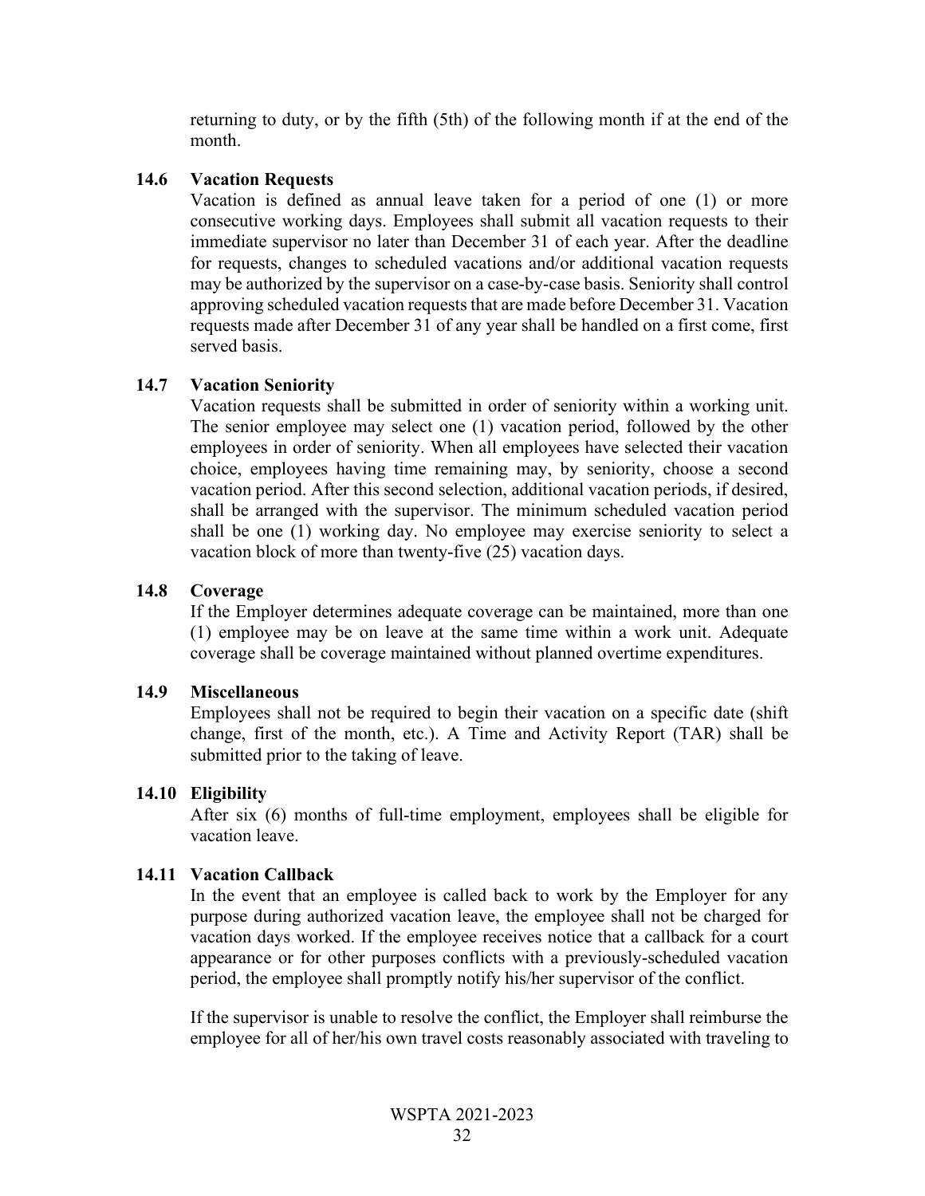returning to duty, or by the fifth (5th) of the following month if at the end of the month.

### 14.6 Vacation Requests

Vacation is defined as annual leave taken for a period of one (1) or more consecutive working days. Employees shall submit all vacation requests to their immediate supervisor no later than December 31 of each year. After the deadline for requests, changes to scheduled vacations and/or additional vacation requests may be authorized by the supervisor on a case-by-case basis. Seniority shall control approving scheduled vacation requests that are made before December 31. Vacation requests made after December 31 of any year shall be handled on a first come, first served basis.

### 14.7 Vacation Seniority

Vacation requests shall be submitted in order of seniority within a working unit. The senior employee may select one (1) vacation period, followed by the other employees in order of seniority. When all employees have selected their vacation choice, employees having time remaining may, by seniority, choose a second vacation period. After this second selection, additional vacation periods, if desired, shall be arranged with the supervisor. The minimum scheduled vacation period shall be one (1) working day. No employee may exercise seniority to select a vacation block of more than twenty-five (25) vacation days.

### 14.8 Coverage

If the Employer determines adequate coverage can be maintained, more than one (1) employee may be on leave at the same time within a work unit. Adequate coverage shall be coverage maintained without planned overtime expenditures.

### 14.9 Miscellaneous

Employees shall not be required to begin their vacation on a specific date (shift change, first of the month, etc.). A Time and Activity Report (TAR) shall be submitted prior to the taking of leave.

### 14.10 Eligibility

After six (6) months of full-time employment, employees shall be eligible for vacation leave.

### 14.11 Vacation Callback

In the event that an employee is called back to work by the Employer for any purpose during authorized vacation leave, the employee shall not be charged for vacation days worked. If the employee receives notice that a callback for a court appearance or for other purposes conflicts with a previously-scheduled vacation period, the employee shall promptly notify his/her supervisor of the conflict.

If the supervisor is unable to resolve the conflict, the Employer shall reimburse the employee for all of her/his own travel costs reasonably associated with traveling to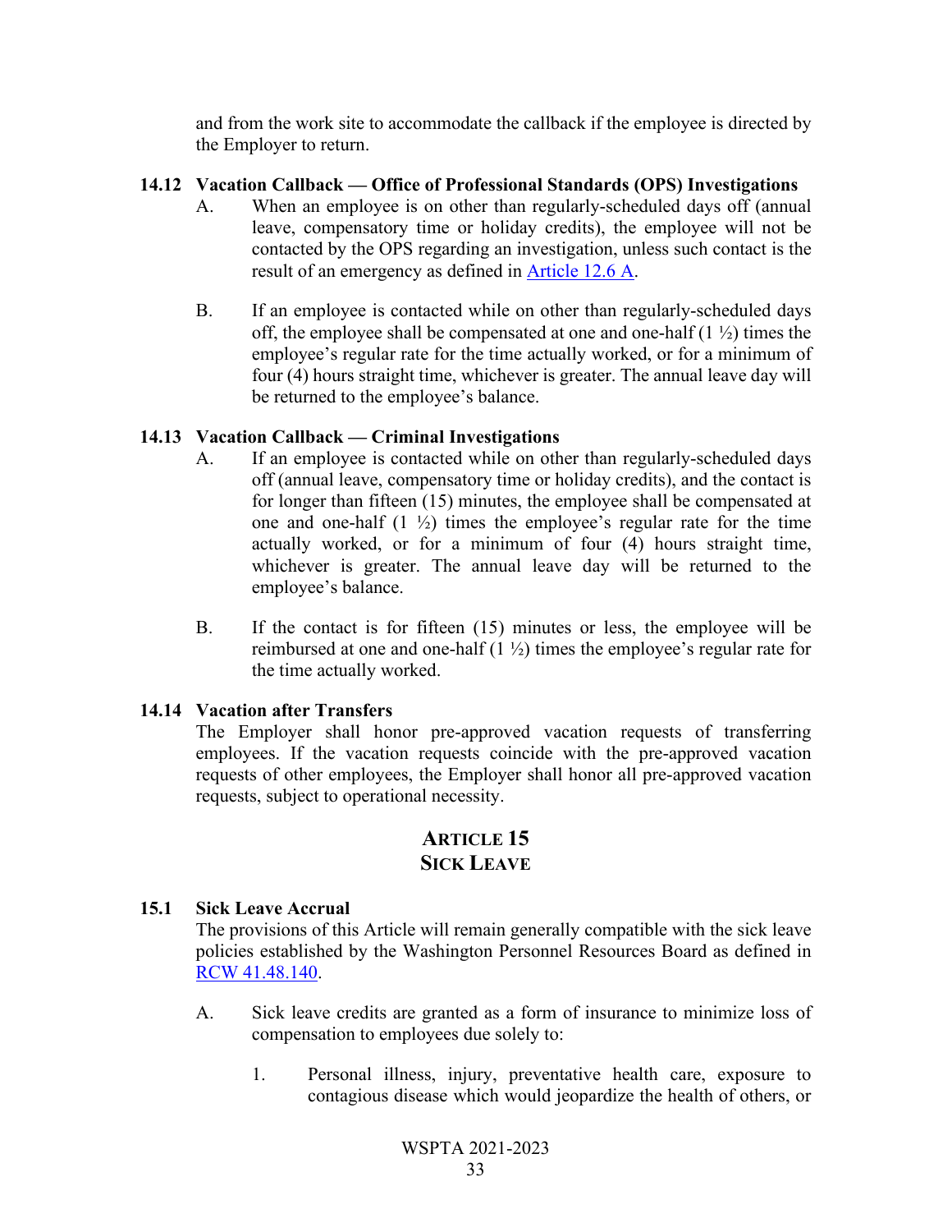and from the work site to accommodate the callback if the employee is directed by the Employer to return.

### 14.12 Vacation Callback — Office of Professional Standards (OPS) Investigations

A. When an employee is on other than regularly-scheduled days off (annual leave, compensatory time or holiday credits), the employee will not be contacted by the OPS regarding an investigation, unless such contact is the result of an emergency as defined in Article 12.6 A.

B. If an employee is contacted while on other than regularly-scheduled days off, the employee shall be compensated at one and one-half (1 ½) times the employee's regular rate for the time actually worked, or for a minimum of four (4) hours straight time, whichever is greater. The annual leave day will be returned to the employee's balance.

### 14.13 Vacation Callback — Criminal Investigations

A. If an employee is contacted while on other than regularly-scheduled days off (annual leave, compensatory time or holiday credits), and the contact is for longer than fifteen (15) minutes, the employee shall be compensated at one and one-half (1 ½) times the employee's regular rate for the time actually worked, or for a minimum of four (4) hours straight time, whichever is greater. The annual leave day will be returned to the employee's balance.

B. If the contact is for fifteen (15) minutes or less, the employee will be reimbursed at one and one-half (1 ½) times the employee's regular rate for the time actually worked.

### 14.14 Vacation after Transfers

The Employer shall honor pre-approved vacation requests of transferring employees. If the vacation requests coincide with the pre-approved vacation requests of other employees, the Employer shall honor all pre-approved vacation requests, subject to operational necessity.

## ARTICLE 15
## SICK LEAVE

### 15.1 Sick Leave Accrual

The provisions of this Article will remain generally compatible with the sick leave policies established by the Washington Personnel Resources Board as defined in RCW 41.48.140.

A. Sick leave credits are granted as a form of insurance to minimize loss of compensation to employees due solely to:

1. Personal illness, injury, preventative health care, exposure to contagious disease which would jeopardize the health of others, or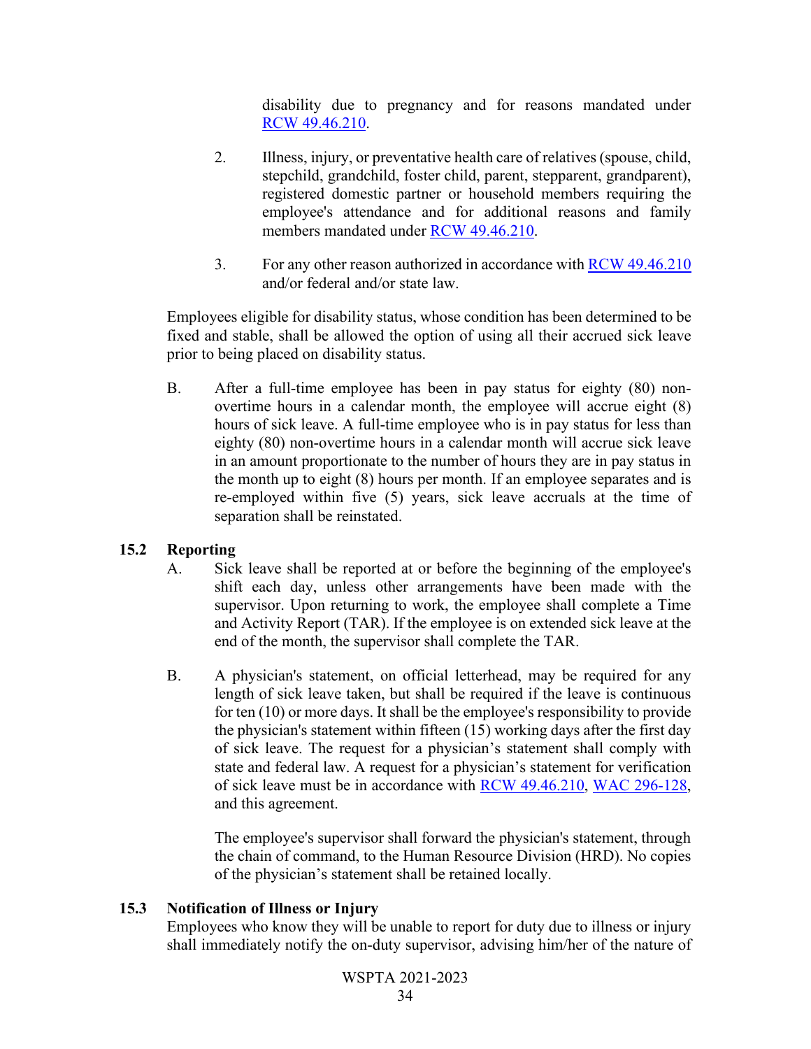disability due to pregnancy and for reasons mandated under RCW 49.46.210.

2. Illness, injury, or preventative health care of relatives (spouse, child, stepchild, grandchild, foster child, parent, stepparent, grandparent), registered domestic partner or household members requiring the employee's attendance and for additional reasons and family members mandated under RCW 49.46.210.

3. For any other reason authorized in accordance with RCW 49.46.210 and/or federal and/or state law.

Employees eligible for disability status, whose condition has been determined to be fixed and stable, shall be allowed the option of using all their accrued sick leave prior to being placed on disability status.

B. After a full-time employee has been in pay status for eighty (80) non-overtime hours in a calendar month, the employee will accrue eight (8) hours of sick leave. A full-time employee who is in pay status for less than eighty (80) non-overtime hours in a calendar month will accrue sick leave in an amount proportionate to the number of hours they are in pay status in the month up to eight (8) hours per month. If an employee separates and is re-employed within five (5) years, sick leave accruals at the time of separation shall be reinstated.

### 15.2 Reporting

A. Sick leave shall be reported at or before the beginning of the employee's shift each day, unless other arrangements have been made with the supervisor. Upon returning to work, the employee shall complete a Time and Activity Report (TAR). If the employee is on extended sick leave at the end of the month, the supervisor shall complete the TAR.

B. A physician's statement, on official letterhead, may be required for any length of sick leave taken, but shall be required if the leave is continuous for ten (10) or more days. It shall be the employee's responsibility to provide the physician's statement within fifteen (15) working days after the first day of sick leave. The request for a physician's statement shall comply with state and federal law. A request for a physician's statement for verification of sick leave must be in accordance with RCW 49.46.210, WAC 296-128, and this agreement.

The employee's supervisor shall forward the physician's statement, through the chain of command, to the Human Resource Division (HRD). No copies of the physician's statement shall be retained locally.

### 15.3 Notification of Illness or Injury

Employees who know they will be unable to report for duty due to illness or injury shall immediately notify the on-duty supervisor, advising him/her of the nature of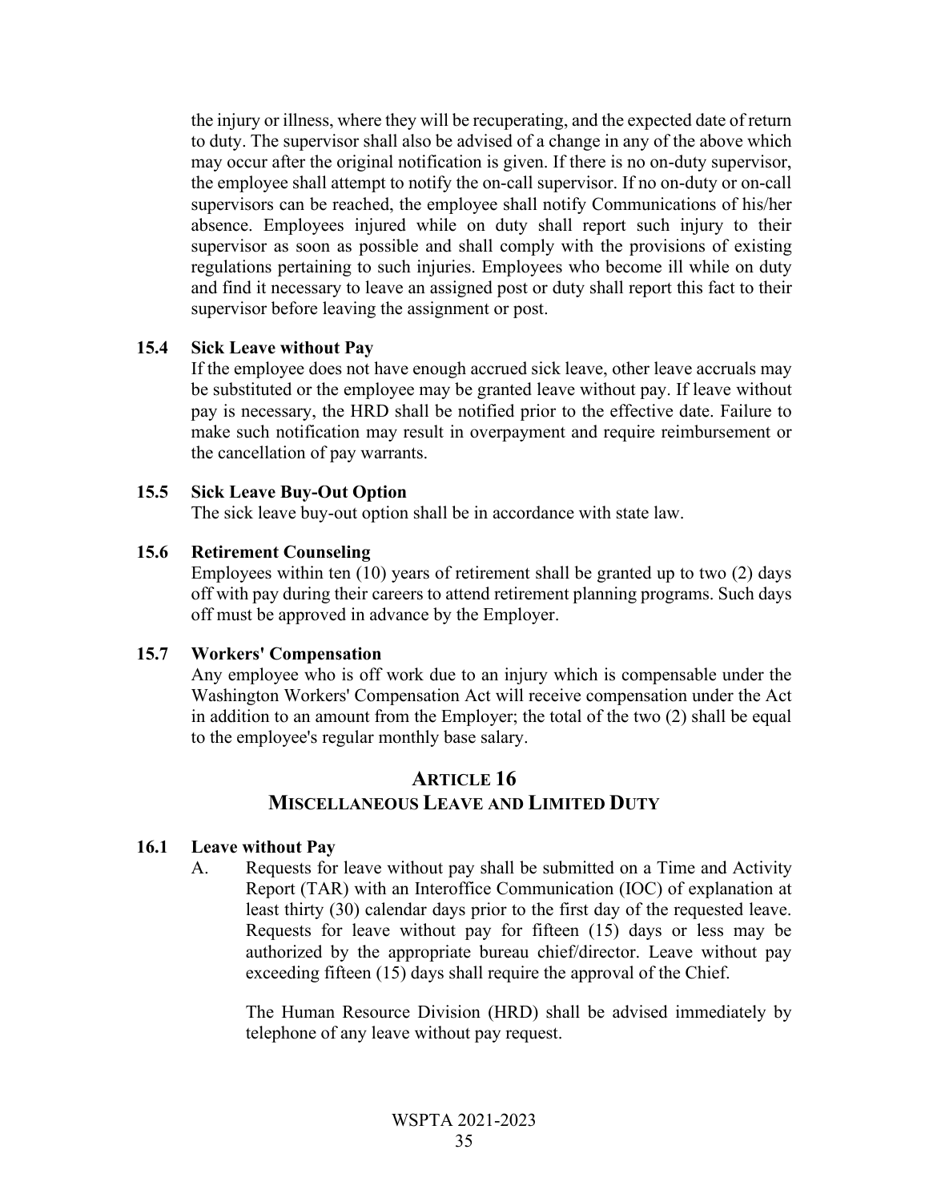the injury or illness, where they will be recuperating, and the expected date of return to duty. The supervisor shall also be advised of a change in any of the above which may occur after the original notification is given. If there is no on-duty supervisor, the employee shall attempt to notify the on-call supervisor. If no on-duty or on-call supervisors can be reached, the employee shall notify Communications of his/her absence. Employees injured while on duty shall report such injury to their supervisor as soon as possible and shall comply with the provisions of existing regulations pertaining to such injuries. Employees who become ill while on duty and find it necessary to leave an assigned post or duty shall report this fact to their supervisor before leaving the assignment or post.

### 15.4 Sick Leave without Pay

If the employee does not have enough accrued sick leave, other leave accruals may be substituted or the employee may be granted leave without pay. If leave without pay is necessary, the HRD shall be notified prior to the effective date. Failure to make such notification may result in overpayment and require reimbursement or the cancellation of pay warrants.

### 15.5 Sick Leave Buy-Out Option

The sick leave buy-out option shall be in accordance with state law.

### 15.6 Retirement Counseling

Employees within ten (10) years of retirement shall be granted up to two (2) days off with pay during their careers to attend retirement planning programs. Such days off must be approved in advance by the Employer.

### 15.7 Workers' Compensation

Any employee who is off work due to an injury which is compensable under the Washington Workers' Compensation Act will receive compensation under the Act in addition to an amount from the Employer; the total of the two (2) shall be equal to the employee's regular monthly base salary.

## ARTICLE 16
## MISCELLANEOUS LEAVE AND LIMITED DUTY

### 16.1 Leave without Pay

A. Requests for leave without pay shall be submitted on a Time and Activity Report (TAR) with an Interoffice Communication (IOC) of explanation at least thirty (30) calendar days prior to the first day of the requested leave. Requests for leave without pay for fifteen (15) days or less may be authorized by the appropriate bureau chief/director. Leave without pay exceeding fifteen (15) days shall require the approval of the Chief.

   The Human Resource Division (HRD) shall be advised immediately by telephone of any leave without pay request.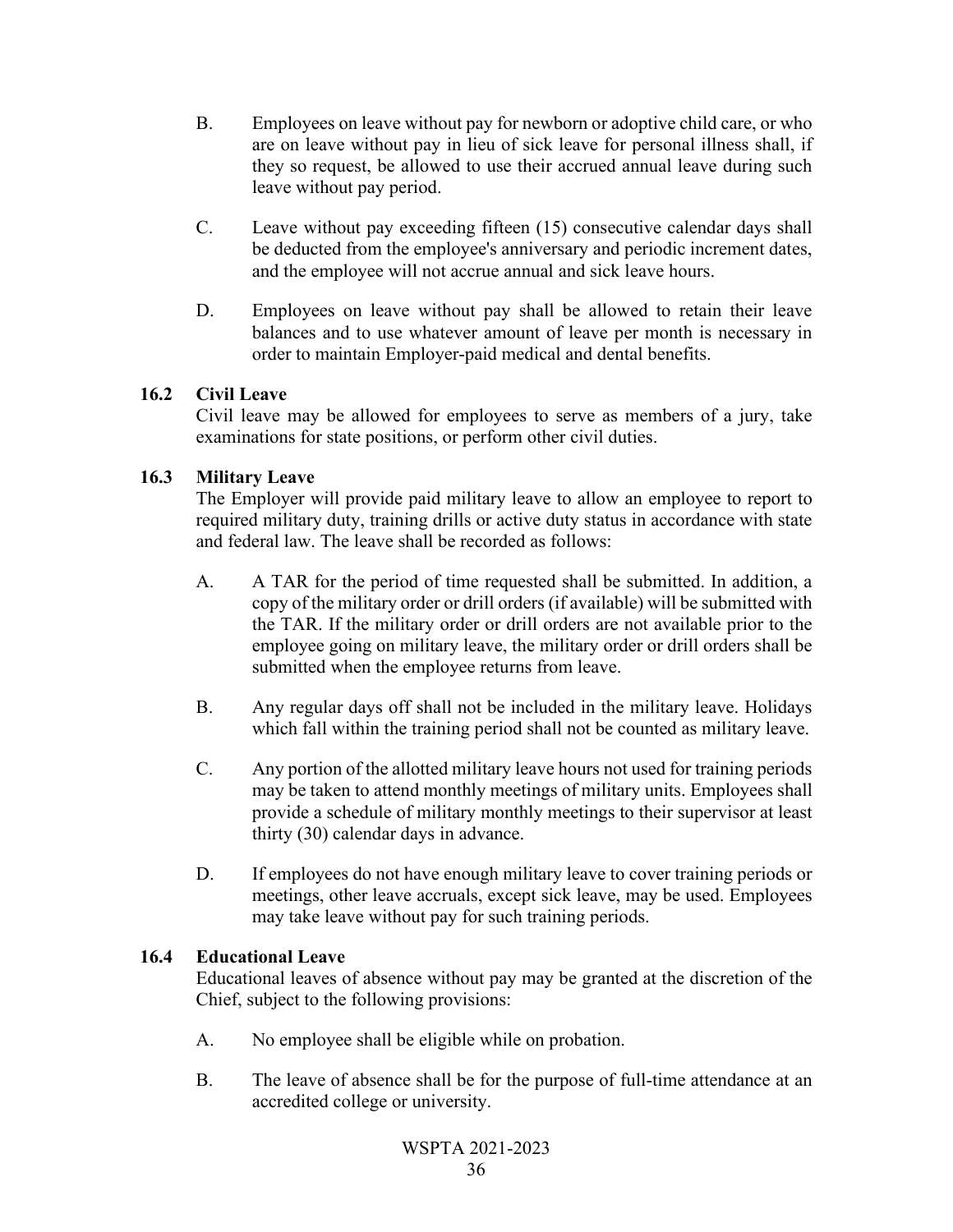B. Employees on leave without pay for newborn or adoptive child care, or who are on leave without pay in lieu of sick leave for personal illness shall, if they so request, be allowed to use their accrued annual leave during such leave without pay period.

C. Leave without pay exceeding fifteen (15) consecutive calendar days shall be deducted from the employee's anniversary and periodic increment dates, and the employee will not accrue annual and sick leave hours.

D. Employees on leave without pay shall be allowed to retain their leave balances and to use whatever amount of leave per month is necessary in order to maintain Employer-paid medical and dental benefits.

### 16.2 Civil Leave

Civil leave may be allowed for employees to serve as members of a jury, take examinations for state positions, or perform other civil duties.

### 16.3 Military Leave

The Employer will provide paid military leave to allow an employee to report to required military duty, training drills or active duty status in accordance with state and federal law. The leave shall be recorded as follows:

A. A TAR for the period of time requested shall be submitted. In addition, a copy of the military order or drill orders (if available) will be submitted with the TAR. If the military order or drill orders are not available prior to the employee going on military leave, the military order or drill orders shall be submitted when the employee returns from leave.

B. Any regular days off shall not be included in the military leave. Holidays which fall within the training period shall not be counted as military leave.

C. Any portion of the allotted military leave hours not used for training periods may be taken to attend monthly meetings of military units. Employees shall provide a schedule of military monthly meetings to their supervisor at least thirty (30) calendar days in advance.

D. If employees do not have enough military leave to cover training periods or meetings, other leave accruals, except sick leave, may be used. Employees may take leave without pay for such training periods.

### 16.4 Educational Leave

Educational leaves of absence without pay may be granted at the discretion of the Chief, subject to the following provisions:

A. No employee shall be eligible while on probation.

B. The leave of absence shall be for the purpose of full-time attendance at an accredited college or university.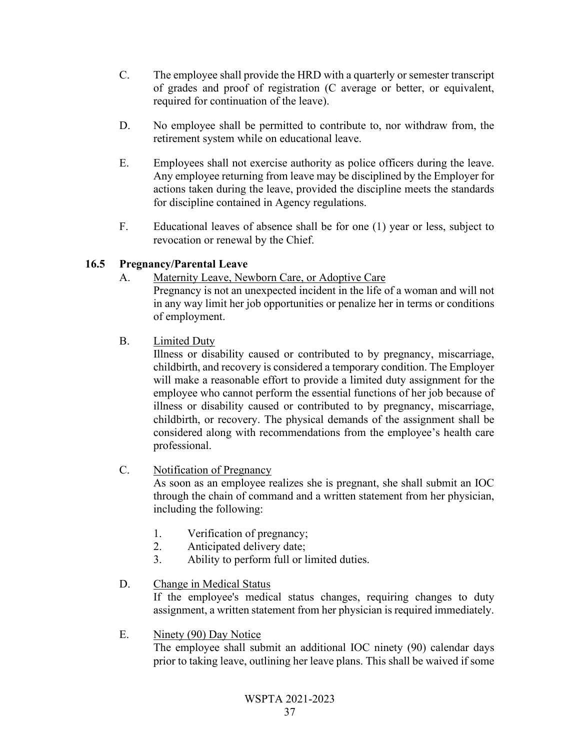C. The employee shall provide the HRD with a quarterly or semester transcript of grades and proof of registration (C average or better, or equivalent, required for continuation of the leave).

D. No employee shall be permitted to contribute to, nor withdraw from, the retirement system while on educational leave.

E. Employees shall not exercise authority as police officers during the leave. Any employee returning from leave may be disciplined by the Employer for actions taken during the leave, provided the discipline meets the standards for discipline contained in Agency regulations.

F. Educational leaves of absence shall be for one (1) year or less, subject to revocation or renewal by the Chief.

### 16.5 Pregnancy/Parental Leave

A. Maternity Leave, Newborn Care, or Adoptive Care

Pregnancy is not an unexpected incident in the life of a woman and will not in any way limit her job opportunities or penalize her in terms or conditions of employment.

B. Limited Duty

Illness or disability caused or contributed to by pregnancy, miscarriage, childbirth, and recovery is considered a temporary condition. The Employer will make a reasonable effort to provide a limited duty assignment for the employee who cannot perform the essential functions of her job because of illness or disability caused or contributed to by pregnancy, miscarriage, childbirth, or recovery. The physical demands of the assignment shall be considered along with recommendations from the employee's health care professional.

C. Notification of Pregnancy

As soon as an employee realizes she is pregnant, she shall submit an IOC through the chain of command and a written statement from her physician, including the following:

1. Verification of pregnancy;
2. Anticipated delivery date;
3. Ability to perform full or limited duties.

D. Change in Medical Status

If the employee's medical status changes, requiring changes to duty assignment, a written statement from her physician is required immediately.

E. Ninety (90) Day Notice

The employee shall submit an additional IOC ninety (90) calendar days prior to taking leave, outlining her leave plans. This shall be waived if some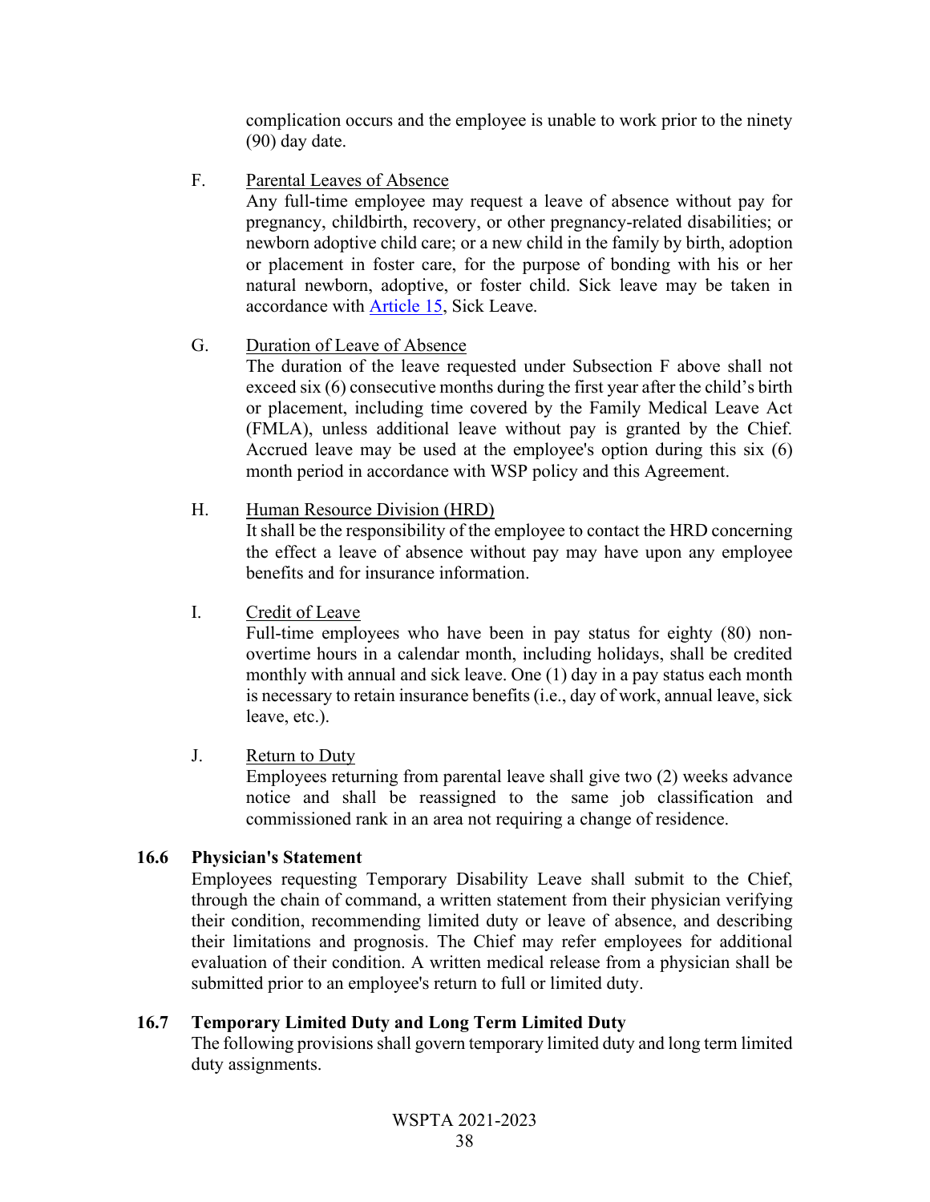complication occurs and the employee is unable to work prior to the ninety (90) day date.

F. Parental Leaves of Absence
Any full-time employee may request a leave of absence without pay for pregnancy, childbirth, recovery, or other pregnancy-related disabilities; or newborn adoptive child care; or a new child in the family by birth, adoption or placement in foster care, for the purpose of bonding with his or her natural newborn, adoptive, or foster child. Sick leave may be taken in accordance with Article 15, Sick Leave.

G. Duration of Leave of Absence
The duration of the leave requested under Subsection F above shall not exceed six (6) consecutive months during the first year after the child's birth or placement, including time covered by the Family Medical Leave Act (FMLA), unless additional leave without pay is granted by the Chief. Accrued leave may be used at the employee's option during this six (6) month period in accordance with WSP policy and this Agreement.

H. Human Resource Division (HRD)
It shall be the responsibility of the employee to contact the HRD concerning the effect a leave of absence without pay may have upon any employee benefits and for insurance information.

I. Credit of Leave
Full-time employees who have been in pay status for eighty (80) non-overtime hours in a calendar month, including holidays, shall be credited monthly with annual and sick leave. One (1) day in a pay status each month is necessary to retain insurance benefits (i.e., day of work, annual leave, sick leave, etc.).

J. Return to Duty
Employees returning from parental leave shall give two (2) weeks advance notice and shall be reassigned to the same job classification and commissioned rank in an area not requiring a change of residence.

### 16.6 Physician's Statement

Employees requesting Temporary Disability Leave shall submit to the Chief, through the chain of command, a written statement from their physician verifying their condition, recommending limited duty or leave of absence, and describing their limitations and prognosis. The Chief may refer employees for additional evaluation of their condition. A written medical release from a physician shall be submitted prior to an employee's return to full or limited duty.

### 16.7 Temporary Limited Duty and Long Term Limited Duty

The following provisions shall govern temporary limited duty and long term limited duty assignments.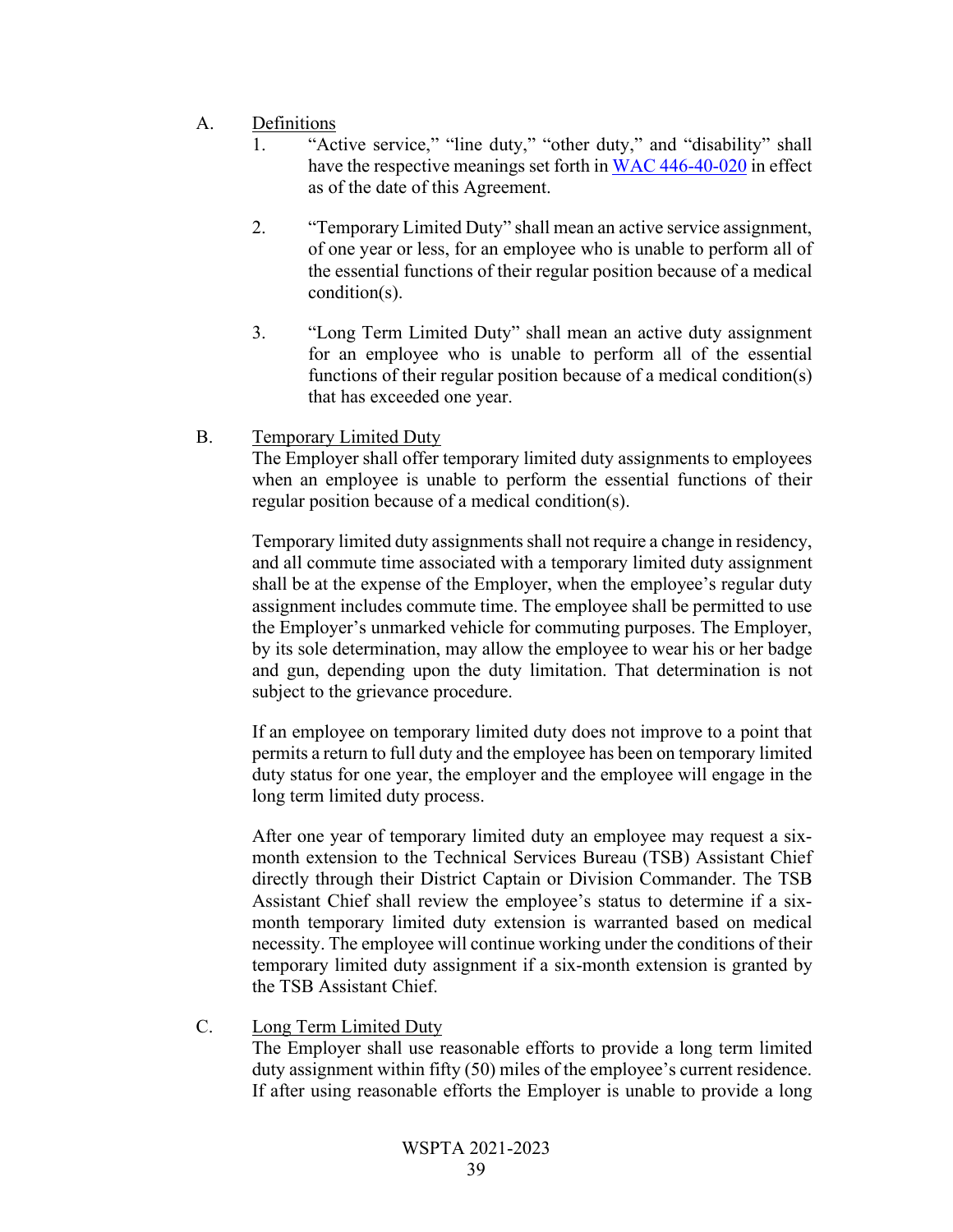A. Definitions

1. "Active service," "line duty," "other duty," and "disability" shall have the respective meanings set forth in [WAC 446-40-020] in effect as of the date of this Agreement.

2. "Temporary Limited Duty" shall mean an active service assignment, of one year or less, for an employee who is unable to perform all of the essential functions of their regular position because of a medical condition(s).

3. "Long Term Limited Duty" shall mean an active duty assignment for an employee who is unable to perform all of the essential functions of their regular position because of a medical condition(s) that has exceeded one year.

B. Temporary Limited Duty

The Employer shall offer temporary limited duty assignments to employees when an employee is unable to perform the essential functions of their regular position because of a medical condition(s).

Temporary limited duty assignments shall not require a change in residency, and all commute time associated with a temporary limited duty assignment shall be at the expense of the Employer, when the employee's regular duty assignment includes commute time. The employee shall be permitted to use the Employer's unmarked vehicle for commuting purposes. The Employer, by its sole determination, may allow the employee to wear his or her badge and gun, depending upon the duty limitation. That determination is not subject to the grievance procedure.

If an employee on temporary limited duty does not improve to a point that permits a return to full duty and the employee has been on temporary limited duty status for one year, the employer and the employee will engage in the long term limited duty process.

After one year of temporary limited duty an employee may request a six-month extension to the Technical Services Bureau (TSB) Assistant Chief directly through their District Captain or Division Commander. The TSB Assistant Chief shall review the employee's status to determine if a six-month temporary limited duty extension is warranted based on medical necessity. The employee will continue working under the conditions of their temporary limited duty assignment if a six-month extension is granted by the TSB Assistant Chief.

C. Long Term Limited Duty

The Employer shall use reasonable efforts to provide a long term limited duty assignment within fifty (50) miles of the employee's current residence. If after using reasonable efforts the Employer is unable to provide a long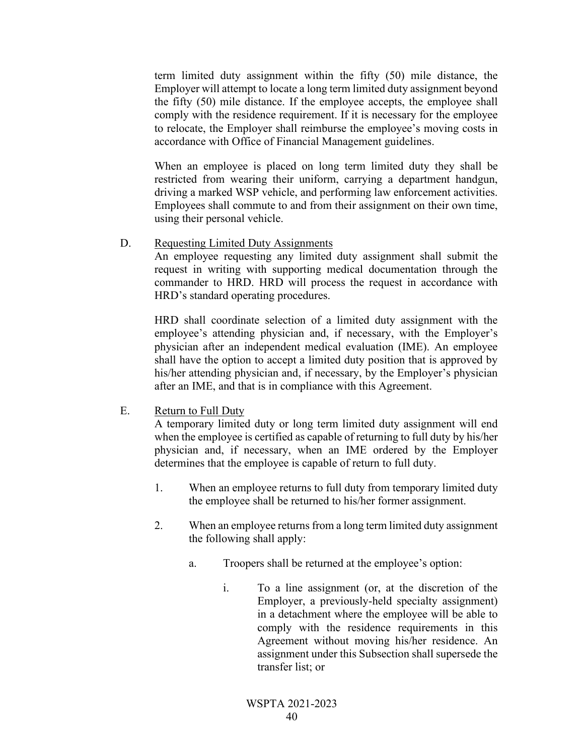term limited duty assignment within the fifty (50) mile distance, the Employer will attempt to locate a long term limited duty assignment beyond the fifty (50) mile distance. If the employee accepts, the employee shall comply with the residence requirement. If it is necessary for the employee to relocate, the Employer shall reimburse the employee's moving costs in accordance with Office of Financial Management guidelines.

When an employee is placed on long term limited duty they shall be restricted from wearing their uniform, carrying a department handgun, driving a marked WSP vehicle, and performing law enforcement activities. Employees shall commute to and from their assignment on their own time, using their personal vehicle.

D. Requesting Limited Duty Assignments

An employee requesting any limited duty assignment shall submit the request in writing with supporting medical documentation through the commander to HRD. HRD will process the request in accordance with HRD's standard operating procedures.

HRD shall coordinate selection of a limited duty assignment with the employee's attending physician and, if necessary, with the Employer's physician after an independent medical evaluation (IME). An employee shall have the option to accept a limited duty position that is approved by his/her attending physician and, if necessary, by the Employer's physician after an IME, and that is in compliance with this Agreement.

E. Return to Full Duty

A temporary limited duty or long term limited duty assignment will end when the employee is certified as capable of returning to full duty by his/her physician and, if necessary, when an IME ordered by the Employer determines that the employee is capable of return to full duty.

1. When an employee returns to full duty from temporary limited duty the employee shall be returned to his/her former assignment.

2. When an employee returns from a long term limited duty assignment the following shall apply:

   a. Troopers shall be returned at the employee's option:

      i. To a line assignment (or, at the discretion of the Employer, a previously-held specialty assignment) in a detachment where the employee will be able to comply with the residence requirements in this Agreement without moving his/her residence. An assignment under this Subsection shall supersede the transfer list; or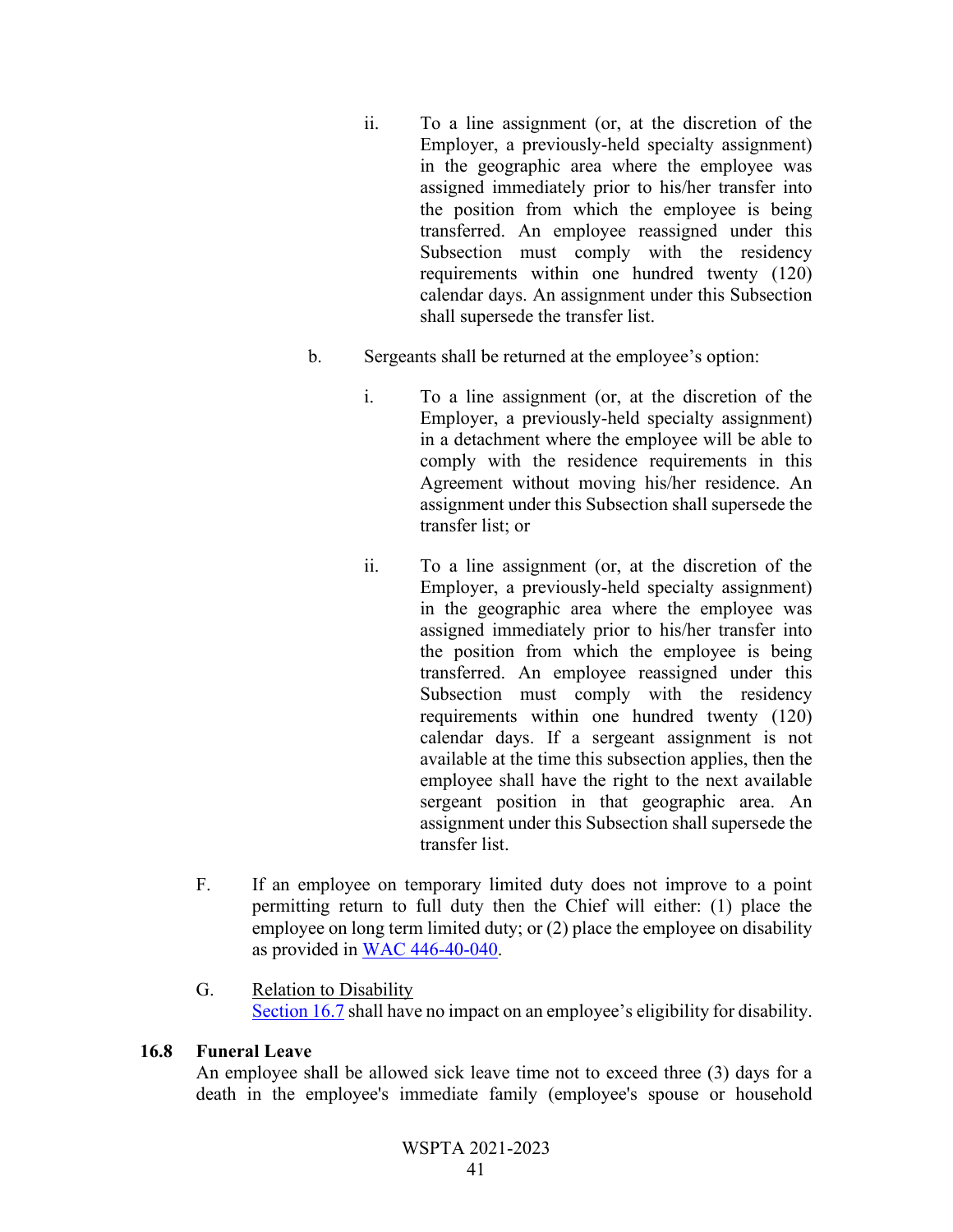ii. To a line assignment (or, at the discretion of the Employer, a previously-held specialty assignment) in the geographic area where the employee was assigned immediately prior to his/her transfer into the position from which the employee is being transferred. An employee reassigned under this Subsection must comply with the residency requirements within one hundred twenty (120) calendar days. An assignment under this Subsection shall supersede the transfer list.

b. Sergeants shall be returned at the employee's option:

i. To a line assignment (or, at the discretion of the Employer, a previously-held specialty assignment) in a detachment where the employee will be able to comply with the residence requirements in this Agreement without moving his/her residence. An assignment under this Subsection shall supersede the transfer list; or

ii. To a line assignment (or, at the discretion of the Employer, a previously-held specialty assignment) in the geographic area where the employee was assigned immediately prior to his/her transfer into the position from which the employee is being transferred. An employee reassigned under this Subsection must comply with the residency requirements within one hundred twenty (120) calendar days. If a sergeant assignment is not available at the time this subsection applies, then the employee shall have the right to the next available sergeant position in that geographic area. An assignment under this Subsection shall supersede the transfer list.

F. If an employee on temporary limited duty does not improve to a point permitting return to full duty then the Chief will either: (1) place the employee on long term limited duty; or (2) place the employee on disability as provided in WAC 446-40-040.

G. Relation to Disability
Section 16.7 shall have no impact on an employee's eligibility for disability.

**16.8 Funeral Leave**
An employee shall be allowed sick leave time not to exceed three (3) days for a death in the employee's immediate family (employee's spouse or household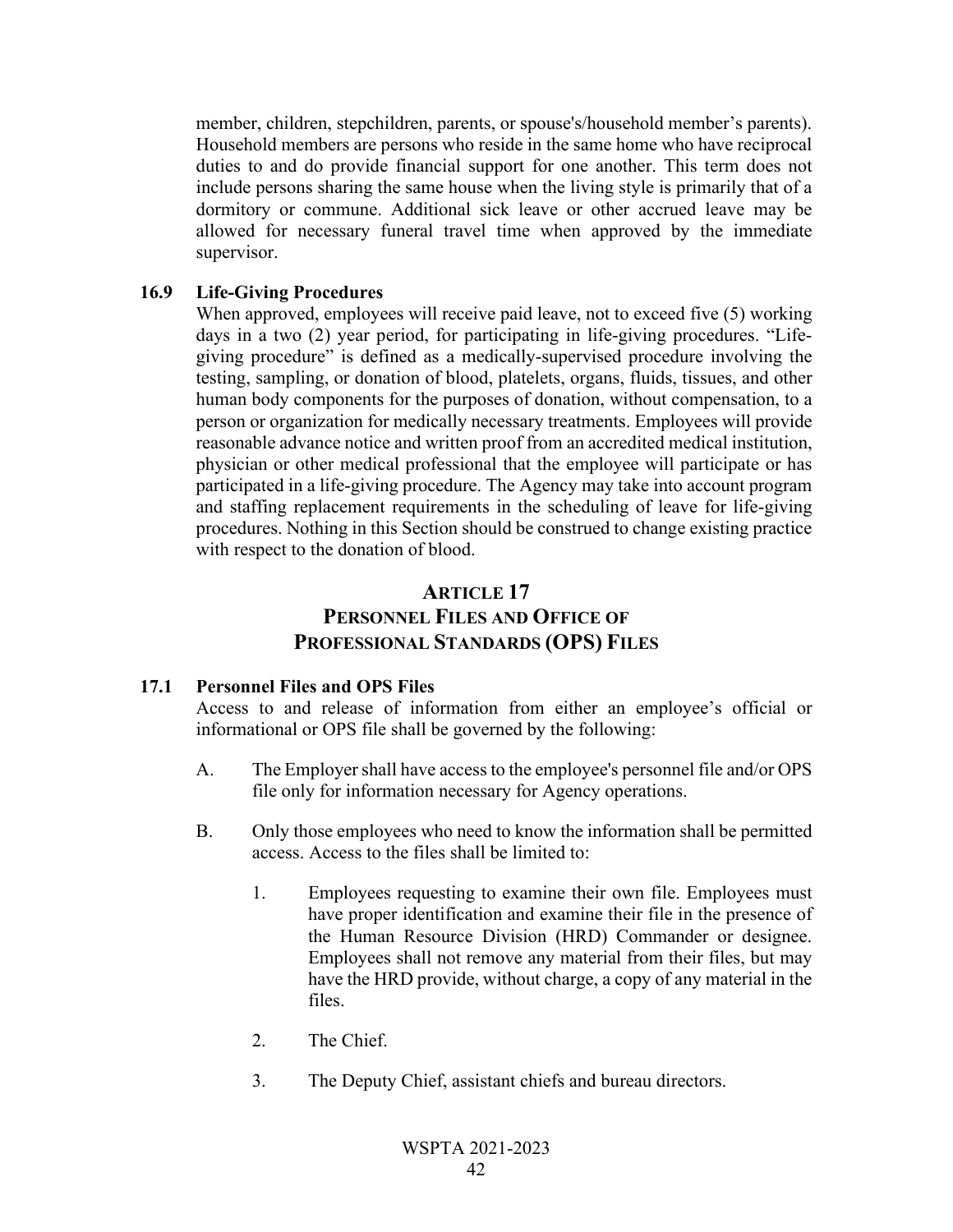member, children, stepchildren, parents, or spouse's/household member's parents). Household members are persons who reside in the same home who have reciprocal duties to and do provide financial support for one another. This term does not include persons sharing the same house when the living style is primarily that of a dormitory or commune. Additional sick leave or other accrued leave may be allowed for necessary funeral travel time when approved by the immediate supervisor.

### 16.9 Life-Giving Procedures

When approved, employees will receive paid leave, not to exceed five (5) working days in a two (2) year period, for participating in life-giving procedures. "Life-giving procedure" is defined as a medically-supervised procedure involving the testing, sampling, or donation of blood, platelets, organs, fluids, tissues, and other human body components for the purposes of donation, without compensation, to a person or organization for medically necessary treatments. Employees will provide reasonable advance notice and written proof from an accredited medical institution, physician or other medical professional that the employee will participate or has participated in a life-giving procedure. The Agency may take into account program and staffing replacement requirements in the scheduling of leave for life-giving procedures. Nothing in this Section should be construed to change existing practice with respect to the donation of blood.

## ARTICLE 17
## PERSONNEL FILES AND OFFICE OF PROFESSIONAL STANDARDS (OPS) FILES

### 17.1 Personnel Files and OPS Files

Access to and release of information from either an employee's official or informational or OPS file shall be governed by the following:

A. The Employer shall have access to the employee's personnel file and/or OPS file only for information necessary for Agency operations.

B. Only those employees who need to know the information shall be permitted access. Access to the files shall be limited to:

1. Employees requesting to examine their own file. Employees must have proper identification and examine their file in the presence of the Human Resource Division (HRD) Commander or designee. Employees shall not remove any material from their files, but may have the HRD provide, without charge, a copy of any material in the files.

2. The Chief.

3. The Deputy Chief, assistant chiefs and bureau directors.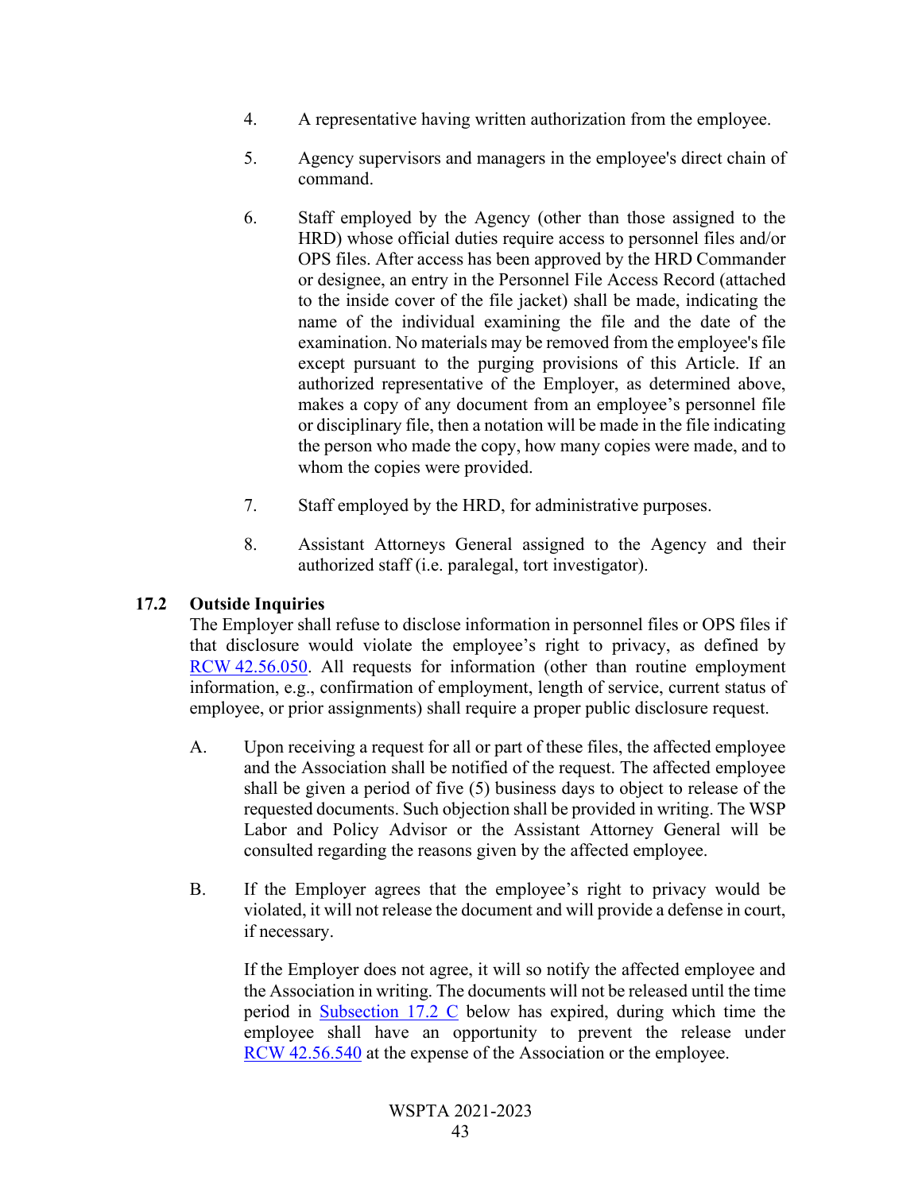4. A representative having written authorization from the employee.

5. Agency supervisors and managers in the employee's direct chain of command.

6. Staff employed by the Agency (other than those assigned to the HRD) whose official duties require access to personnel files and/or OPS files. After access has been approved by the HRD Commander or designee, an entry in the Personnel File Access Record (attached to the inside cover of the file jacket) shall be made, indicating the name of the individual examining the file and the date of the examination. No materials may be removed from the employee's file except pursuant to the purging provisions of this Article. If an authorized representative of the Employer, as determined above, makes a copy of any document from an employee's personnel file or disciplinary file, then a notation will be made in the file indicating the person who made the copy, how many copies were made, and to whom the copies were provided.

7. Staff employed by the HRD, for administrative purposes.

8. Assistant Attorneys General assigned to the Agency and their authorized staff (i.e. paralegal, tort investigator).

### 17.2 Outside Inquiries

The Employer shall refuse to disclose information in personnel files or OPS files if that disclosure would violate the employee's right to privacy, as defined by RCW 42.56.050. All requests for information (other than routine employment information, e.g., confirmation of employment, length of service, current status of employee, or prior assignments) shall require a proper public disclosure request.

A. Upon receiving a request for all or part of these files, the affected employee and the Association shall be notified of the request. The affected employee shall be given a period of five (5) business days to object to release of the requested documents. Such objection shall be provided in writing. The WSP Labor and Policy Advisor or the Assistant Attorney General will be consulted regarding the reasons given by the affected employee.

B. If the Employer agrees that the employee's right to privacy would be violated, it will not release the document and will provide a defense in court, if necessary.

   If the Employer does not agree, it will so notify the affected employee and the Association in writing. The documents will not be released until the time period in Subsection 17.2 C below has expired, during which time the employee shall have an opportunity to prevent the release under RCW 42.56.540 at the expense of the Association or the employee.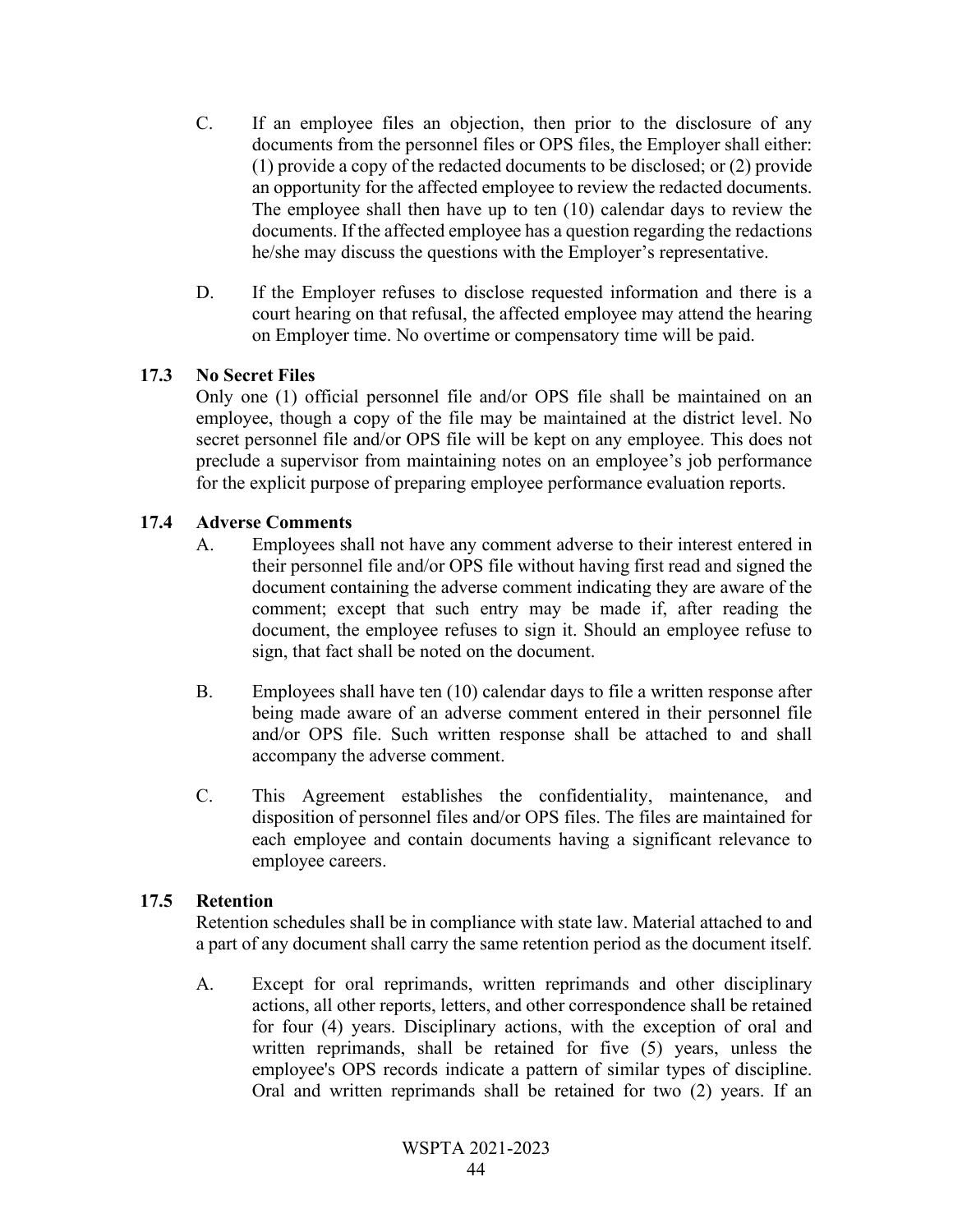C. If an employee files an objection, then prior to the disclosure of any documents from the personnel files or OPS files, the Employer shall either: (1) provide a copy of the redacted documents to be disclosed; or (2) provide an opportunity for the affected employee to review the redacted documents. The employee shall then have up to ten (10) calendar days to review the documents. If the affected employee has a question regarding the redactions he/she may discuss the questions with the Employer's representative.

D. If the Employer refuses to disclose requested information and there is a court hearing on that refusal, the affected employee may attend the hearing on Employer time. No overtime or compensatory time will be paid.

### 17.3 No Secret Files

Only one (1) official personnel file and/or OPS file shall be maintained on an employee, though a copy of the file may be maintained at the district level. No secret personnel file and/or OPS file will be kept on any employee. This does not preclude a supervisor from maintaining notes on an employee's job performance for the explicit purpose of preparing employee performance evaluation reports.

### 17.4 Adverse Comments

A. Employees shall not have any comment adverse to their interest entered in their personnel file and/or OPS file without having first read and signed the document containing the adverse comment indicating they are aware of the comment; except that such entry may be made if, after reading the document, the employee refuses to sign it. Should an employee refuse to sign, that fact shall be noted on the document.

B. Employees shall have ten (10) calendar days to file a written response after being made aware of an adverse comment entered in their personnel file and/or OPS file. Such written response shall be attached to and shall accompany the adverse comment.

C. This Agreement establishes the confidentiality, maintenance, and disposition of personnel files and/or OPS files. The files are maintained for each employee and contain documents having a significant relevance to employee careers.

### 17.5 Retention

Retention schedules shall be in compliance with state law. Material attached to and a part of any document shall carry the same retention period as the document itself.

A. Except for oral reprimands, written reprimands and other disciplinary actions, all other reports, letters, and other correspondence shall be retained for four (4) years. Disciplinary actions, with the exception of oral and written reprimands, shall be retained for five (5) years, unless the employee's OPS records indicate a pattern of similar types of discipline. Oral and written reprimands shall be retained for two (2) years. If an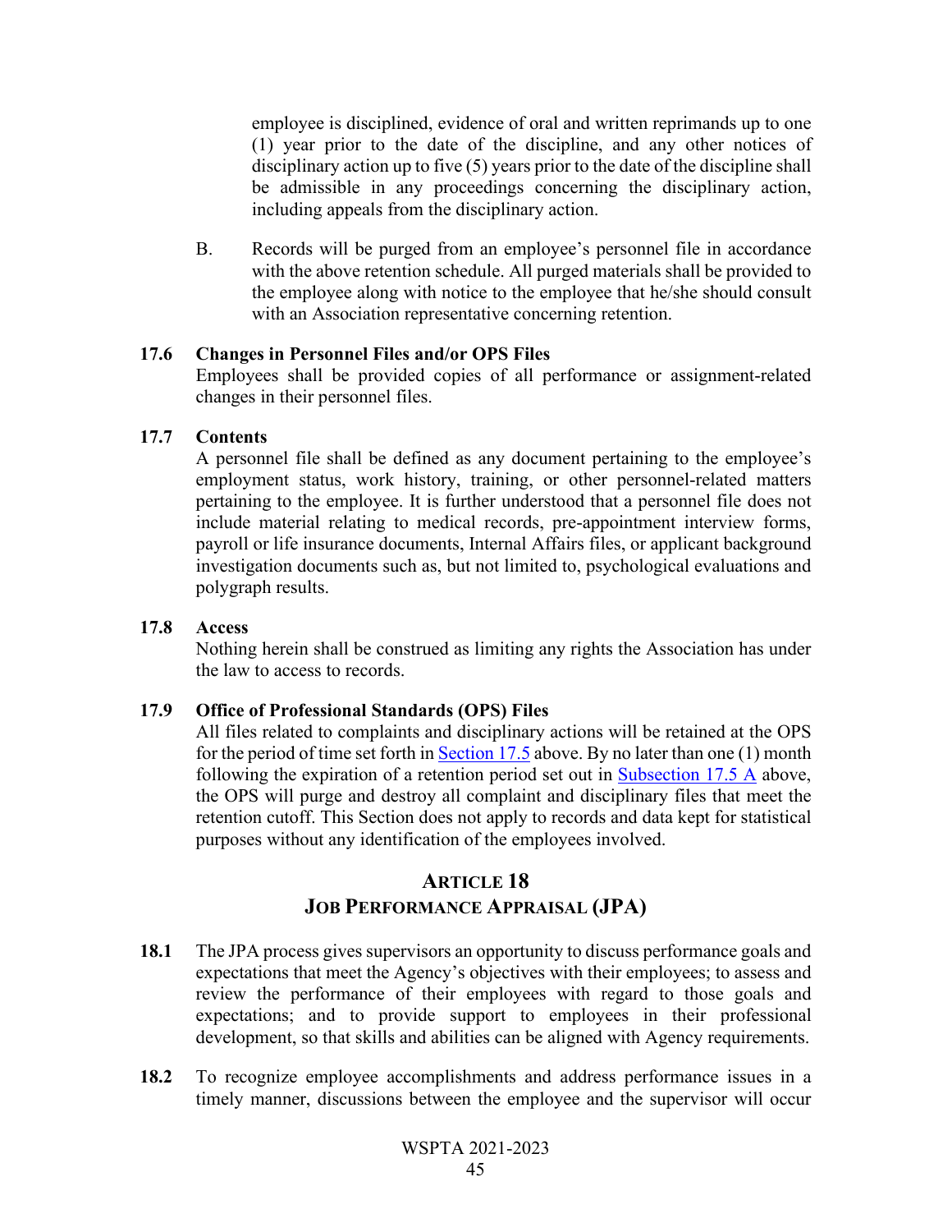employee is disciplined, evidence of oral and written reprimands up to one (1) year prior to the date of the discipline, and any other notices of disciplinary action up to five (5) years prior to the date of the discipline shall be admissible in any proceedings concerning the disciplinary action, including appeals from the disciplinary action.

B. Records will be purged from an employee's personnel file in accordance with the above retention schedule. All purged materials shall be provided to the employee along with notice to the employee that he/she should consult with an Association representative concerning retention.

**17.6 Changes in Personnel Files and/or OPS Files**

Employees shall be provided copies of all performance or assignment-related changes in their personnel files.

**17.7 Contents**

A personnel file shall be defined as any document pertaining to the employee's employment status, work history, training, or other personnel-related matters pertaining to the employee. It is further understood that a personnel file does not include material relating to medical records, pre-appointment interview forms, payroll or life insurance documents, Internal Affairs files, or applicant background investigation documents such as, but not limited to, psychological evaluations and polygraph results.

**17.8 Access**

Nothing herein shall be construed as limiting any rights the Association has under the law to access to records.

**17.9 Office of Professional Standards (OPS) Files**

All files related to complaints and disciplinary actions will be retained at the OPS for the period of time set forth in Section 17.5 above. By no later than one (1) month following the expiration of a retention period set out in Subsection 17.5 A above, the OPS will purge and destroy all complaint and disciplinary files that meet the retention cutoff. This Section does not apply to records and data kept for statistical purposes without any identification of the employees involved.

## ARTICLE 18
## JOB PERFORMANCE APPRAISAL (JPA)

**18.1** The JPA process gives supervisors an opportunity to discuss performance goals and expectations that meet the Agency's objectives with their employees; to assess and review the performance of their employees with regard to those goals and expectations; and to provide support to employees in their professional development, so that skills and abilities can be aligned with Agency requirements.

**18.2** To recognize employee accomplishments and address performance issues in a timely manner, discussions between the employee and the supervisor will occur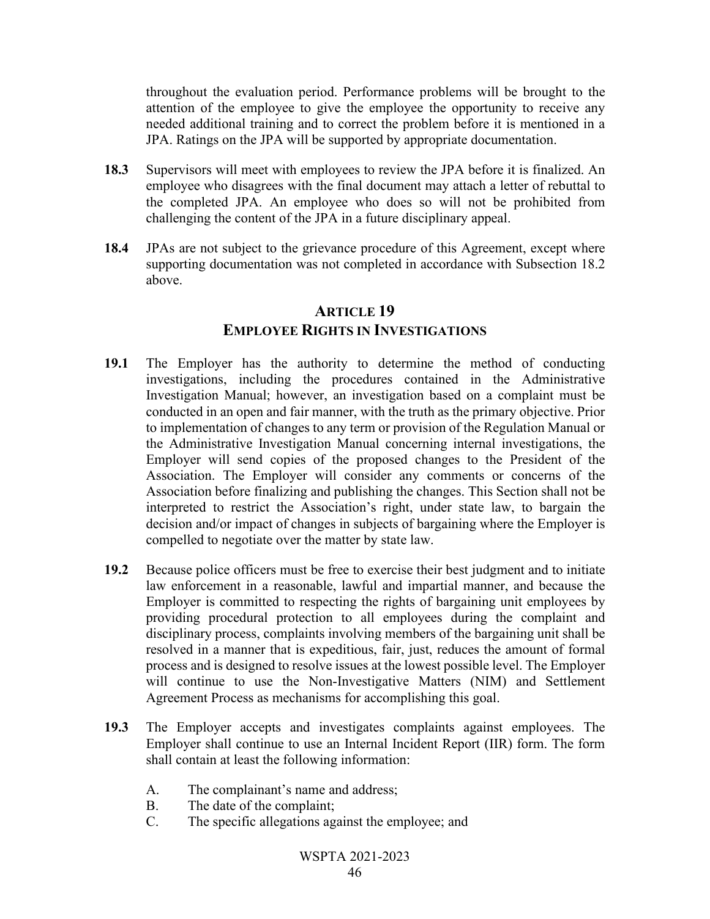throughout the evaluation period. Performance problems will be brought to the attention of the employee to give the employee the opportunity to receive any needed additional training and to correct the problem before it is mentioned in a JPA. Ratings on the JPA will be supported by appropriate documentation.

**18.3** Supervisors will meet with employees to review the JPA before it is finalized. An employee who disagrees with the final document may attach a letter of rebuttal to the completed JPA. An employee who does so will not be prohibited from challenging the content of the JPA in a future disciplinary appeal.

**18.4** JPAs are not subject to the grievance procedure of this Agreement, except where supporting documentation was not completed in accordance with Subsection 18.2 above.

## ARTICLE 19
## EMPLOYEE RIGHTS IN INVESTIGATIONS

**19.1** The Employer has the authority to determine the method of conducting investigations, including the procedures contained in the Administrative Investigation Manual; however, an investigation based on a complaint must be conducted in an open and fair manner, with the truth as the primary objective. Prior to implementation of changes to any term or provision of the Regulation Manual or the Administrative Investigation Manual concerning internal investigations, the Employer will send copies of the proposed changes to the President of the Association. The Employer will consider any comments or concerns of the Association before finalizing and publishing the changes. This Section shall not be interpreted to restrict the Association's right, under state law, to bargain the decision and/or impact of changes in subjects of bargaining where the Employer is compelled to negotiate over the matter by state law.

**19.2** Because police officers must be free to exercise their best judgment and to initiate law enforcement in a reasonable, lawful and impartial manner, and because the Employer is committed to respecting the rights of bargaining unit employees by providing procedural protection to all employees during the complaint and disciplinary process, complaints involving members of the bargaining unit shall be resolved in a manner that is expeditious, fair, just, reduces the amount of formal process and is designed to resolve issues at the lowest possible level. The Employer will continue to use the Non-Investigative Matters (NIM) and Settlement Agreement Process as mechanisms for accomplishing this goal.

**19.3** The Employer accepts and investigates complaints against employees. The Employer shall continue to use an Internal Incident Report (IIR) form. The form shall contain at least the following information:

A. The complainant's name and address;
B. The date of the complaint;
C. The specific allegations against the employee; and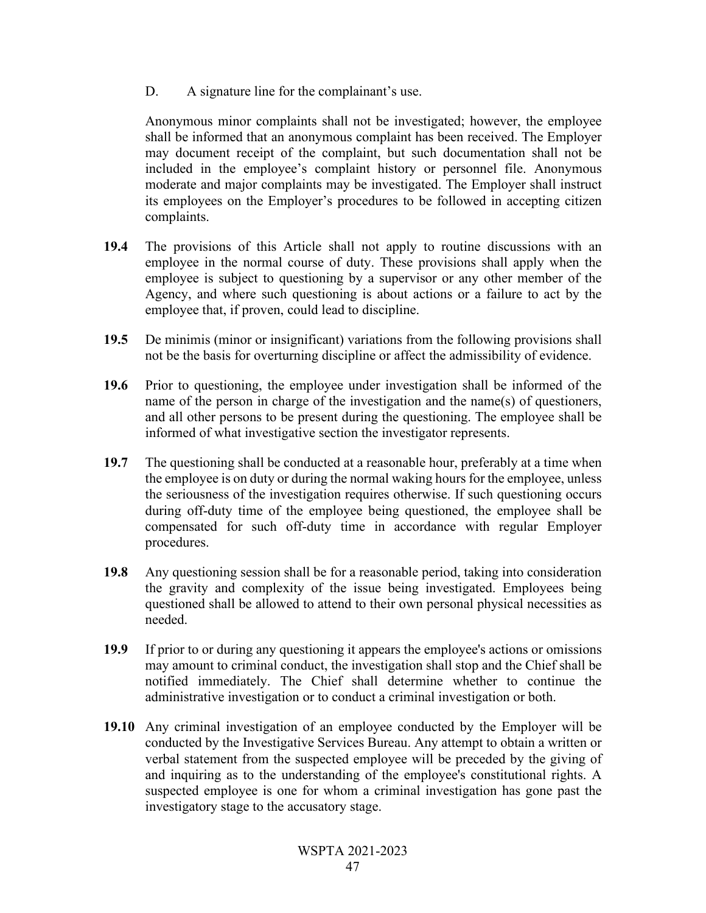D. A signature line for the complainant's use.

Anonymous minor complaints shall not be investigated; however, the employee shall be informed that an anonymous complaint has been received. The Employer may document receipt of the complaint, but such documentation shall not be included in the employee's complaint history or personnel file. Anonymous moderate and major complaints may be investigated. The Employer shall instruct its employees on the Employer's procedures to be followed in accepting citizen complaints.

**19.4** The provisions of this Article shall not apply to routine discussions with an employee in the normal course of duty. These provisions shall apply when the employee is subject to questioning by a supervisor or any other member of the Agency, and where such questioning is about actions or a failure to act by the employee that, if proven, could lead to discipline.

**19.5** De minimis (minor or insignificant) variations from the following provisions shall not be the basis for overturning discipline or affect the admissibility of evidence.

**19.6** Prior to questioning, the employee under investigation shall be informed of the name of the person in charge of the investigation and the name(s) of questioners, and all other persons to be present during the questioning. The employee shall be informed of what investigative section the investigator represents.

**19.7** The questioning shall be conducted at a reasonable hour, preferably at a time when the employee is on duty or during the normal waking hours for the employee, unless the seriousness of the investigation requires otherwise. If such questioning occurs during off-duty time of the employee being questioned, the employee shall be compensated for such off-duty time in accordance with regular Employer procedures.

**19.8** Any questioning session shall be for a reasonable period, taking into consideration the gravity and complexity of the issue being investigated. Employees being questioned shall be allowed to attend to their own personal physical necessities as needed.

**19.9** If prior to or during any questioning it appears the employee's actions or omissions may amount to criminal conduct, the investigation shall stop and the Chief shall be notified immediately. The Chief shall determine whether to continue the administrative investigation or to conduct a criminal investigation or both.

**19.10** Any criminal investigation of an employee conducted by the Employer will be conducted by the Investigative Services Bureau. Any attempt to obtain a written or verbal statement from the suspected employee will be preceded by the giving of and inquiring as to the understanding of the employee's constitutional rights. A suspected employee is one for whom a criminal investigation has gone past the investigatory stage to the accusatory stage.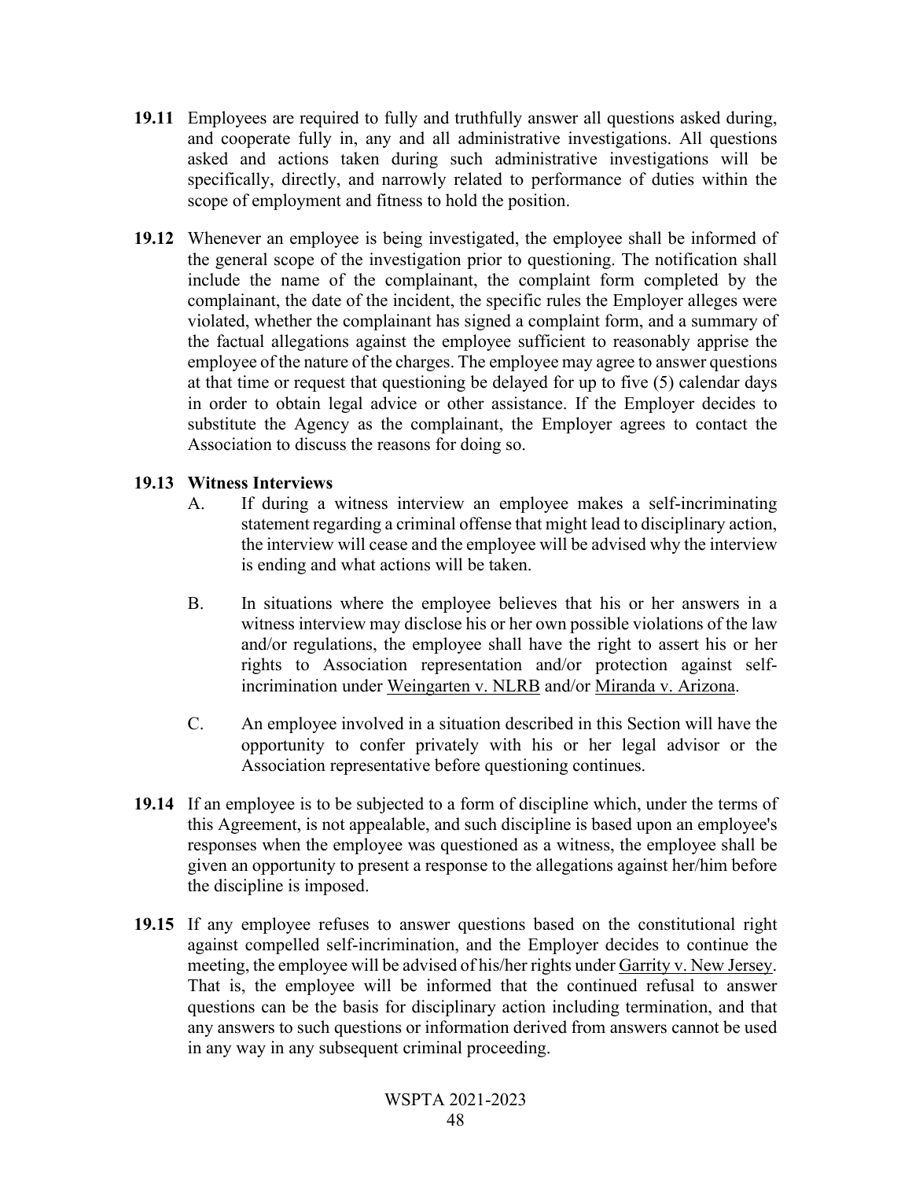**19.11** Employees are required to fully and truthfully answer all questions asked during, and cooperate fully in, any and all administrative investigations. All questions asked and actions taken during such administrative investigations will be specifically, directly, and narrowly related to performance of duties within the scope of employment and fitness to hold the position.

**19.12** Whenever an employee is being investigated, the employee shall be informed of the general scope of the investigation prior to questioning. The notification shall include the name of the complainant, the complaint form completed by the complainant, the date of the incident, the specific rules the Employer alleges were violated, whether the complainant has signed a complaint form, and a summary of the factual allegations against the employee sufficient to reasonably apprise the employee of the nature of the charges. The employee may agree to answer questions at that time or request that questioning be delayed for up to five (5) calendar days in order to obtain legal advice or other assistance. If the Employer decides to substitute the Agency as the complainant, the Employer agrees to contact the Association to discuss the reasons for doing so.

**19.13 Witness Interviews**

A. If during a witness interview an employee makes a self-incriminating statement regarding a criminal offense that might lead to disciplinary action, the interview will cease and the employee will be advised why the interview is ending and what actions will be taken.

B. In situations where the employee believes that his or her answers in a witness interview may disclose his or her own possible violations of the law and/or regulations, the employee shall have the right to assert his or her rights to Association representation and/or protection against self-incrimination under Weingarten v. NLRB and/or Miranda v. Arizona.

C. An employee involved in a situation described in this Section will have the opportunity to confer privately with his or her legal advisor or the Association representative before questioning continues.

**19.14** If an employee is to be subjected to a form of discipline which, under the terms of this Agreement, is not appealable, and such discipline is based upon an employee's responses when the employee was questioned as a witness, the employee shall be given an opportunity to present a response to the allegations against her/him before the discipline is imposed.

**19.15** If any employee refuses to answer questions based on the constitutional right against compelled self-incrimination, and the Employer decides to continue the meeting, the employee will be advised of his/her rights under Garrity v. New Jersey. That is, the employee will be informed that the continued refusal to answer questions can be the basis for disciplinary action including termination, and that any answers to such questions or information derived from answers cannot be used in any way in any subsequent criminal proceeding.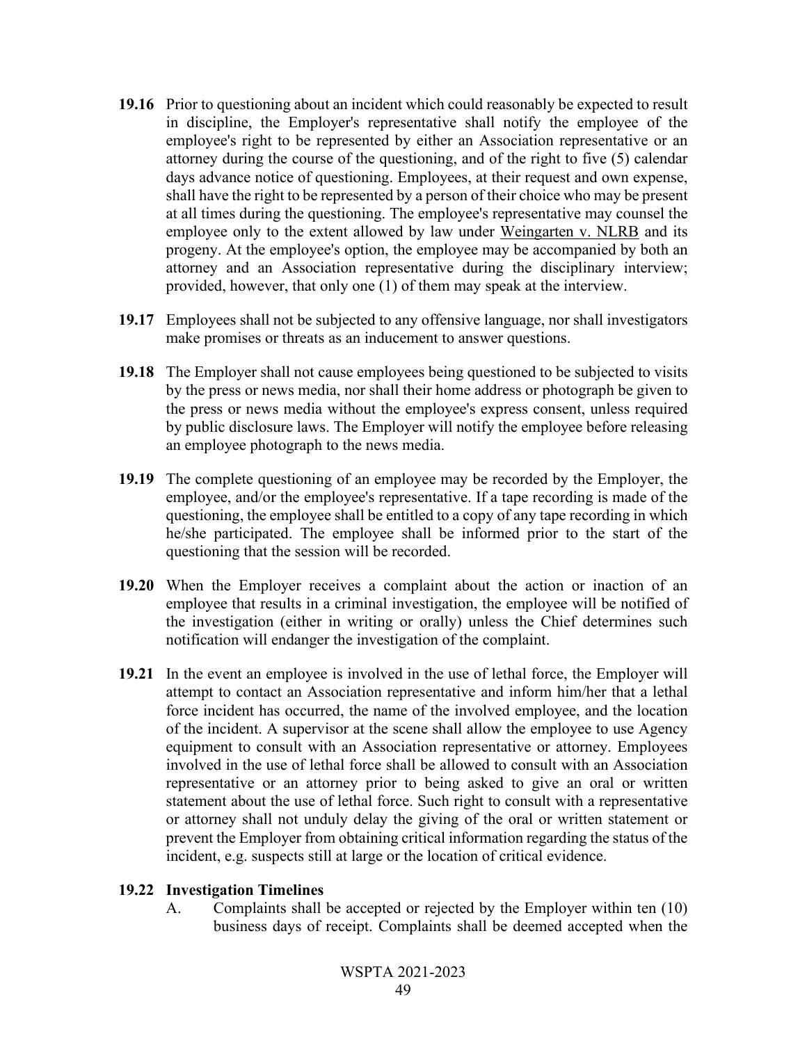**19.16** Prior to questioning about an incident which could reasonably be expected to result in discipline, the Employer's representative shall notify the employee of the employee's right to be represented by either an Association representative or an attorney during the course of the questioning, and of the right to five (5) calendar days advance notice of questioning. Employees, at their request and own expense, shall have the right to be represented by a person of their choice who may be present at all times during the questioning. The employee's representative may counsel the employee only to the extent allowed by law under Weingarten v. NLRB and its progeny. At the employee's option, the employee may be accompanied by both an attorney and an Association representative during the disciplinary interview; provided, however, that only one (1) of them may speak at the interview.

**19.17** Employees shall not be subjected to any offensive language, nor shall investigators make promises or threats as an inducement to answer questions.

**19.18** The Employer shall not cause employees being questioned to be subjected to visits by the press or news media, nor shall their home address or photograph be given to the press or news media without the employee's express consent, unless required by public disclosure laws. The Employer will notify the employee before releasing an employee photograph to the news media.

**19.19** The complete questioning of an employee may be recorded by the Employer, the employee, and/or the employee's representative. If a tape recording is made of the questioning, the employee shall be entitled to a copy of any tape recording in which he/she participated. The employee shall be informed prior to the start of the questioning that the session will be recorded.

**19.20** When the Employer receives a complaint about the action or inaction of an employee that results in a criminal investigation, the employee will be notified of the investigation (either in writing or orally) unless the Chief determines such notification will endanger the investigation of the complaint.

**19.21** In the event an employee is involved in the use of lethal force, the Employer will attempt to contact an Association representative and inform him/her that a lethal force incident has occurred, the name of the involved employee, and the location of the incident. A supervisor at the scene shall allow the employee to use Agency equipment to consult with an Association representative or attorney. Employees involved in the use of lethal force shall be allowed to consult with an Association representative or an attorney prior to being asked to give an oral or written statement about the use of lethal force. Such right to consult with a representative or attorney shall not unduly delay the giving of the oral or written statement or prevent the Employer from obtaining critical information regarding the status of the incident, e.g. suspects still at large or the location of critical evidence.

**19.22 Investigation Timelines**

A. Complaints shall be accepted or rejected by the Employer within ten (10) business days of receipt. Complaints shall be deemed accepted when the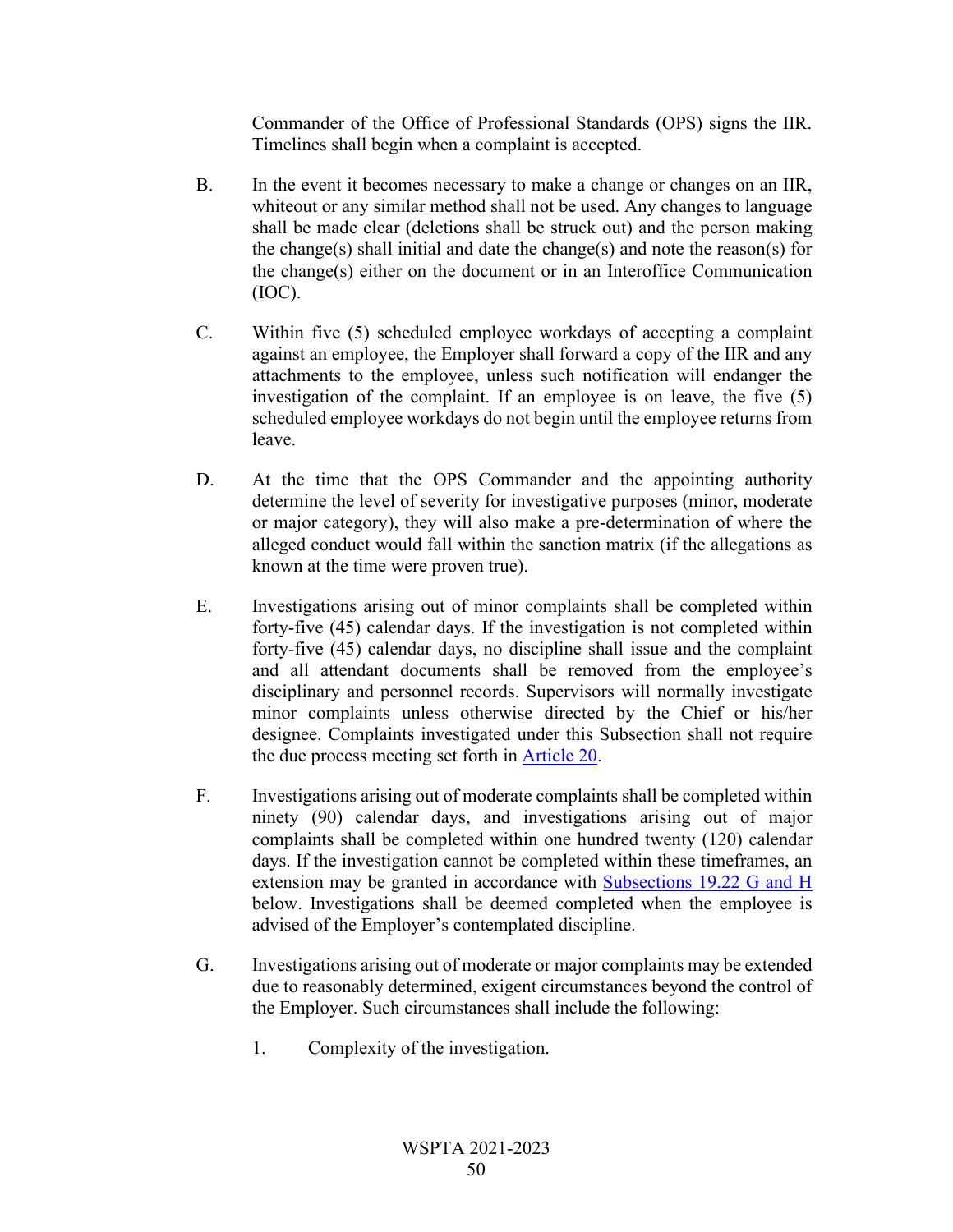Commander of the Office of Professional Standards (OPS) signs the IIR. Timelines shall begin when a complaint is accepted.

B. In the event it becomes necessary to make a change or changes on an IIR, whiteout or any similar method shall not be used. Any changes to language shall be made clear (deletions shall be struck out) and the person making the change(s) shall initial and date the change(s) and note the reason(s) for the change(s) either on the document or in an Interoffice Communication (IOC).

C. Within five (5) scheduled employee workdays of accepting a complaint against an employee, the Employer shall forward a copy of the IIR and any attachments to the employee, unless such notification will endanger the investigation of the complaint. If an employee is on leave, the five (5) scheduled employee workdays do not begin until the employee returns from leave.

D. At the time that the OPS Commander and the appointing authority determine the level of severity for investigative purposes (minor, moderate or major category), they will also make a pre-determination of where the alleged conduct would fall within the sanction matrix (if the allegations as known at the time were proven true).

E. Investigations arising out of minor complaints shall be completed within forty-five (45) calendar days. If the investigation is not completed within forty-five (45) calendar days, no discipline shall issue and the complaint and all attendant documents shall be removed from the employee's disciplinary and personnel records. Supervisors will normally investigate minor complaints unless otherwise directed by the Chief or his/her designee. Complaints investigated under this Subsection shall not require the due process meeting set forth in Article 20.

F. Investigations arising out of moderate complaints shall be completed within ninety (90) calendar days, and investigations arising out of major complaints shall be completed within one hundred twenty (120) calendar days. If the investigation cannot be completed within these timeframes, an extension may be granted in accordance with Subsections 19.22 G and H below. Investigations shall be deemed completed when the employee is advised of the Employer's contemplated discipline.

G. Investigations arising out of moderate or major complaints may be extended due to reasonably determined, exigent circumstances beyond the control of the Employer. Such circumstances shall include the following:

   1. Complexity of the investigation.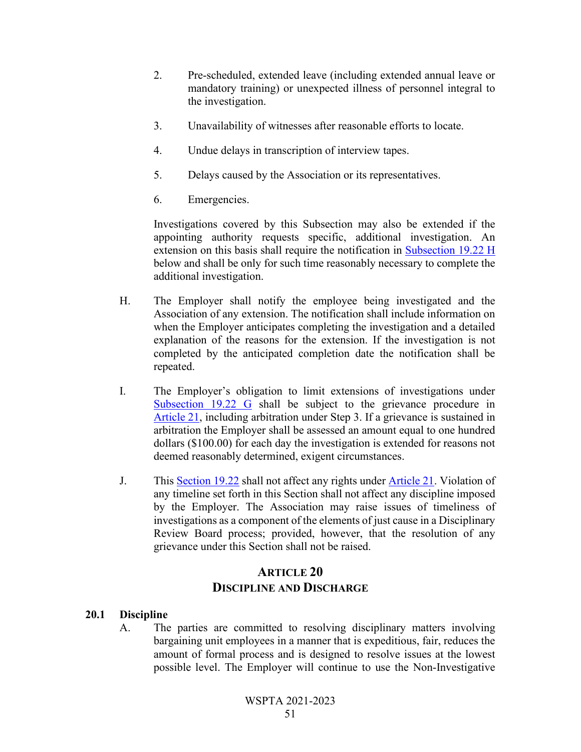2. Pre-scheduled, extended leave (including extended annual leave or mandatory training) or unexpected illness of personnel integral to the investigation.

3. Unavailability of witnesses after reasonable efforts to locate.

4. Undue delays in transcription of interview tapes.

5. Delays caused by the Association or its representatives.

6. Emergencies.

Investigations covered by this Subsection may also be extended if the appointing authority requests specific, additional investigation. An extension on this basis shall require the notification in Subsection 19.22 H below and shall be only for such time reasonably necessary to complete the additional investigation.

H. The Employer shall notify the employee being investigated and the Association of any extension. The notification shall include information on when the Employer anticipates completing the investigation and a detailed explanation of the reasons for the extension. If the investigation is not completed by the anticipated completion date the notification shall be repeated.

I. The Employer's obligation to limit extensions of investigations under Subsection 19.22 G shall be subject to the grievance procedure in Article 21, including arbitration under Step 3. If a grievance is sustained in arbitration the Employer shall be assessed an amount equal to one hundred dollars ($100.00) for each day the investigation is extended for reasons not deemed reasonably determined, exigent circumstances.

J. This Section 19.22 shall not affect any rights under Article 21. Violation of any timeline set forth in this Section shall not affect any discipline imposed by the Employer. The Association may raise issues of timeliness of investigations as a component of the elements of just cause in a Disciplinary Review Board process; provided, however, that the resolution of any grievance under this Section shall not be raised.

## ARTICLE 20
## DISCIPLINE AND DISCHARGE

### 20.1 Discipline

A. The parties are committed to resolving disciplinary matters involving bargaining unit employees in a manner that is expeditious, fair, reduces the amount of formal process and is designed to resolve issues at the lowest possible level. The Employer will continue to use the Non-Investigative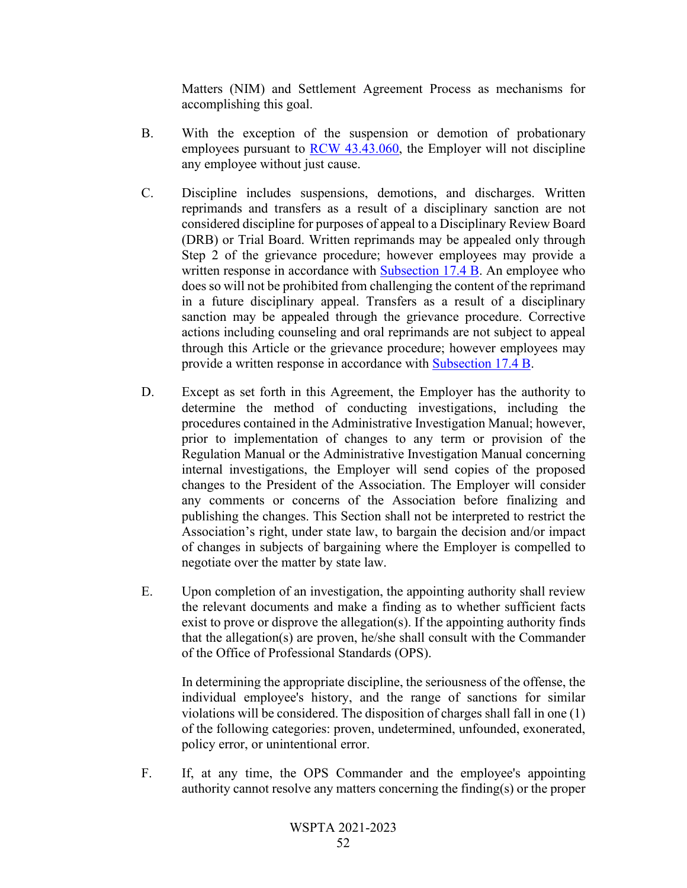Matters (NIM) and Settlement Agreement Process as mechanisms for accomplishing this goal.

B. With the exception of the suspension or demotion of probationary employees pursuant to RCW 43.43.060, the Employer will not discipline any employee without just cause.

C. Discipline includes suspensions, demotions, and discharges. Written reprimands and transfers as a result of a disciplinary sanction are not considered discipline for purposes of appeal to a Disciplinary Review Board (DRB) or Trial Board. Written reprimands may be appealed only through Step 2 of the grievance procedure; however employees may provide a written response in accordance with Subsection 17.4 B. An employee who does so will not be prohibited from challenging the content of the reprimand in a future disciplinary appeal. Transfers as a result of a disciplinary sanction may be appealed through the grievance procedure. Corrective actions including counseling and oral reprimands are not subject to appeal through this Article or the grievance procedure; however employees may provide a written response in accordance with Subsection 17.4 B.

D. Except as set forth in this Agreement, the Employer has the authority to determine the method of conducting investigations, including the procedures contained in the Administrative Investigation Manual; however, prior to implementation of changes to any term or provision of the Regulation Manual or the Administrative Investigation Manual concerning internal investigations, the Employer will send copies of the proposed changes to the President of the Association. The Employer will consider any comments or concerns of the Association before finalizing and publishing the changes. This Section shall not be interpreted to restrict the Association's right, under state law, to bargain the decision and/or impact of changes in subjects of bargaining where the Employer is compelled to negotiate over the matter by state law.

E. Upon completion of an investigation, the appointing authority shall review the relevant documents and make a finding as to whether sufficient facts exist to prove or disprove the allegation(s). If the appointing authority finds that the allegation(s) are proven, he/she shall consult with the Commander of the Office of Professional Standards (OPS).

   In determining the appropriate discipline, the seriousness of the offense, the individual employee's history, and the range of sanctions for similar violations will be considered. The disposition of charges shall fall in one (1) of the following categories: proven, undetermined, unfounded, exonerated, policy error, or unintentional error.

F. If, at any time, the OPS Commander and the employee's appointing authority cannot resolve any matters concerning the finding(s) or the proper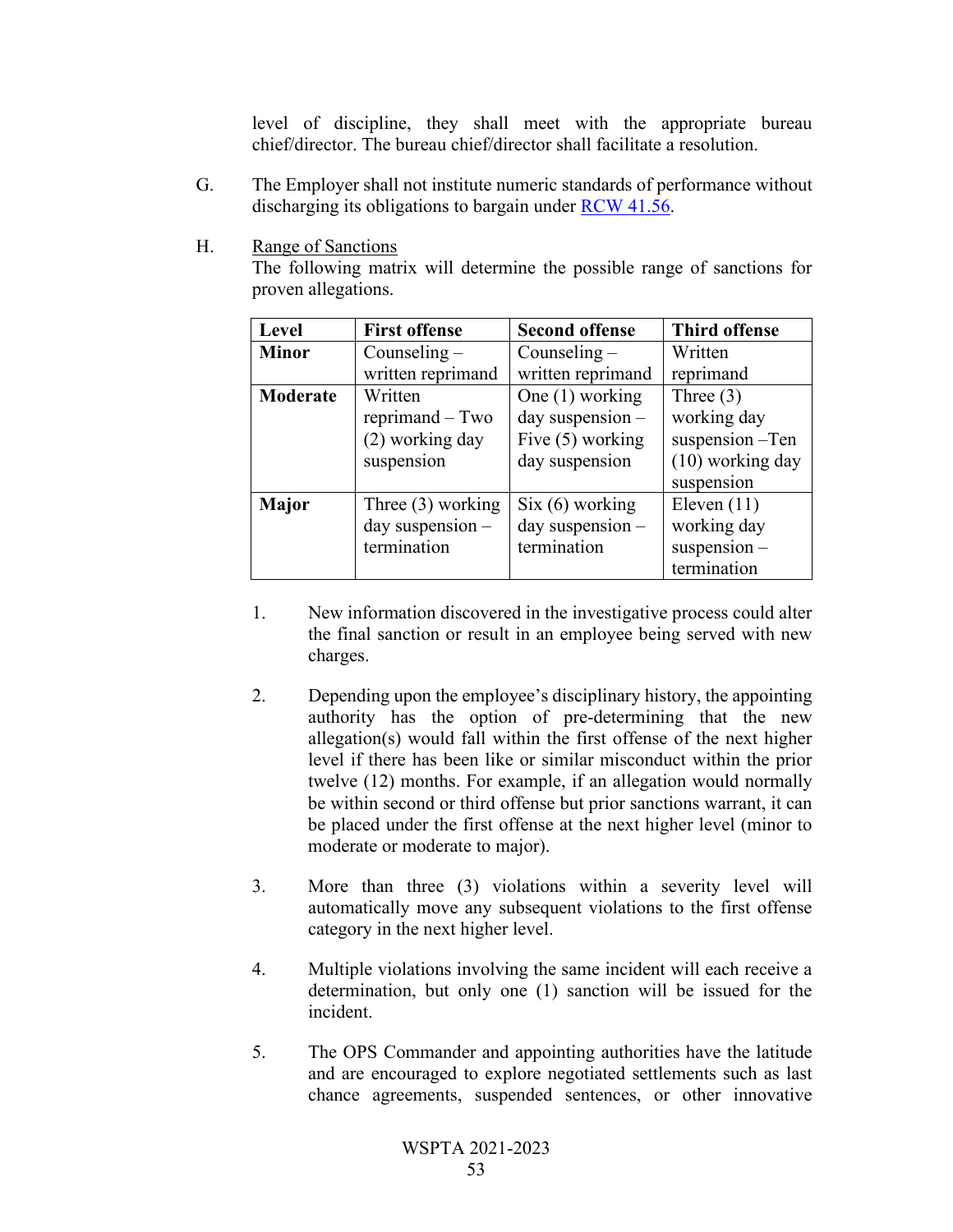level of discipline, they shall meet with the appropriate bureau chief/director. The bureau chief/director shall facilitate a resolution.

G. The Employer shall not institute numeric standards of performance without discharging its obligations to bargain under RCW 41.56.

H. <u>Range of Sanctions</u>
The following matrix will determine the possible range of sanctions for proven allegations.

| Level | First offense | Second offense | Third offense |
|---|---|---|---|
| **Minor** | Counseling – written reprimand | Counseling – written reprimand | Written reprimand |
| **Moderate** | Written reprimand – Two (2) working day suspension | One (1) working day suspension – Five (5) working day suspension | Three (3) working day suspension –Ten (10) working day suspension |
| **Major** | Three (3) working day suspension – termination | Six (6) working day suspension – termination | Eleven (11) working day suspension – termination |

1. New information discovered in the investigative process could alter the final sanction or result in an employee being served with new charges.

2. Depending upon the employee's disciplinary history, the appointing authority has the option of pre-determining that the new allegation(s) would fall within the first offense of the next higher level if there has been like or similar misconduct within the prior twelve (12) months. For example, if an allegation would normally be within second or third offense but prior sanctions warrant, it can be placed under the first offense at the next higher level (minor to moderate or moderate to major).

3. More than three (3) violations within a severity level will automatically move any subsequent violations to the first offense category in the next higher level.

4. Multiple violations involving the same incident will each receive a determination, but only one (1) sanction will be issued for the incident.

5. The OPS Commander and appointing authorities have the latitude and are encouraged to explore negotiated settlements such as last chance agreements, suspended sentences, or other innovative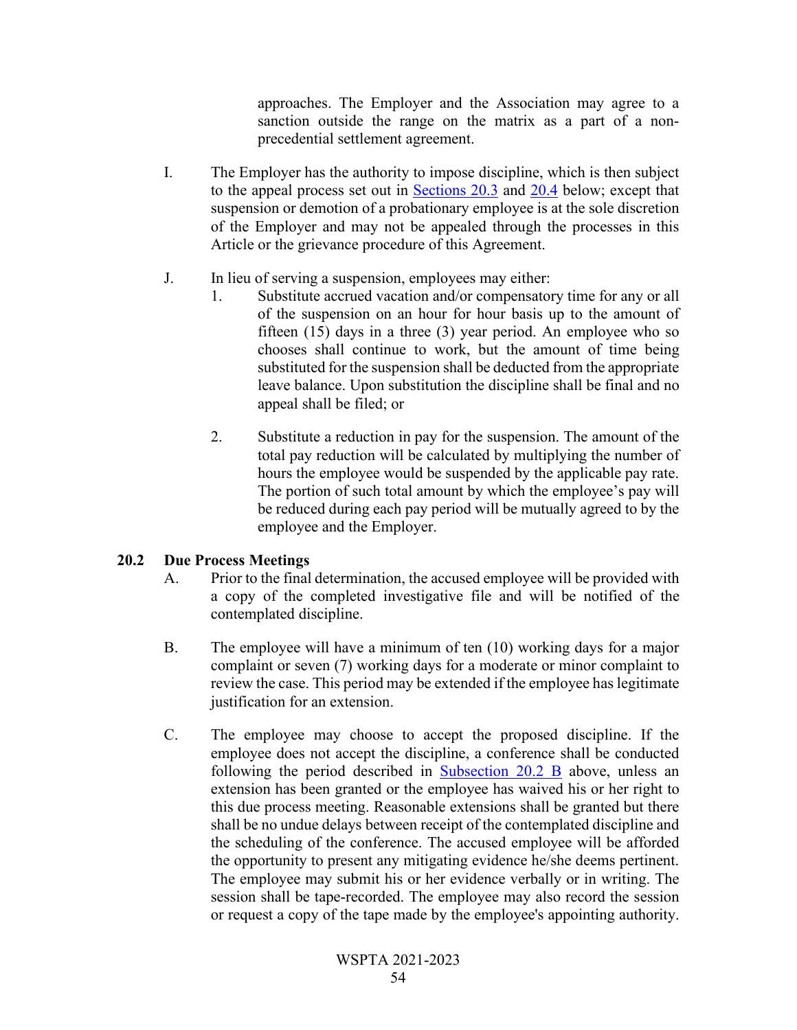approaches. The Employer and the Association may agree to a sanction outside the range on the matrix as a part of a non-precedential settlement agreement.

I. The Employer has the authority to impose discipline, which is then subject to the appeal process set out in Sections 20.3 and 20.4 below; except that suspension or demotion of a probationary employee is at the sole discretion of the Employer and may not be appealed through the processes in this Article or the grievance procedure of this Agreement.

J. In lieu of serving a suspension, employees may either:

   1. Substitute accrued vacation and/or compensatory time for any or all of the suspension on an hour for hour basis up to the amount of fifteen (15) days in a three (3) year period. An employee who so chooses shall continue to work, but the amount of time being substituted for the suspension shall be deducted from the appropriate leave balance. Upon substitution the discipline shall be final and no appeal shall be filed; or

   2. Substitute a reduction in pay for the suspension. The amount of the total pay reduction will be calculated by multiplying the number of hours the employee would be suspended by the applicable pay rate. The portion of such total amount by which the employee's pay will be reduced during each pay period will be mutually agreed to by the employee and the Employer.

## 20.2 Due Process Meetings

A. Prior to the final determination, the accused employee will be provided with a copy of the completed investigative file and will be notified of the contemplated discipline.

B. The employee will have a minimum of ten (10) working days for a major complaint or seven (7) working days for a moderate or minor complaint to review the case. This period may be extended if the employee has legitimate justification for an extension.

C. The employee may choose to accept the proposed discipline. If the employee does not accept the discipline, a conference shall be conducted following the period described in Subsection 20.2 B above, unless an extension has been granted or the employee has waived his or her right to this due process meeting. Reasonable extensions shall be granted but there shall be no undue delays between receipt of the contemplated discipline and the scheduling of the conference. The accused employee will be afforded the opportunity to present any mitigating evidence he/she deems pertinent. The employee may submit his or her evidence verbally or in writing. The session shall be tape-recorded. The employee may also record the session or request a copy of the tape made by the employee's appointing authority.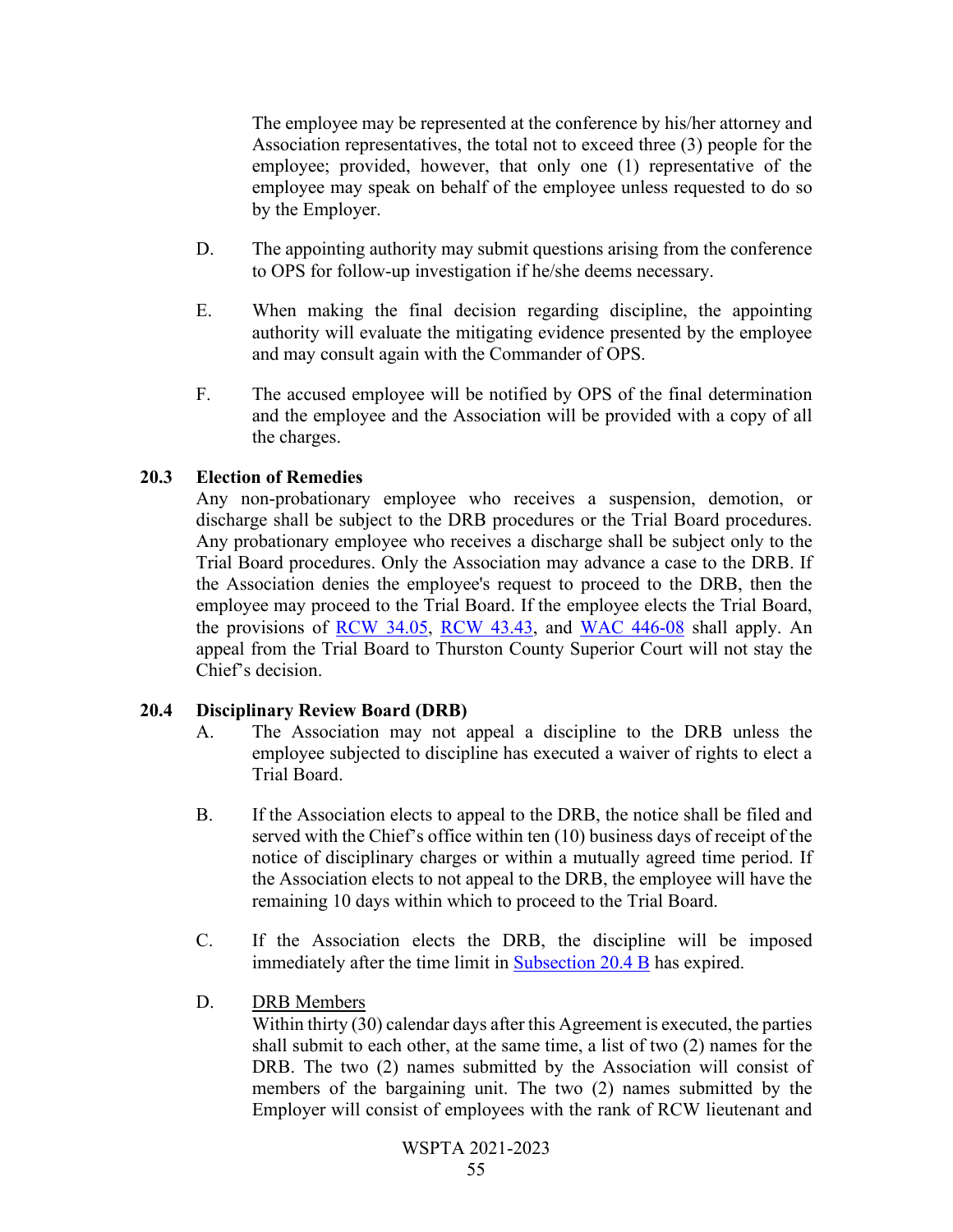The employee may be represented at the conference by his/her attorney and Association representatives, the total not to exceed three (3) people for the employee; provided, however, that only one (1) representative of the employee may speak on behalf of the employee unless requested to do so by the Employer.

D. The appointing authority may submit questions arising from the conference to OPS for follow-up investigation if he/she deems necessary.

E. When making the final decision regarding discipline, the appointing authority will evaluate the mitigating evidence presented by the employee and may consult again with the Commander of OPS.

F. The accused employee will be notified by OPS of the final determination and the employee and the Association will be provided with a copy of all the charges.

### 20.3 Election of Remedies

Any non-probationary employee who receives a suspension, demotion, or discharge shall be subject to the DRB procedures or the Trial Board procedures. Any probationary employee who receives a discharge shall be subject only to the Trial Board procedures. Only the Association may advance a case to the DRB. If the Association denies the employee's request to proceed to the DRB, then the employee may proceed to the Trial Board. If the employee elects the Trial Board, the provisions of RCW 34.05, RCW 43.43, and WAC 446-08 shall apply. An appeal from the Trial Board to Thurston County Superior Court will not stay the Chief's decision.

### 20.4 Disciplinary Review Board (DRB)

A. The Association may not appeal a discipline to the DRB unless the employee subjected to discipline has executed a waiver of rights to elect a Trial Board.

B. If the Association elects to appeal to the DRB, the notice shall be filed and served with the Chief's office within ten (10) business days of receipt of the notice of disciplinary charges or within a mutually agreed time period. If the Association elects to not appeal to the DRB, the employee will have the remaining 10 days within which to proceed to the Trial Board.

C. If the Association elects the DRB, the discipline will be imposed immediately after the time limit in Subsection 20.4 B has expired.

D. DRB Members

Within thirty (30) calendar days after this Agreement is executed, the parties shall submit to each other, at the same time, a list of two (2) names for the DRB. The two (2) names submitted by the Association will consist of members of the bargaining unit. The two (2) names submitted by the Employer will consist of employees with the rank of RCW lieutenant and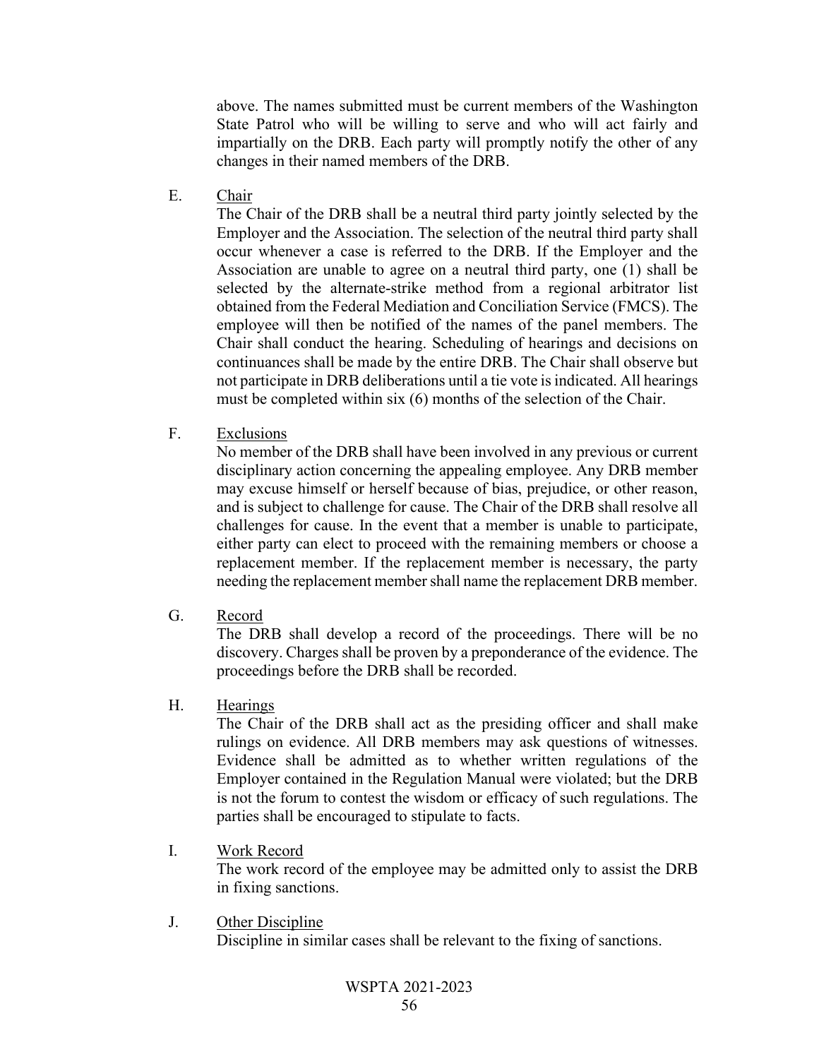above. The names submitted must be current members of the Washington State Patrol who will be willing to serve and who will act fairly and impartially on the DRB. Each party will promptly notify the other of any changes in their named members of the DRB.

E. Chair

The Chair of the DRB shall be a neutral third party jointly selected by the Employer and the Association. The selection of the neutral third party shall occur whenever a case is referred to the DRB. If the Employer and the Association are unable to agree on a neutral third party, one (1) shall be selected by the alternate-strike method from a regional arbitrator list obtained from the Federal Mediation and Conciliation Service (FMCS). The employee will then be notified of the names of the panel members. The Chair shall conduct the hearing. Scheduling of hearings and decisions on continuances shall be made by the entire DRB. The Chair shall observe but not participate in DRB deliberations until a tie vote is indicated. All hearings must be completed within six (6) months of the selection of the Chair.

F. Exclusions

No member of the DRB shall have been involved in any previous or current disciplinary action concerning the appealing employee. Any DRB member may excuse himself or herself because of bias, prejudice, or other reason, and is subject to challenge for cause. The Chair of the DRB shall resolve all challenges for cause. In the event that a member is unable to participate, either party can elect to proceed with the remaining members or choose a replacement member. If the replacement member is necessary, the party needing the replacement member shall name the replacement DRB member.

G. Record

The DRB shall develop a record of the proceedings. There will be no discovery. Charges shall be proven by a preponderance of the evidence. The proceedings before the DRB shall be recorded.

H. Hearings

The Chair of the DRB shall act as the presiding officer and shall make rulings on evidence. All DRB members may ask questions of witnesses. Evidence shall be admitted as to whether written regulations of the Employer contained in the Regulation Manual were violated; but the DRB is not the forum to contest the wisdom or efficacy of such regulations. The parties shall be encouraged to stipulate to facts.

I. Work Record

The work record of the employee may be admitted only to assist the DRB in fixing sanctions.

J. Other Discipline

Discipline in similar cases shall be relevant to the fixing of sanctions.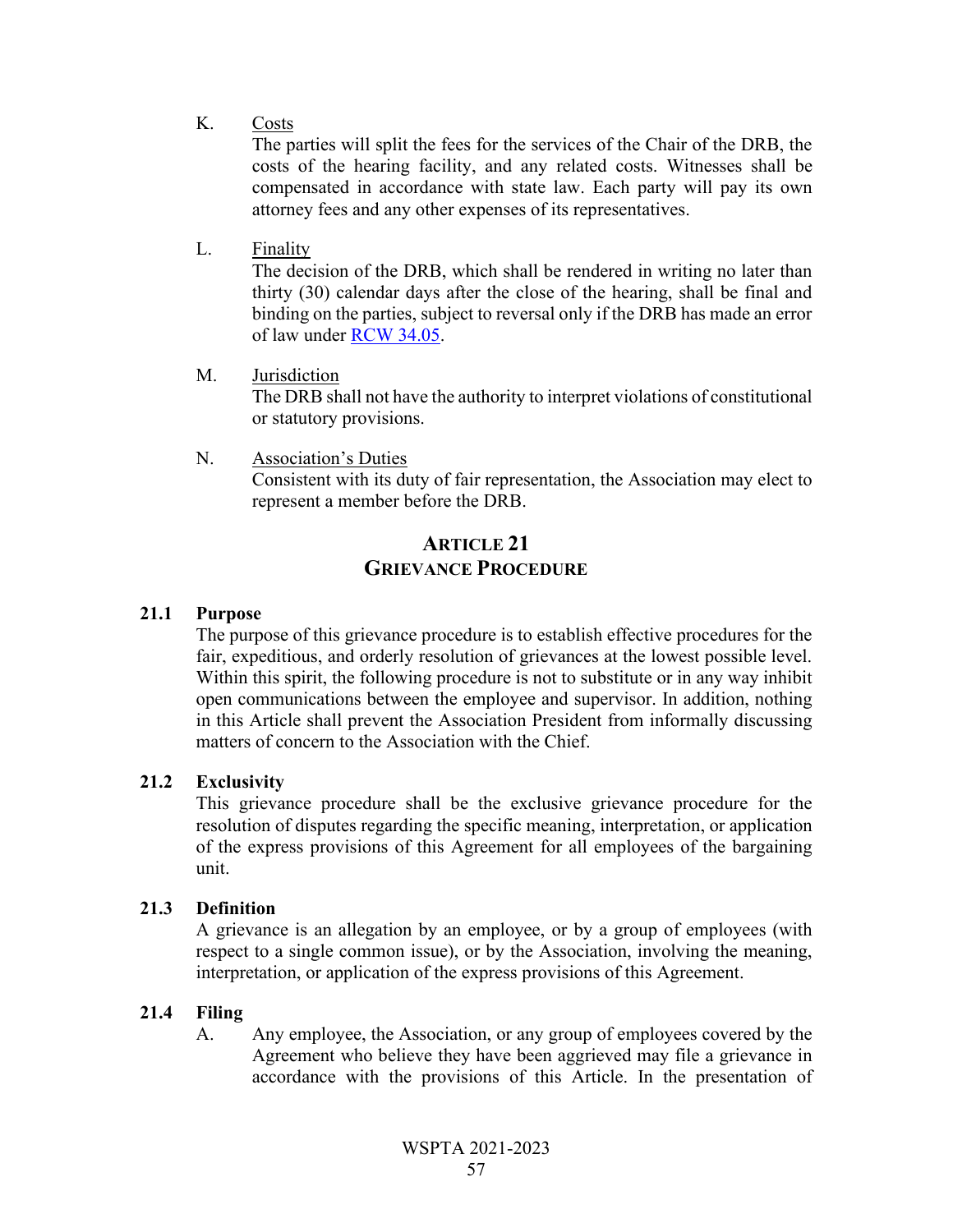K. Costs

The parties will split the fees for the services of the Chair of the DRB, the costs of the hearing facility, and any related costs. Witnesses shall be compensated in accordance with state law. Each party will pay its own attorney fees and any other expenses of its representatives.

L. Finality

The decision of the DRB, which shall be rendered in writing no later than thirty (30) calendar days after the close of the hearing, shall be final and binding on the parties, subject to reversal only if the DRB has made an error of law under RCW 34.05.

M. Jurisdiction

The DRB shall not have the authority to interpret violations of constitutional or statutory provisions.

N. Association's Duties

Consistent with its duty of fair representation, the Association may elect to represent a member before the DRB.

## ARTICLE 21
## GRIEVANCE PROCEDURE

### 21.1 Purpose

The purpose of this grievance procedure is to establish effective procedures for the fair, expeditious, and orderly resolution of grievances at the lowest possible level. Within this spirit, the following procedure is not to substitute or in any way inhibit open communications between the employee and supervisor. In addition, nothing in this Article shall prevent the Association President from informally discussing matters of concern to the Association with the Chief.

### 21.2 Exclusivity

This grievance procedure shall be the exclusive grievance procedure for the resolution of disputes regarding the specific meaning, interpretation, or application of the express provisions of this Agreement for all employees of the bargaining unit.

### 21.3 Definition

A grievance is an allegation by an employee, or by a group of employees (with respect to a single common issue), or by the Association, involving the meaning, interpretation, or application of the express provisions of this Agreement.

### 21.4 Filing

A. Any employee, the Association, or any group of employees covered by the Agreement who believe they have been aggrieved may file a grievance in accordance with the provisions of this Article. In the presentation of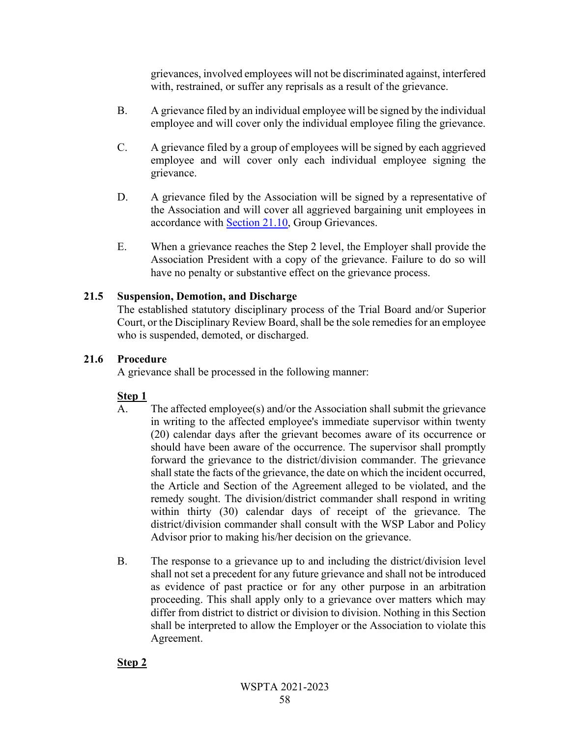grievances, involved employees will not be discriminated against, interfered with, restrained, or suffer any reprisals as a result of the grievance.

B. A grievance filed by an individual employee will be signed by the individual employee and will cover only the individual employee filing the grievance.

C. A grievance filed by a group of employees will be signed by each aggrieved employee and will cover only each individual employee signing the grievance.

D. A grievance filed by the Association will be signed by a representative of the Association and will cover all aggrieved bargaining unit employees in accordance with Section 21.10, Group Grievances.

E. When a grievance reaches the Step 2 level, the Employer shall provide the Association President with a copy of the grievance. Failure to do so will have no penalty or substantive effect on the grievance process.

**21.5 Suspension, Demotion, and Discharge**

The established statutory disciplinary process of the Trial Board and/or Superior Court, or the Disciplinary Review Board, shall be the sole remedies for an employee who is suspended, demoted, or discharged.

**21.6 Procedure**

A grievance shall be processed in the following manner:

**Step 1**

A. The affected employee(s) and/or the Association shall submit the grievance in writing to the affected employee's immediate supervisor within twenty (20) calendar days after the grievant becomes aware of its occurrence or should have been aware of the occurrence. The supervisor shall promptly forward the grievance to the district/division commander. The grievance shall state the facts of the grievance, the date on which the incident occurred, the Article and Section of the Agreement alleged to be violated, and the remedy sought. The division/district commander shall respond in writing within thirty (30) calendar days of receipt of the grievance. The district/division commander shall consult with the WSP Labor and Policy Advisor prior to making his/her decision on the grievance.

B. The response to a grievance up to and including the district/division level shall not set a precedent for any future grievance and shall not be introduced as evidence of past practice or for any other purpose in an arbitration proceeding. This shall apply only to a grievance over matters which may differ from district to district or division to division. Nothing in this Section shall be interpreted to allow the Employer or the Association to violate this Agreement.

**Step 2**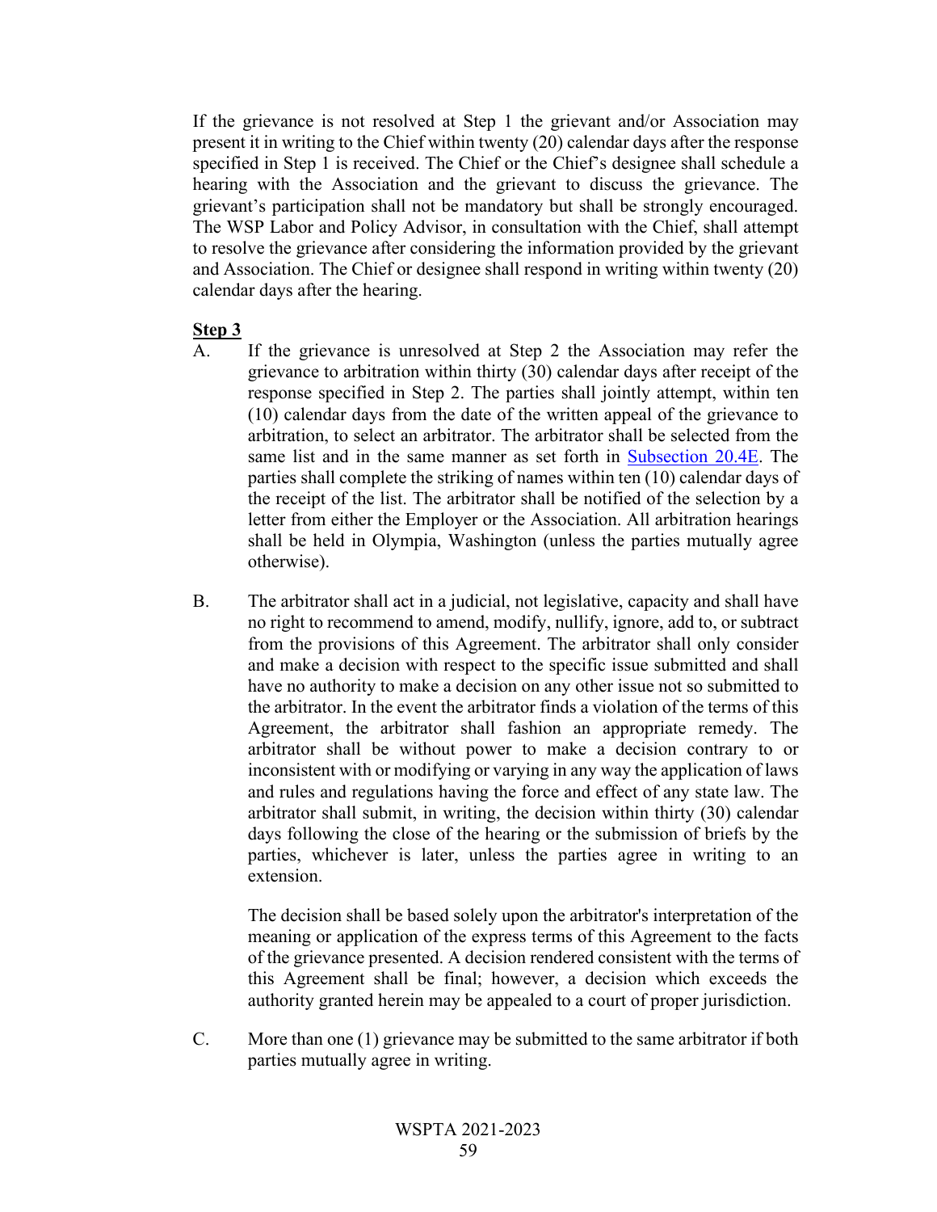If the grievance is not resolved at Step 1 the grievant and/or Association may present it in writing to the Chief within twenty (20) calendar days after the response specified in Step 1 is received. The Chief or the Chief's designee shall schedule a hearing with the Association and the grievant to discuss the grievance. The grievant's participation shall not be mandatory but shall be strongly encouraged. The WSP Labor and Policy Advisor, in consultation with the Chief, shall attempt to resolve the grievance after considering the information provided by the grievant and Association. The Chief or designee shall respond in writing within twenty (20) calendar days after the hearing.

**Step 3**

A. If the grievance is unresolved at Step 2 the Association may refer the grievance to arbitration within thirty (30) calendar days after receipt of the response specified in Step 2. The parties shall jointly attempt, within ten (10) calendar days from the date of the written appeal of the grievance to arbitration, to select an arbitrator. The arbitrator shall be selected from the same list and in the same manner as set forth in Subsection 20.4E. The parties shall complete the striking of names within ten (10) calendar days of the receipt of the list. The arbitrator shall be notified of the selection by a letter from either the Employer or the Association. All arbitration hearings shall be held in Olympia, Washington (unless the parties mutually agree otherwise).

B. The arbitrator shall act in a judicial, not legislative, capacity and shall have no right to recommend to amend, modify, nullify, ignore, add to, or subtract from the provisions of this Agreement. The arbitrator shall only consider and make a decision with respect to the specific issue submitted and shall have no authority to make a decision on any other issue not so submitted to the arbitrator. In the event the arbitrator finds a violation of the terms of this Agreement, the arbitrator shall fashion an appropriate remedy. The arbitrator shall be without power to make a decision contrary to or inconsistent with or modifying or varying in any way the application of laws and rules and regulations having the force and effect of any state law. The arbitrator shall submit, in writing, the decision within thirty (30) calendar days following the close of the hearing or the submission of briefs by the parties, whichever is later, unless the parties agree in writing to an extension.

   The decision shall be based solely upon the arbitrator's interpretation of the meaning or application of the express terms of this Agreement to the facts of the grievance presented. A decision rendered consistent with the terms of this Agreement shall be final; however, a decision which exceeds the authority granted herein may be appealed to a court of proper jurisdiction.

C. More than one (1) grievance may be submitted to the same arbitrator if both parties mutually agree in writing.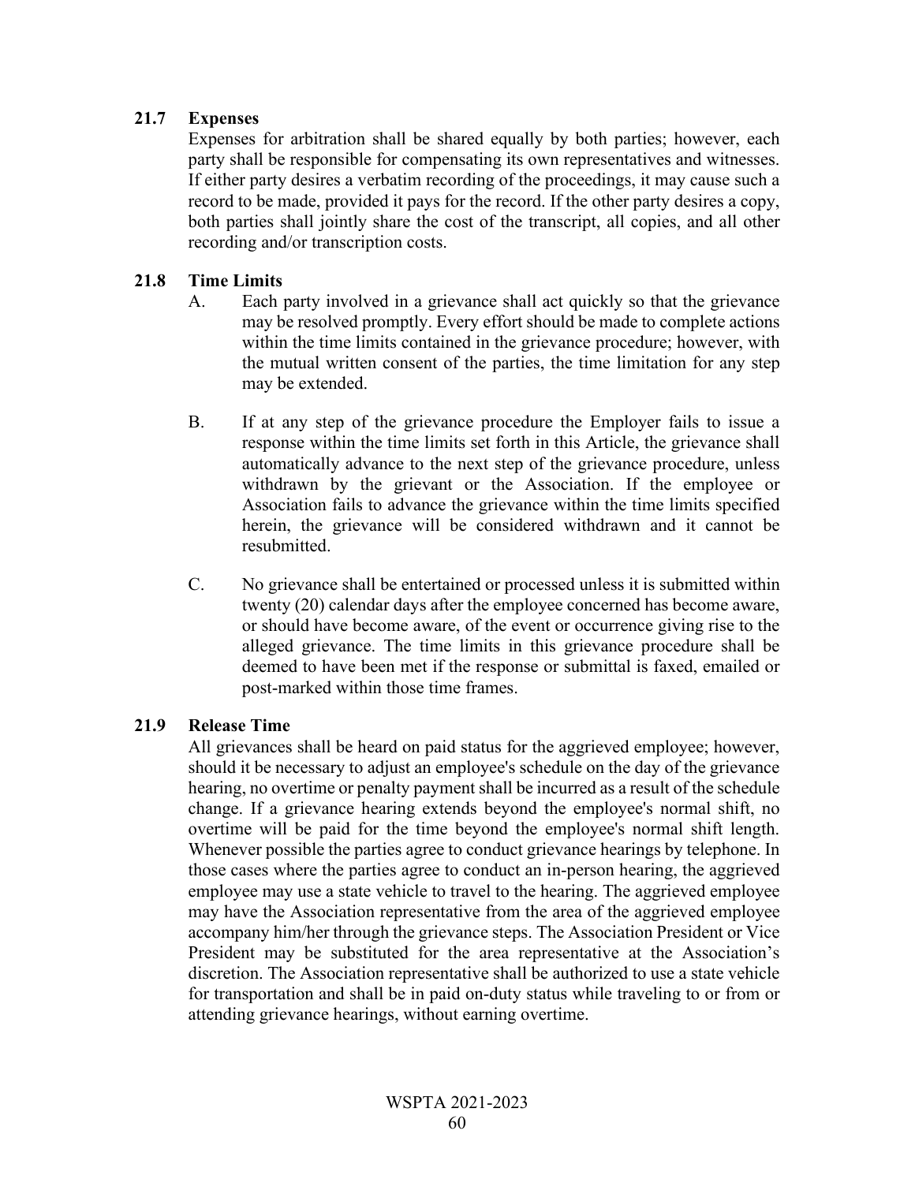### 21.7 Expenses

Expenses for arbitration shall be shared equally by both parties; however, each party shall be responsible for compensating its own representatives and witnesses. If either party desires a verbatim recording of the proceedings, it may cause such a record to be made, provided it pays for the record. If the other party desires a copy, both parties shall jointly share the cost of the transcript, all copies, and all other recording and/or transcription costs.

### 21.8 Time Limits

A. Each party involved in a grievance shall act quickly so that the grievance may be resolved promptly. Every effort should be made to complete actions within the time limits contained in the grievance procedure; however, with the mutual written consent of the parties, the time limitation for any step may be extended.

B. If at any step of the grievance procedure the Employer fails to issue a response within the time limits set forth in this Article, the grievance shall automatically advance to the next step of the grievance procedure, unless withdrawn by the grievant or the Association. If the employee or Association fails to advance the grievance within the time limits specified herein, the grievance will be considered withdrawn and it cannot be resubmitted.

C. No grievance shall be entertained or processed unless it is submitted within twenty (20) calendar days after the employee concerned has become aware, or should have become aware, of the event or occurrence giving rise to the alleged grievance. The time limits in this grievance procedure shall be deemed to have been met if the response or submittal is faxed, emailed or post-marked within those time frames.

### 21.9 Release Time

All grievances shall be heard on paid status for the aggrieved employee; however, should it be necessary to adjust an employee's schedule on the day of the grievance hearing, no overtime or penalty payment shall be incurred as a result of the schedule change. If a grievance hearing extends beyond the employee's normal shift, no overtime will be paid for the time beyond the employee's normal shift length. Whenever possible the parties agree to conduct grievance hearings by telephone. In those cases where the parties agree to conduct an in-person hearing, the aggrieved employee may use a state vehicle to travel to the hearing. The aggrieved employee may have the Association representative from the area of the aggrieved employee accompany him/her through the grievance steps. The Association President or Vice President may be substituted for the area representative at the Association's discretion. The Association representative shall be authorized to use a state vehicle for transportation and shall be in paid on-duty status while traveling to or from or attending grievance hearings, without earning overtime.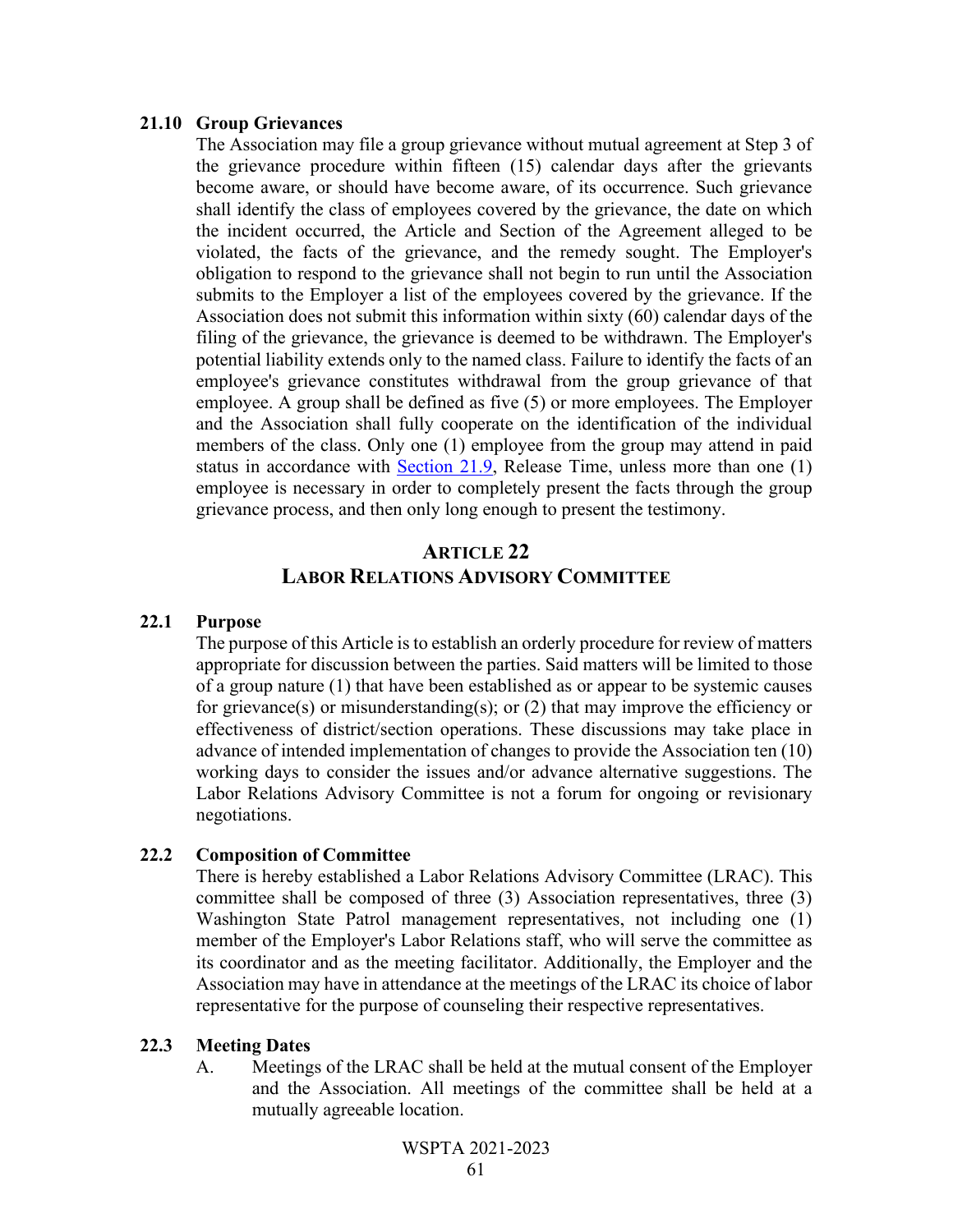### 21.10 Group Grievances

The Association may file a group grievance without mutual agreement at Step 3 of the grievance procedure within fifteen (15) calendar days after the grievants become aware, or should have become aware, of its occurrence. Such grievance shall identify the class of employees covered by the grievance, the date on which the incident occurred, the Article and Section of the Agreement alleged to be violated, the facts of the grievance, and the remedy sought. The Employer's obligation to respond to the grievance shall not begin to run until the Association submits to the Employer a list of the employees covered by the grievance. If the Association does not submit this information within sixty (60) calendar days of the filing of the grievance, the grievance is deemed to be withdrawn. The Employer's potential liability extends only to the named class. Failure to identify the facts of an employee's grievance constitutes withdrawal from the group grievance of that employee. A group shall be defined as five (5) or more employees. The Employer and the Association shall fully cooperate on the identification of the individual members of the class. Only one (1) employee from the group may attend in paid status in accordance with Section 21.9, Release Time, unless more than one (1) employee is necessary in order to completely present the facts through the group grievance process, and then only long enough to present the testimony.

## ARTICLE 22
## LABOR RELATIONS ADVISORY COMMITTEE

### 22.1 Purpose

The purpose of this Article is to establish an orderly procedure for review of matters appropriate for discussion between the parties. Said matters will be limited to those of a group nature (1) that have been established as or appear to be systemic causes for grievance(s) or misunderstanding(s); or (2) that may improve the efficiency or effectiveness of district/section operations. These discussions may take place in advance of intended implementation of changes to provide the Association ten (10) working days to consider the issues and/or advance alternative suggestions. The Labor Relations Advisory Committee is not a forum for ongoing or revisionary negotiations.

### 22.2 Composition of Committee

There is hereby established a Labor Relations Advisory Committee (LRAC). This committee shall be composed of three (3) Association representatives, three (3) Washington State Patrol management representatives, not including one (1) member of the Employer's Labor Relations staff, who will serve the committee as its coordinator and as the meeting facilitator. Additionally, the Employer and the Association may have in attendance at the meetings of the LRAC its choice of labor representative for the purpose of counseling their respective representatives.

### 22.3 Meeting Dates

A. Meetings of the LRAC shall be held at the mutual consent of the Employer and the Association. All meetings of the committee shall be held at a mutually agreeable location.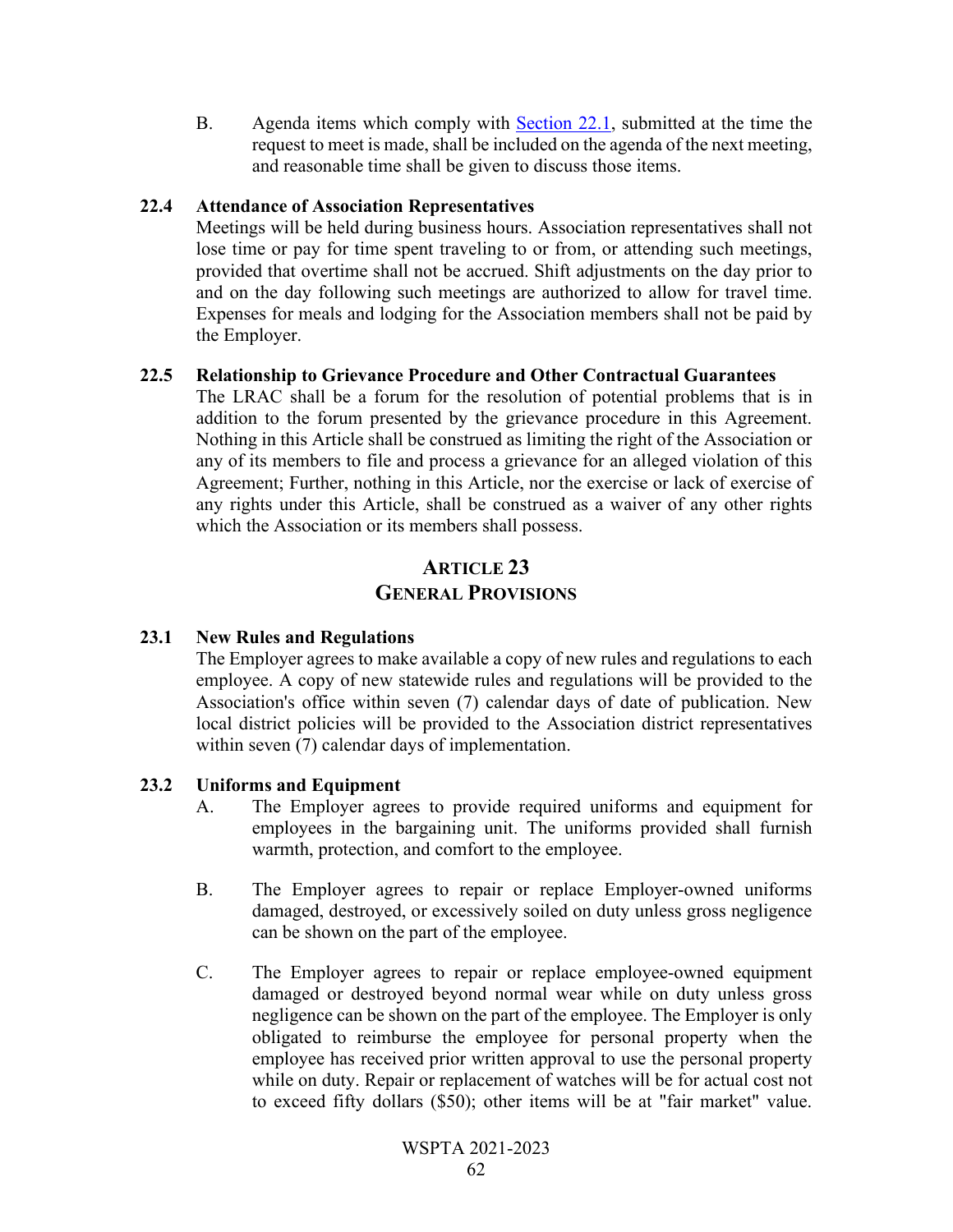B. Agenda items which comply with [Section 22.1](#), submitted at the time the request to meet is made, shall be included on the agenda of the next meeting, and reasonable time shall be given to discuss those items.

**22.4 Attendance of Association Representatives**

Meetings will be held during business hours. Association representatives shall not lose time or pay for time spent traveling to or from, or attending such meetings, provided that overtime shall not be accrued. Shift adjustments on the day prior to and on the day following such meetings are authorized to allow for travel time. Expenses for meals and lodging for the Association members shall not be paid by the Employer.

**22.5 Relationship to Grievance Procedure and Other Contractual Guarantees**

The LRAC shall be a forum for the resolution of potential problems that is in addition to the forum presented by the grievance procedure in this Agreement. Nothing in this Article shall be construed as limiting the right of the Association or any of its members to file and process a grievance for an alleged violation of this Agreement; Further, nothing in this Article, nor the exercise or lack of exercise of any rights under this Article, shall be construed as a waiver of any other rights which the Association or its members shall possess.

## ARTICLE 23
## GENERAL PROVISIONS

**23.1 New Rules and Regulations**

The Employer agrees to make available a copy of new rules and regulations to each employee. A copy of new statewide rules and regulations will be provided to the Association's office within seven (7) calendar days of date of publication. New local district policies will be provided to the Association district representatives within seven (7) calendar days of implementation.

**23.2 Uniforms and Equipment**

A. The Employer agrees to provide required uniforms and equipment for employees in the bargaining unit. The uniforms provided shall furnish warmth, protection, and comfort to the employee.

B. The Employer agrees to repair or replace Employer-owned uniforms damaged, destroyed, or excessively soiled on duty unless gross negligence can be shown on the part of the employee.

C. The Employer agrees to repair or replace employee-owned equipment damaged or destroyed beyond normal wear while on duty unless gross negligence can be shown on the part of the employee. The Employer is only obligated to reimburse the employee for personal property when the employee has received prior written approval to use the personal property while on duty. Repair or replacement of watches will be for actual cost not to exceed fifty dollars ($50); other items will be at "fair market" value.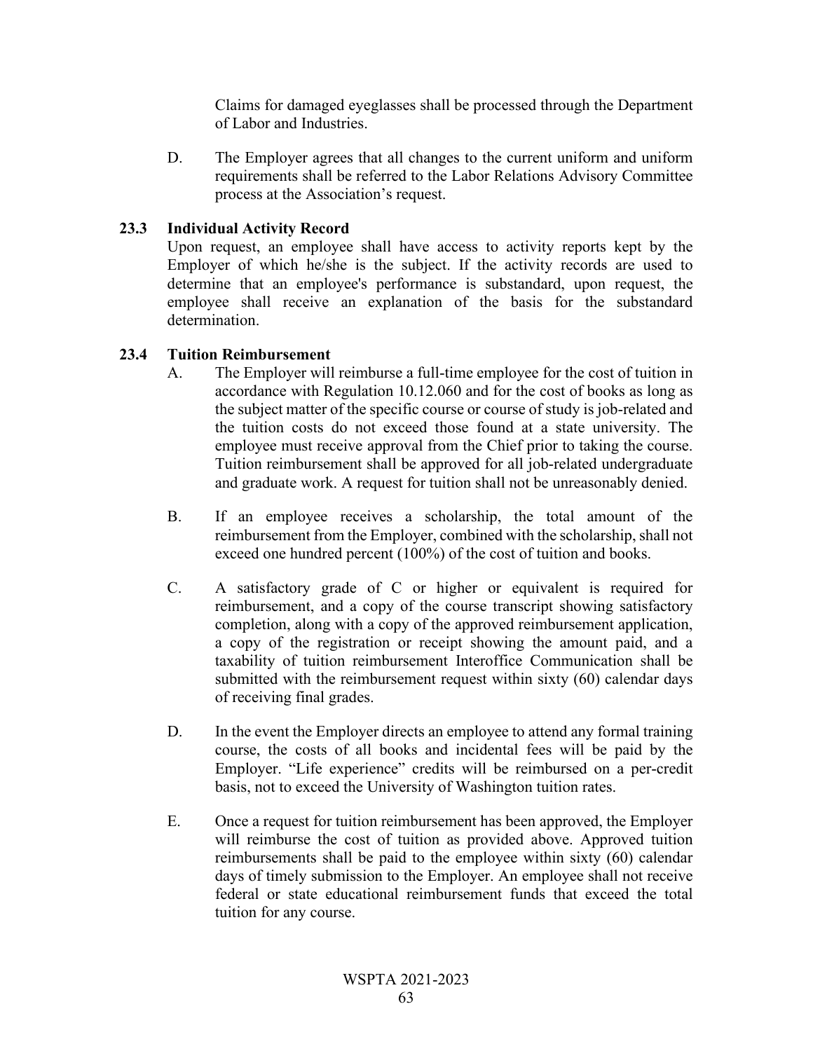Claims for damaged eyeglasses shall be processed through the Department of Labor and Industries.

D. The Employer agrees that all changes to the current uniform and uniform requirements shall be referred to the Labor Relations Advisory Committee process at the Association's request.

### 23.3 Individual Activity Record

Upon request, an employee shall have access to activity reports kept by the Employer of which he/she is the subject. If the activity records are used to determine that an employee's performance is substandard, upon request, the employee shall receive an explanation of the basis for the substandard determination.

### 23.4 Tuition Reimbursement

A. The Employer will reimburse a full-time employee for the cost of tuition in accordance with Regulation 10.12.060 and for the cost of books as long as the subject matter of the specific course or course of study is job-related and the tuition costs do not exceed those found at a state university. The employee must receive approval from the Chief prior to taking the course. Tuition reimbursement shall be approved for all job-related undergraduate and graduate work. A request for tuition shall not be unreasonably denied.

B. If an employee receives a scholarship, the total amount of the reimbursement from the Employer, combined with the scholarship, shall not exceed one hundred percent (100%) of the cost of tuition and books.

C. A satisfactory grade of C or higher or equivalent is required for reimbursement, and a copy of the course transcript showing satisfactory completion, along with a copy of the approved reimbursement application, a copy of the registration or receipt showing the amount paid, and a taxability of tuition reimbursement Interoffice Communication shall be submitted with the reimbursement request within sixty (60) calendar days of receiving final grades.

D. In the event the Employer directs an employee to attend any formal training course, the costs of all books and incidental fees will be paid by the Employer. "Life experience" credits will be reimbursed on a per-credit basis, not to exceed the University of Washington tuition rates.

E. Once a request for tuition reimbursement has been approved, the Employer will reimburse the cost of tuition as provided above. Approved tuition reimbursements shall be paid to the employee within sixty (60) calendar days of timely submission to the Employer. An employee shall not receive federal or state educational reimbursement funds that exceed the total tuition for any course.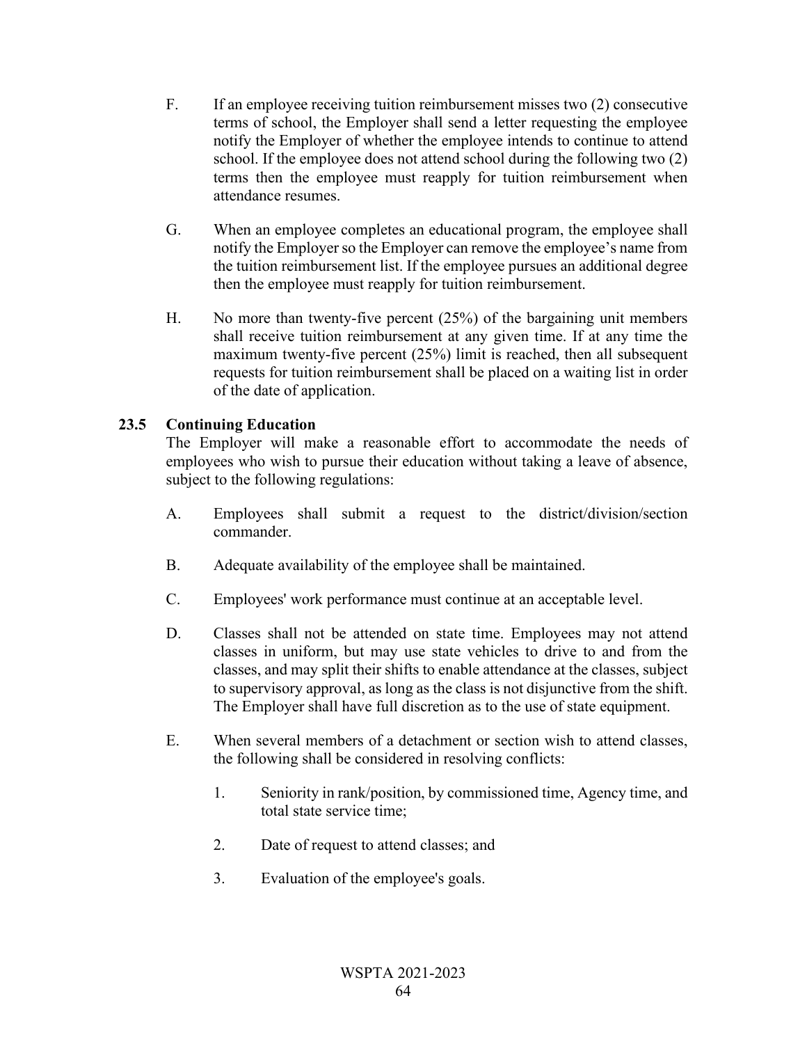F. If an employee receiving tuition reimbursement misses two (2) consecutive terms of school, the Employer shall send a letter requesting the employee notify the Employer of whether the employee intends to continue to attend school. If the employee does not attend school during the following two (2) terms then the employee must reapply for tuition reimbursement when attendance resumes.

G. When an employee completes an educational program, the employee shall notify the Employer so the Employer can remove the employee's name from the tuition reimbursement list. If the employee pursues an additional degree then the employee must reapply for tuition reimbursement.

H. No more than twenty-five percent (25%) of the bargaining unit members shall receive tuition reimbursement at any given time. If at any time the maximum twenty-five percent (25%) limit is reached, then all subsequent requests for tuition reimbursement shall be placed on a waiting list in order of the date of application.

### 23.5 Continuing Education

The Employer will make a reasonable effort to accommodate the needs of employees who wish to pursue their education without taking a leave of absence, subject to the following regulations:

A. Employees shall submit a request to the district/division/section commander.

B. Adequate availability of the employee shall be maintained.

C. Employees' work performance must continue at an acceptable level.

D. Classes shall not be attended on state time. Employees may not attend classes in uniform, but may use state vehicles to drive to and from the classes, and may split their shifts to enable attendance at the classes, subject to supervisory approval, as long as the class is not disjunctive from the shift. The Employer shall have full discretion as to the use of state equipment.

E. When several members of a detachment or section wish to attend classes, the following shall be considered in resolving conflicts:

1. Seniority in rank/position, by commissioned time, Agency time, and total state service time;

2. Date of request to attend classes; and

3. Evaluation of the employee's goals.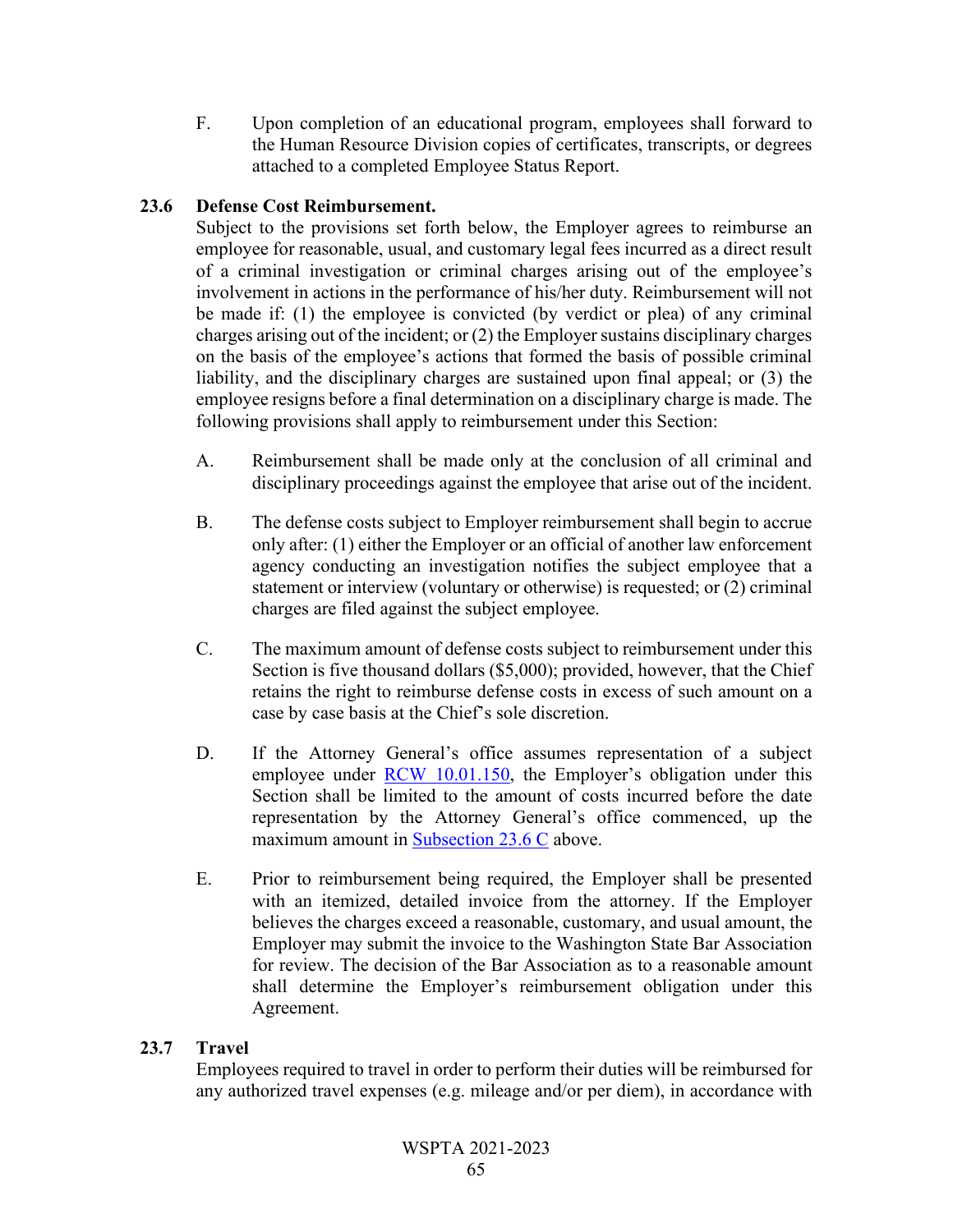F. Upon completion of an educational program, employees shall forward to the Human Resource Division copies of certificates, transcripts, or degrees attached to a completed Employee Status Report.

### 23.6 Defense Cost Reimbursement.

Subject to the provisions set forth below, the Employer agrees to reimburse an employee for reasonable, usual, and customary legal fees incurred as a direct result of a criminal investigation or criminal charges arising out of the employee's involvement in actions in the performance of his/her duty. Reimbursement will not be made if: (1) the employee is convicted (by verdict or plea) of any criminal charges arising out of the incident; or (2) the Employer sustains disciplinary charges on the basis of the employee's actions that formed the basis of possible criminal liability, and the disciplinary charges are sustained upon final appeal; or (3) the employee resigns before a final determination on a disciplinary charge is made. The following provisions shall apply to reimbursement under this Section:

A. Reimbursement shall be made only at the conclusion of all criminal and disciplinary proceedings against the employee that arise out of the incident.

B. The defense costs subject to Employer reimbursement shall begin to accrue only after: (1) either the Employer or an official of another law enforcement agency conducting an investigation notifies the subject employee that a statement or interview (voluntary or otherwise) is requested; or (2) criminal charges are filed against the subject employee.

C. The maximum amount of defense costs subject to reimbursement under this Section is five thousand dollars ($5,000); provided, however, that the Chief retains the right to reimburse defense costs in excess of such amount on a case by case basis at the Chief's sole discretion.

D. If the Attorney General's office assumes representation of a subject employee under RCW 10.01.150, the Employer's obligation under this Section shall be limited to the amount of costs incurred before the date representation by the Attorney General's office commenced, up the maximum amount in Subsection 23.6 C above.

E. Prior to reimbursement being required, the Employer shall be presented with an itemized, detailed invoice from the attorney. If the Employer believes the charges exceed a reasonable, customary, and usual amount, the Employer may submit the invoice to the Washington State Bar Association for review. The decision of the Bar Association as to a reasonable amount shall determine the Employer's reimbursement obligation under this Agreement.

### 23.7 Travel

Employees required to travel in order to perform their duties will be reimbursed for any authorized travel expenses (e.g. mileage and/or per diem), in accordance with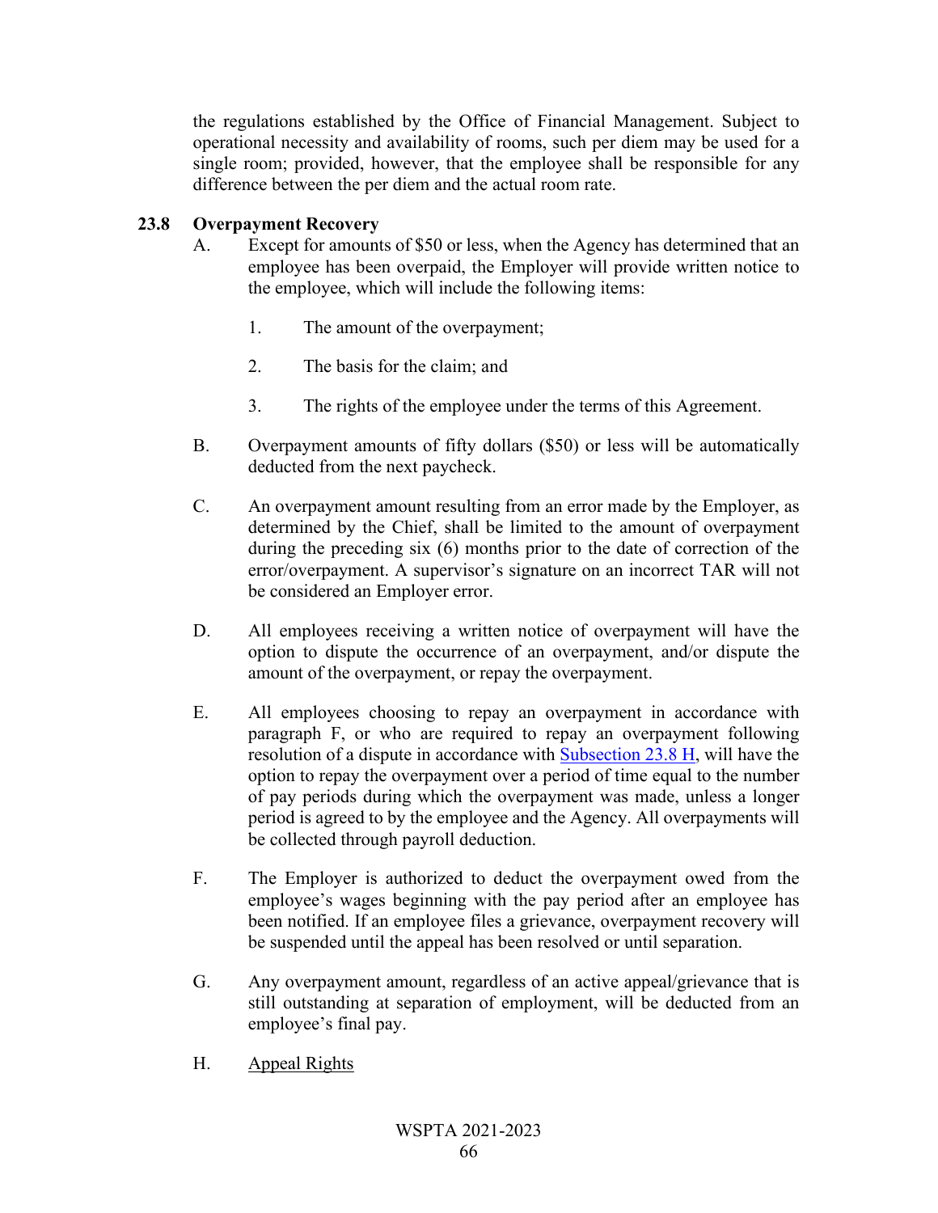the regulations established by the Office of Financial Management. Subject to operational necessity and availability of rooms, such per diem may be used for a single room; provided, however, that the employee shall be responsible for any difference between the per diem and the actual room rate.

### 23.8 Overpayment Recovery

A. Except for amounts of $50 or less, when the Agency has determined that an employee has been overpaid, the Employer will provide written notice to the employee, which will include the following items:

1. The amount of the overpayment;
2. The basis for the claim; and
3. The rights of the employee under the terms of this Agreement.

B. Overpayment amounts of fifty dollars ($50) or less will be automatically deducted from the next paycheck.

C. An overpayment amount resulting from an error made by the Employer, as determined by the Chief, shall be limited to the amount of overpayment during the preceding six (6) months prior to the date of correction of the error/overpayment. A supervisor's signature on an incorrect TAR will not be considered an Employer error.

D. All employees receiving a written notice of overpayment will have the option to dispute the occurrence of an overpayment, and/or dispute the amount of the overpayment, or repay the overpayment.

E. All employees choosing to repay an overpayment in accordance with paragraph F, or who are required to repay an overpayment following resolution of a dispute in accordance with Subsection 23.8 H, will have the option to repay the overpayment over a period of time equal to the number of pay periods during which the overpayment was made, unless a longer period is agreed to by the employee and the Agency. All overpayments will be collected through payroll deduction.

F. The Employer is authorized to deduct the overpayment owed from the employee's wages beginning with the pay period after an employee has been notified. If an employee files a grievance, overpayment recovery will be suspended until the appeal has been resolved or until separation.

G. Any overpayment amount, regardless of an active appeal/grievance that is still outstanding at separation of employment, will be deducted from an employee's final pay.

H. Appeal Rights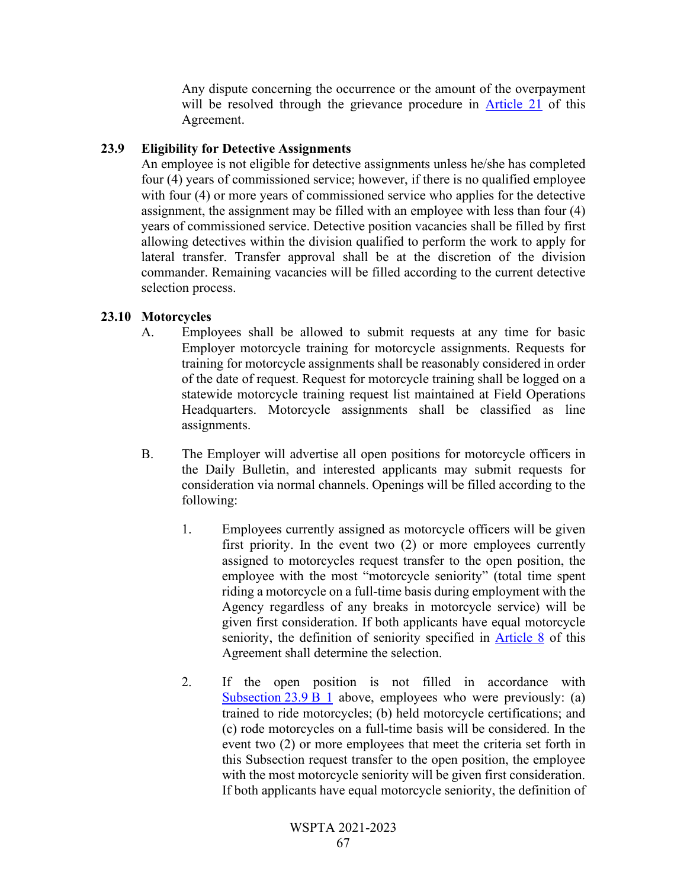Any dispute concerning the occurrence or the amount of the overpayment will be resolved through the grievance procedure in Article 21 of this Agreement.

### 23.9 Eligibility for Detective Assignments

An employee is not eligible for detective assignments unless he/she has completed four (4) years of commissioned service; however, if there is no qualified employee with four (4) or more years of commissioned service who applies for the detective assignment, the assignment may be filled with an employee with less than four (4) years of commissioned service. Detective position vacancies shall be filled by first allowing detectives within the division qualified to perform the work to apply for lateral transfer. Transfer approval shall be at the discretion of the division commander. Remaining vacancies will be filled according to the current detective selection process.

### 23.10 Motorcycles

A. Employees shall be allowed to submit requests at any time for basic Employer motorcycle training for motorcycle assignments. Requests for training for motorcycle assignments shall be reasonably considered in order of the date of request. Request for motorcycle training shall be logged on a statewide motorcycle training request list maintained at Field Operations Headquarters. Motorcycle assignments shall be classified as line assignments.

B. The Employer will advertise all open positions for motorcycle officers in the Daily Bulletin, and interested applicants may submit requests for consideration via normal channels. Openings will be filled according to the following:

1. Employees currently assigned as motorcycle officers will be given first priority. In the event two (2) or more employees currently assigned to motorcycles request transfer to the open position, the employee with the most "motorcycle seniority" (total time spent riding a motorcycle on a full-time basis during employment with the Agency regardless of any breaks in motorcycle service) will be given first consideration. If both applicants have equal motorcycle seniority, the definition of seniority specified in Article 8 of this Agreement shall determine the selection.

2. If the open position is not filled in accordance with Subsection 23.9 B 1 above, employees who were previously: (a) trained to ride motorcycles; (b) held motorcycle certifications; and (c) rode motorcycles on a full-time basis will be considered. In the event two (2) or more employees that meet the criteria set forth in this Subsection request transfer to the open position, the employee with the most motorcycle seniority will be given first consideration. If both applicants have equal motorcycle seniority, the definition of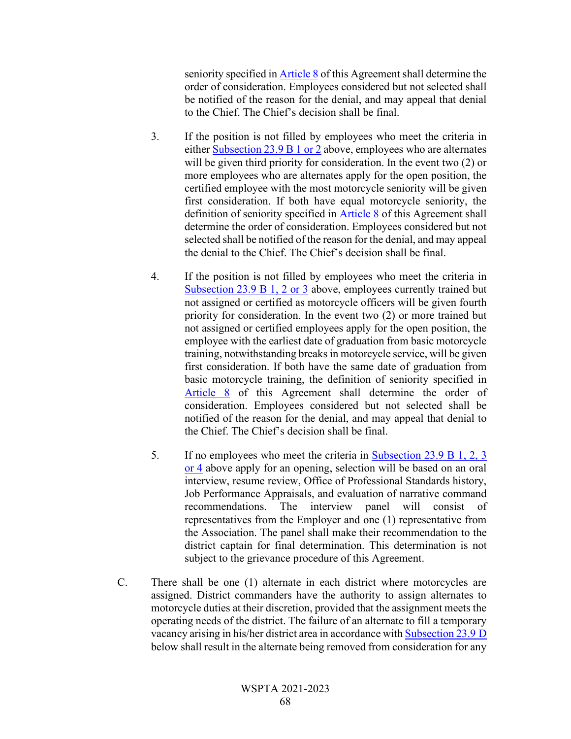seniority specified in Article 8 of this Agreement shall determine the order of consideration. Employees considered but not selected shall be notified of the reason for the denial, and may appeal that denial to the Chief. The Chief's decision shall be final.

3. If the position is not filled by employees who meet the criteria in either Subsection 23.9 B 1 or 2 above, employees who are alternates will be given third priority for consideration. In the event two (2) or more employees who are alternates apply for the open position, the certified employee with the most motorcycle seniority will be given first consideration. If both have equal motorcycle seniority, the definition of seniority specified in Article 8 of this Agreement shall determine the order of consideration. Employees considered but not selected shall be notified of the reason for the denial, and may appeal the denial to the Chief. The Chief's decision shall be final.

4. If the position is not filled by employees who meet the criteria in Subsection 23.9 B 1, 2 or 3 above, employees currently trained but not assigned or certified as motorcycle officers will be given fourth priority for consideration. In the event two (2) or more trained but not assigned or certified employees apply for the open position, the employee with the earliest date of graduation from basic motorcycle training, notwithstanding breaks in motorcycle service, will be given first consideration. If both have the same date of graduation from basic motorcycle training, the definition of seniority specified in Article 8 of this Agreement shall determine the order of consideration. Employees considered but not selected shall be notified of the reason for the denial, and may appeal that denial to the Chief. The Chief's decision shall be final.

5. If no employees who meet the criteria in Subsection 23.9 B 1, 2, 3 or 4 above apply for an opening, selection will be based on an oral interview, resume review, Office of Professional Standards history, Job Performance Appraisals, and evaluation of narrative command recommendations. The interview panel will consist of representatives from the Employer and one (1) representative from the Association. The panel shall make their recommendation to the district captain for final determination. This determination is not subject to the grievance procedure of this Agreement.

C. There shall be one (1) alternate in each district where motorcycles are assigned. District commanders have the authority to assign alternates to motorcycle duties at their discretion, provided that the assignment meets the operating needs of the district. The failure of an alternate to fill a temporary vacancy arising in his/her district area in accordance with Subsection 23.9 D below shall result in the alternate being removed from consideration for any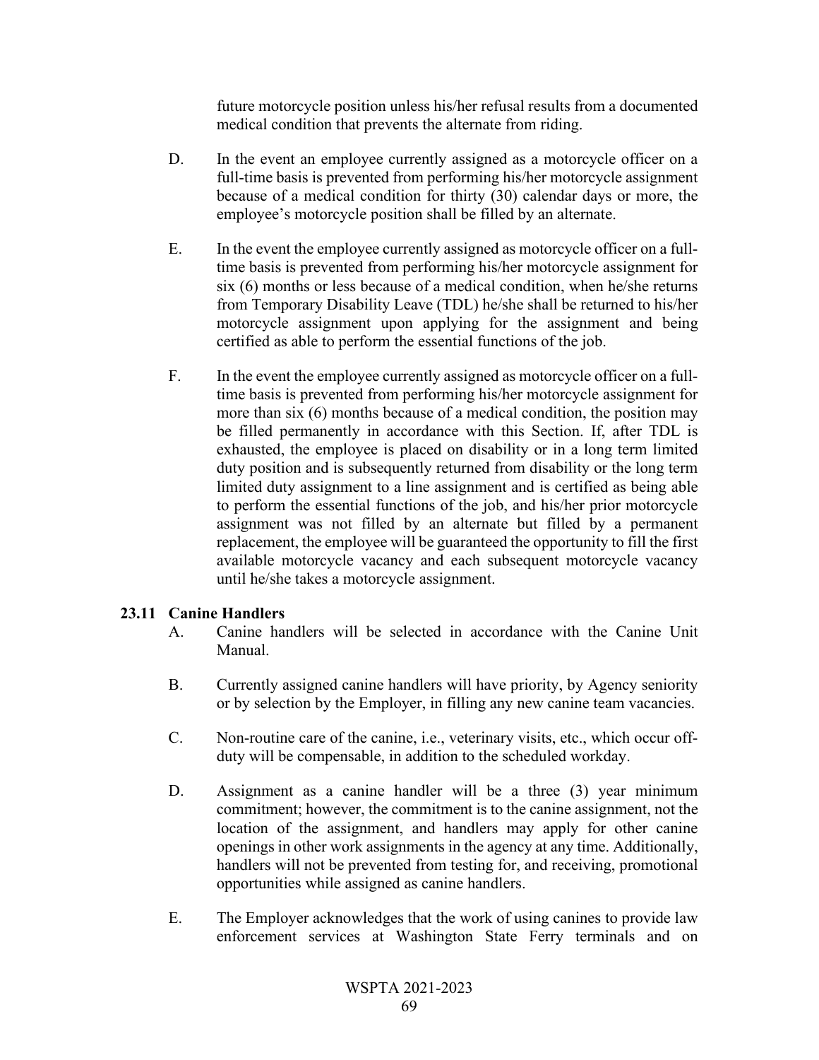future motorcycle position unless his/her refusal results from a documented medical condition that prevents the alternate from riding.

D. In the event an employee currently assigned as a motorcycle officer on a full-time basis is prevented from performing his/her motorcycle assignment because of a medical condition for thirty (30) calendar days or more, the employee's motorcycle position shall be filled by an alternate.

E. In the event the employee currently assigned as motorcycle officer on a full-time basis is prevented from performing his/her motorcycle assignment for six (6) months or less because of a medical condition, when he/she returns from Temporary Disability Leave (TDL) he/she shall be returned to his/her motorcycle assignment upon applying for the assignment and being certified as able to perform the essential functions of the job.

F. In the event the employee currently assigned as motorcycle officer on a full-time basis is prevented from performing his/her motorcycle assignment for more than six (6) months because of a medical condition, the position may be filled permanently in accordance with this Section. If, after TDL is exhausted, the employee is placed on disability or in a long term limited duty position and is subsequently returned from disability or the long term limited duty assignment to a line assignment and is certified as being able to perform the essential functions of the job, and his/her prior motorcycle assignment was not filled by an alternate but filled by a permanent replacement, the employee will be guaranteed the opportunity to fill the first available motorcycle vacancy and each subsequent motorcycle vacancy until he/she takes a motorcycle assignment.

### 23.11 Canine Handlers

A. Canine handlers will be selected in accordance with the Canine Unit Manual.

B. Currently assigned canine handlers will have priority, by Agency seniority or by selection by the Employer, in filling any new canine team vacancies.

C. Non-routine care of the canine, i.e., veterinary visits, etc., which occur off-duty will be compensable, in addition to the scheduled workday.

D. Assignment as a canine handler will be a three (3) year minimum commitment; however, the commitment is to the canine assignment, not the location of the assignment, and handlers may apply for other canine openings in other work assignments in the agency at any time. Additionally, handlers will not be prevented from testing for, and receiving, promotional opportunities while assigned as canine handlers.

E. The Employer acknowledges that the work of using canines to provide law enforcement services at Washington State Ferry terminals and on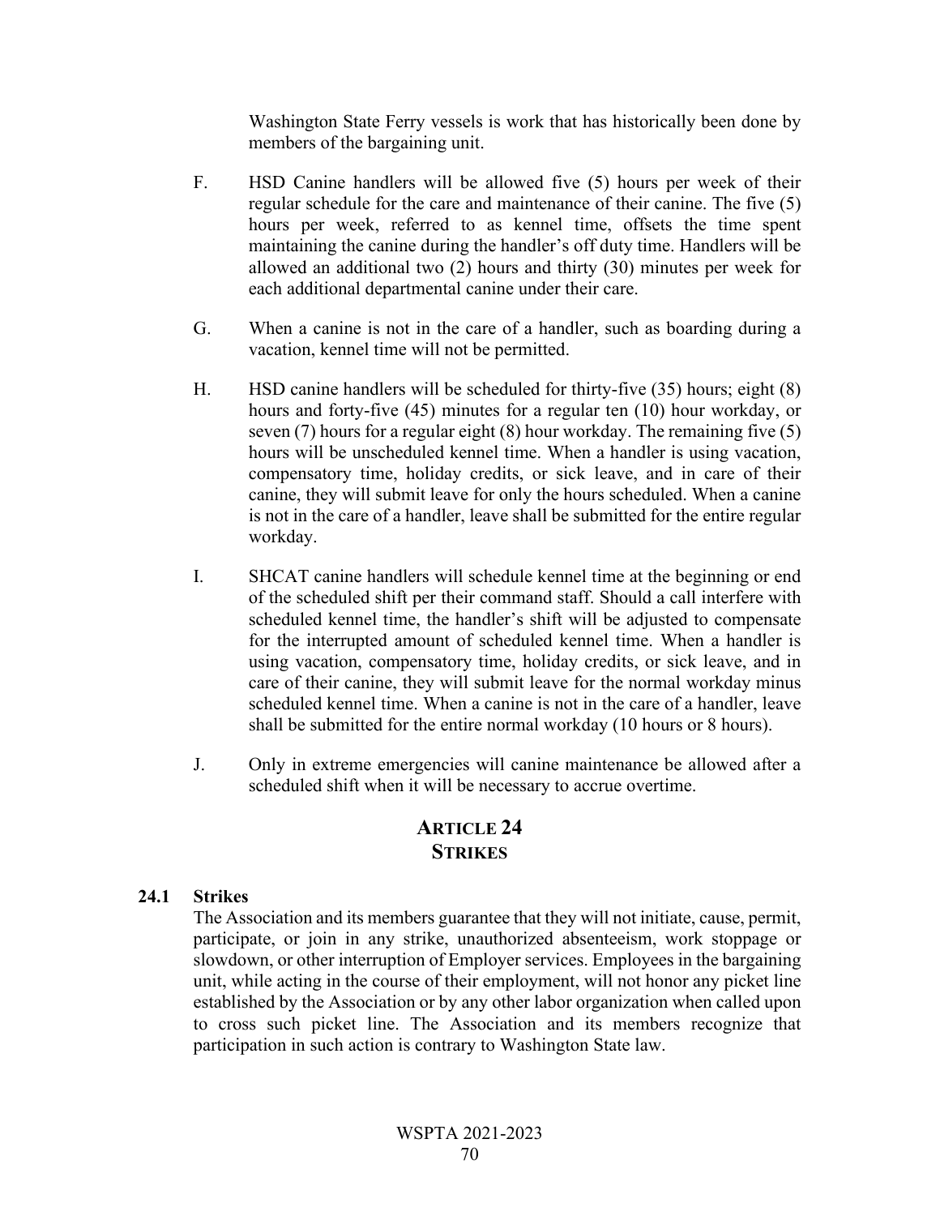Washington State Ferry vessels is work that has historically been done by members of the bargaining unit.

F. HSD Canine handlers will be allowed five (5) hours per week of their regular schedule for the care and maintenance of their canine. The five (5) hours per week, referred to as kennel time, offsets the time spent maintaining the canine during the handler's off duty time. Handlers will be allowed an additional two (2) hours and thirty (30) minutes per week for each additional departmental canine under their care.

G. When a canine is not in the care of a handler, such as boarding during a vacation, kennel time will not be permitted.

H. HSD canine handlers will be scheduled for thirty-five (35) hours; eight (8) hours and forty-five (45) minutes for a regular ten (10) hour workday, or seven (7) hours for a regular eight (8) hour workday. The remaining five (5) hours will be unscheduled kennel time. When a handler is using vacation, compensatory time, holiday credits, or sick leave, and in care of their canine, they will submit leave for only the hours scheduled. When a canine is not in the care of a handler, leave shall be submitted for the entire regular workday.

I. SHCAT canine handlers will schedule kennel time at the beginning or end of the scheduled shift per their command staff. Should a call interfere with scheduled kennel time, the handler's shift will be adjusted to compensate for the interrupted amount of scheduled kennel time. When a handler is using vacation, compensatory time, holiday credits, or sick leave, and in care of their canine, they will submit leave for the normal workday minus scheduled kennel time. When a canine is not in the care of a handler, leave shall be submitted for the entire normal workday (10 hours or 8 hours).

J. Only in extreme emergencies will canine maintenance be allowed after a scheduled shift when it will be necessary to accrue overtime.

## ARTICLE 24
## STRIKES

**24.1 Strikes**

The Association and its members guarantee that they will not initiate, cause, permit, participate, or join in any strike, unauthorized absenteeism, work stoppage or slowdown, or other interruption of Employer services. Employees in the bargaining unit, while acting in the course of their employment, will not honor any picket line established by the Association or by any other labor organization when called upon to cross such picket line. The Association and its members recognize that participation in such action is contrary to Washington State law.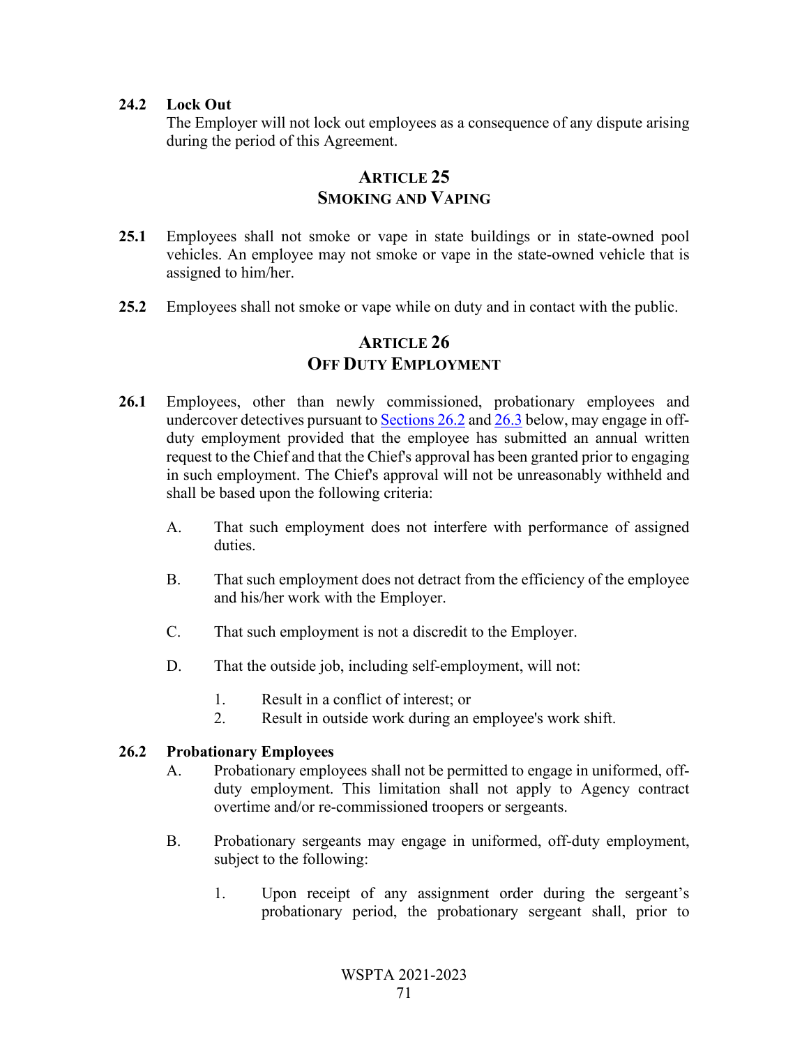**24.2 Lock Out**

The Employer will not lock out employees as a consequence of any dispute arising during the period of this Agreement.

## ARTICLE 25
## SMOKING AND VAPING

**25.1** Employees shall not smoke or vape in state buildings or in state-owned pool vehicles. An employee may not smoke or vape in the state-owned vehicle that is assigned to him/her.

**25.2** Employees shall not smoke or vape while on duty and in contact with the public.

## ARTICLE 26
## OFF DUTY EMPLOYMENT

**26.1** Employees, other than newly commissioned, probationary employees and undercover detectives pursuant to Sections 26.2 and 26.3 below, may engage in off-duty employment provided that the employee has submitted an annual written request to the Chief and that the Chief's approval has been granted prior to engaging in such employment. The Chief's approval will not be unreasonably withheld and shall be based upon the following criteria:

A. That such employment does not interfere with performance of assigned duties.

B. That such employment does not detract from the efficiency of the employee and his/her work with the Employer.

C. That such employment is not a discredit to the Employer.

D. That the outside job, including self-employment, will not:

1. Result in a conflict of interest; or
2. Result in outside work during an employee's work shift.

**26.2 Probationary Employees**

A. Probationary employees shall not be permitted to engage in uniformed, off-duty employment. This limitation shall not apply to Agency contract overtime and/or re-commissioned troopers or sergeants.

B. Probationary sergeants may engage in uniformed, off-duty employment, subject to the following:

1. Upon receipt of any assignment order during the sergeant's probationary period, the probationary sergeant shall, prior to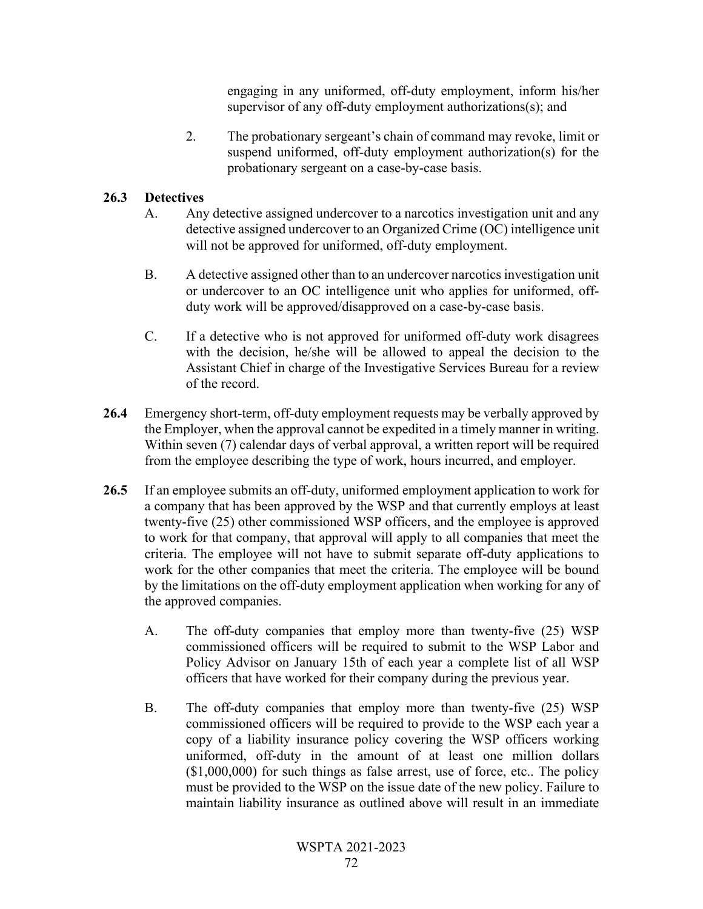engaging in any uniformed, off-duty employment, inform his/her supervisor of any off-duty employment authorizations(s); and

2. The probationary sergeant's chain of command may revoke, limit or suspend uniformed, off-duty employment authorization(s) for the probationary sergeant on a case-by-case basis.

**26.3 Detectives**

A. Any detective assigned undercover to a narcotics investigation unit and any detective assigned undercover to an Organized Crime (OC) intelligence unit will not be approved for uniformed, off-duty employment.

B. A detective assigned other than to an undercover narcotics investigation unit or undercover to an OC intelligence unit who applies for uniformed, off-duty work will be approved/disapproved on a case-by-case basis.

C. If a detective who is not approved for uniformed off-duty work disagrees with the decision, he/she will be allowed to appeal the decision to the Assistant Chief in charge of the Investigative Services Bureau for a review of the record.

**26.4** Emergency short-term, off-duty employment requests may be verbally approved by the Employer, when the approval cannot be expedited in a timely manner in writing. Within seven (7) calendar days of verbal approval, a written report will be required from the employee describing the type of work, hours incurred, and employer.

**26.5** If an employee submits an off-duty, uniformed employment application to work for a company that has been approved by the WSP and that currently employs at least twenty-five (25) other commissioned WSP officers, and the employee is approved to work for that company, that approval will apply to all companies that meet the criteria. The employee will not have to submit separate off-duty applications to work for the other companies that meet the criteria. The employee will be bound by the limitations on the off-duty employment application when working for any of the approved companies.

A. The off-duty companies that employ more than twenty-five (25) WSP commissioned officers will be required to submit to the WSP Labor and Policy Advisor on January 15th of each year a complete list of all WSP officers that have worked for their company during the previous year.

B. The off-duty companies that employ more than twenty-five (25) WSP commissioned officers will be required to provide to the WSP each year a copy of a liability insurance policy covering the WSP officers working uniformed, off-duty in the amount of at least one million dollars ($1,000,000) for such things as false arrest, use of force, etc.. The policy must be provided to the WSP on the issue date of the new policy. Failure to maintain liability insurance as outlined above will result in an immediate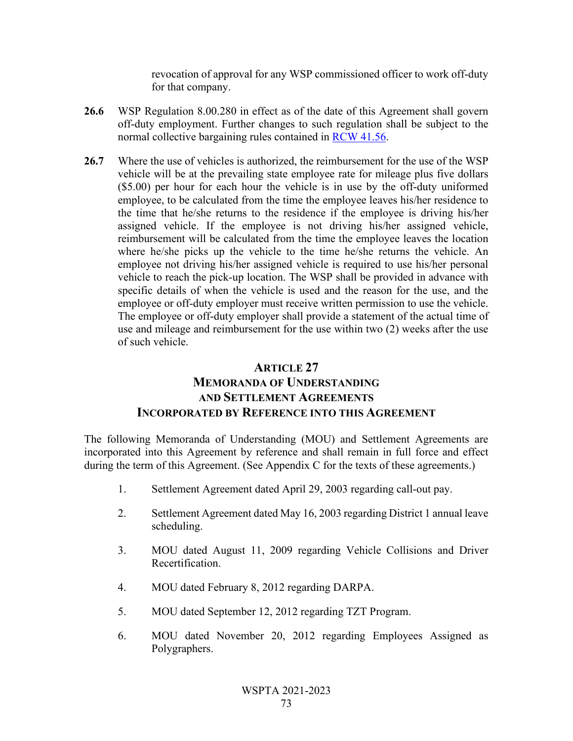revocation of approval for any WSP commissioned officer to work off-duty for that company.

**26.6** WSP Regulation 8.00.280 in effect as of the date of this Agreement shall govern off-duty employment. Further changes to such regulation shall be subject to the normal collective bargaining rules contained in RCW 41.56.

**26.7** Where the use of vehicles is authorized, the reimbursement for the use of the WSP vehicle will be at the prevailing state employee rate for mileage plus five dollars ($5.00) per hour for each hour the vehicle is in use by the off-duty uniformed employee, to be calculated from the time the employee leaves his/her residence to the time that he/she returns to the residence if the employee is driving his/her assigned vehicle. If the employee is not driving his/her assigned vehicle, reimbursement will be calculated from the time the employee leaves the location where he/she picks up the vehicle to the time he/she returns the vehicle. An employee not driving his/her assigned vehicle is required to use his/her personal vehicle to reach the pick-up location. The WSP shall be provided in advance with specific details of when the vehicle is used and the reason for the use, and the employee or off-duty employer must receive written permission to use the vehicle. The employee or off-duty employer shall provide a statement of the actual time of use and mileage and reimbursement for the use within two (2) weeks after the use of such vehicle.

## ARTICLE 27
## MEMORANDA OF UNDERSTANDING AND SETTLEMENT AGREEMENTS INCORPORATED BY REFERENCE INTO THIS AGREEMENT

The following Memoranda of Understanding (MOU) and Settlement Agreements are incorporated into this Agreement by reference and shall remain in full force and effect during the term of this Agreement. (See Appendix C for the texts of these agreements.)

1. Settlement Agreement dated April 29, 2003 regarding call-out pay.
2. Settlement Agreement dated May 16, 2003 regarding District 1 annual leave scheduling.
3. MOU dated August 11, 2009 regarding Vehicle Collisions and Driver Recertification.
4. MOU dated February 8, 2012 regarding DARPA.
5. MOU dated September 12, 2012 regarding TZT Program.
6. MOU dated November 20, 2012 regarding Employees Assigned as Polygraphers.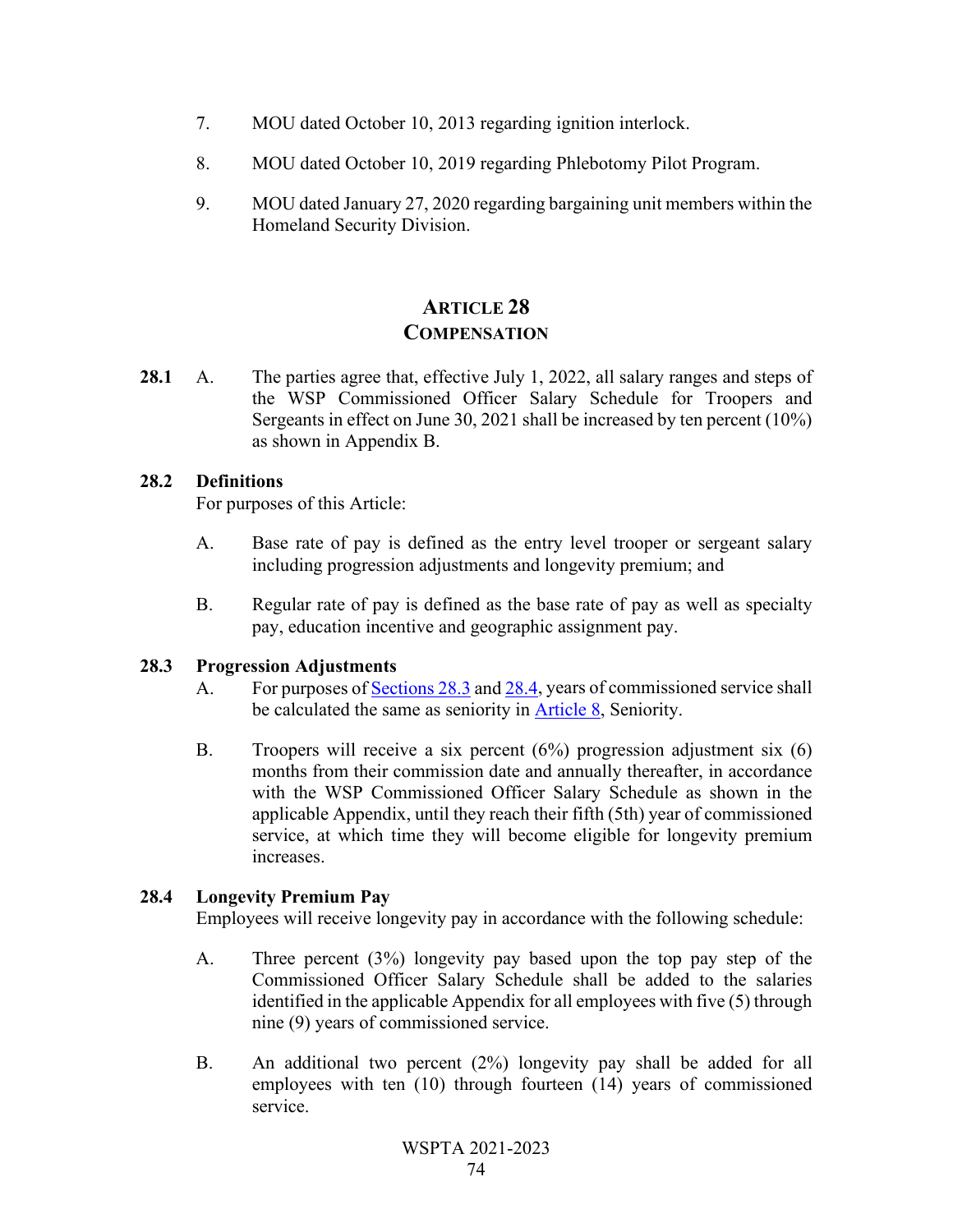7. MOU dated October 10, 2013 regarding ignition interlock.

8. MOU dated October 10, 2019 regarding Phlebotomy Pilot Program.

9. MOU dated January 27, 2020 regarding bargaining unit members within the Homeland Security Division.

## ARTICLE 28
## COMPENSATION

**28.1** A. The parties agree that, effective July 1, 2022, all salary ranges and steps of the WSP Commissioned Officer Salary Schedule for Troopers and Sergeants in effect on June 30, 2021 shall be increased by ten percent (10%) as shown in Appendix B.

**28.2 Definitions**

For purposes of this Article:

A. Base rate of pay is defined as the entry level trooper or sergeant salary including progression adjustments and longevity premium; and

B. Regular rate of pay is defined as the base rate of pay as well as specialty pay, education incentive and geographic assignment pay.

**28.3 Progression Adjustments**

A. For purposes of Sections 28.3 and 28.4, years of commissioned service shall be calculated the same as seniority in Article 8, Seniority.

B. Troopers will receive a six percent (6%) progression adjustment six (6) months from their commission date and annually thereafter, in accordance with the WSP Commissioned Officer Salary Schedule as shown in the applicable Appendix, until they reach their fifth (5th) year of commissioned service, at which time they will become eligible for longevity premium increases.

**28.4 Longevity Premium Pay**

Employees will receive longevity pay in accordance with the following schedule:

A. Three percent (3%) longevity pay based upon the top pay step of the Commissioned Officer Salary Schedule shall be added to the salaries identified in the applicable Appendix for all employees with five (5) through nine (9) years of commissioned service.

B. An additional two percent (2%) longevity pay shall be added for all employees with ten (10) through fourteen (14) years of commissioned service.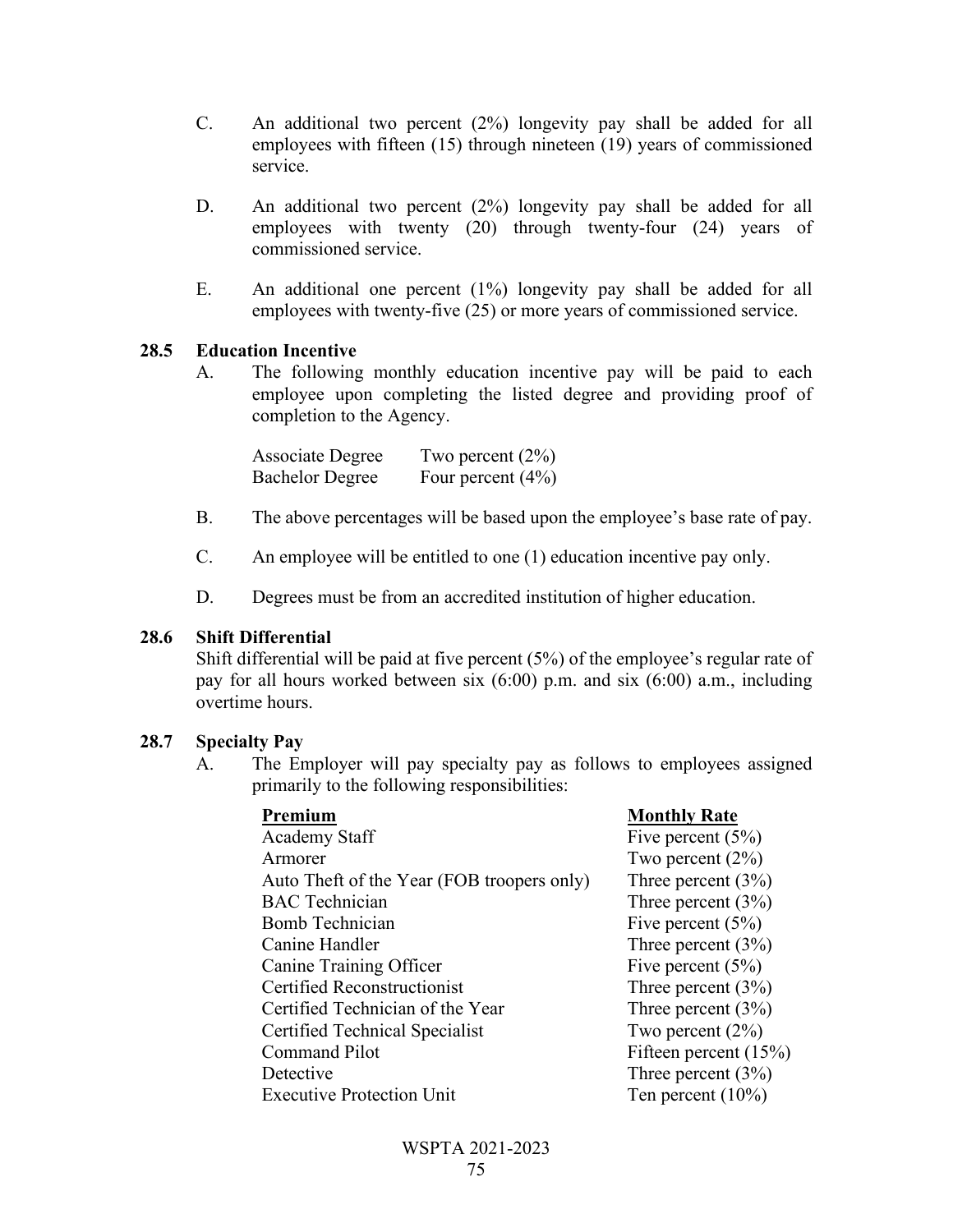C. An additional two percent (2%) longevity pay shall be added for all employees with fifteen (15) through nineteen (19) years of commissioned service.

D. An additional two percent (2%) longevity pay shall be added for all employees with twenty (20) through twenty-four (24) years of commissioned service.

E. An additional one percent (1%) longevity pay shall be added for all employees with twenty-five (25) or more years of commissioned service.

### 28.5 Education Incentive

A. The following monthly education incentive pay will be paid to each employee upon completing the listed degree and providing proof of completion to the Agency.

| | |
|---|---|
| Associate Degree | Two percent (2%) |
| Bachelor Degree | Four percent (4%) |

B. The above percentages will be based upon the employee's base rate of pay.

C. An employee will be entitled to one (1) education incentive pay only.

D. Degrees must be from an accredited institution of higher education.

### 28.6 Shift Differential

Shift differential will be paid at five percent (5%) of the employee's regular rate of pay for all hours worked between six (6:00) p.m. and six (6:00) a.m., including overtime hours.

### 28.7 Specialty Pay

A. The Employer will pay specialty pay as follows to employees assigned primarily to the following responsibilities:

| Premium | Monthly Rate |
|---|---|
| Academy Staff | Five percent (5%) |
| Armorer | Two percent (2%) |
| Auto Theft of the Year (FOB troopers only) | Three percent (3%) |
| BAC Technician | Three percent (3%) |
| Bomb Technician | Five percent (5%) |
| Canine Handler | Three percent (3%) |
| Canine Training Officer | Five percent (5%) |
| Certified Reconstructionist | Three percent (3%) |
| Certified Technician of the Year | Three percent (3%) |
| Certified Technical Specialist | Two percent (2%) |
| Command Pilot | Fifteen percent (15%) |
| Detective | Three percent (3%) |
| Executive Protection Unit | Ten percent (10%) |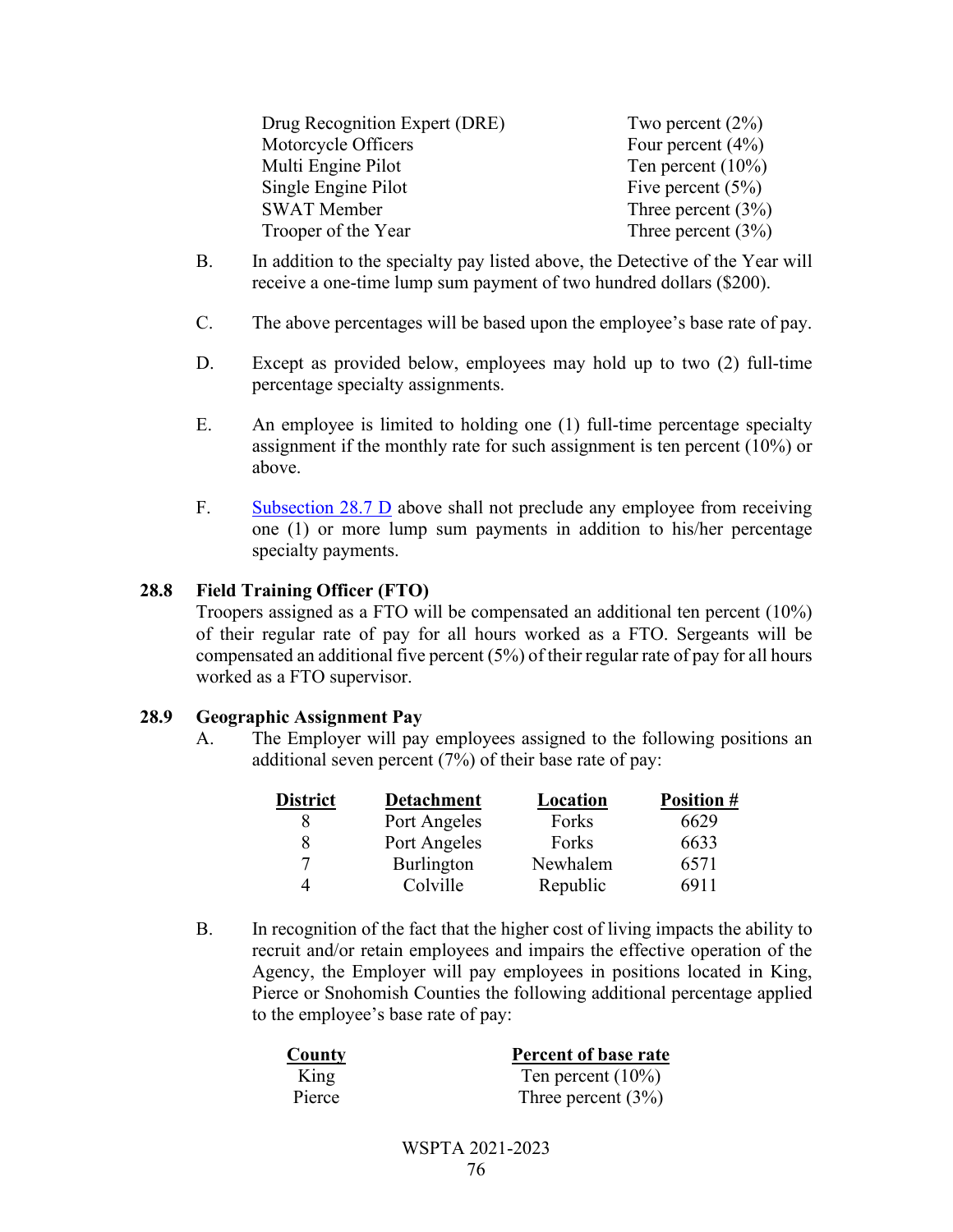| | |
|---|---|
| Drug Recognition Expert (DRE) | Two percent (2%) |
| Motorcycle Officers | Four percent (4%) |
| Multi Engine Pilot | Ten percent (10%) |
| Single Engine Pilot | Five percent (5%) |
| SWAT Member | Three percent (3%) |
| Trooper of the Year | Three percent (3%) |

B. In addition to the specialty pay listed above, the Detective of the Year will receive a one-time lump sum payment of two hundred dollars ($200).

C. The above percentages will be based upon the employee's base rate of pay.

D. Except as provided below, employees may hold up to two (2) full-time percentage specialty assignments.

E. An employee is limited to holding one (1) full-time percentage specialty assignment if the monthly rate for such assignment is ten percent (10%) or above.

F. Subsection 28.7 D above shall not preclude any employee from receiving one (1) or more lump sum payments in addition to his/her percentage specialty payments.

**28.8 Field Training Officer (FTO)**

Troopers assigned as a FTO will be compensated an additional ten percent (10%) of their regular rate of pay for all hours worked as a FTO. Sergeants will be compensated an additional five percent (5%) of their regular rate of pay for all hours worked as a FTO supervisor.

**28.9 Geographic Assignment Pay**

A. The Employer will pay employees assigned to the following positions an additional seven percent (7%) of their base rate of pay:

| District | Detachment | Location | Position # |
|---|---|---|---|
| 8 | Port Angeles | Forks | 6629 |
| 8 | Port Angeles | Forks | 6633 |
| 7 | Burlington | Newhalem | 6571 |
| 4 | Colville | Republic | 6911 |

B. In recognition of the fact that the higher cost of living impacts the ability to recruit and/or retain employees and impairs the effective operation of the Agency, the Employer will pay employees in positions located in King, Pierce or Snohomish Counties the following additional percentage applied to the employee's base rate of pay:

| County | Percent of base rate |
|---|---|
| King | Ten percent (10%) |
| Pierce | Three percent (3%) |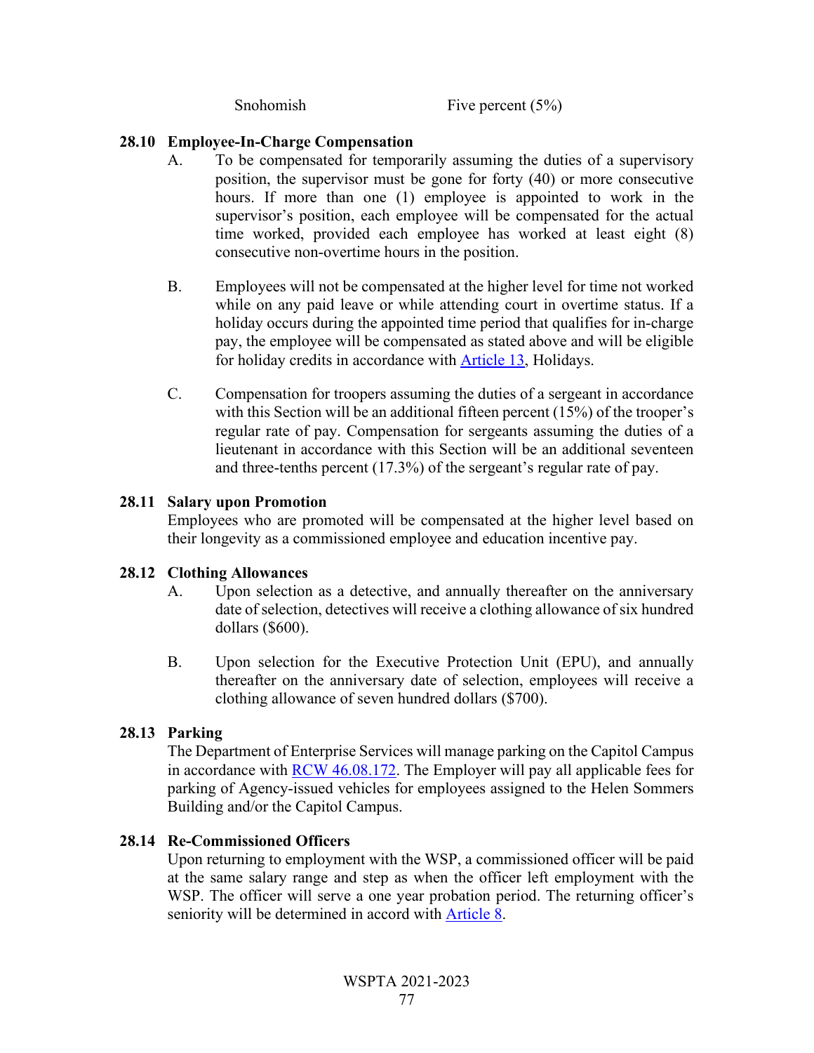| Snohomish | Five percent (5%) |
|---|---|

### 28.10 Employee-In-Charge Compensation

A. To be compensated for temporarily assuming the duties of a supervisory position, the supervisor must be gone for forty (40) or more consecutive hours. If more than one (1) employee is appointed to work in the supervisor's position, each employee will be compensated for the actual time worked, provided each employee has worked at least eight (8) consecutive non-overtime hours in the position.

B. Employees will not be compensated at the higher level for time not worked while on any paid leave or while attending court in overtime status. If a holiday occurs during the appointed time period that qualifies for in-charge pay, the employee will be compensated as stated above and will be eligible for holiday credits in accordance with Article 13, Holidays.

C. Compensation for troopers assuming the duties of a sergeant in accordance with this Section will be an additional fifteen percent (15%) of the trooper's regular rate of pay. Compensation for sergeants assuming the duties of a lieutenant in accordance with this Section will be an additional seventeen and three-tenths percent (17.3%) of the sergeant's regular rate of pay.

### 28.11 Salary upon Promotion

Employees who are promoted will be compensated at the higher level based on their longevity as a commissioned employee and education incentive pay.

### 28.12 Clothing Allowances

A. Upon selection as a detective, and annually thereafter on the anniversary date of selection, detectives will receive a clothing allowance of six hundred dollars ($600).

B. Upon selection for the Executive Protection Unit (EPU), and annually thereafter on the anniversary date of selection, employees will receive a clothing allowance of seven hundred dollars ($700).

### 28.13 Parking

The Department of Enterprise Services will manage parking on the Capitol Campus in accordance with RCW 46.08.172. The Employer will pay all applicable fees for parking of Agency-issued vehicles for employees assigned to the Helen Sommers Building and/or the Capitol Campus.

### 28.14 Re-Commissioned Officers

Upon returning to employment with the WSP, a commissioned officer will be paid at the same salary range and step as when the officer left employment with the WSP. The officer will serve a one year probation period. The returning officer's seniority will be determined in accord with Article 8.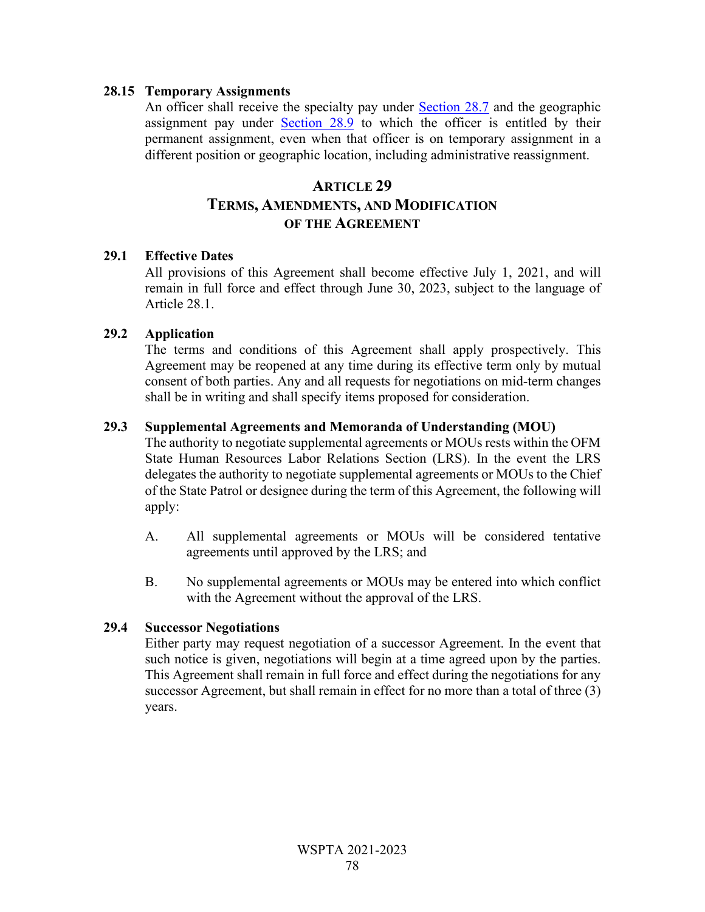### 28.15 Temporary Assignments

An officer shall receive the specialty pay under Section 28.7 and the geographic assignment pay under Section 28.9 to which the officer is entitled by their permanent assignment, even when that officer is on temporary assignment in a different position or geographic location, including administrative reassignment.

## ARTICLE 29
## TERMS, AMENDMENTS, AND MODIFICATION OF THE AGREEMENT

### 29.1 Effective Dates

All provisions of this Agreement shall become effective July 1, 2021, and will remain in full force and effect through June 30, 2023, subject to the language of Article 28.1.

### 29.2 Application

The terms and conditions of this Agreement shall apply prospectively. This Agreement may be reopened at any time during its effective term only by mutual consent of both parties. Any and all requests for negotiations on mid-term changes shall be in writing and shall specify items proposed for consideration.

### 29.3 Supplemental Agreements and Memoranda of Understanding (MOU)

The authority to negotiate supplemental agreements or MOUs rests within the OFM State Human Resources Labor Relations Section (LRS). In the event the LRS delegates the authority to negotiate supplemental agreements or MOUs to the Chief of the State Patrol or designee during the term of this Agreement, the following will apply:

A. All supplemental agreements or MOUs will be considered tentative agreements until approved by the LRS; and

B. No supplemental agreements or MOUs may be entered into which conflict with the Agreement without the approval of the LRS.

### 29.4 Successor Negotiations

Either party may request negotiation of a successor Agreement. In the event that such notice is given, negotiations will begin at a time agreed upon by the parties. This Agreement shall remain in full force and effect during the negotiations for any successor Agreement, but shall remain in effect for no more than a total of three (3) years.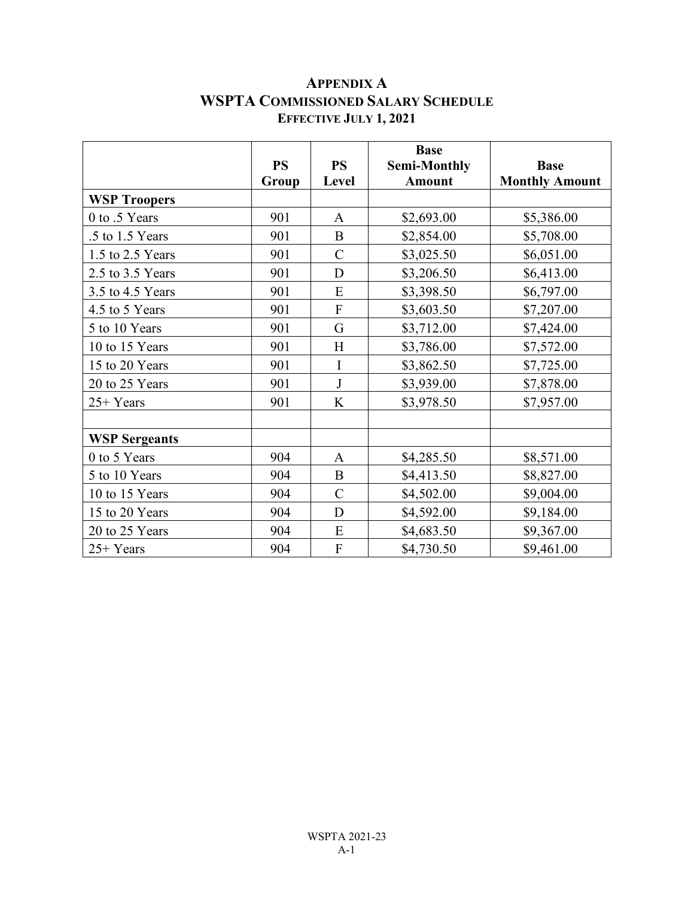# APPENDIX A
## WSPTA COMMISSIONED SALARY SCHEDULE
### EFFECTIVE JULY 1, 2021

| | PS Group | PS Level | Base Semi-Monthly Amount | Base Monthly Amount |
|---|---|---|---|---|
| **WSP Troopers** | | | | |
| 0 to .5 Years | 901 | A | $2,693.00 | $5,386.00 |
| .5 to 1.5 Years | 901 | B | $2,854.00 | $5,708.00 |
| 1.5 to 2.5 Years | 901 | C | $3,025.50 | $6,051.00 |
| 2.5 to 3.5 Years | 901 | D | $3,206.50 | $6,413.00 |
| 3.5 to 4.5 Years | 901 | E | $3,398.50 | $6,797.00 |
| 4.5 to 5 Years | 901 | F | $3,603.50 | $7,207.00 |
| 5 to 10 Years | 901 | G | $3,712.00 | $7,424.00 |
| 10 to 15 Years | 901 | H | $3,786.00 | $7,572.00 |
| 15 to 20 Years | 901 | I | $3,862.50 | $7,725.00 |
| 20 to 25 Years | 901 | J | $3,939.00 | $7,878.00 |
| 25+ Years | 901 | K | $3,978.50 | $7,957.00 |
| | | | | |
| **WSP Sergeants** | | | | |
| 0 to 5 Years | 904 | A | $4,285.50 | $8,571.00 |
| 5 to 10 Years | 904 | B | $4,413.50 | $8,827.00 |
| 10 to 15 Years | 904 | C | $4,502.00 | $9,004.00 |
| 15 to 20 Years | 904 | D | $4,592.00 | $9,184.00 |
| 20 to 25 Years | 904 | E | $4,683.50 | $9,367.00 |
| 25+ Years | 904 | F | $4,730.50 | $9,461.00 |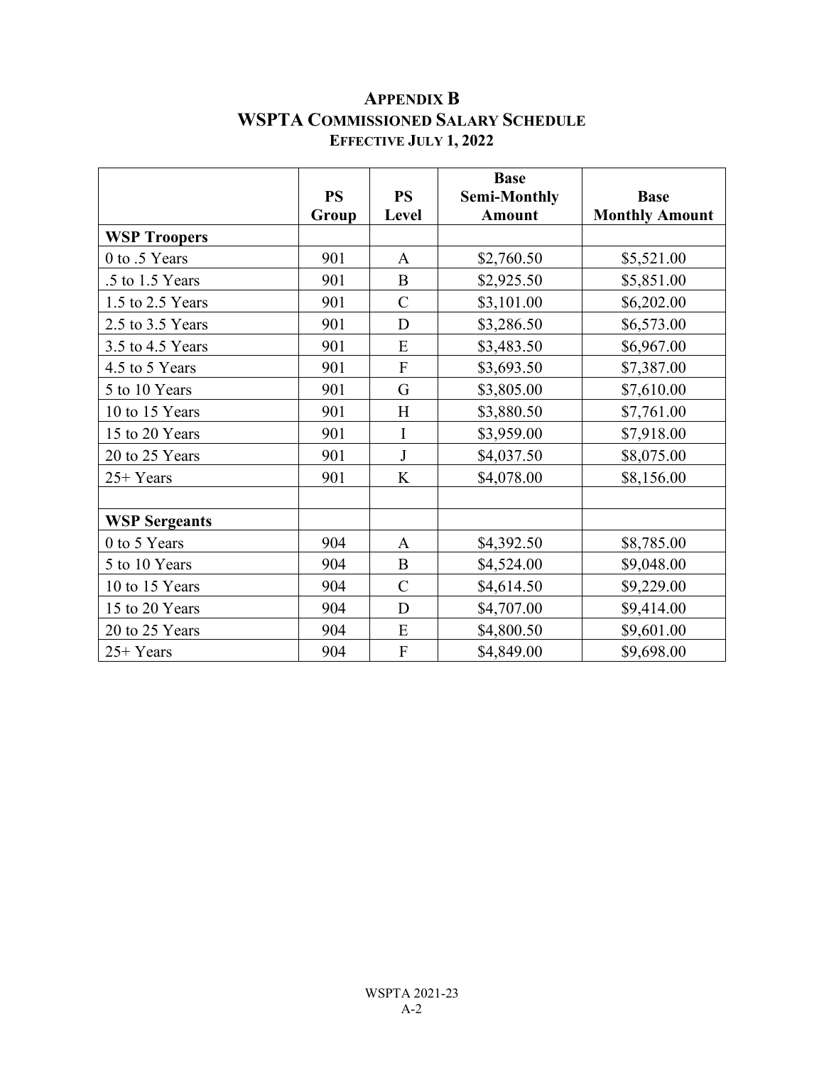# Appendix B
## WSPTA Commissioned Salary Schedule
### Effective July 1, 2022

| | PS Group | PS Level | Base Semi-Monthly Amount | Base Monthly Amount |
|---|---|---|---|---|
| **WSP Troopers** | | | | |
| 0 to .5 Years | 901 | A | $2,760.50 | $5,521.00 |
| .5 to 1.5 Years | 901 | B | $2,925.50 | $5,851.00 |
| 1.5 to 2.5 Years | 901 | C | $3,101.00 | $6,202.00 |
| 2.5 to 3.5 Years | 901 | D | $3,286.50 | $6,573.00 |
| 3.5 to 4.5 Years | 901 | E | $3,483.50 | $6,967.00 |
| 4.5 to 5 Years | 901 | F | $3,693.50 | $7,387.00 |
| 5 to 10 Years | 901 | G | $3,805.00 | $7,610.00 |
| 10 to 15 Years | 901 | H | $3,880.50 | $7,761.00 |
| 15 to 20 Years | 901 | I | $3,959.00 | $7,918.00 |
| 20 to 25 Years | 901 | J | $4,037.50 | $8,075.00 |
| 25+ Years | 901 | K | $4,078.00 | $8,156.00 |
| | | | | |
| **WSP Sergeants** | | | | |
| 0 to 5 Years | 904 | A | $4,392.50 | $8,785.00 |
| 5 to 10 Years | 904 | B | $4,524.00 | $9,048.00 |
| 10 to 15 Years | 904 | C | $4,614.50 | $9,229.00 |
| 15 to 20 Years | 904 | D | $4,707.00 | $9,414.00 |
| 20 to 25 Years | 904 | E | $4,800.50 | $9,601.00 |
| 25+ Years | 904 | F | $4,849.00 | $9,698.00 |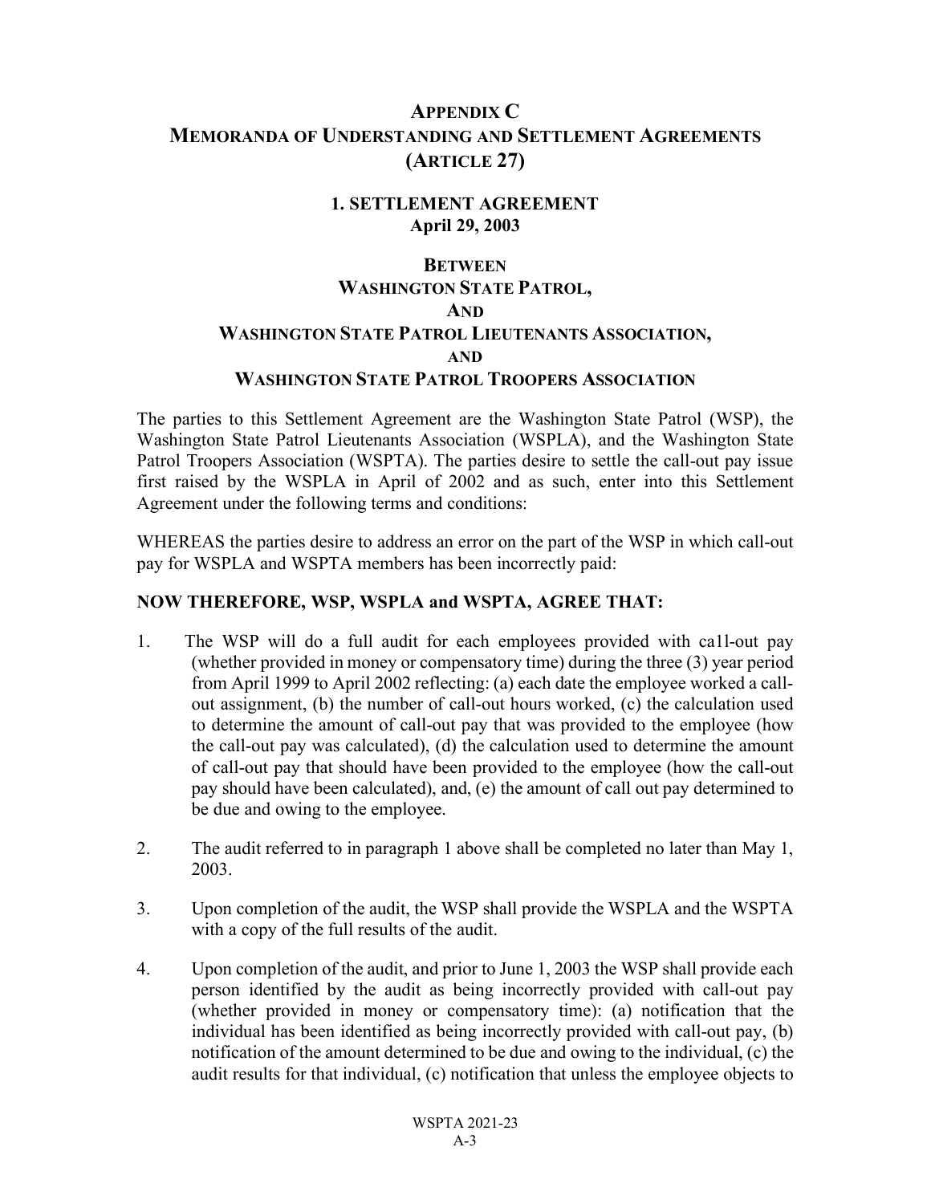# APPENDIX C
# MEMORANDA OF UNDERSTANDING AND SETTLEMENT AGREEMENTS (ARTICLE 27)

## 1. SETTLEMENT AGREEMENT
## April 29, 2003

### BETWEEN
### WASHINGTON STATE PATROL,
### AND
### WASHINGTON STATE PATROL LIEUTENANTS ASSOCIATION,
### AND
### WASHINGTON STATE PATROL TROOPERS ASSOCIATION

The parties to this Settlement Agreement are the Washington State Patrol (WSP), the Washington State Patrol Lieutenants Association (WSPLA), and the Washington State Patrol Troopers Association (WSPTA). The parties desire to settle the call-out pay issue first raised by the WSPLA in April of 2002 and as such, enter into this Settlement Agreement under the following terms and conditions:

WHEREAS the parties desire to address an error on the part of the WSP in which call-out pay for WSPLA and WSPTA members has been incorrectly paid:

**NOW THEREFORE, WSP, WSPLA and WSPTA, AGREE THAT:**

1. The WSP will do a full audit for each employees provided with ca1l-out pay (whether provided in money or compensatory time) during the three (3) year period from April 1999 to April 2002 reflecting: (a) each date the employee worked a call-out assignment, (b) the number of call-out hours worked, (c) the calculation used to determine the amount of call-out pay that was provided to the employee (how the call-out pay was calculated), (d) the calculation used to determine the amount of call-out pay that should have been provided to the employee (how the call-out pay should have been calculated), and, (e) the amount of call out pay determined to be due and owing to the employee.

2. The audit referred to in paragraph 1 above shall be completed no later than May 1, 2003.

3. Upon completion of the audit, the WSP shall provide the WSPLA and the WSPTA with a copy of the full results of the audit.

4. Upon completion of the audit, and prior to June 1, 2003 the WSP shall provide each person identified by the audit as being incorrectly provided with call-out pay (whether provided in money or compensatory time): (a) notification that the individual has been identified as being incorrectly provided with call-out pay, (b) notification of the amount determined to be due and owing to the individual, (c) the audit results for that individual, (c) notification that unless the employee objects to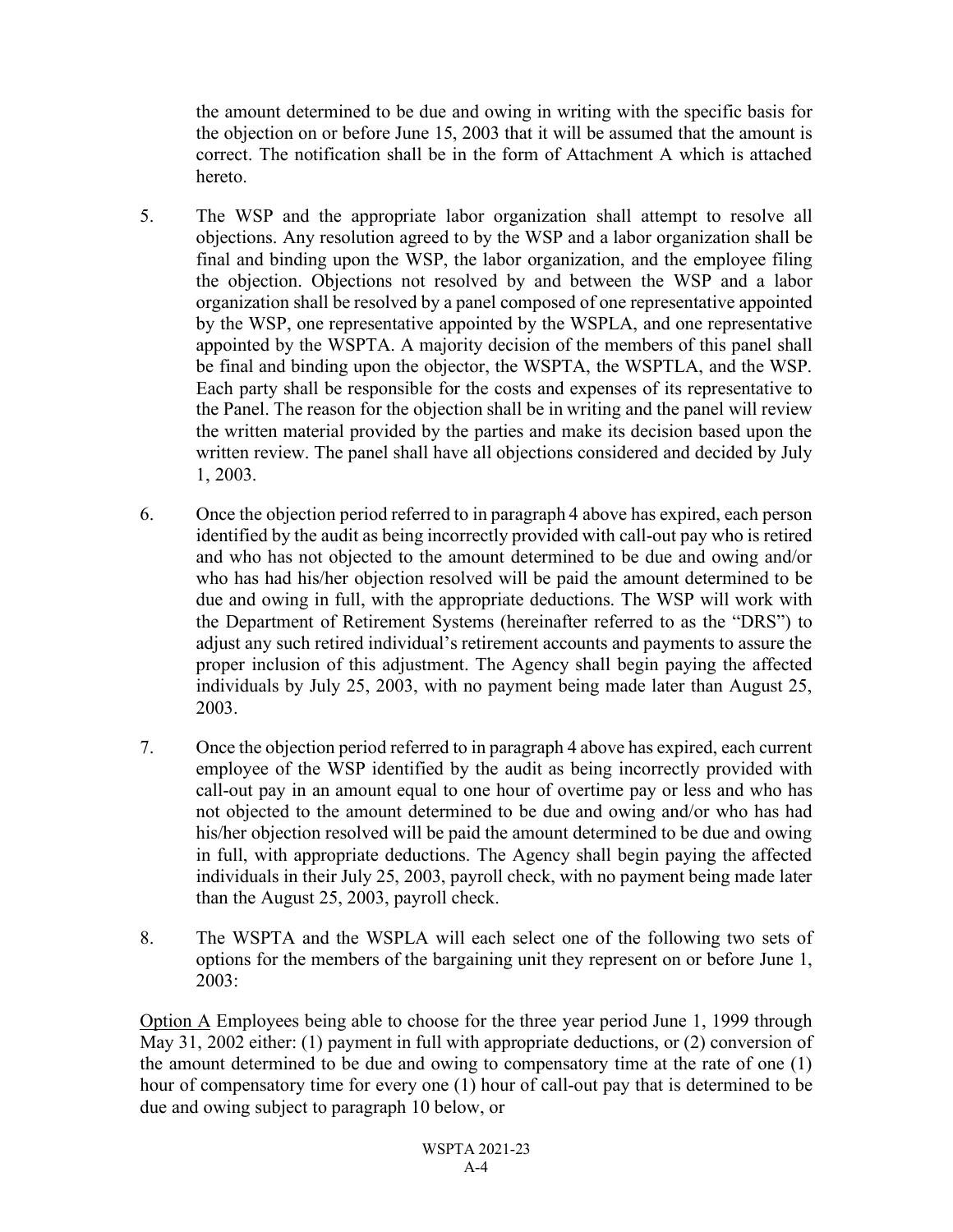the amount determined to be due and owing in writing with the specific basis for the objection on or before June 15, 2003 that it will be assumed that the amount is correct. The notification shall be in the form of Attachment A which is attached hereto.

5. The WSP and the appropriate labor organization shall attempt to resolve all objections. Any resolution agreed to by the WSP and a labor organization shall be final and binding upon the WSP, the labor organization, and the employee filing the objection. Objections not resolved by and between the WSP and a labor organization shall be resolved by a panel composed of one representative appointed by the WSP, one representative appointed by the WSPLA, and one representative appointed by the WSPTA. A majority decision of the members of this panel shall be final and binding upon the objector, the WSPTA, the WSPTLA, and the WSP. Each party shall be responsible for the costs and expenses of its representative to the Panel. The reason for the objection shall be in writing and the panel will review the written material provided by the parties and make its decision based upon the written review. The panel shall have all objections considered and decided by July 1, 2003.

6. Once the objection period referred to in paragraph 4 above has expired, each person identified by the audit as being incorrectly provided with call-out pay who is retired and who has not objected to the amount determined to be due and owing and/or who has had his/her objection resolved will be paid the amount determined to be due and owing in full, with the appropriate deductions. The WSP will work with the Department of Retirement Systems (hereinafter referred to as the "DRS") to adjust any such retired individual's retirement accounts and payments to assure the proper inclusion of this adjustment. The Agency shall begin paying the affected individuals by July 25, 2003, with no payment being made later than August 25, 2003.

7. Once the objection period referred to in paragraph 4 above has expired, each current employee of the WSP identified by the audit as being incorrectly provided with call-out pay in an amount equal to one hour of overtime pay or less and who has not objected to the amount determined to be due and owing and/or who has had his/her objection resolved will be paid the amount determined to be due and owing in full, with appropriate deductions. The Agency shall begin paying the affected individuals in their July 25, 2003, payroll check, with no payment being made later than the August 25, 2003, payroll check.

8. The WSPTA and the WSPLA will each select one of the following two sets of options for the members of the bargaining unit they represent on or before June 1, 2003:

Option A Employees being able to choose for the three year period June 1, 1999 through May 31, 2002 either: (1) payment in full with appropriate deductions, or (2) conversion of the amount determined to be due and owing to compensatory time at the rate of one (1) hour of compensatory time for every one (1) hour of call-out pay that is determined to be due and owing subject to paragraph 10 below, or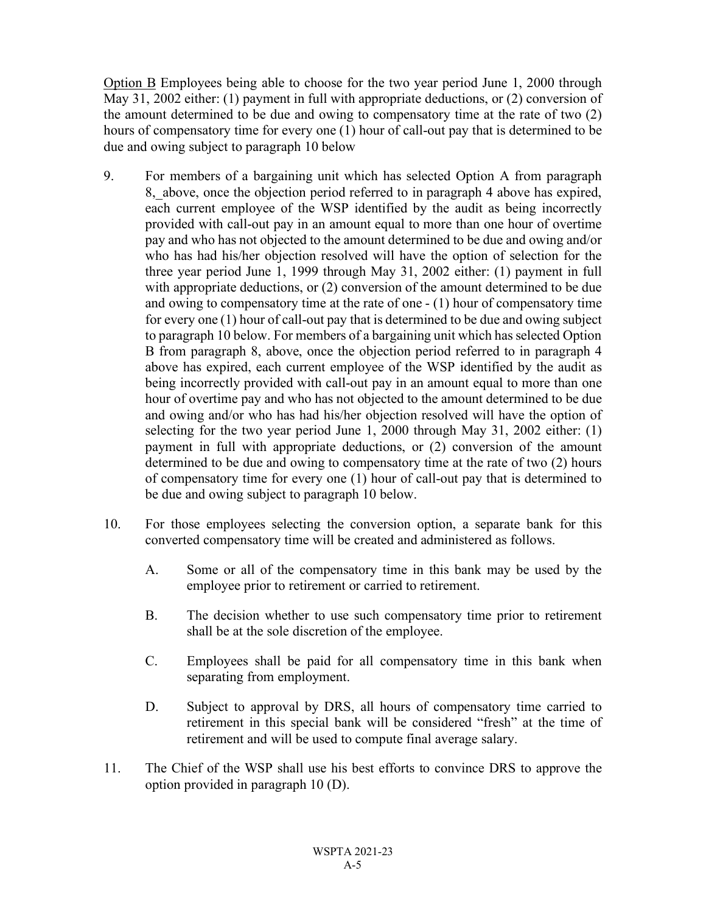Option B Employees being able to choose for the two year period June 1, 2000 through May 31, 2002 either: (1) payment in full with appropriate deductions, or (2) conversion of the amount determined to be due and owing to compensatory time at the rate of two (2) hours of compensatory time for every one (1) hour of call-out pay that is determined to be due and owing subject to paragraph 10 below

9. For members of a bargaining unit which has selected Option A from paragraph 8, above, once the objection period referred to in paragraph 4 above has expired, each current employee of the WSP identified by the audit as being incorrectly provided with call-out pay in an amount equal to more than one hour of overtime pay and who has not objected to the amount determined to be due and owing and/or who has had his/her objection resolved will have the option of selection for the three year period June 1, 1999 through May 31, 2002 either: (1) payment in full with appropriate deductions, or (2) conversion of the amount determined to be due and owing to compensatory time at the rate of one - (1) hour of compensatory time for every one (1) hour of call-out pay that is determined to be due and owing subject to paragraph 10 below. For members of a bargaining unit which has selected Option B from paragraph 8, above, once the objection period referred to in paragraph 4 above has expired, each current employee of the WSP identified by the audit as being incorrectly provided with call-out pay in an amount equal to more than one hour of overtime pay and who has not objected to the amount determined to be due and owing and/or who has had his/her objection resolved will have the option of selecting for the two year period June 1, 2000 through May 31, 2002 either: (1) payment in full with appropriate deductions, or (2) conversion of the amount determined to be due and owing to compensatory time at the rate of two (2) hours of compensatory time for every one (1) hour of call-out pay that is determined to be due and owing subject to paragraph 10 below.

10. For those employees selecting the conversion option, a separate bank for this converted compensatory time will be created and administered as follows.

    A. Some or all of the compensatory time in this bank may be used by the employee prior to retirement or carried to retirement.

    B. The decision whether to use such compensatory time prior to retirement shall be at the sole discretion of the employee.

    C. Employees shall be paid for all compensatory time in this bank when separating from employment.

    D. Subject to approval by DRS, all hours of compensatory time carried to retirement in this special bank will be considered "fresh" at the time of retirement and will be used to compute final average salary.

11. The Chief of the WSP shall use his best efforts to convince DRS to approve the option provided in paragraph 10 (D).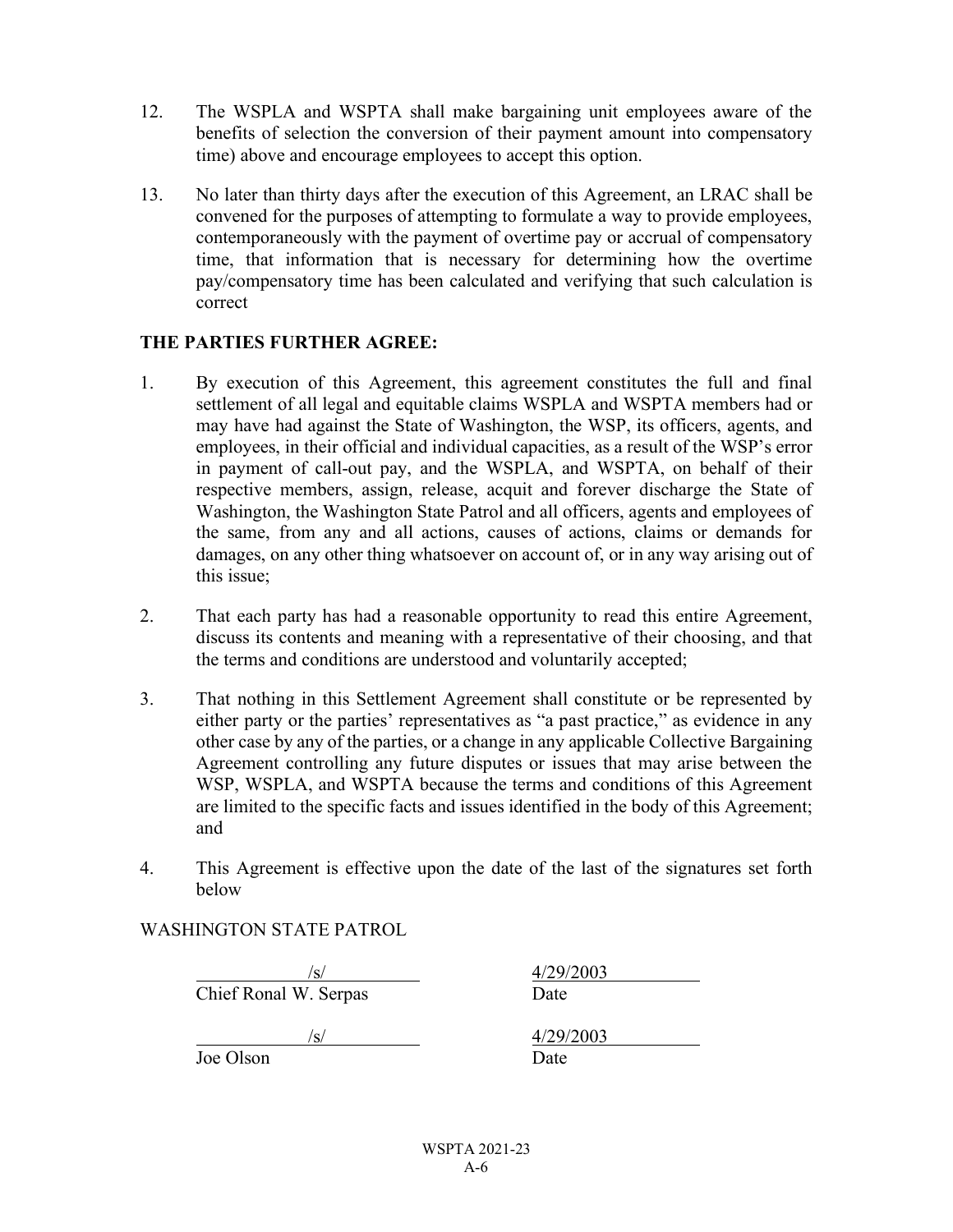12. The WSPLA and WSPTA shall make bargaining unit employees aware of the benefits of selection the conversion of their payment amount into compensatory time) above and encourage employees to accept this option.

13. No later than thirty days after the execution of this Agreement, an LRAC shall be convened for the purposes of attempting to formulate a way to provide employees, contemporaneously with the payment of overtime pay or accrual of compensatory time, that information that is necessary for determining how the overtime pay/compensatory time has been calculated and verifying that such calculation is correct

**THE PARTIES FURTHER AGREE:**

1. By execution of this Agreement, this agreement constitutes the full and final settlement of all legal and equitable claims WSPLA and WSPTA members had or may have had against the State of Washington, the WSP, its officers, agents, and employees, in their official and individual capacities, as a result of the WSP's error in payment of call-out pay, and the WSPLA, and WSPTA, on behalf of their respective members, assign, release, acquit and forever discharge the State of Washington, the Washington State Patrol and all officers, agents and employees of the same, from any and all actions, causes of actions, claims or demands for damages, on any other thing whatsoever on account of, or in any way arising out of this issue;

2. That each party has had a reasonable opportunity to read this entire Agreement, discuss its contents and meaning with a representative of their choosing, and that the terms and conditions are understood and voluntarily accepted;

3. That nothing in this Settlement Agreement shall constitute or be represented by either party or the parties' representatives as "a past practice," as evidence in any other case by any of the parties, or a change in any applicable Collective Bargaining Agreement controlling any future disputes or issues that may arise between the WSP, WSPLA, and WSPTA because the terms and conditions of this Agreement are limited to the specific facts and issues identified in the body of this Agreement; and

4. This Agreement is effective upon the date of the last of the signatures set forth below

WASHINGTON STATE PATROL

| | |
|---|---|
| /s/ | 4/29/2003 |
| Chief Ronal W. Serpas | Date |
| /s/ | 4/29/2003 |
| Joe Olson | Date |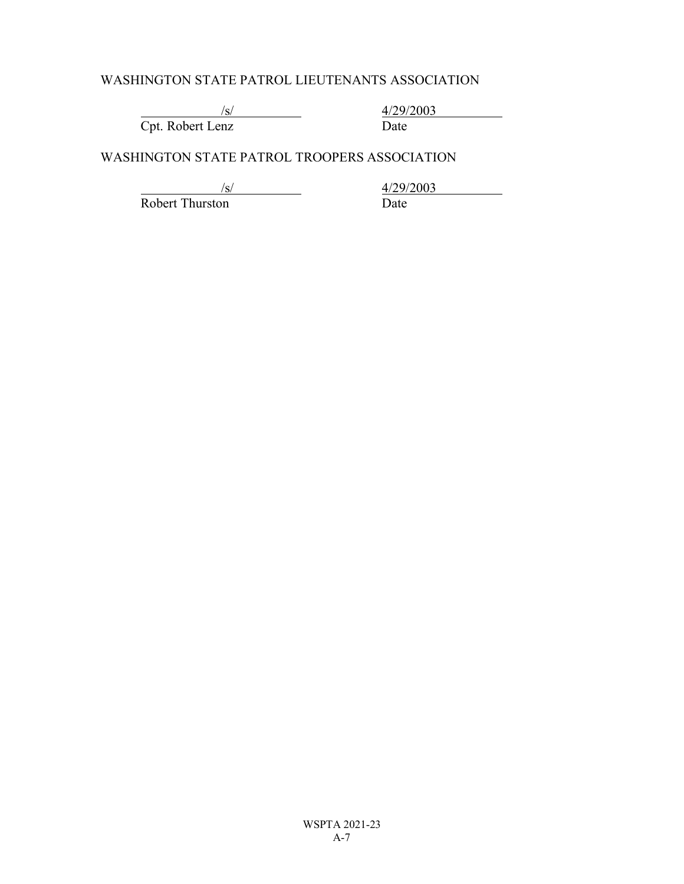WASHINGTON STATE PATROL LIEUTENANTS ASSOCIATION

| /s/ | 4/29/2003 |
|---|---|
| Cpt. Robert Lenz | Date |

WASHINGTON STATE PATROL TROOPERS ASSOCIATION

| /s/ | 4/29/2003 |
|---|---|
| Robert Thurston | Date |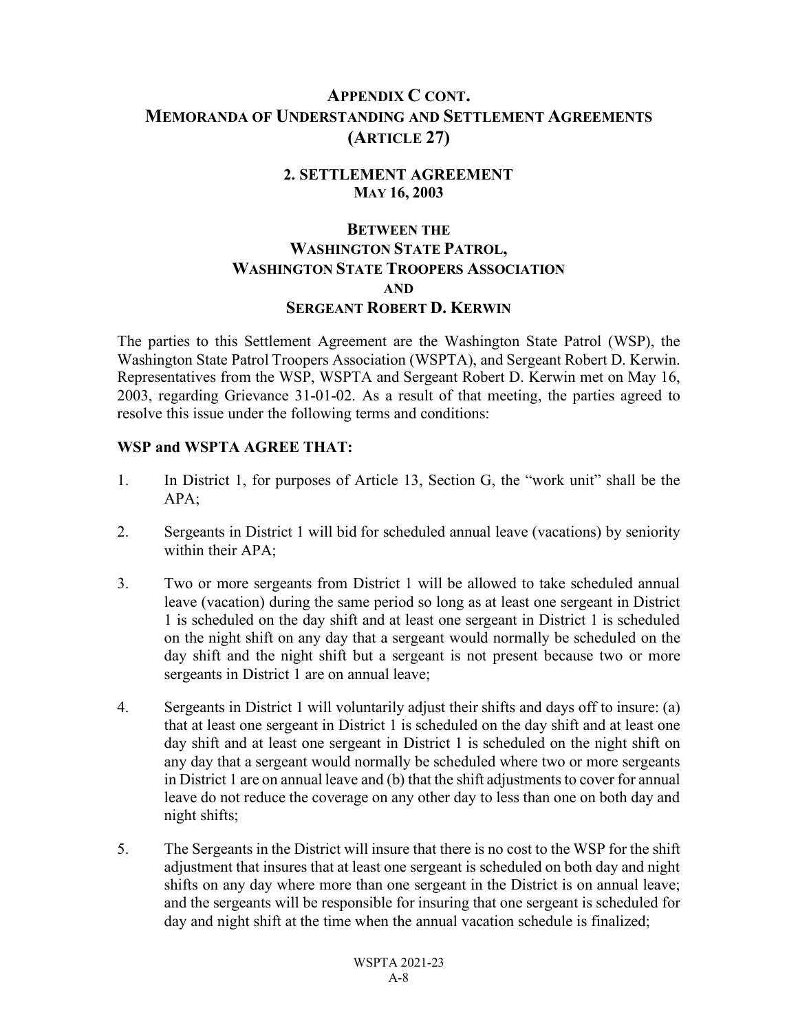# APPENDIX C CONT.
# MEMORANDA OF UNDERSTANDING AND SETTLEMENT AGREEMENTS (ARTICLE 27)

## 2. SETTLEMENT AGREEMENT
## MAY 16, 2003

### BETWEEN THE
### WASHINGTON STATE PATROL,
### WASHINGTON STATE TROOPERS ASSOCIATION
### AND
### SERGEANT ROBERT D. KERWIN

The parties to this Settlement Agreement are the Washington State Patrol (WSP), the Washington State Patrol Troopers Association (WSPTA), and Sergeant Robert D. Kerwin. Representatives from the WSP, WSPTA and Sergeant Robert D. Kerwin met on May 16, 2003, regarding Grievance 31-01-02. As a result of that meeting, the parties agreed to resolve this issue under the following terms and conditions:

**WSP and WSPTA AGREE THAT:**

1. In District 1, for purposes of Article 13, Section G, the "work unit" shall be the APA;

2. Sergeants in District 1 will bid for scheduled annual leave (vacations) by seniority within their APA;

3. Two or more sergeants from District 1 will be allowed to take scheduled annual leave (vacation) during the same period so long as at least one sergeant in District 1 is scheduled on the day shift and at least one sergeant in District 1 is scheduled on the night shift on any day that a sergeant would normally be scheduled on the day shift and the night shift but a sergeant is not present because two or more sergeants in District 1 are on annual leave;

4. Sergeants in District 1 will voluntarily adjust their shifts and days off to insure: (a) that at least one sergeant in District 1 is scheduled on the day shift and at least one day shift and at least one sergeant in District 1 is scheduled on the night shift on any day that a sergeant would normally be scheduled where two or more sergeants in District 1 are on annual leave and (b) that the shift adjustments to cover for annual leave do not reduce the coverage on any other day to less than one on both day and night shifts;

5. The Sergeants in the District will insure that there is no cost to the WSP for the shift adjustment that insures that at least one sergeant is scheduled on both day and night shifts on any day where more than one sergeant in the District is on annual leave; and the sergeants will be responsible for insuring that one sergeant is scheduled for day and night shift at the time when the annual vacation schedule is finalized;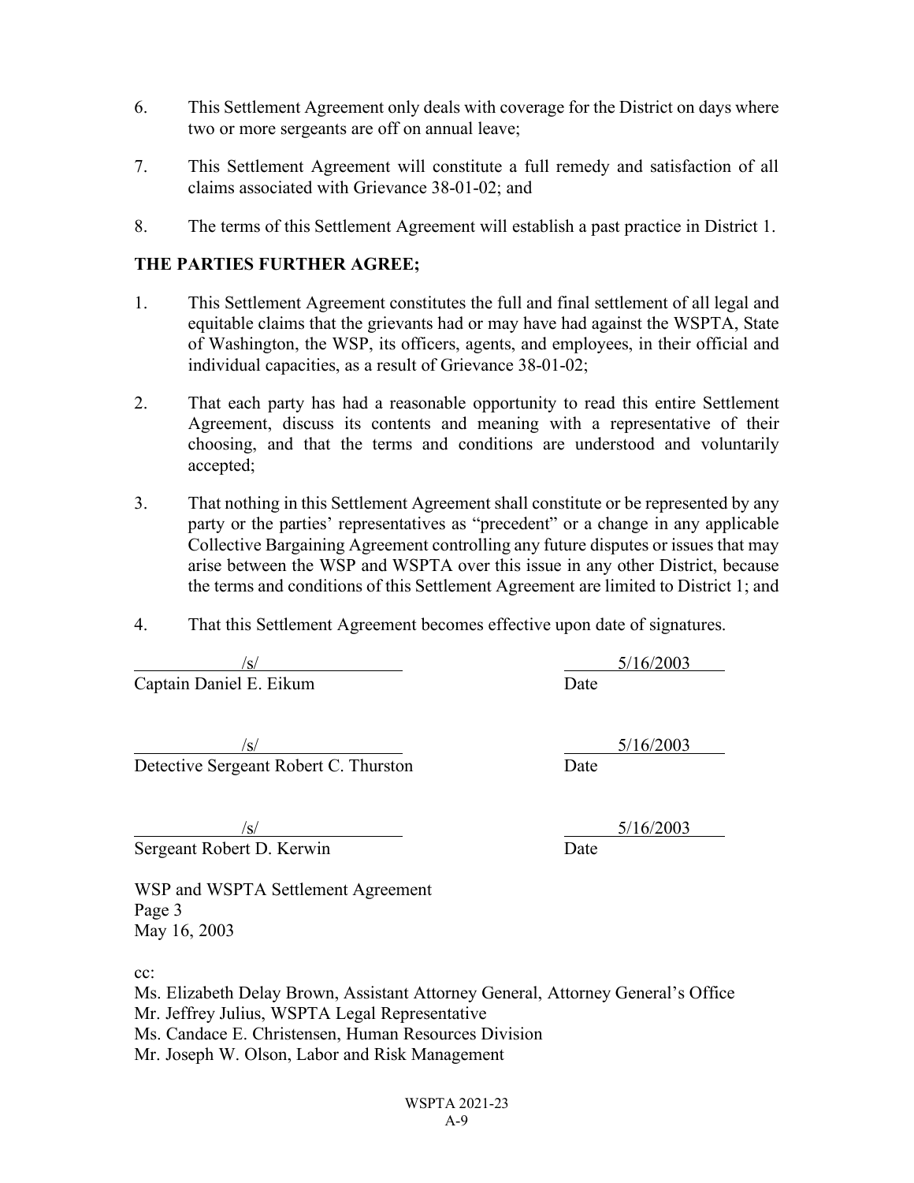6. This Settlement Agreement only deals with coverage for the District on days where two or more sergeants are off on annual leave;

7. This Settlement Agreement will constitute a full remedy and satisfaction of all claims associated with Grievance 38-01-02; and

8. The terms of this Settlement Agreement will establish a past practice in District 1.

**THE PARTIES FURTHER AGREE;**

1. This Settlement Agreement constitutes the full and final settlement of all legal and equitable claims that the grievants had or may have had against the WSPTA, State of Washington, the WSP, its officers, agents, and employees, in their official and individual capacities, as a result of Grievance 38-01-02;

2. That each party has had a reasonable opportunity to read this entire Settlement Agreement, discuss its contents and meaning with a representative of their choosing, and that the terms and conditions are understood and voluntarily accepted;

3. That nothing in this Settlement Agreement shall constitute or be represented by any party or the parties' representatives as "precedent" or a change in any applicable Collective Bargaining Agreement controlling any future disputes or issues that may arise between the WSP and WSPTA over this issue in any other District, because the terms and conditions of this Settlement Agreement are limited to District 1; and

4. That this Settlement Agreement becomes effective upon date of signatures.

/s/ — 5/16/2003
Captain Daniel E. Eikum — Date

/s/ — 5/16/2003
Detective Sergeant Robert C. Thurston — Date

/s/ — 5/16/2003
Sergeant Robert D. Kerwin — Date

WSP and WSPTA Settlement Agreement
Page 3
May 16, 2003

cc:
Ms. Elizabeth Delay Brown, Assistant Attorney General, Attorney General's Office
Mr. Jeffrey Julius, WSPTA Legal Representative
Ms. Candace E. Christensen, Human Resources Division
Mr. Joseph W. Olson, Labor and Risk Management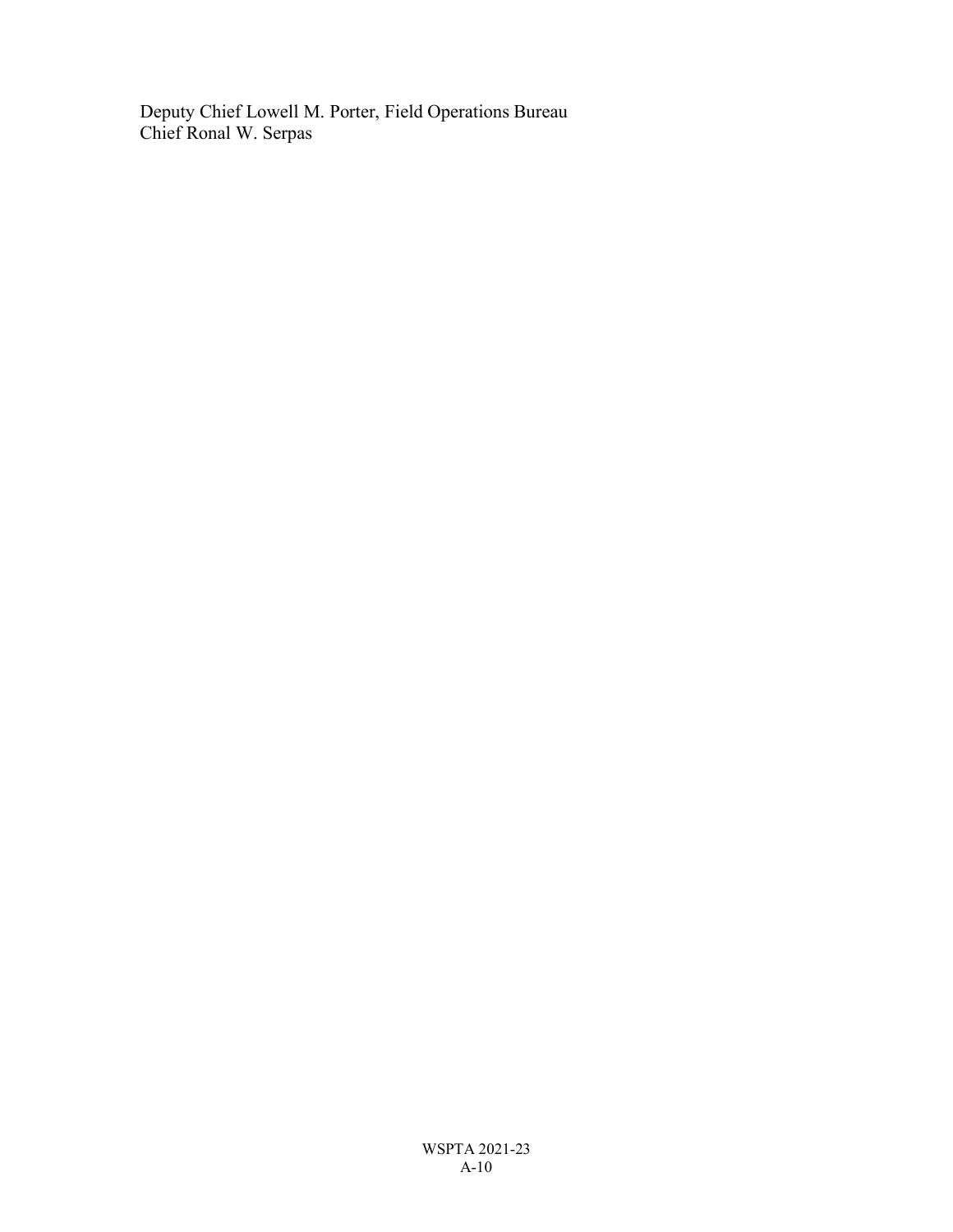Deputy Chief Lowell M. Porter, Field Operations Bureau
Chief Ronal W. Serpas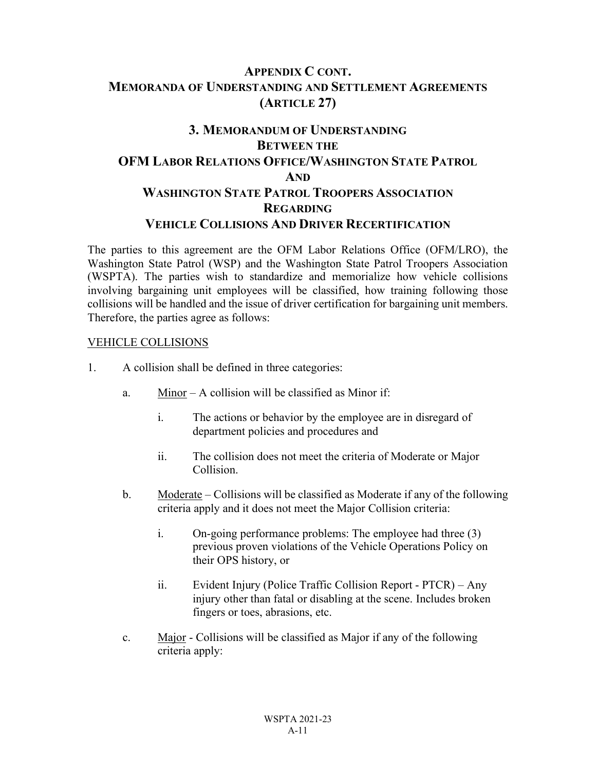## Appendix C cont.
## Memoranda of Understanding and Settlement Agreements (Article 27)

### 3. Memorandum of Understanding Between the OFM Labor Relations Office/Washington State Patrol And Washington State Patrol Troopers Association Regarding Vehicle Collisions And Driver Recertification

The parties to this agreement are the OFM Labor Relations Office (OFM/LRO), the Washington State Patrol (WSP) and the Washington State Patrol Troopers Association (WSPTA). The parties wish to standardize and memorialize how vehicle collisions involving bargaining unit employees will be classified, how training following those collisions will be handled and the issue of driver certification for bargaining unit members. Therefore, the parties agree as follows:

<u>VEHICLE COLLISIONS</u>

1. A collision shall be defined in three categories:

   a. <u>Minor</u> – A collision will be classified as Minor if:

      i. The actions or behavior by the employee are in disregard of department policies and procedures and

      ii. The collision does not meet the criteria of Moderate or Major Collision.

   b. <u>Moderate</u> – Collisions will be classified as Moderate if any of the following criteria apply and it does not meet the Major Collision criteria:

      i. On-going performance problems: The employee had three (3) previous proven violations of the Vehicle Operations Policy on their OPS history, or

      ii. Evident Injury (Police Traffic Collision Report - PTCR) – Any injury other than fatal or disabling at the scene. Includes broken fingers or toes, abrasions, etc.

   c. <u>Major</u> - Collisions will be classified as Major if any of the following criteria apply: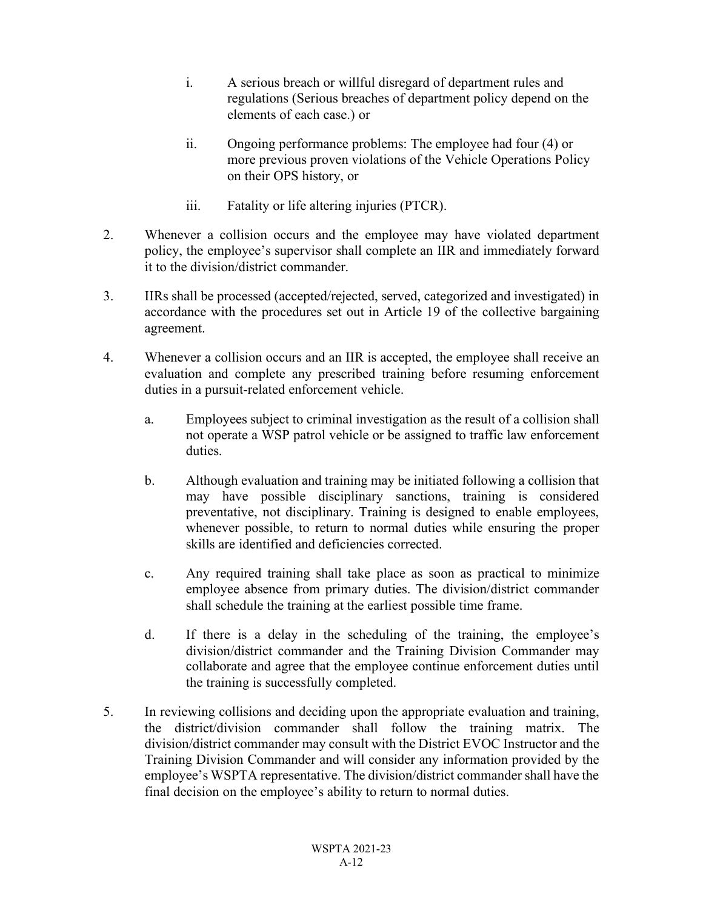i. A serious breach or willful disregard of department rules and regulations (Serious breaches of department policy depend on the elements of each case.) or

ii. Ongoing performance problems: The employee had four (4) or more previous proven violations of the Vehicle Operations Policy on their OPS history, or

iii. Fatality or life altering injuries (PTCR).

2. Whenever a collision occurs and the employee may have violated department policy, the employee's supervisor shall complete an IIR and immediately forward it to the division/district commander.

3. IIRs shall be processed (accepted/rejected, served, categorized and investigated) in accordance with the procedures set out in Article 19 of the collective bargaining agreement.

4. Whenever a collision occurs and an IIR is accepted, the employee shall receive an evaluation and complete any prescribed training before resuming enforcement duties in a pursuit-related enforcement vehicle.

   a. Employees subject to criminal investigation as the result of a collision shall not operate a WSP patrol vehicle or be assigned to traffic law enforcement duties.

   b. Although evaluation and training may be initiated following a collision that may have possible disciplinary sanctions, training is considered preventative, not disciplinary. Training is designed to enable employees, whenever possible, to return to normal duties while ensuring the proper skills are identified and deficiencies corrected.

   c. Any required training shall take place as soon as practical to minimize employee absence from primary duties. The division/district commander shall schedule the training at the earliest possible time frame.

   d. If there is a delay in the scheduling of the training, the employee's division/district commander and the Training Division Commander may collaborate and agree that the employee continue enforcement duties until the training is successfully completed.

5. In reviewing collisions and deciding upon the appropriate evaluation and training, the district/division commander shall follow the training matrix. The division/district commander may consult with the District EVOC Instructor and the Training Division Commander and will consider any information provided by the employee's WSPTA representative. The division/district commander shall have the final decision on the employee's ability to return to normal duties.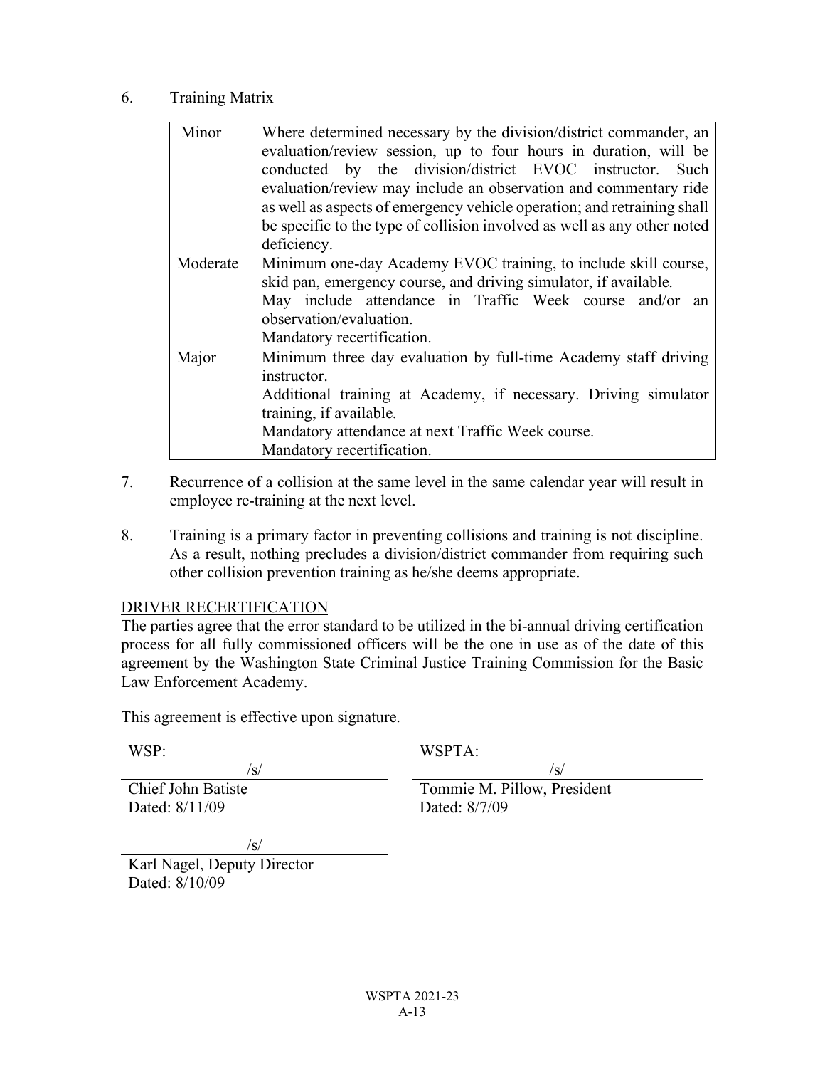6. Training Matrix

| | |
|---|---|
| Minor | Where determined necessary by the division/district commander, an evaluation/review session, up to four hours in duration, will be conducted by the division/district EVOC instructor. Such evaluation/review may include an observation and commentary ride as well as aspects of emergency vehicle operation; and retraining shall be specific to the type of collision involved as well as any other noted deficiency. |
| Moderate | Minimum one-day Academy EVOC training, to include skill course, skid pan, emergency course, and driving simulator, if available.<br>May include attendance in Traffic Week course and/or an observation/evaluation.<br>Mandatory recertification. |
| Major | Minimum three day evaluation by full-time Academy staff driving instructor.<br>Additional training at Academy, if necessary. Driving simulator training, if available.<br>Mandatory attendance at next Traffic Week course.<br>Mandatory recertification. |

7. Recurrence of a collision at the same level in the same calendar year will result in employee re-training at the next level.

8. Training is a primary factor in preventing collisions and training is not discipline. As a result, nothing precludes a division/district commander from requiring such other collision prevention training as he/she deems appropriate.

DRIVER RECERTIFICATION

The parties agree that the error standard to be utilized in the bi-annual driving certification process for all fully commissioned officers will be the one in use as of the date of this agreement by the Washington State Criminal Justice Training Commission for the Basic Law Enforcement Academy.

This agreement is effective upon signature.

WSP:

/s/
Chief John Batiste
Dated: 8/11/09

/s/
Karl Nagel, Deputy Director
Dated: 8/10/09

WSPTA:

/s/
Tommie M. Pillow, President
Dated: 8/7/09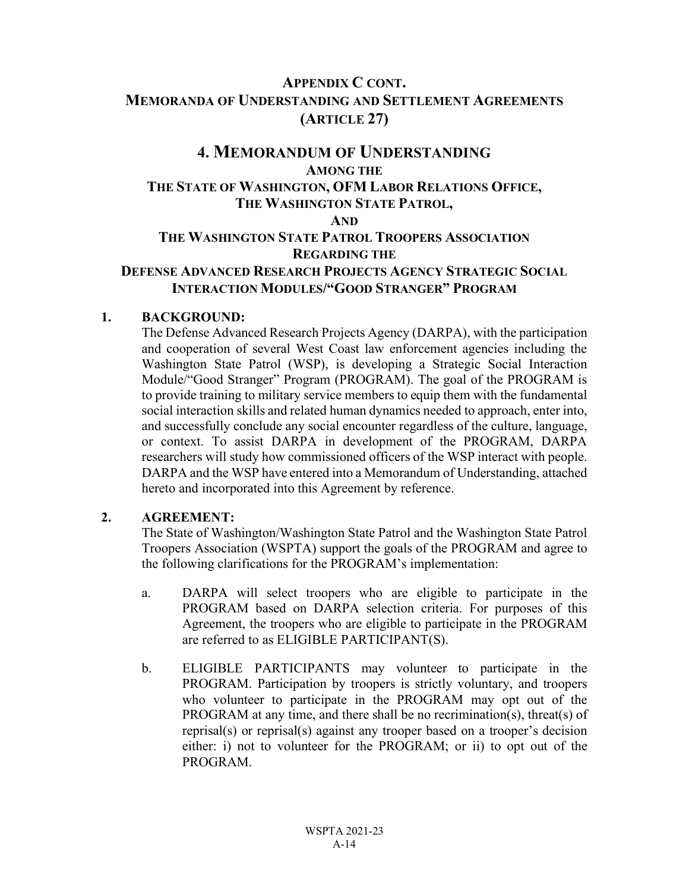## APPENDIX C CONT.
## MEMORANDA OF UNDERSTANDING AND SETTLEMENT AGREEMENTS (ARTICLE 27)

# 4. MEMORANDUM OF UNDERSTANDING

**AMONG THE**
**THE STATE OF WASHINGTON, OFM LABOR RELATIONS OFFICE,**
**THE WASHINGTON STATE PATROL,**
**AND**
**THE WASHINGTON STATE PATROL TROOPERS ASSOCIATION**
**REGARDING THE**
**DEFENSE ADVANCED RESEARCH PROJECTS AGENCY STRATEGIC SOCIAL INTERACTION MODULES/"GOOD STRANGER" PROGRAM**

**1. BACKGROUND:**

The Defense Advanced Research Projects Agency (DARPA), with the participation and cooperation of several West Coast law enforcement agencies including the Washington State Patrol (WSP), is developing a Strategic Social Interaction Module/"Good Stranger" Program (PROGRAM). The goal of the PROGRAM is to provide training to military service members to equip them with the fundamental social interaction skills and related human dynamics needed to approach, enter into, and successfully conclude any social encounter regardless of the culture, language, or context. To assist DARPA in development of the PROGRAM, DARPA researchers will study how commissioned officers of the WSP interact with people. DARPA and the WSP have entered into a Memorandum of Understanding, attached hereto and incorporated into this Agreement by reference.

**2. AGREEMENT:**

The State of Washington/Washington State Patrol and the Washington State Patrol Troopers Association (WSPTA) support the goals of the PROGRAM and agree to the following clarifications for the PROGRAM's implementation:

a. DARPA will select troopers who are eligible to participate in the PROGRAM based on DARPA selection criteria. For purposes of this Agreement, the troopers who are eligible to participate in the PROGRAM are referred to as ELIGIBLE PARTICIPANT(S).

b. ELIGIBLE PARTICIPANTS may volunteer to participate in the PROGRAM. Participation by troopers is strictly voluntary, and troopers who volunteer to participate in the PROGRAM may opt out of the PROGRAM at any time, and there shall be no recrimination(s), threat(s) of reprisal(s) or reprisal(s) against any trooper based on a trooper's decision either: i) not to volunteer for the PROGRAM; or ii) to opt out of the PROGRAM.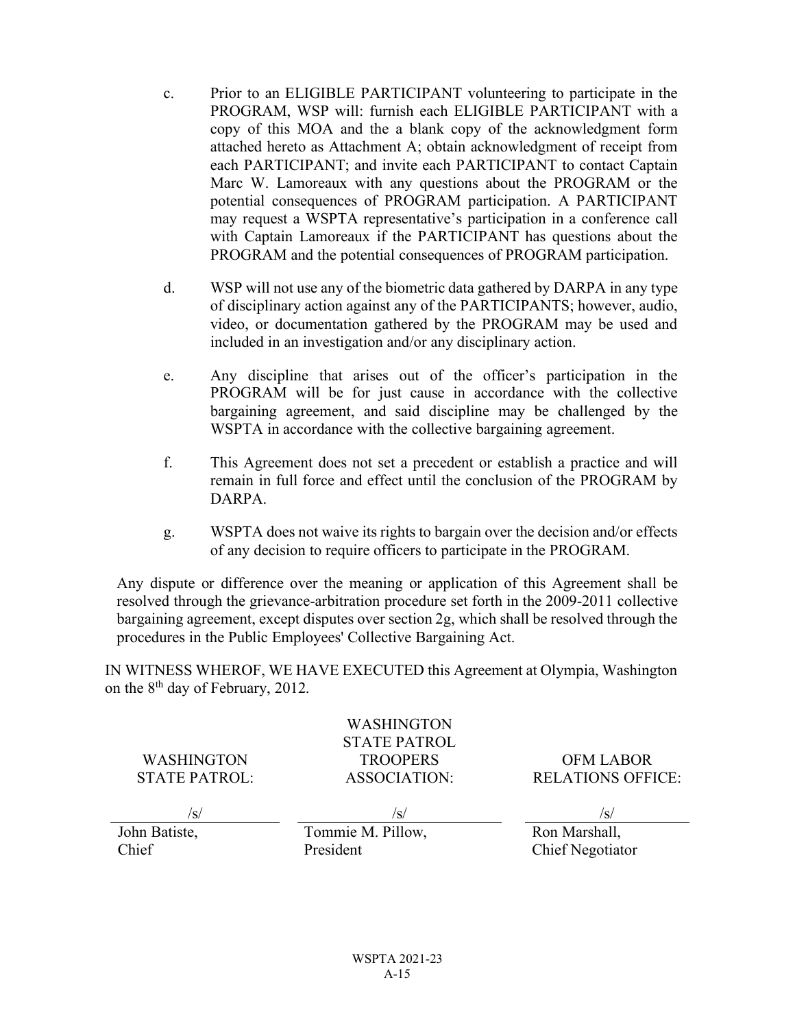c. Prior to an ELIGIBLE PARTICIPANT volunteering to participate in the PROGRAM, WSP will: furnish each ELIGIBLE PARTICIPANT with a copy of this MOA and the a blank copy of the acknowledgment form attached hereto as Attachment A; obtain acknowledgment of receipt from each PARTICIPANT; and invite each PARTICIPANT to contact Captain Marc W. Lamoreaux with any questions about the PROGRAM or the potential consequences of PROGRAM participation. A PARTICIPANT may request a WSPTA representative's participation in a conference call with Captain Lamoreaux if the PARTICIPANT has questions about the PROGRAM and the potential consequences of PROGRAM participation.

d. WSP will not use any of the biometric data gathered by DARPA in any type of disciplinary action against any of the PARTICIPANTS; however, audio, video, or documentation gathered by the PROGRAM may be used and included in an investigation and/or any disciplinary action.

e. Any discipline that arises out of the officer's participation in the PROGRAM will be for just cause in accordance with the collective bargaining agreement, and said discipline may be challenged by the WSPTA in accordance with the collective bargaining agreement.

f. This Agreement does not set a precedent or establish a practice and will remain in full force and effect until the conclusion of the PROGRAM by DARPA.

g. WSPTA does not waive its rights to bargain over the decision and/or effects of any decision to require officers to participate in the PROGRAM.

Any dispute or difference over the meaning or application of this Agreement shall be resolved through the grievance-arbitration procedure set forth in the 2009-2011 collective bargaining agreement, except disputes over section 2g, which shall be resolved through the procedures in the Public Employees' Collective Bargaining Act.

IN WITNESS WHEROF, WE HAVE EXECUTED this Agreement at Olympia, Washington on the 8th day of February, 2012.

| WASHINGTON STATE PATROL: | WASHINGTON STATE PATROL TROOPERS ASSOCIATION: | OFM LABOR RELATIONS OFFICE: |
|---|---|---|
| /s/ | /s/ | /s/ |
| John Batiste, Chief | Tommie M. Pillow, President | Ron Marshall, Chief Negotiator |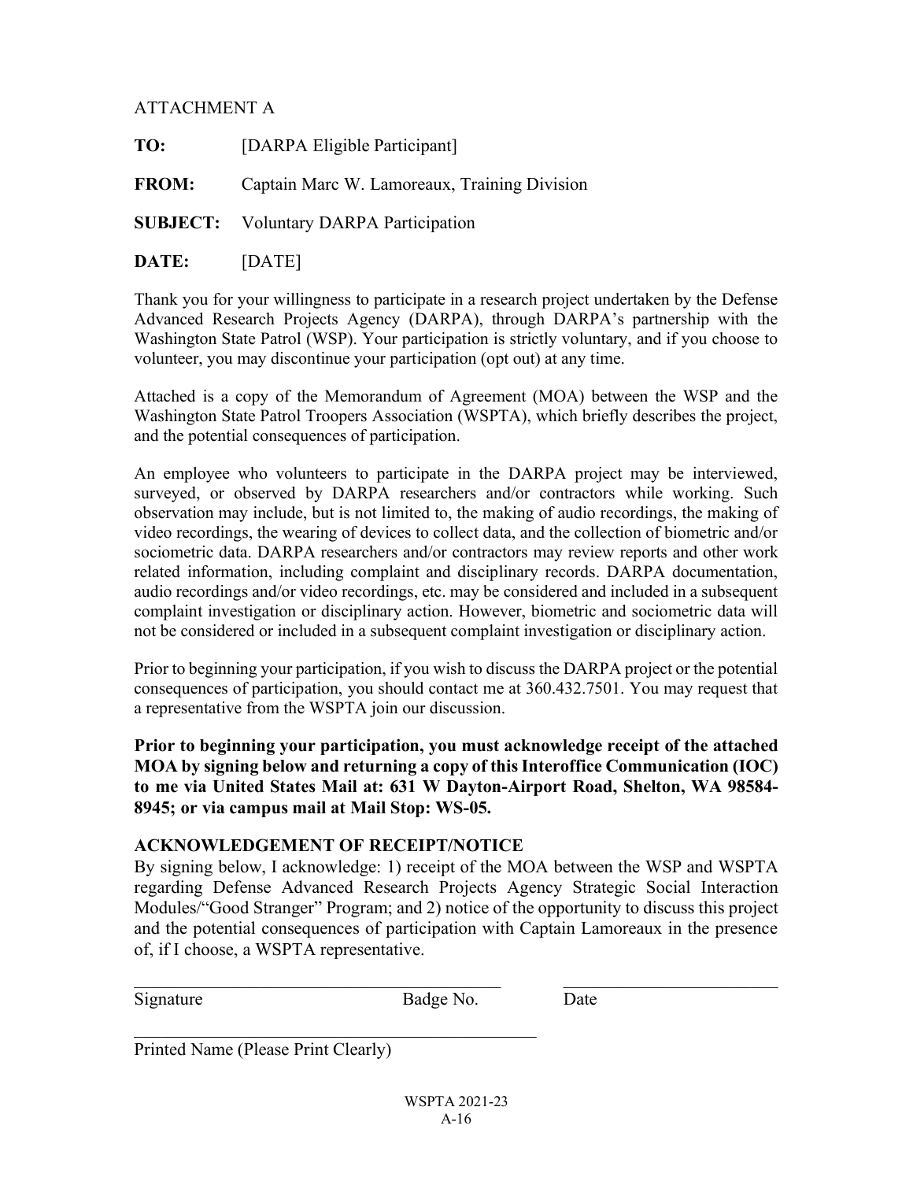ATTACHMENT A

**TO:** [DARPA Eligible Participant]

**FROM:** Captain Marc W. Lamoreaux, Training Division

**SUBJECT:** Voluntary DARPA Participation

**DATE:** [DATE]

Thank you for your willingness to participate in a research project undertaken by the Defense Advanced Research Projects Agency (DARPA), through DARPA's partnership with the Washington State Patrol (WSP). Your participation is strictly voluntary, and if you choose to volunteer, you may discontinue your participation (opt out) at any time.

Attached is a copy of the Memorandum of Agreement (MOA) between the WSP and the Washington State Patrol Troopers Association (WSPTA), which briefly describes the project, and the potential consequences of participation.

An employee who volunteers to participate in the DARPA project may be interviewed, surveyed, or observed by DARPA researchers and/or contractors while working. Such observation may include, but is not limited to, the making of audio recordings, the making of video recordings, the wearing of devices to collect data, and the collection of biometric and/or sociometric data. DARPA researchers and/or contractors may review reports and other work related information, including complaint and disciplinary records. DARPA documentation, audio recordings and/or video recordings, etc. may be considered and included in a subsequent complaint investigation or disciplinary action. However, biometric and sociometric data will not be considered or included in a subsequent complaint investigation or disciplinary action.

Prior to beginning your participation, if you wish to discuss the DARPA project or the potential consequences of participation, you should contact me at 360.432.7501. You may request that a representative from the WSPTA join our discussion.

**Prior to beginning your participation, you must acknowledge receipt of the attached MOA by signing below and returning a copy of this Interoffice Communication (IOC) to me via United States Mail at: 631 W Dayton-Airport Road, Shelton, WA 98584-8945; or via campus mail at Mail Stop: WS-05.**

**ACKNOWLEDGEMENT OF RECEIPT/NOTICE**

By signing below, I acknowledge: 1) receipt of the MOA between the WSP and WSPTA regarding Defense Advanced Research Projects Agency Strategic Social Interaction Modules/"Good Stranger" Program; and 2) notice of the opportunity to discuss this project and the potential consequences of participation with Captain Lamoreaux in the presence of, if I choose, a WSPTA representative.

\_\_\_\_\_\_\_\_\_\_\_\_\_\_\_\_\_\_\_\_\_\_\_\_\_\_\_\_\_\_\_\_\_\_\_\_\_\_\_\_ \_\_\_\_\_\_\_\_\_\_\_\_\_\_\_\_\_\_\_\_\_\_\_\_

Signature Badge No. Date

\_\_\_\_\_\_\_\_\_\_\_\_\_\_\_\_\_\_\_\_\_\_\_\_\_\_\_\_\_\_\_\_\_\_\_\_\_\_\_\_\_\_\_\_

Printed Name (Please Print Clearly)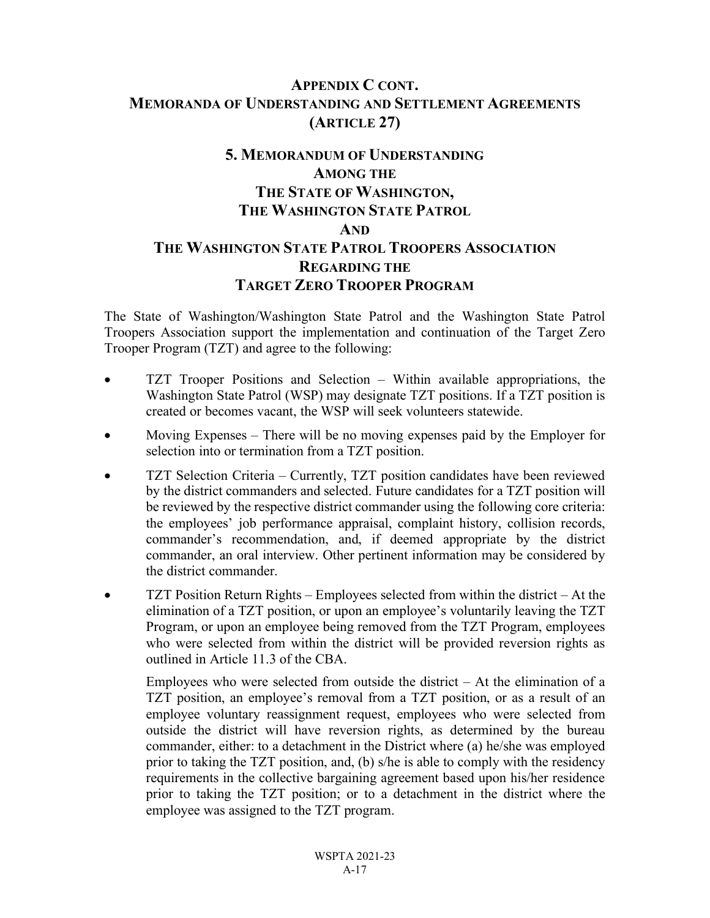## Appendix C cont.
## Memoranda of Understanding and Settlement Agreements
## (Article 27)

### 5. Memorandum of Understanding
### Among the
### The State of Washington,
### The Washington State Patrol
### And
### The Washington State Patrol Troopers Association
### Regarding the
### Target Zero Trooper Program

The State of Washington/Washington State Patrol and the Washington State Patrol Troopers Association support the implementation and continuation of the Target Zero Trooper Program (TZT) and agree to the following:

- TZT Trooper Positions and Selection – Within available appropriations, the Washington State Patrol (WSP) may designate TZT positions. If a TZT position is created or becomes vacant, the WSP will seek volunteers statewide.
- Moving Expenses – There will be no moving expenses paid by the Employer for selection into or termination from a TZT position.
- TZT Selection Criteria – Currently, TZT position candidates have been reviewed by the district commanders and selected. Future candidates for a TZT position will be reviewed by the respective district commander using the following core criteria: the employees' job performance appraisal, complaint history, collision records, commander's recommendation, and, if deemed appropriate by the district commander, an oral interview. Other pertinent information may be considered by the district commander.
- TZT Position Return Rights – Employees selected from within the district – At the elimination of a TZT position, or upon an employee's voluntarily leaving the TZT Program, or upon an employee being removed from the TZT Program, employees who were selected from within the district will be provided reversion rights as outlined in Article 11.3 of the CBA.

  Employees who were selected from outside the district – At the elimination of a TZT position, an employee's removal from a TZT position, or as a result of an employee voluntary reassignment request, employees who were selected from outside the district will have reversion rights, as determined by the bureau commander, either: to a detachment in the District where (a) he/she was employed prior to taking the TZT position, and, (b) s/he is able to comply with the residency requirements in the collective bargaining agreement based upon his/her residence prior to taking the TZT position; or to a detachment in the district where the employee was assigned to the TZT program.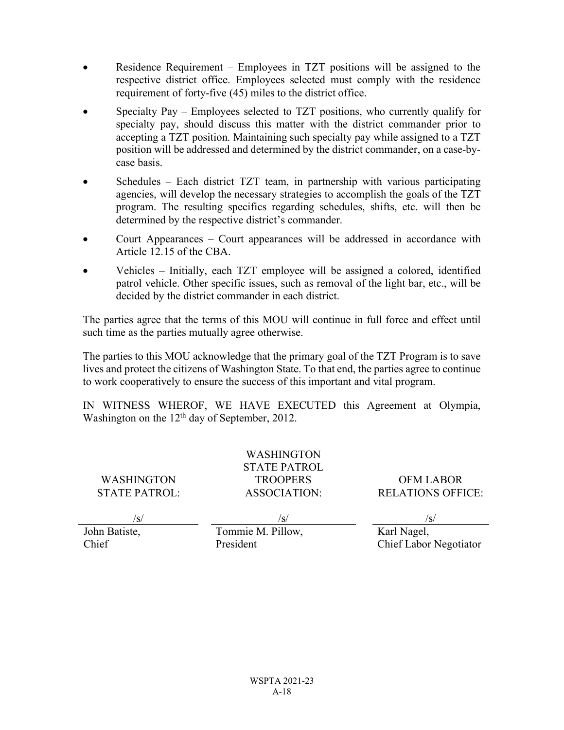- Residence Requirement – Employees in TZT positions will be assigned to the respective district office. Employees selected must comply with the residence requirement of forty-five (45) miles to the district office.
- Specialty Pay – Employees selected to TZT positions, who currently qualify for specialty pay, should discuss this matter with the district commander prior to accepting a TZT position. Maintaining such specialty pay while assigned to a TZT position will be addressed and determined by the district commander, on a case-by-case basis.
- Schedules – Each district TZT team, in partnership with various participating agencies, will develop the necessary strategies to accomplish the goals of the TZT program. The resulting specifics regarding schedules, shifts, etc. will then be determined by the respective district's commander.
- Court Appearances – Court appearances will be addressed in accordance with Article 12.15 of the CBA.
- Vehicles – Initially, each TZT employee will be assigned a colored, identified patrol vehicle. Other specific issues, such as removal of the light bar, etc., will be decided by the district commander in each district.

The parties agree that the terms of this MOU will continue in full force and effect until such time as the parties mutually agree otherwise.

The parties to this MOU acknowledge that the primary goal of the TZT Program is to save lives and protect the citizens of Washington State. To that end, the parties agree to continue to work cooperatively to ensure the success of this important and vital program.

IN WITNESS WHEREOF, WE HAVE EXECUTED this Agreement at Olympia, Washington on the 12th day of September, 2012.

| WASHINGTON STATE PATROL: | WASHINGTON STATE PATROL TROOPERS ASSOCIATION: | OFM LABOR RELATIONS OFFICE: |
|---|---|---|
| /s/ | /s/ | /s/ |
| John Batiste, Chief | Tommie M. Pillow, President | Karl Nagel, Chief Labor Negotiator |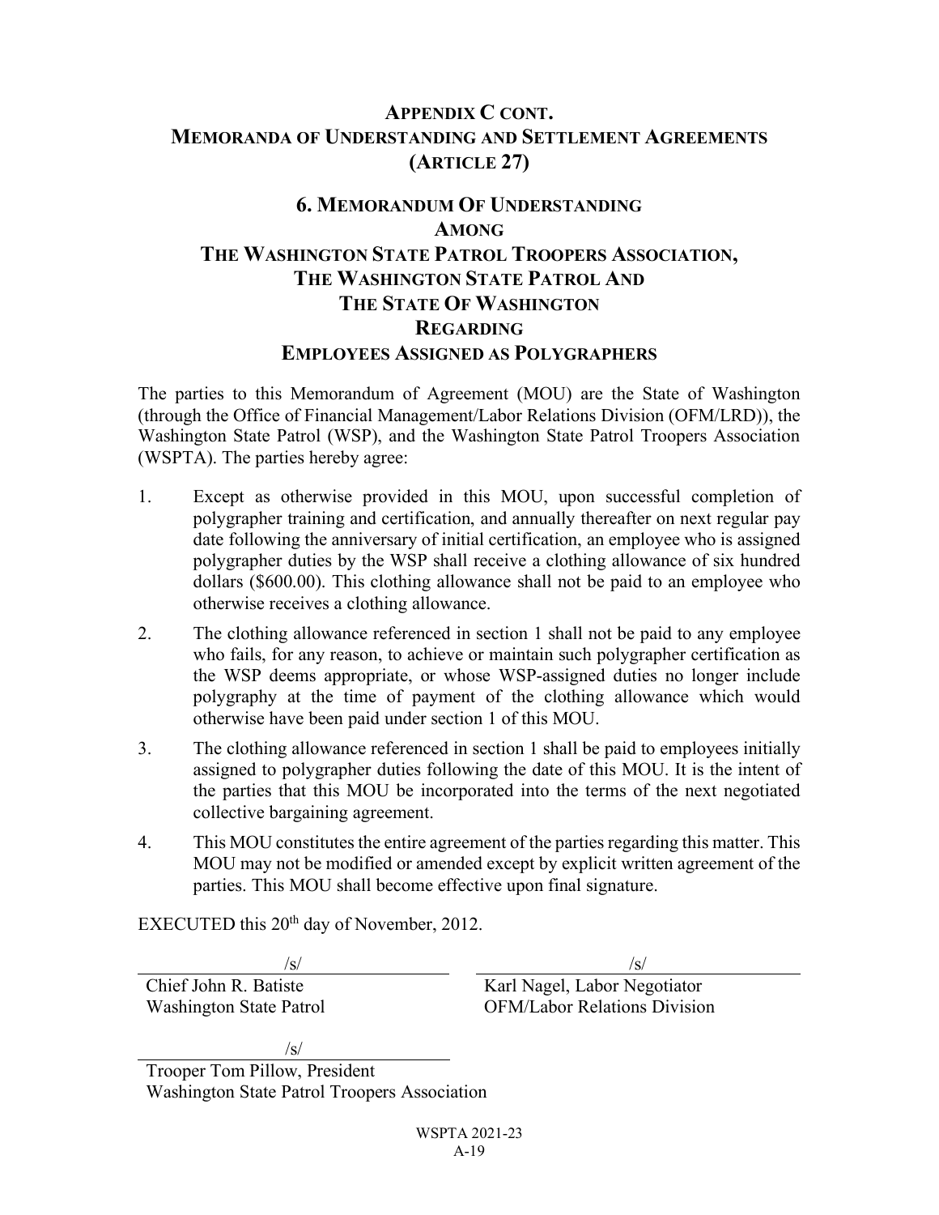## Appendix C cont.
## Memoranda of Understanding and Settlement Agreements (Article 27)

### 6. Memorandum Of Understanding Among The Washington State Patrol Troopers Association, The Washington State Patrol And The State Of Washington Regarding Employees Assigned as Polygraphers

The parties to this Memorandum of Agreement (MOU) are the State of Washington (through the Office of Financial Management/Labor Relations Division (OFM/LRD)), the Washington State Patrol (WSP), and the Washington State Patrol Troopers Association (WSPTA). The parties hereby agree:

1. Except as otherwise provided in this MOU, upon successful completion of polygrapher training and certification, and annually thereafter on next regular pay date following the anniversary of initial certification, an employee who is assigned polygrapher duties by the WSP shall receive a clothing allowance of six hundred dollars ($600.00). This clothing allowance shall not be paid to an employee who otherwise receives a clothing allowance.
2. The clothing allowance referenced in section 1 shall not be paid to any employee who fails, for any reason, to achieve or maintain such polygrapher certification as the WSP deems appropriate, or whose WSP-assigned duties no longer include polygraphy at the time of payment of the clothing allowance which would otherwise have been paid under section 1 of this MOU.
3. The clothing allowance referenced in section 1 shall be paid to employees initially assigned to polygrapher duties following the date of this MOU. It is the intent of the parties that this MOU be incorporated into the terms of the next negotiated collective bargaining agreement.
4. This MOU constitutes the entire agreement of the parties regarding this matter. This MOU may not be modified or amended except by explicit written agreement of the parties. This MOU shall become effective upon final signature.

EXECUTED this 20th day of November, 2012.

/s/
Chief John R. Batiste
Washington State Patrol

/s/
Karl Nagel, Labor Negotiator
OFM/Labor Relations Division

/s/
Trooper Tom Pillow, President
Washington State Patrol Troopers Association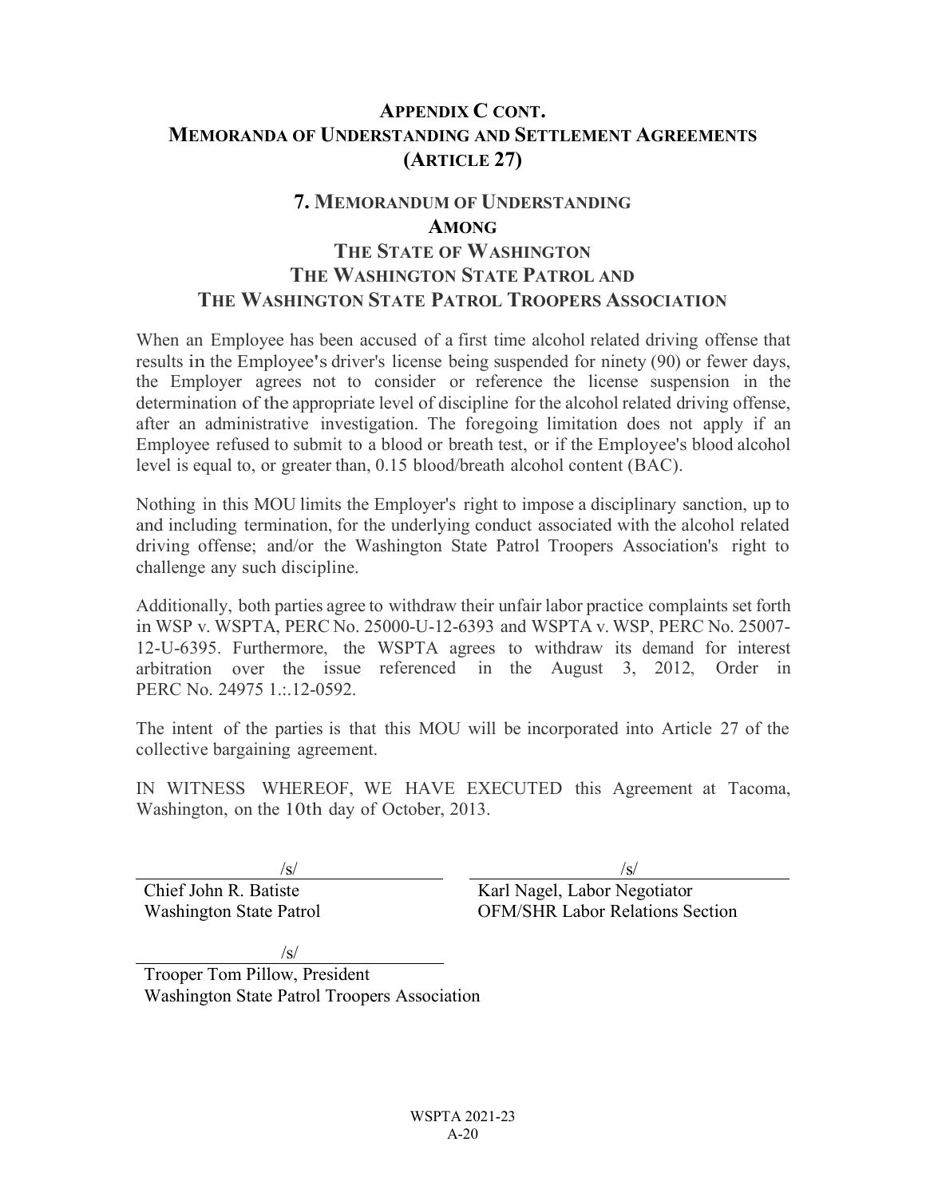## APPENDIX C CONT.
## MEMORANDA OF UNDERSTANDING AND SETTLEMENT AGREEMENTS
## (ARTICLE 27)

### 7. MEMORANDUM OF UNDERSTANDING
### AMONG
### THE STATE OF WASHINGTON
### THE WASHINGTON STATE PATROL AND
### THE WASHINGTON STATE PATROL TROOPERS ASSOCIATION

When an Employee has been accused of a first time alcohol related driving offense that results in the Employee's driver's license being suspended for ninety (90) or fewer days, the Employer agrees not to consider or reference the license suspension in the determination of the appropriate level of discipline for the alcohol related driving offense, after an administrative investigation. The foregoing limitation does not apply if an Employee refused to submit to a blood or breath test, or if the Employee's blood alcohol level is equal to, or greater than, 0.15 blood/breath alcohol content (BAC).

Nothing in this MOU limits the Employer's right to impose a disciplinary sanction, up to and including termination, for the underlying conduct associated with the alcohol related driving offense; and/or the Washington State Patrol Troopers Association's right to challenge any such discipline.

Additionally, both parties agree to withdraw their unfair labor practice complaints set forth in WSP v. WSPTA, PERC No. 25000-U-12-6393 and WSPTA v. WSP, PERC No. 25007-12-U-6395. Furthermore, the WSPTA agrees to withdraw its demand for interest arbitration over the issue referenced in the August 3, 2012, Order in PERC No. 24975 1.:.12-0592.

The intent of the parties is that this MOU will be incorporated into Article 27 of the collective bargaining agreement.

IN WITNESS WHEREOF, WE HAVE EXECUTED this Agreement at Tacoma, Washington, on the 10th day of October, 2013.

/s/
Chief John R. Batiste
Washington State Patrol

/s/
Karl Nagel, Labor Negotiator
OFM/SHR Labor Relations Section

/s/
Trooper Tom Pillow, President
Washington State Patrol Troopers Association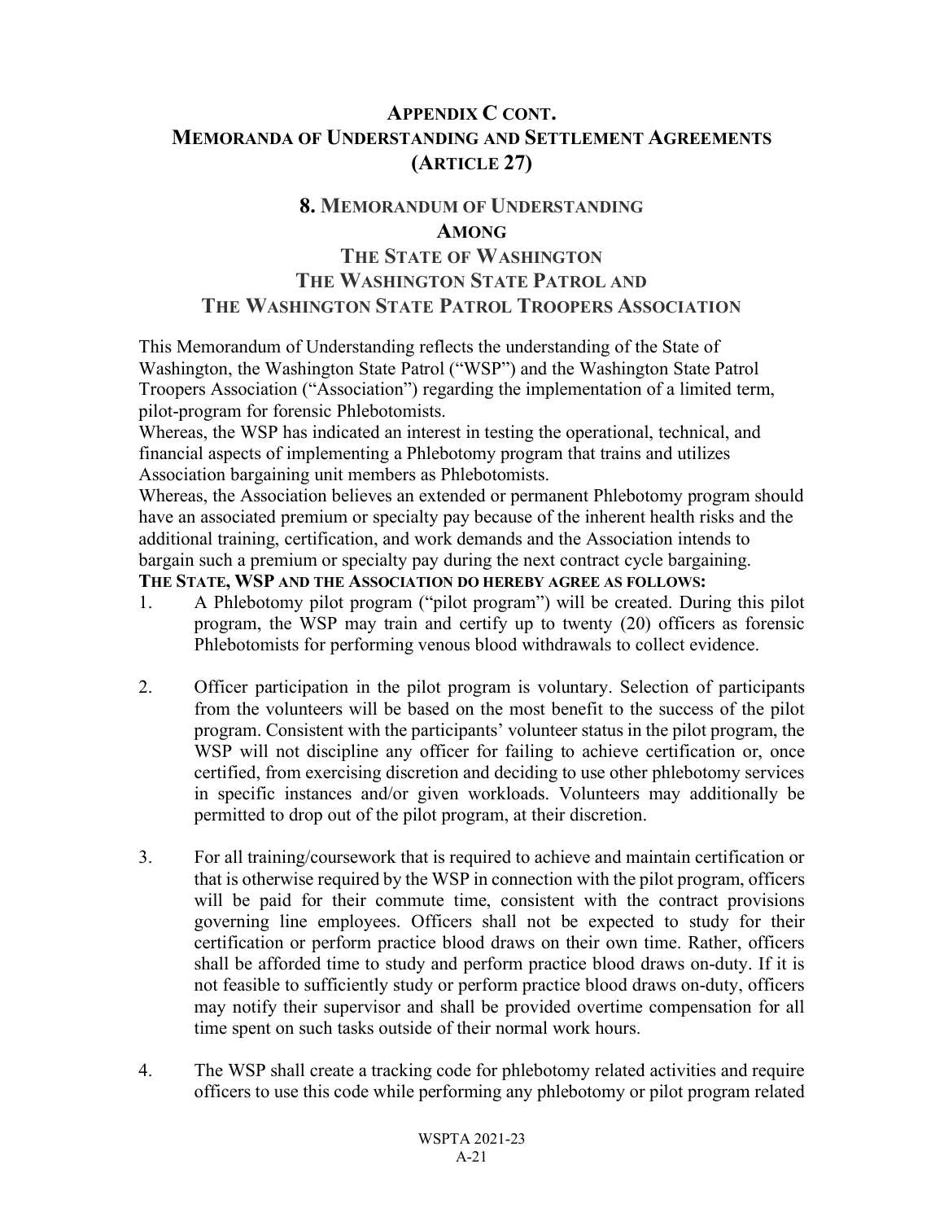## Appendix C cont.
## Memoranda of Understanding and Settlement Agreements (Article 27)

### 8. Memorandum of Understanding Among The State of Washington The Washington State Patrol and The Washington State Patrol Troopers Association

This Memorandum of Understanding reflects the understanding of the State of Washington, the Washington State Patrol ("WSP") and the Washington State Patrol Troopers Association ("Association") regarding the implementation of a limited term, pilot-program for forensic Phlebotomists.

Whereas, the WSP has indicated an interest in testing the operational, technical, and financial aspects of implementing a Phlebotomy program that trains and utilizes Association bargaining unit members as Phlebotomists.

Whereas, the Association believes an extended or permanent Phlebotomy program should have an associated premium or specialty pay because of the inherent health risks and the additional training, certification, and work demands and the Association intends to bargain such a premium or specialty pay during the next contract cycle bargaining.

**The State, WSP and the Association do hereby agree as follows:**

1. A Phlebotomy pilot program ("pilot program") will be created. During this pilot program, the WSP may train and certify up to twenty (20) officers as forensic Phlebotomists for performing venous blood withdrawals to collect evidence.

2. Officer participation in the pilot program is voluntary. Selection of participants from the volunteers will be based on the most benefit to the success of the pilot program. Consistent with the participants' volunteer status in the pilot program, the WSP will not discipline any officer for failing to achieve certification or, once certified, from exercising discretion and deciding to use other phlebotomy services in specific instances and/or given workloads. Volunteers may additionally be permitted to drop out of the pilot program, at their discretion.

3. For all training/coursework that is required to achieve and maintain certification or that is otherwise required by the WSP in connection with the pilot program, officers will be paid for their commute time, consistent with the contract provisions governing line employees. Officers shall not be expected to study for their certification or perform practice blood draws on their own time. Rather, officers shall be afforded time to study and perform practice blood draws on-duty. If it is not feasible to sufficiently study or perform practice blood draws on-duty, officers may notify their supervisor and shall be provided overtime compensation for all time spent on such tasks outside of their normal work hours.

4. The WSP shall create a tracking code for phlebotomy related activities and require officers to use this code while performing any phlebotomy or pilot program related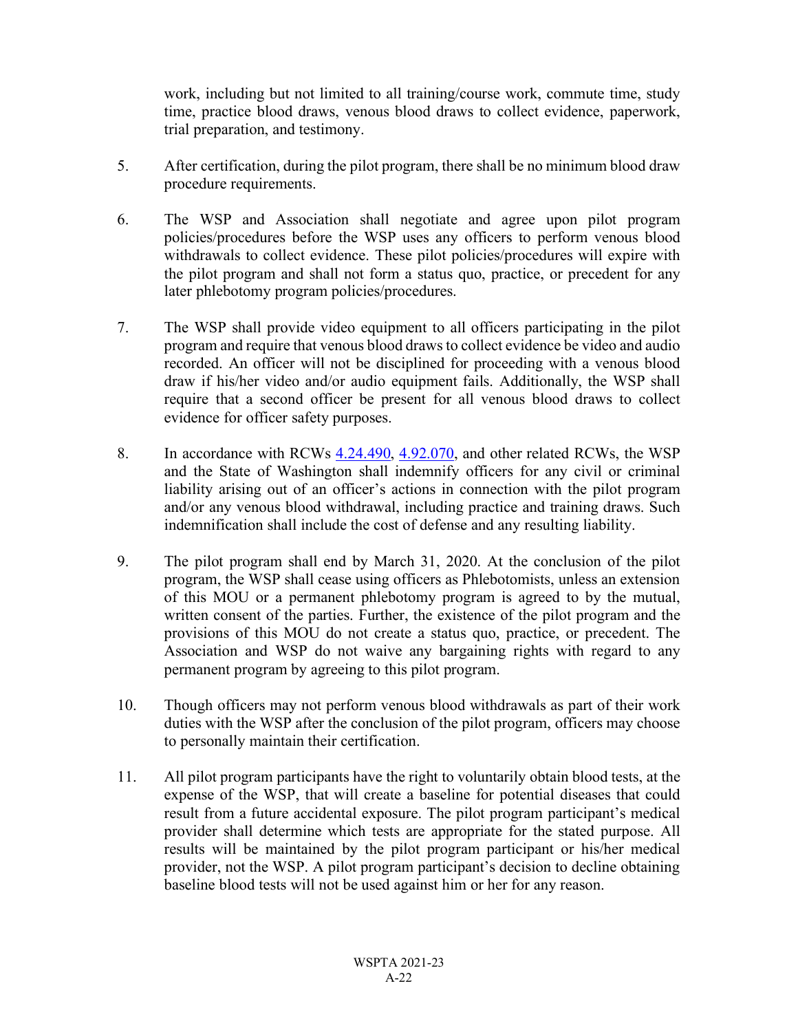work, including but not limited to all training/course work, commute time, study time, practice blood draws, venous blood draws to collect evidence, paperwork, trial preparation, and testimony.

5. After certification, during the pilot program, there shall be no minimum blood draw procedure requirements.

6. The WSP and Association shall negotiate and agree upon pilot program policies/procedures before the WSP uses any officers to perform venous blood withdrawals to collect evidence. These pilot policies/procedures will expire with the pilot program and shall not form a status quo, practice, or precedent for any later phlebotomy program policies/procedures.

7. The WSP shall provide video equipment to all officers participating in the pilot program and require that venous blood draws to collect evidence be video and audio recorded. An officer will not be disciplined for proceeding with a venous blood draw if his/her video and/or audio equipment fails. Additionally, the WSP shall require that a second officer be present for all venous blood draws to collect evidence for officer safety purposes.

8. In accordance with RCWs 4.24.490, 4.92.070, and other related RCWs, the WSP and the State of Washington shall indemnify officers for any civil or criminal liability arising out of an officer's actions in connection with the pilot program and/or any venous blood withdrawal, including practice and training draws. Such indemnification shall include the cost of defense and any resulting liability.

9. The pilot program shall end by March 31, 2020. At the conclusion of the pilot program, the WSP shall cease using officers as Phlebotomists, unless an extension of this MOU or a permanent phlebotomy program is agreed to by the mutual, written consent of the parties. Further, the existence of the pilot program and the provisions of this MOU do not create a status quo, practice, or precedent. The Association and WSP do not waive any bargaining rights with regard to any permanent program by agreeing to this pilot program.

10. Though officers may not perform venous blood withdrawals as part of their work duties with the WSP after the conclusion of the pilot program, officers may choose to personally maintain their certification.

11. All pilot program participants have the right to voluntarily obtain blood tests, at the expense of the WSP, that will create a baseline for potential diseases that could result from a future accidental exposure. The pilot program participant's medical provider shall determine which tests are appropriate for the stated purpose. All results will be maintained by the pilot program participant or his/her medical provider, not the WSP. A pilot program participant's decision to decline obtaining baseline blood tests will not be used against him or her for any reason.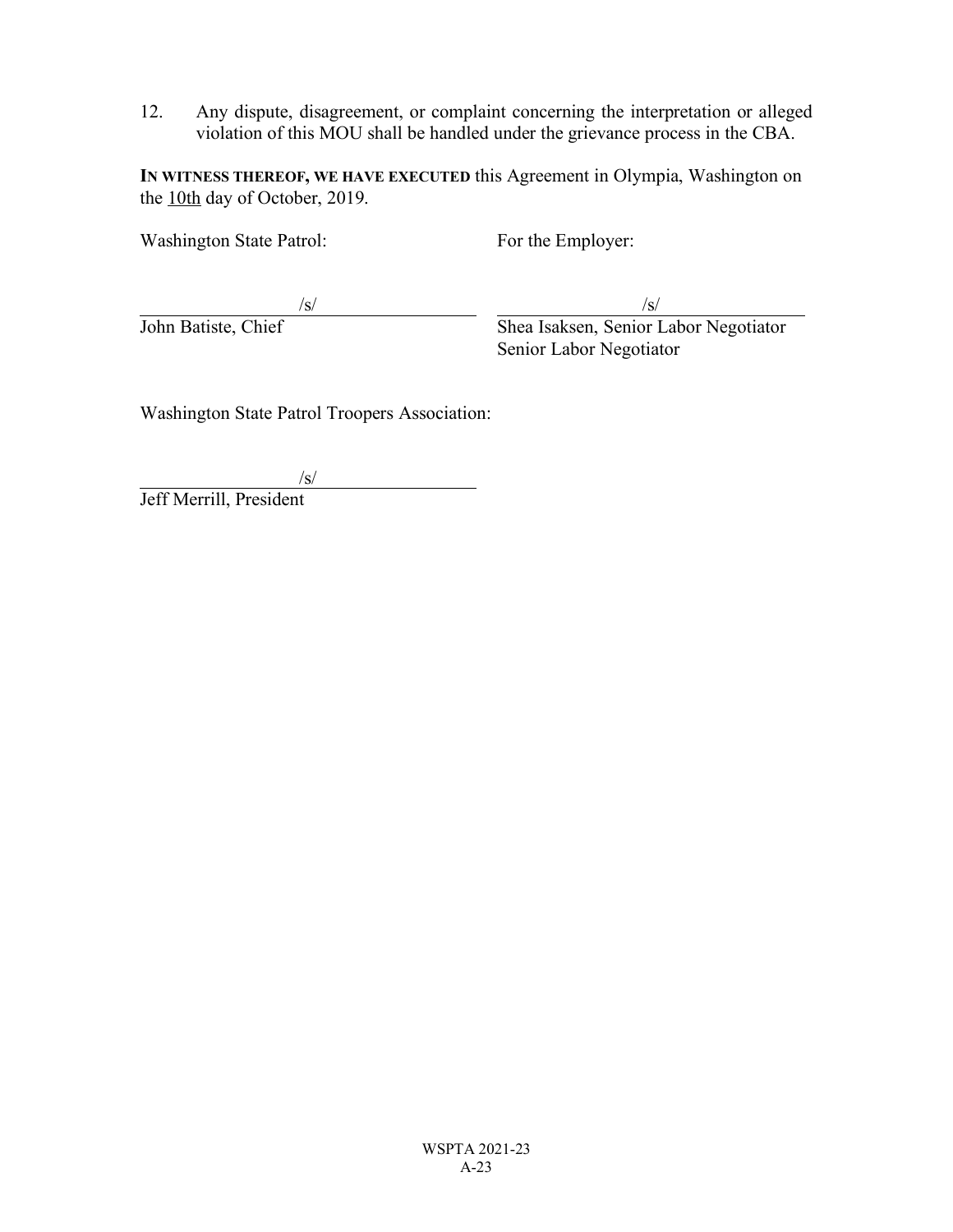12. Any dispute, disagreement, or complaint concerning the interpretation or alleged violation of this MOU shall be handled under the grievance process in the CBA.

**IN WITNESS THEREOF, WE HAVE EXECUTED** this Agreement in Olympia, Washington on the 10th day of October, 2019.

| Washington State Patrol: | For the Employer: |
|---|---|
| /s/ | /s/ |
| John Batiste, Chief | Shea Isaksen, Senior Labor Negotiator<br>Senior Labor Negotiator |

Washington State Patrol Troopers Association:

/s/

Jeff Merrill, President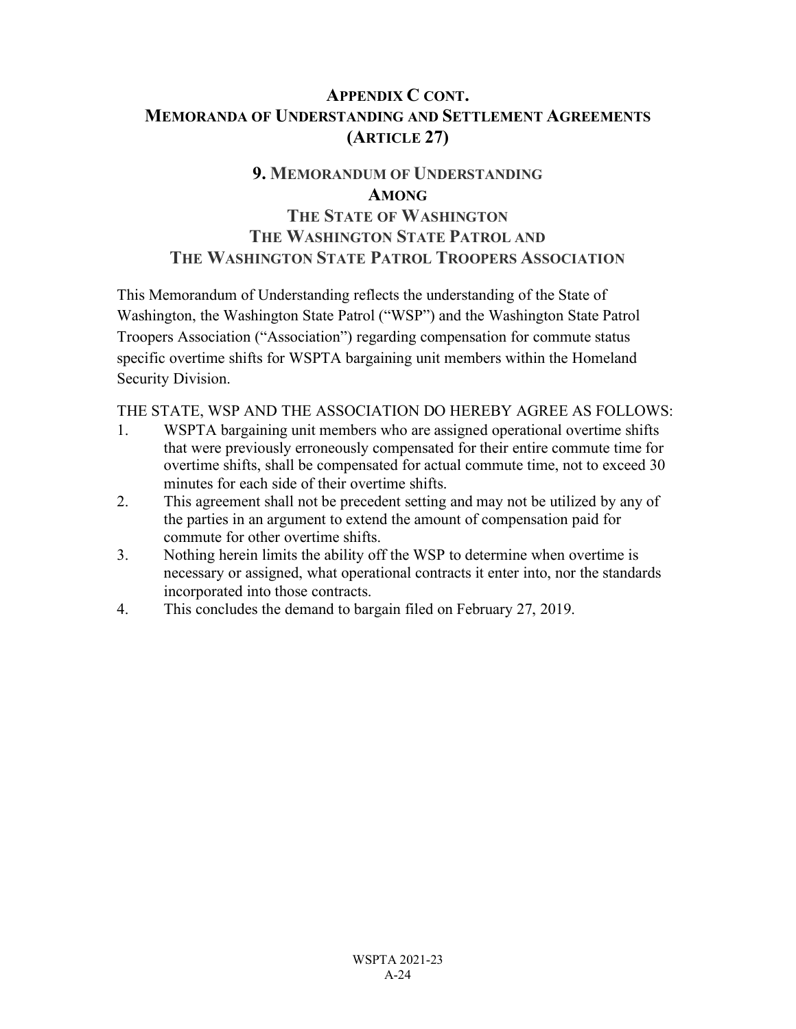## APPENDIX C CONT.
## MEMORANDA OF UNDERSTANDING AND SETTLEMENT AGREEMENTS
## (ARTICLE 27)

### 9. MEMORANDUM OF UNDERSTANDING
### AMONG
### THE STATE OF WASHINGTON
### THE WASHINGTON STATE PATROL AND
### THE WASHINGTON STATE PATROL TROOPERS ASSOCIATION

This Memorandum of Understanding reflects the understanding of the State of Washington, the Washington State Patrol ("WSP") and the Washington State Patrol Troopers Association ("Association") regarding compensation for commute status specific overtime shifts for WSPTA bargaining unit members within the Homeland Security Division.

THE STATE, WSP AND THE ASSOCIATION DO HEREBY AGREE AS FOLLOWS:

1. WSPTA bargaining unit members who are assigned operational overtime shifts that were previously erroneously compensated for their entire commute time for overtime shifts, shall be compensated for actual commute time, not to exceed 30 minutes for each side of their overtime shifts.
2. This agreement shall not be precedent setting and may not be utilized by any of the parties in an argument to extend the amount of compensation paid for commute for other overtime shifts.
3. Nothing herein limits the ability off the WSP to determine when overtime is necessary or assigned, what operational contracts it enter into, nor the standards incorporated into those contracts.
4. This concludes the demand to bargain filed on February 27, 2019.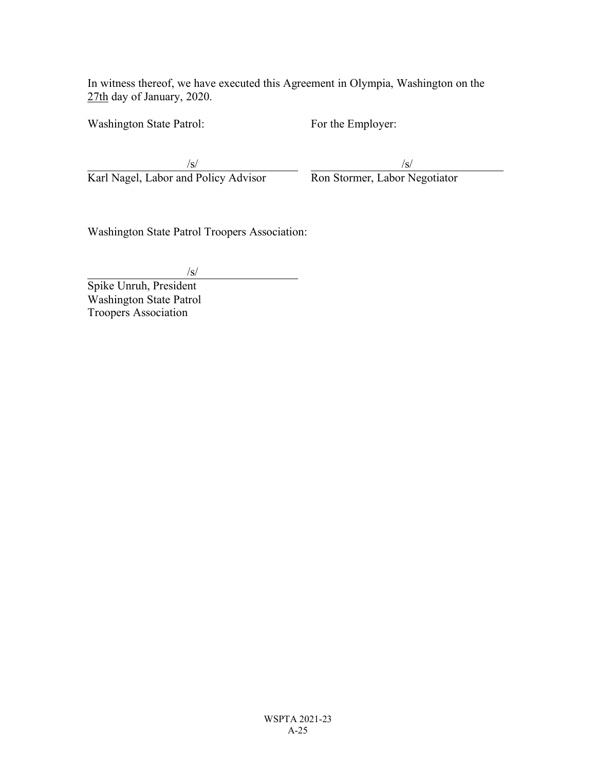In witness thereof, we have executed this Agreement in Olympia, Washington on the 27th day of January, 2020.

| Washington State Patrol: | For the Employer: |
| --- | --- |
| /s/ | /s/ |
| Karl Nagel, Labor and Policy Advisor | Ron Stormer, Labor Negotiator |

Washington State Patrol Troopers Association:

/s/

Spike Unruh, President
Washington State Patrol
Troopers Association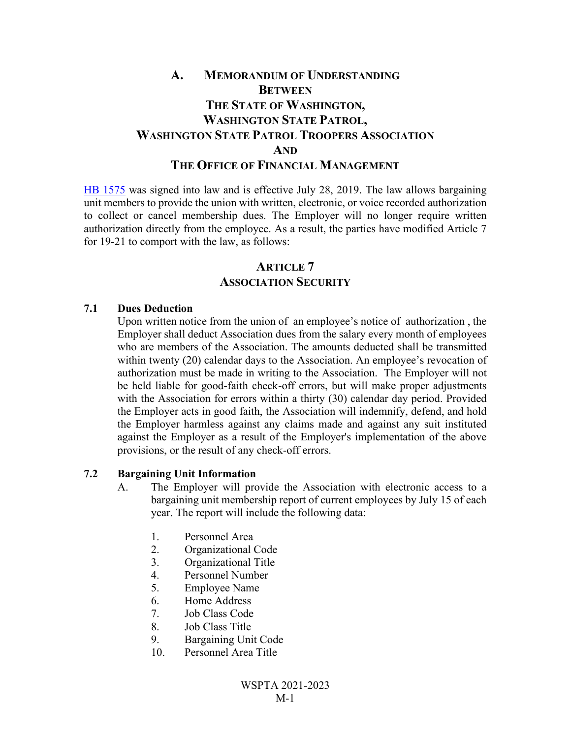# A. Memorandum of Understanding Between The State of Washington, Washington State Patrol, Washington State Patrol Troopers Association And The Office of Financial Management

HB 1575 was signed into law and is effective July 28, 2019. The law allows bargaining unit members to provide the union with written, electronic, or voice recorded authorization to collect or cancel membership dues. The Employer will no longer require written authorization directly from the employee. As a result, the parties have modified Article 7 for 19-21 to comport with the law, as follows:

## Article 7
## Association Security

### 7.1 Dues Deduction

Upon written notice from the union of an employee's notice of authorization , the Employer shall deduct Association dues from the salary every month of employees who are members of the Association. The amounts deducted shall be transmitted within twenty (20) calendar days to the Association. An employee's revocation of authorization must be made in writing to the Association. The Employer will not be held liable for good-faith check-off errors, but will make proper adjustments with the Association for errors within a thirty (30) calendar day period. Provided the Employer acts in good faith, the Association will indemnify, defend, and hold the Employer harmless against any claims made and against any suit instituted against the Employer as a result of the Employer's implementation of the above provisions, or the result of any check-off errors.

### 7.2 Bargaining Unit Information

A. The Employer will provide the Association with electronic access to a bargaining unit membership report of current employees by July 15 of each year. The report will include the following data:

1. Personnel Area
2. Organizational Code
3. Organizational Title
4. Personnel Number
5. Employee Name
6. Home Address
7. Job Class Code
8. Job Class Title
9. Bargaining Unit Code
10. Personnel Area Title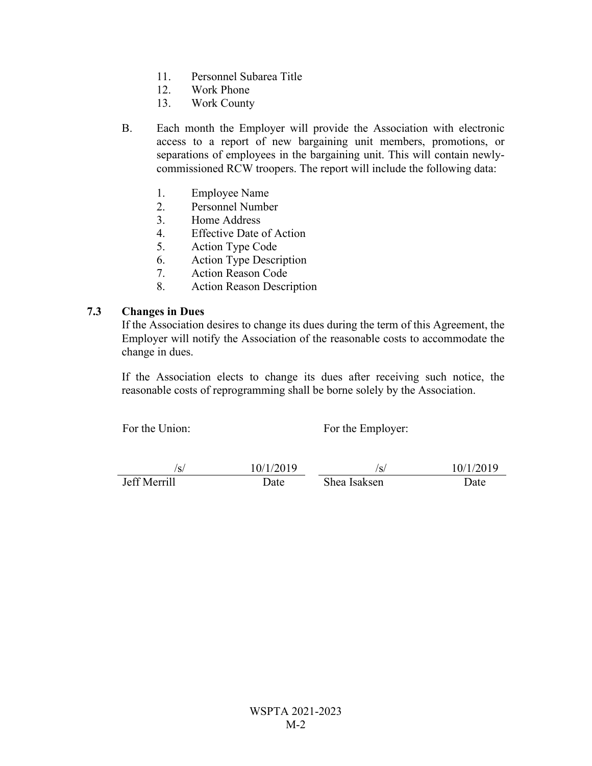11. Personnel Subarea Title
12. Work Phone
13. Work County

B. Each month the Employer will provide the Association with electronic access to a report of new bargaining unit members, promotions, or separations of employees in the bargaining unit. This will contain newly-commissioned RCW troopers. The report will include the following data:

1. Employee Name
2. Personnel Number
3. Home Address
4. Effective Date of Action
5. Action Type Code
6. Action Type Description
7. Action Reason Code
8. Action Reason Description

**7.3 Changes in Dues**

If the Association desires to change its dues during the term of this Agreement, the Employer will notify the Association of the reasonable costs to accommodate the change in dues.

If the Association elects to change its dues after receiving such notice, the reasonable costs of reprogramming shall be borne solely by the Association.

| For the Union: | | For the Employer: | |
|---|---|---|---|
| /s/ | 10/1/2019 | /s/ | 10/1/2019 |
| Jeff Merrill | Date | Shea Isaksen | Date |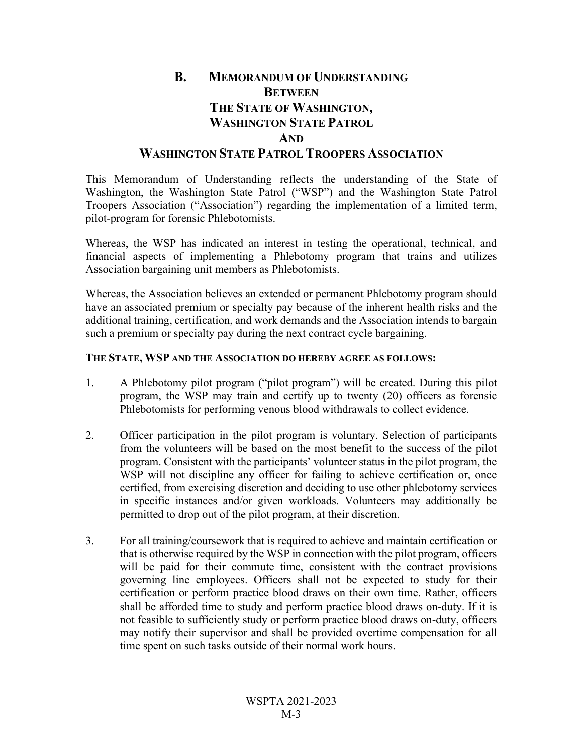## B. Memorandum of Understanding Between The State of Washington, Washington State Patrol And Washington State Patrol Troopers Association

This Memorandum of Understanding reflects the understanding of the State of Washington, the Washington State Patrol ("WSP") and the Washington State Patrol Troopers Association ("Association") regarding the implementation of a limited term, pilot-program for forensic Phlebotomists.

Whereas, the WSP has indicated an interest in testing the operational, technical, and financial aspects of implementing a Phlebotomy program that trains and utilizes Association bargaining unit members as Phlebotomists.

Whereas, the Association believes an extended or permanent Phlebotomy program should have an associated premium or specialty pay because of the inherent health risks and the additional training, certification, and work demands and the Association intends to bargain such a premium or specialty pay during the next contract cycle bargaining.

**The State, WSP and the Association do hereby agree as follows:**

1. A Phlebotomy pilot program ("pilot program") will be created. During this pilot program, the WSP may train and certify up to twenty (20) officers as forensic Phlebotomists for performing venous blood withdrawals to collect evidence.

2. Officer participation in the pilot program is voluntary. Selection of participants from the volunteers will be based on the most benefit to the success of the pilot program. Consistent with the participants' volunteer status in the pilot program, the WSP will not discipline any officer for failing to achieve certification or, once certified, from exercising discretion and deciding to use other phlebotomy services in specific instances and/or given workloads. Volunteers may additionally be permitted to drop out of the pilot program, at their discretion.

3. For all training/coursework that is required to achieve and maintain certification or that is otherwise required by the WSP in connection with the pilot program, officers will be paid for their commute time, consistent with the contract provisions governing line employees. Officers shall not be expected to study for their certification or perform practice blood draws on their own time. Rather, officers shall be afforded time to study and perform practice blood draws on-duty. If it is not feasible to sufficiently study or perform practice blood draws on-duty, officers may notify their supervisor and shall be provided overtime compensation for all time spent on such tasks outside of their normal work hours.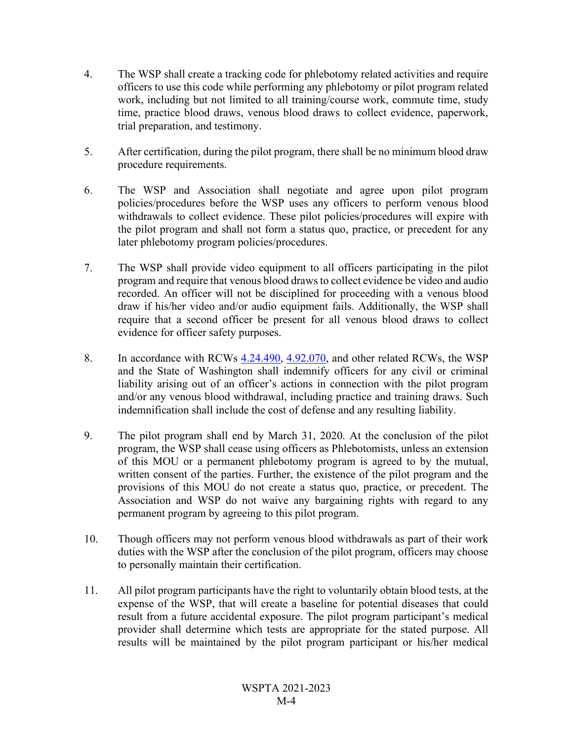4. The WSP shall create a tracking code for phlebotomy related activities and require officers to use this code while performing any phlebotomy or pilot program related work, including but not limited to all training/course work, commute time, study time, practice blood draws, venous blood draws to collect evidence, paperwork, trial preparation, and testimony.

5. After certification, during the pilot program, there shall be no minimum blood draw procedure requirements.

6. The WSP and Association shall negotiate and agree upon pilot program policies/procedures before the WSP uses any officers to perform venous blood withdrawals to collect evidence. These pilot policies/procedures will expire with the pilot program and shall not form a status quo, practice, or precedent for any later phlebotomy program policies/procedures.

7. The WSP shall provide video equipment to all officers participating in the pilot program and require that venous blood draws to collect evidence be video and audio recorded. An officer will not be disciplined for proceeding with a venous blood draw if his/her video and/or audio equipment fails. Additionally, the WSP shall require that a second officer be present for all venous blood draws to collect evidence for officer safety purposes.

8. In accordance with RCWs 4.24.490, 4.92.070, and other related RCWs, the WSP and the State of Washington shall indemnify officers for any civil or criminal liability arising out of an officer's actions in connection with the pilot program and/or any venous blood withdrawal, including practice and training draws. Such indemnification shall include the cost of defense and any resulting liability.

9. The pilot program shall end by March 31, 2020. At the conclusion of the pilot program, the WSP shall cease using officers as Phlebotomists, unless an extension of this MOU or a permanent phlebotomy program is agreed to by the mutual, written consent of the parties. Further, the existence of the pilot program and the provisions of this MOU do not create a status quo, practice, or precedent. The Association and WSP do not waive any bargaining rights with regard to any permanent program by agreeing to this pilot program.

10. Though officers may not perform venous blood withdrawals as part of their work duties with the WSP after the conclusion of the pilot program, officers may choose to personally maintain their certification.

11. All pilot program participants have the right to voluntarily obtain blood tests, at the expense of the WSP, that will create a baseline for potential diseases that could result from a future accidental exposure. The pilot program participant's medical provider shall determine which tests are appropriate for the stated purpose. All results will be maintained by the pilot program participant or his/her medical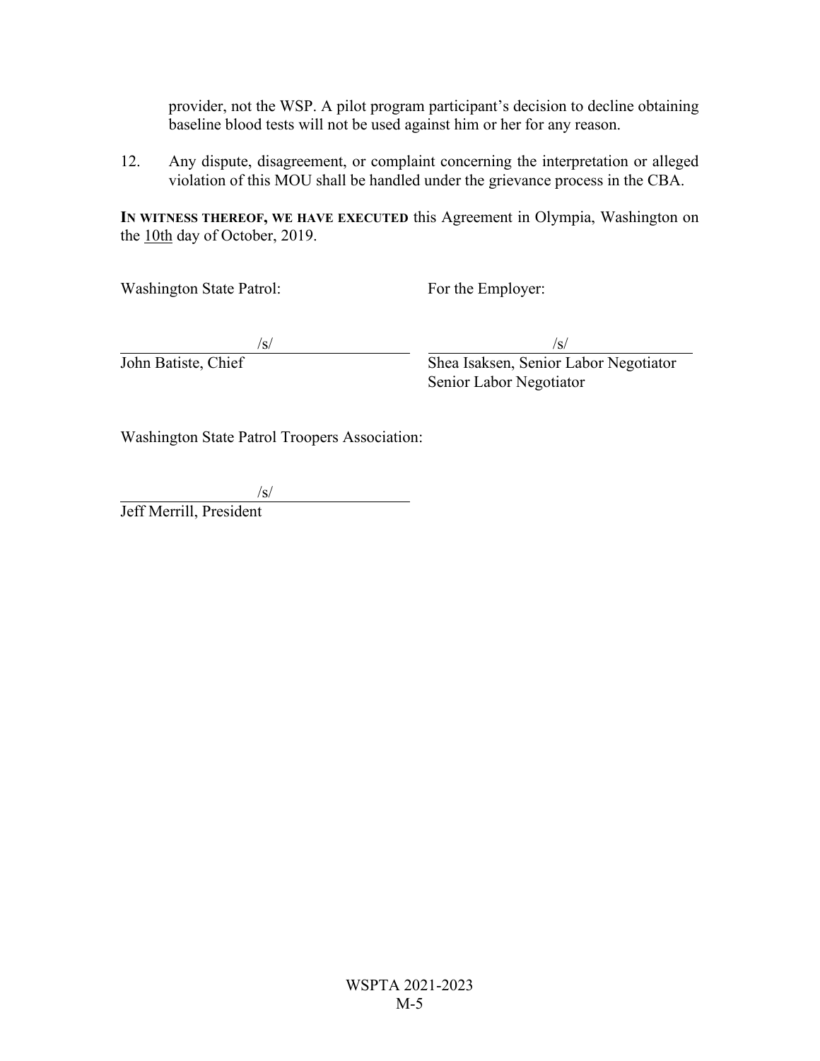provider, not the WSP. A pilot program participant's decision to decline obtaining baseline blood tests will not be used against him or her for any reason.

12. Any dispute, disagreement, or complaint concerning the interpretation or alleged violation of this MOU shall be handled under the grievance process in the CBA.

**IN WITNESS THEREOF, WE HAVE EXECUTED** this Agreement in Olympia, Washington on the 10th day of October, 2019.

Washington State Patrol:

/s/
John Batiste, Chief

For the Employer:

/s/
Shea Isaksen, Senior Labor Negotiator
Senior Labor Negotiator

Washington State Patrol Troopers Association:

/s/
Jeff Merrill, President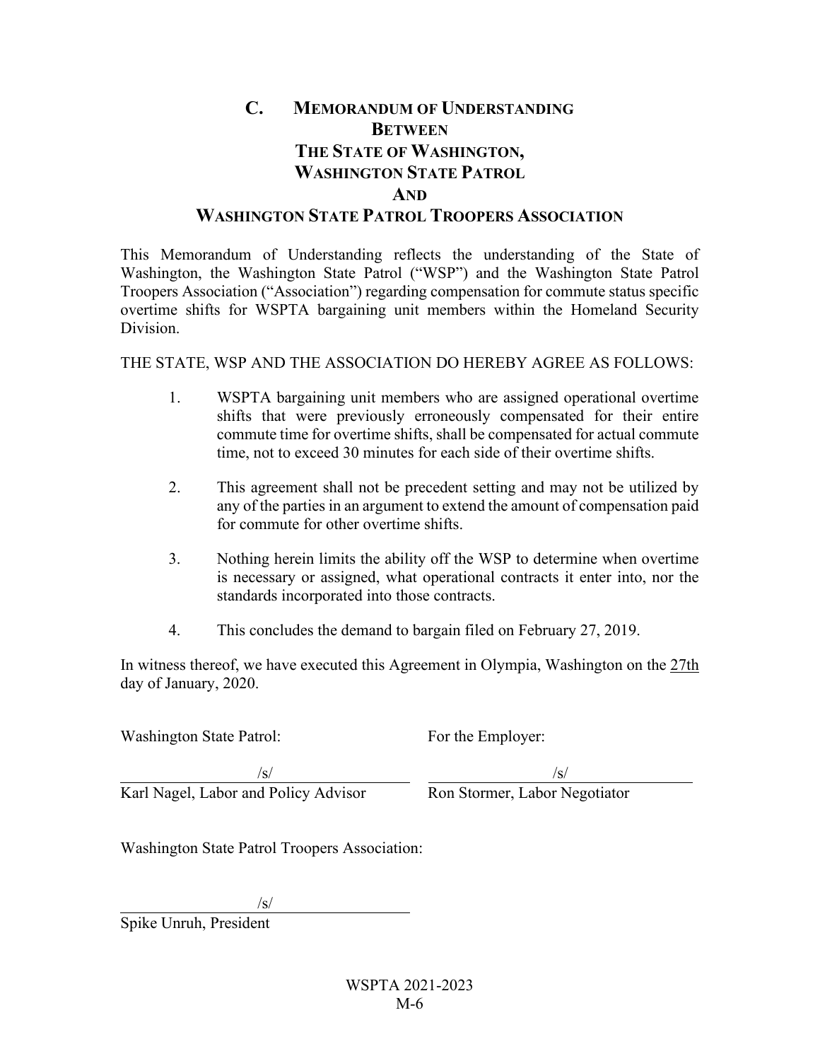## C. MEMORANDUM OF UNDERSTANDING BETWEEN THE STATE OF WASHINGTON, WASHINGTON STATE PATROL AND WASHINGTON STATE PATROL TROOPERS ASSOCIATION

This Memorandum of Understanding reflects the understanding of the State of Washington, the Washington State Patrol ("WSP") and the Washington State Patrol Troopers Association ("Association") regarding compensation for commute status specific overtime shifts for WSPTA bargaining unit members within the Homeland Security Division.

THE STATE, WSP AND THE ASSOCIATION DO HEREBY AGREE AS FOLLOWS:

1. WSPTA bargaining unit members who are assigned operational overtime shifts that were previously erroneously compensated for their entire commute time for overtime shifts, shall be compensated for actual commute time, not to exceed 30 minutes for each side of their overtime shifts.

2. This agreement shall not be precedent setting and may not be utilized by any of the parties in an argument to extend the amount of compensation paid for commute for other overtime shifts.

3. Nothing herein limits the ability off the WSP to determine when overtime is necessary or assigned, what operational contracts it enter into, nor the standards incorporated into those contracts.

4. This concludes the demand to bargain filed on February 27, 2019.

In witness thereof, we have executed this Agreement in Olympia, Washington on the 27th day of January, 2020.

| Washington State Patrol: | For the Employer: |
|---|---|
| /s/ | /s/ |
| Karl Nagel, Labor and Policy Advisor | Ron Stormer, Labor Negotiator |

Washington State Patrol Troopers Association:

/s/

Spike Unruh, President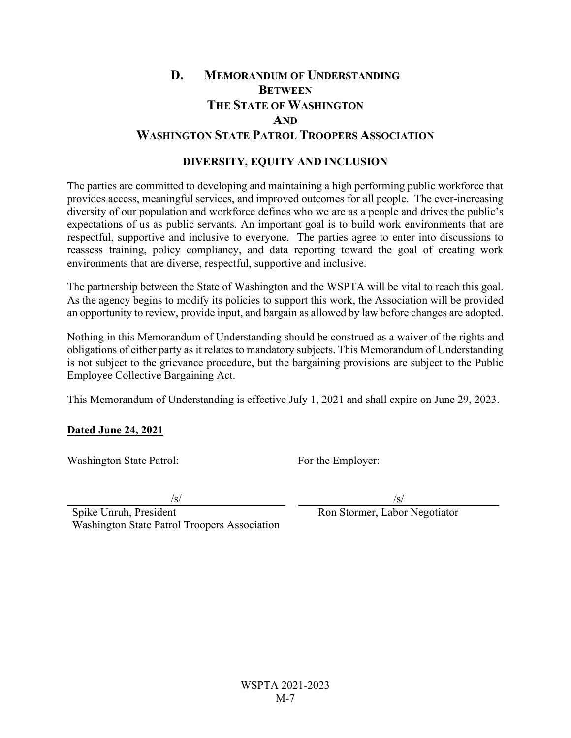# D. Memorandum of Understanding Between The State of Washington And Washington State Patrol Troopers Association

## DIVERSITY, EQUITY AND INCLUSION

The parties are committed to developing and maintaining a high performing public workforce that provides access, meaningful services, and improved outcomes for all people. The ever-increasing diversity of our population and workforce defines who we are as a people and drives the public's expectations of us as public servants. An important goal is to build work environments that are respectful, supportive and inclusive to everyone. The parties agree to enter into discussions to reassess training, policy compliancy, and data reporting toward the goal of creating work environments that are diverse, respectful, supportive and inclusive.

The partnership between the State of Washington and the WSPTA will be vital to reach this goal. As the agency begins to modify its policies to support this work, the Association will be provided an opportunity to review, provide input, and bargain as allowed by law before changes are adopted.

Nothing in this Memorandum of Understanding should be construed as a waiver of the rights and obligations of either party as it relates to mandatory subjects. This Memorandum of Understanding is not subject to the grievance procedure, but the bargaining provisions are subject to the Public Employee Collective Bargaining Act.

This Memorandum of Understanding is effective July 1, 2021 and shall expire on June 29, 2023.

**Dated June 24, 2021**

| Washington State Patrol: | For the Employer: |
|---|---|
| /s/ | /s/ |
| Spike Unruh, President<br>Washington State Patrol Troopers Association | Ron Stormer, Labor Negotiator |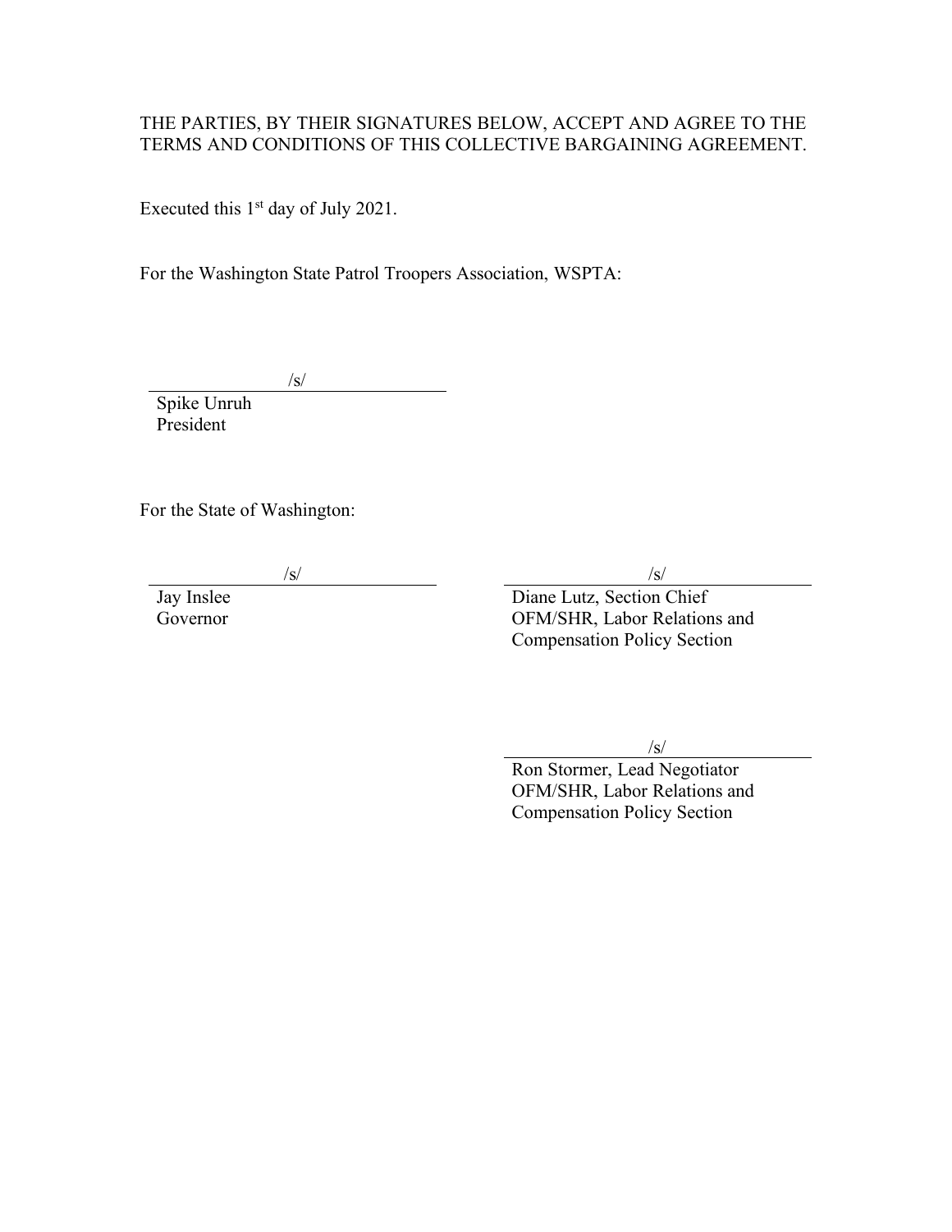THE PARTIES, BY THEIR SIGNATURES BELOW, ACCEPT AND AGREE TO THE TERMS AND CONDITIONS OF THIS COLLECTIVE BARGAINING AGREEMENT.

Executed this 1st day of July 2021.

For the Washington State Patrol Troopers Association, WSPTA:

/s/
Spike Unruh
President

For the State of Washington:

/s/
Jay Inslee
Governor

/s/
Diane Lutz, Section Chief
OFM/SHR, Labor Relations and Compensation Policy Section

/s/
Ron Stormer, Lead Negotiator
OFM/SHR, Labor Relations and Compensation Policy Section